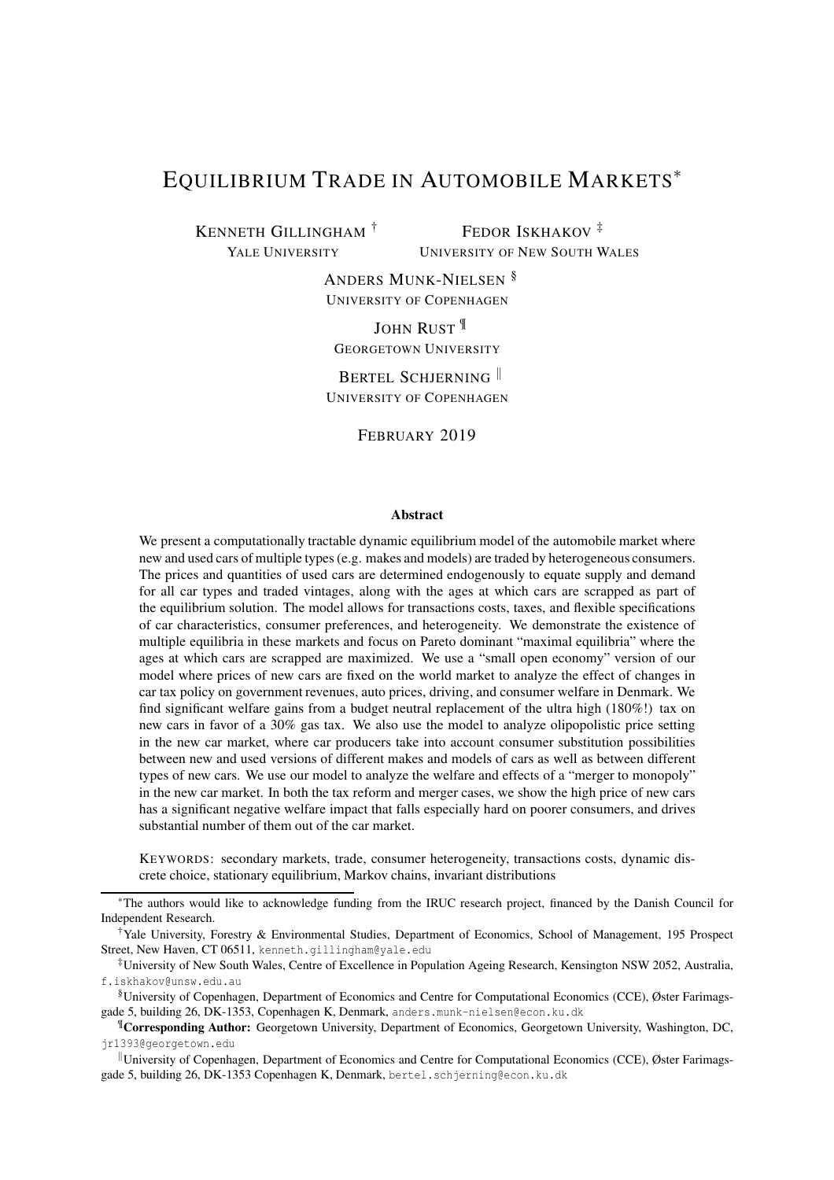# EQUILIBRIUM TRADE IN AUTOMOBILE MARKETS*

KENNETH GILLINGHAM † — YALE UNIVERSITY

FEDOR ISKHAKOV ‡ — UNIVERSITY OF NEW SOUTH WALES

ANDERS MUNK-NIELSEN § — UNIVERSITY OF COPENHAGEN

JOHN RUST ¶ — GEORGETOWN UNIVERSITY

BERTEL SCHJERNING ‖ — UNIVERSITY OF COPENHAGEN

FEBRUARY 2019

### Abstract

We present a computationally tractable dynamic equilibrium model of the automobile market where new and used cars of multiple types (e.g. makes and models) are traded by heterogeneous consumers. The prices and quantities of used cars are determined endogenously to equate supply and demand for all car types and traded vintages, along with the ages at which cars are scrapped as part of the equilibrium solution. The model allows for transactions costs, taxes, and flexible specifications of car characteristics, consumer preferences, and heterogeneity. We demonstrate the existence of multiple equilibria in these markets and focus on Pareto dominant "maximal equilibria" where the ages at which cars are scrapped are maximized. We use a "small open economy" version of our model where prices of new cars are fixed on the world market to analyze the effect of changes in car tax policy on government revenues, auto prices, driving, and consumer welfare in Denmark. We find significant welfare gains from a budget neutral replacement of the ultra high (180%!) tax on new cars in favor of a 30% gas tax. We also use the model to analyze olipopolistic price setting in the new car market, where car producers take into account consumer substitution possibilities between new and used versions of different makes and models of cars as well as between different types of new cars. We use our model to analyze the welfare and effects of a "merger to monopoly" in the new car market. In both the tax reform and merger cases, we show the high price of new cars has a significant negative welfare impact that falls especially hard on poorer consumers, and drives substantial number of them out of the car market.

KEYWORDS: secondary markets, trade, consumer heterogeneity, transactions costs, dynamic discrete choice, stationary equilibrium, Markov chains, invariant distributions

---

*The authors would like to acknowledge funding from the IRUC research project, financed by the Danish Council for Independent Research.

†Yale University, Forestry & Environmental Studies, Department of Economics, School of Management, 195 Prospect Street, New Haven, CT 06511, kenneth.gillingham@yale.edu

‡University of New South Wales, Centre of Excellence in Population Ageing Research, Kensington NSW 2052, Australia, f.iskhakov@unsw.edu.au

§University of Copenhagen, Department of Economics and Centre for Computational Economics (CCE), Øster Farimagsgade 5, building 26, DK-1353, Copenhagen K, Denmark, anders.munk-nielsen@econ.ku.dk

¶**Corresponding Author:** Georgetown University, Department of Economics, Georgetown University, Washington, DC, jr1393@georgetown.edu

‖University of Copenhagen, Department of Economics and Centre for Computational Economics (CCE), Øster Farimagsgade 5, building 26, DK-1353 Copenhagen K, Denmark, bertel.schjerning@econ.ku.dk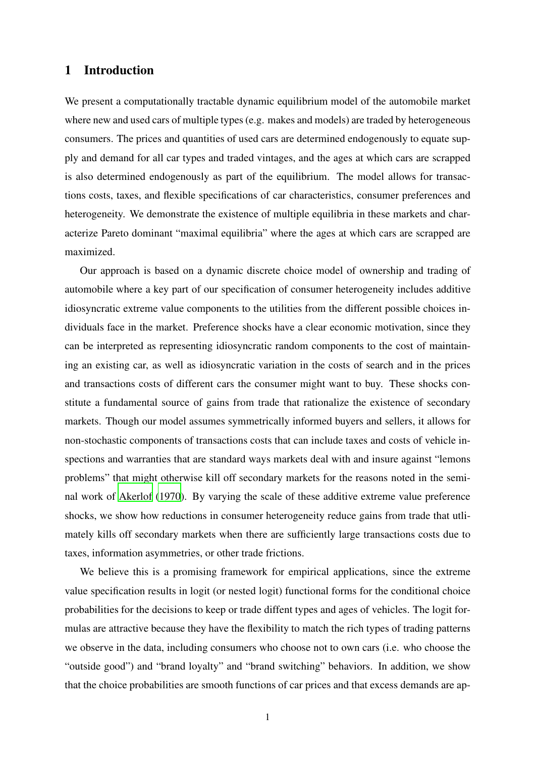## 1 Introduction

We present a computationally tractable dynamic equilibrium model of the automobile market where new and used cars of multiple types (e.g. makes and models) are traded by heterogeneous consumers. The prices and quantities of used cars are determined endogenously to equate supply and demand for all car types and traded vintages, and the ages at which cars are scrapped is also determined endogenously as part of the equilibrium. The model allows for transactions costs, taxes, and flexible specifications of car characteristics, consumer preferences and heterogeneity. We demonstrate the existence of multiple equilibria in these markets and characterize Pareto dominant "maximal equilibria" where the ages at which cars are scrapped are maximized.

Our approach is based on a dynamic discrete choice model of ownership and trading of automobile where a key part of our specification of consumer heterogeneity includes additive idiosyncratic extreme value components to the utilities from the different possible choices individuals face in the market. Preference shocks have a clear economic motivation, since they can be interpreted as representing idiosyncratic random components to the cost of maintaining an existing car, as well as idiosyncratic variation in the costs of search and in the prices and transactions costs of different cars the consumer might want to buy. These shocks constitute a fundamental source of gains from trade that rationalize the existence of secondary markets. Though our model assumes symmetrically informed buyers and sellers, it allows for non-stochastic components of transactions costs that can include taxes and costs of vehicle inspections and warranties that are standard ways markets deal with and insure against "lemons problems" that might otherwise kill off secondary markets for the reasons noted in the seminal work of Akerlof (1970). By varying the scale of these additive extreme value preference shocks, we show how reductions in consumer heterogeneity reduce gains from trade that ultimately kills off secondary markets when there are sufficiently large transactions costs due to taxes, information asymmetries, or other trade frictions.

We believe this is a promising framework for empirical applications, since the extreme value specification results in logit (or nested logit) functional forms for the conditional choice probabilities for the decisions to keep or trade diffent types and ages of vehicles. The logit formulas are attractive because they have the flexibility to match the rich types of trading patterns we observe in the data, including consumers who choose not to own cars (i.e. who choose the "outside good") and "brand loyalty" and "brand switching" behaviors. In addition, we show that the choice probabilities are smooth functions of car prices and that excess demands are ap-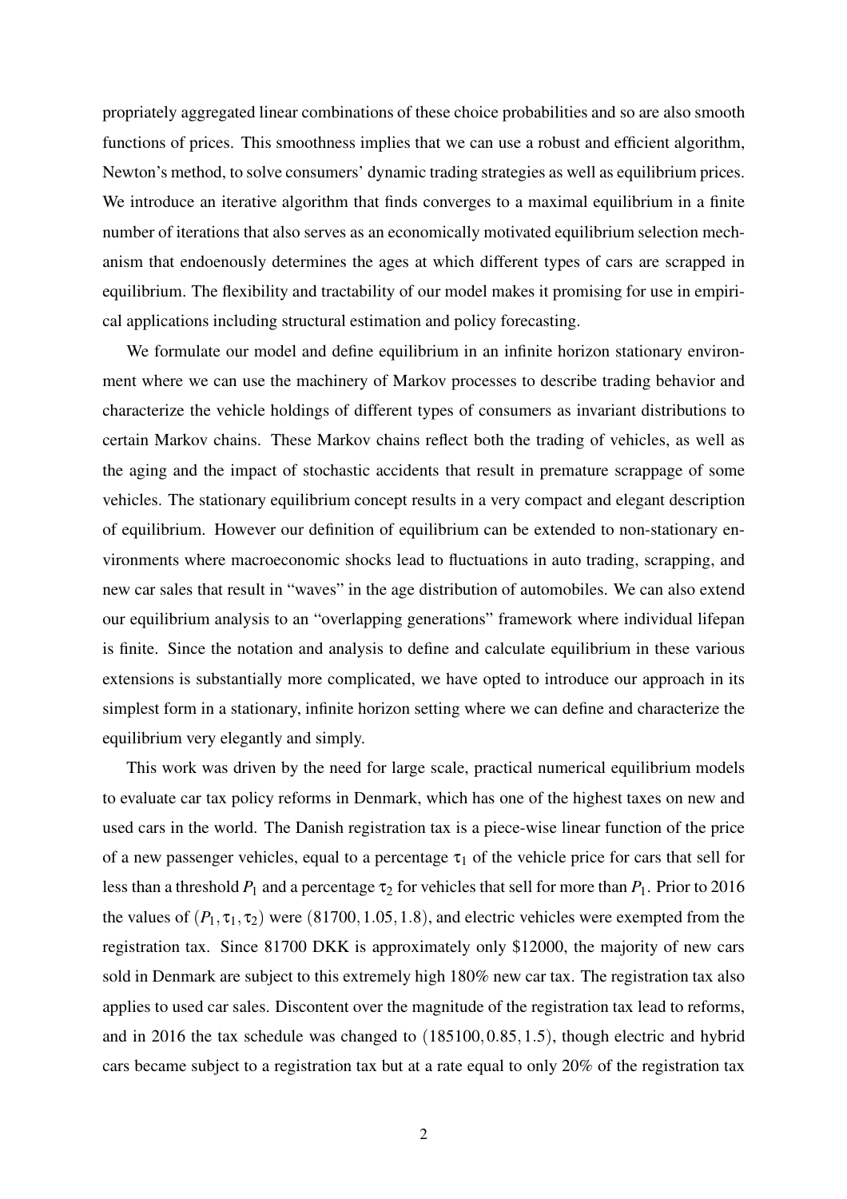propriately aggregated linear combinations of these choice probabilities and so are also smooth functions of prices. This smoothness implies that we can use a robust and efficient algorithm, Newton's method, to solve consumers' dynamic trading strategies as well as equilibrium prices. We introduce an iterative algorithm that finds converges to a maximal equilibrium in a finite number of iterations that also serves as an economically motivated equilibrium selection mechanism that endoenously determines the ages at which different types of cars are scrapped in equilibrium. The flexibility and tractability of our model makes it promising for use in empirical applications including structural estimation and policy forecasting.

We formulate our model and define equilibrium in an infinite horizon stationary environment where we can use the machinery of Markov processes to describe trading behavior and characterize the vehicle holdings of different types of consumers as invariant distributions to certain Markov chains. These Markov chains reflect both the trading of vehicles, as well as the aging and the impact of stochastic accidents that result in premature scrappage of some vehicles. The stationary equilibrium concept results in a very compact and elegant description of equilibrium. However our definition of equilibrium can be extended to non-stationary environments where macroeconomic shocks lead to fluctuations in auto trading, scrapping, and new car sales that result in "waves" in the age distribution of automobiles. We can also extend our equilibrium analysis to an "overlapping generations" framework where individual lifepan is finite. Since the notation and analysis to define and calculate equilibrium in these various extensions is substantially more complicated, we have opted to introduce our approach in its simplest form in a stationary, infinite horizon setting where we can define and characterize the equilibrium very elegantly and simply.

This work was driven by the need for large scale, practical numerical equilibrium models to evaluate car tax policy reforms in Denmark, which has one of the highest taxes on new and used cars in the world. The Danish registration tax is a piece-wise linear function of the price of a new passenger vehicles, equal to a percentage $\tau_1$ of the vehicle price for cars that sell for less than a threshold $P_1$ and a percentage $\tau_2$ for vehicles that sell for more than $P_1$. Prior to 2016 the values of $(P_1, \tau_1, \tau_2)$ were $(81700, 1.05, 1.8)$, and electric vehicles were exempted from the registration tax. Since 81700 DKK is approximately only \$12000, the majority of new cars sold in Denmark are subject to this extremely high 180% new car tax. The registration tax also applies to used car sales. Discontent over the magnitude of the registration tax lead to reforms, and in 2016 the tax schedule was changed to $(185100, 0.85, 1.5)$, though electric and hybrid cars became subject to a registration tax but at a rate equal to only 20% of the registration tax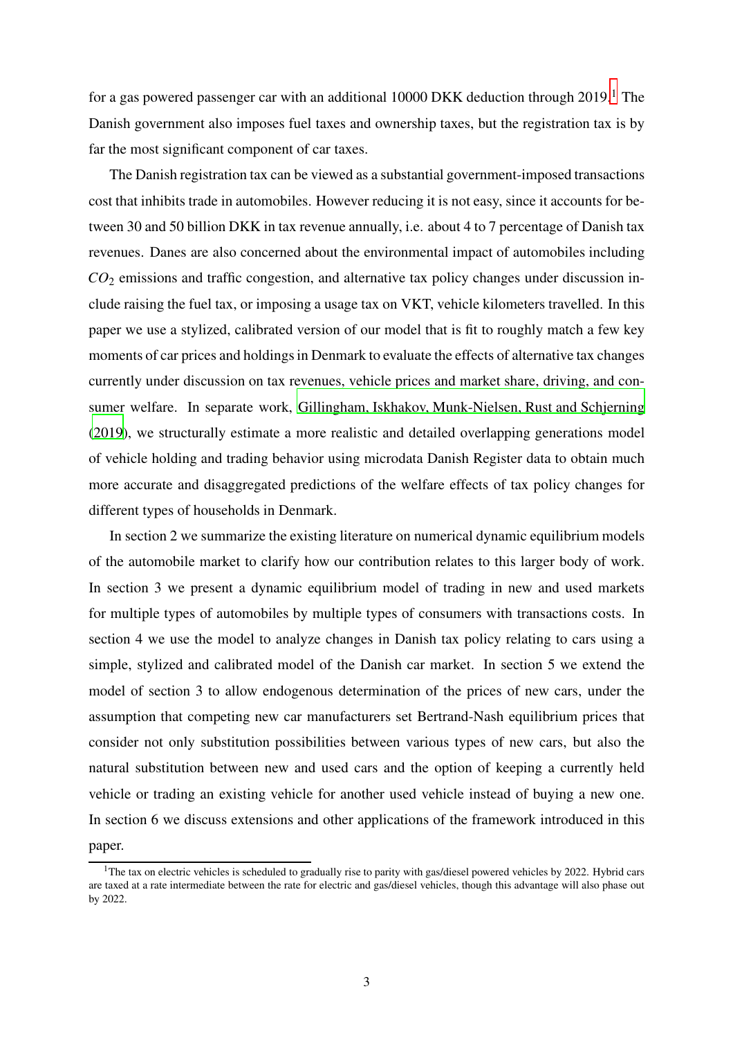for a gas powered passenger car with an additional 10000 DKK deduction through 2019.[1] The Danish government also imposes fuel taxes and ownership taxes, but the registration tax is by far the most significant component of car taxes.

The Danish registration tax can be viewed as a substantial government-imposed transactions cost that inhibits trade in automobiles. However reducing it is not easy, since it accounts for between 30 and 50 billion DKK in tax revenue annually, i.e. about 4 to 7 percentage of Danish tax revenues. Danes are also concerned about the environmental impact of automobiles including $CO_2$ emissions and traffic congestion, and alternative tax policy changes under discussion include raising the fuel tax, or imposing a usage tax on VKT, vehicle kilometers travelled. In this paper we use a stylized, calibrated version of our model that is fit to roughly match a few key moments of car prices and holdings in Denmark to evaluate the effects of alternative tax changes currently under discussion on tax revenues, vehicle prices and market share, driving, and consumer welfare. In separate work, Gillingham, Iskhakov, Munk-Nielsen, Rust and Schjerning (2019), we structurally estimate a more realistic and detailed overlapping generations model of vehicle holding and trading behavior using microdata Danish Register data to obtain much more accurate and disaggregated predictions of the welfare effects of tax policy changes for different types of households in Denmark.

In section 2 we summarize the existing literature on numerical dynamic equilibrium models of the automobile market to clarify how our contribution relates to this larger body of work. In section 3 we present a dynamic equilibrium model of trading in new and used markets for multiple types of automobiles by multiple types of consumers with transactions costs. In section 4 we use the model to analyze changes in Danish tax policy relating to cars using a simple, stylized and calibrated model of the Danish car market. In section 5 we extend the model of section 3 to allow endogenous determination of the prices of new cars, under the assumption that competing new car manufacturers set Bertrand-Nash equilibrium prices that consider not only substitution possibilities between various types of new cars, but also the natural substitution between new and used cars and the option of keeping a currently held vehicle or trading an existing vehicle for another used vehicle instead of buying a new one. In section 6 we discuss extensions and other applications of the framework introduced in this paper.

[1] The tax on electric vehicles is scheduled to gradually rise to parity with gas/diesel powered vehicles by 2022. Hybrid cars are taxed at a rate intermediate between the rate for electric and gas/diesel vehicles, though this advantage will also phase out by 2022.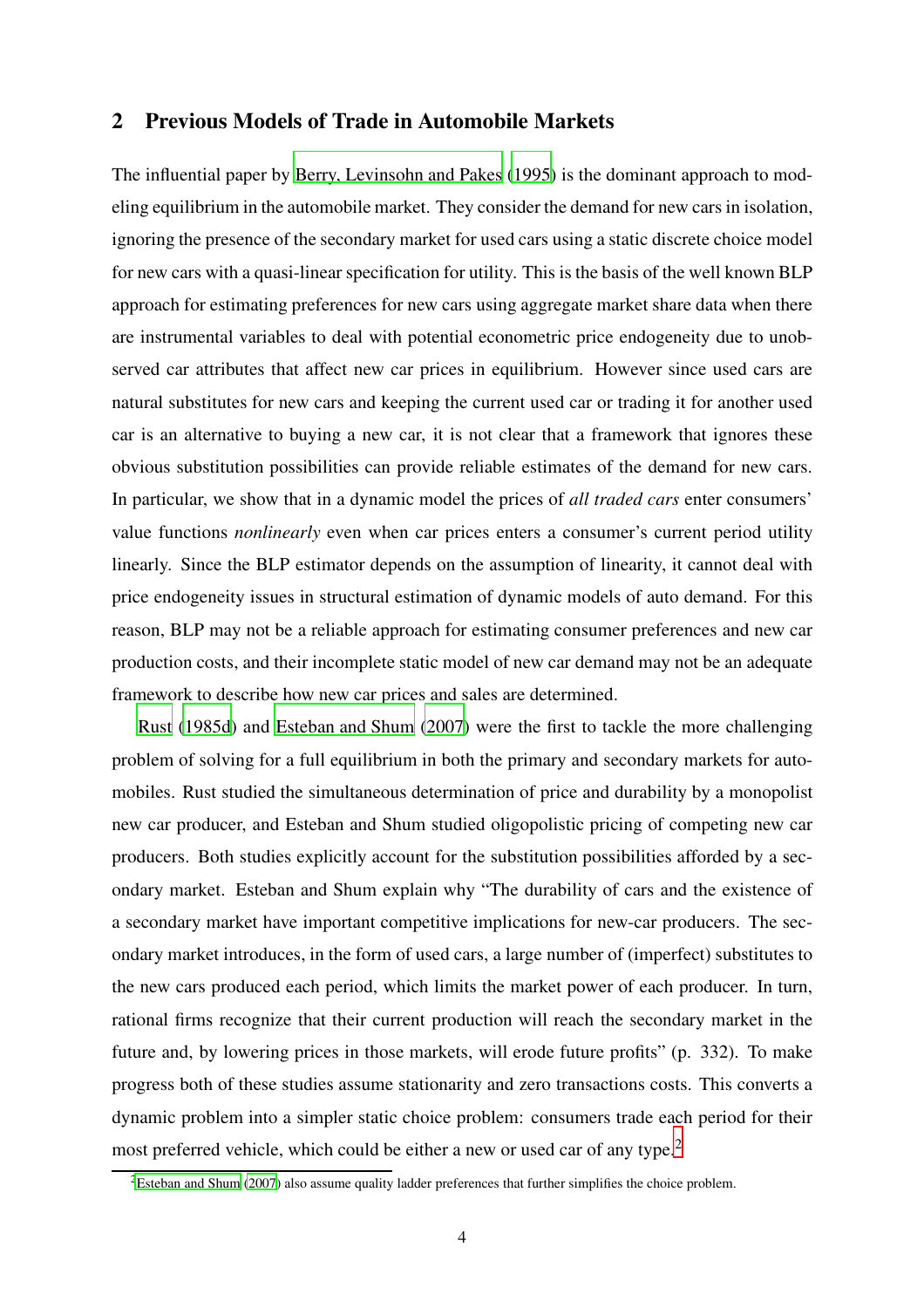## 2 Previous Models of Trade in Automobile Markets

The influential paper by Berry, Levinsohn and Pakes (1995) is the dominant approach to modeling equilibrium in the automobile market. They consider the demand for new cars in isolation, ignoring the presence of the secondary market for used cars using a static discrete choice model for new cars with a quasi-linear specification for utility. This is the basis of the well known BLP approach for estimating preferences for new cars using aggregate market share data when there are instrumental variables to deal with potential econometric price endogeneity due to unobserved car attributes that affect new car prices in equilibrium. However since used cars are natural substitutes for new cars and keeping the current used car or trading it for another used car is an alternative to buying a new car, it is not clear that a framework that ignores these obvious substitution possibilities can provide reliable estimates of the demand for new cars. In particular, we show that in a dynamic model the prices of *all traded cars* enter consumers' value functions *nonlinearly* even when car prices enters a consumer's current period utility linearly. Since the BLP estimator depends on the assumption of linearity, it cannot deal with price endogeneity issues in structural estimation of dynamic models of auto demand. For this reason, BLP may not be a reliable approach for estimating consumer preferences and new car production costs, and their incomplete static model of new car demand may not be an adequate framework to describe how new car prices and sales are determined.

Rust (1985d) and Esteban and Shum (2007) were the first to tackle the more challenging problem of solving for a full equilibrium in both the primary and secondary markets for automobiles. Rust studied the simultaneous determination of price and durability by a monopolist new car producer, and Esteban and Shum studied oligopolistic pricing of competing new car producers. Both studies explicitly account for the substitution possibilities afforded by a secondary market. Esteban and Shum explain why "The durability of cars and the existence of a secondary market have important competitive implications for new-car producers. The secondary market introduces, in the form of used cars, a large number of (imperfect) substitutes to the new cars produced each period, which limits the market power of each producer. In turn, rational firms recognize that their current production will reach the secondary market in the future and, by lowering prices in those markets, will erode future profits" (p. 332). To make progress both of these studies assume stationarity and zero transactions costs. This converts a dynamic problem into a simpler static choice problem: consumers trade each period for their most preferred vehicle, which could be either a new or used car of any type.[2]

[2] Esteban and Shum (2007) also assume quality ladder preferences that further simplifies the choice problem.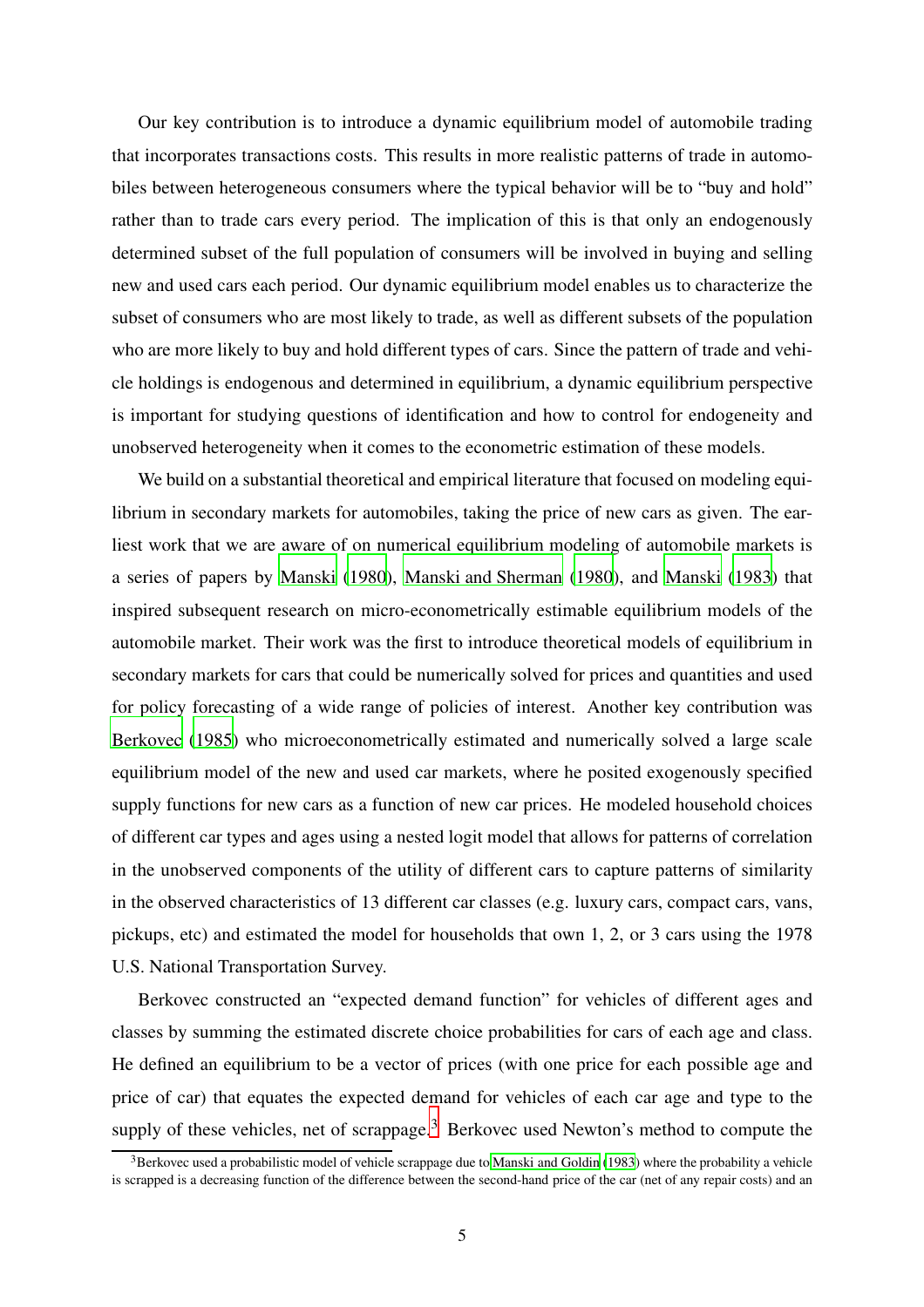Our key contribution is to introduce a dynamic equilibrium model of automobile trading that incorporates transactions costs. This results in more realistic patterns of trade in automobiles between heterogeneous consumers where the typical behavior will be to "buy and hold" rather than to trade cars every period. The implication of this is that only an endogenously determined subset of the full population of consumers will be involved in buying and selling new and used cars each period. Our dynamic equilibrium model enables us to characterize the subset of consumers who are most likely to trade, as well as different subsets of the population who are more likely to buy and hold different types of cars. Since the pattern of trade and vehicle holdings is endogenous and determined in equilibrium, a dynamic equilibrium perspective is important for studying questions of identification and how to control for endogeneity and unobserved heterogeneity when it comes to the econometric estimation of these models.

We build on a substantial theoretical and empirical literature that focused on modeling equilibrium in secondary markets for automobiles, taking the price of new cars as given. The earliest work that we are aware of on numerical equilibrium modeling of automobile markets is a series of papers by Manski (1980), Manski and Sherman (1980), and Manski (1983) that inspired subsequent research on micro-econometrically estimable equilibrium models of the automobile market. Their work was the first to introduce theoretical models of equilibrium in secondary markets for cars that could be numerically solved for prices and quantities and used for policy forecasting of a wide range of policies of interest. Another key contribution was Berkovec (1985) who microeconometrically estimated and numerically solved a large scale equilibrium model of the new and used car markets, where he posited exogenously specified supply functions for new cars as a function of new car prices. He modeled household choices of different car types and ages using a nested logit model that allows for patterns of correlation in the unobserved components of the utility of different cars to capture patterns of similarity in the observed characteristics of 13 different car classes (e.g. luxury cars, compact cars, vans, pickups, etc) and estimated the model for households that own 1, 2, or 3 cars using the 1978 U.S. National Transportation Survey.

Berkovec constructed an "expected demand function" for vehicles of different ages and classes by summing the estimated discrete choice probabilities for cars of each age and class. He defined an equilibrium to be a vector of prices (with one price for each possible age and price of car) that equates the expected demand for vehicles of each car age and type to the supply of these vehicles, net of scrappage.[3] Berkovec used Newton's method to compute the

[3]Berkovec used a probabilistic model of vehicle scrappage due to Manski and Goldin (1983) where the probability a vehicle is scrapped is a decreasing function of the difference between the second-hand price of the car (net of any repair costs) and an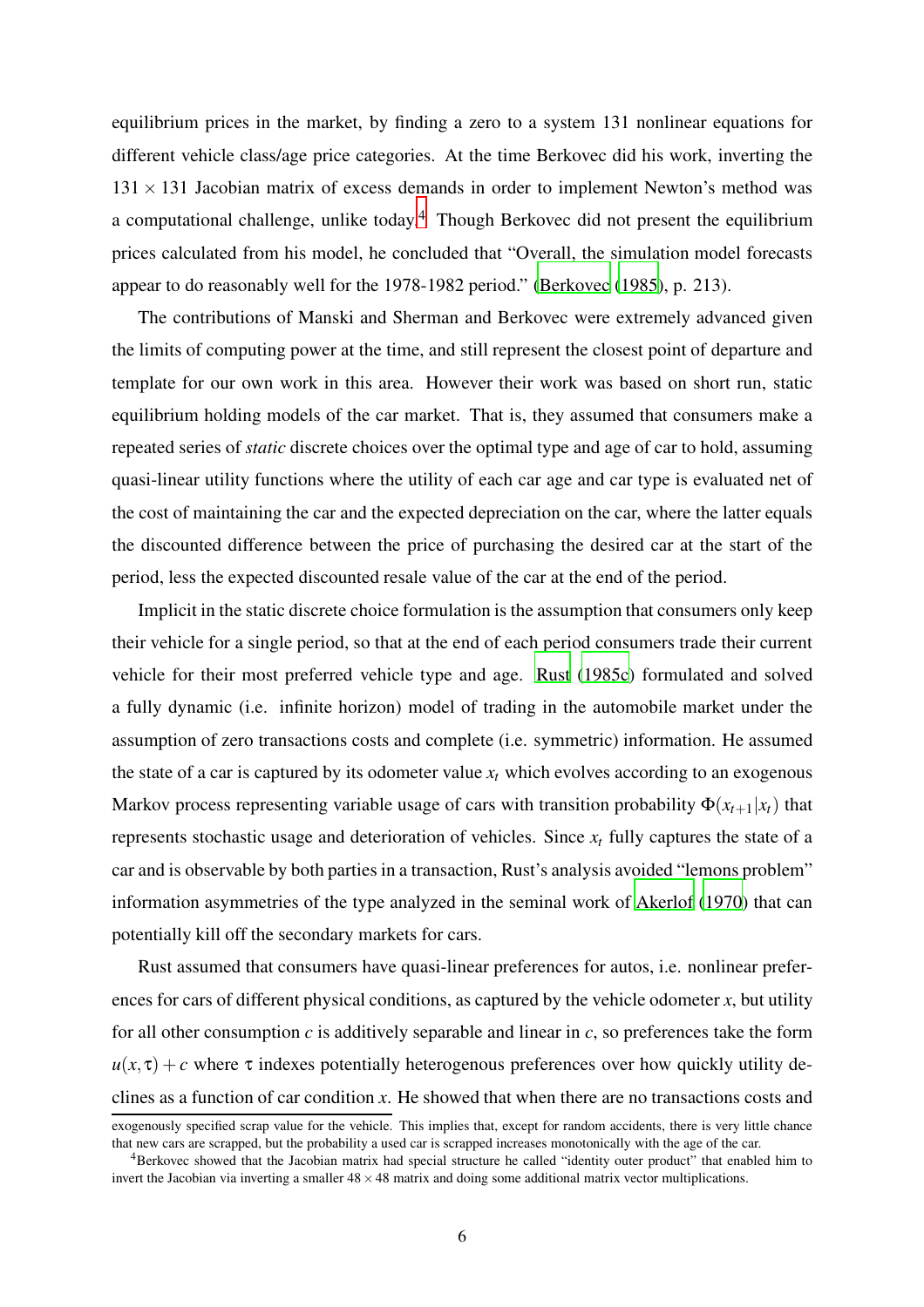equilibrium prices in the market, by finding a zero to a system 131 nonlinear equations for different vehicle class/age price categories. At the time Berkovec did his work, inverting the $131 \times 131$ Jacobian matrix of excess demands in order to implement Newton's method was a computational challenge, unlike today.[4] Though Berkovec did not present the equilibrium prices calculated from his model, he concluded that "Overall, the simulation model forecasts appear to do reasonably well for the 1978-1982 period." (Berkovec (1985), p. 213).

The contributions of Manski and Sherman and Berkovec were extremely advanced given the limits of computing power at the time, and still represent the closest point of departure and template for our own work in this area. However their work was based on short run, static equilibrium holding models of the car market. That is, they assumed that consumers make a repeated series of *static* discrete choices over the optimal type and age of car to hold, assuming quasi-linear utility functions where the utility of each car age and car type is evaluated net of the cost of maintaining the car and the expected depreciation on the car, where the latter equals the discounted difference between the price of purchasing the desired car at the start of the period, less the expected discounted resale value of the car at the end of the period.

Implicit in the static discrete choice formulation is the assumption that consumers only keep their vehicle for a single period, so that at the end of each period consumers trade their current vehicle for their most preferred vehicle type and age. Rust (1985c) formulated and solved a fully dynamic (i.e. infinite horizon) model of trading in the automobile market under the assumption of zero transactions costs and complete (i.e. symmetric) information. He assumed the state of a car is captured by its odometer value $x_t$ which evolves according to an exogenous Markov process representing variable usage of cars with transition probability $\Phi(x_{t+1}|x_t)$ that represents stochastic usage and deterioration of vehicles. Since $x_t$ fully captures the state of a car and is observable by both parties in a transaction, Rust's analysis avoided "lemons problem" information asymmetries of the type analyzed in the seminal work of Akerlof (1970) that can potentially kill off the secondary markets for cars.

Rust assumed that consumers have quasi-linear preferences for autos, i.e. nonlinear preferences for cars of different physical conditions, as captured by the vehicle odometer $x$, but utility for all other consumption $c$ is additively separable and linear in $c$, so preferences take the form $u(x,\tau) + c$ where $\tau$ indexes potentially heterogenous preferences over how quickly utility declines as a function of car condition $x$. He showed that when there are no transactions costs and

exogenously specified scrap value for the vehicle. This implies that, except for random accidents, there is very little chance that new cars are scrapped, but the probability a used car is scrapped increases monotonically with the age of the car.

[4] Berkovec showed that the Jacobian matrix had special structure he called "identity outer product" that enabled him to invert the Jacobian via inverting a smaller $48 \times 48$ matrix and doing some additional matrix vector multiplications.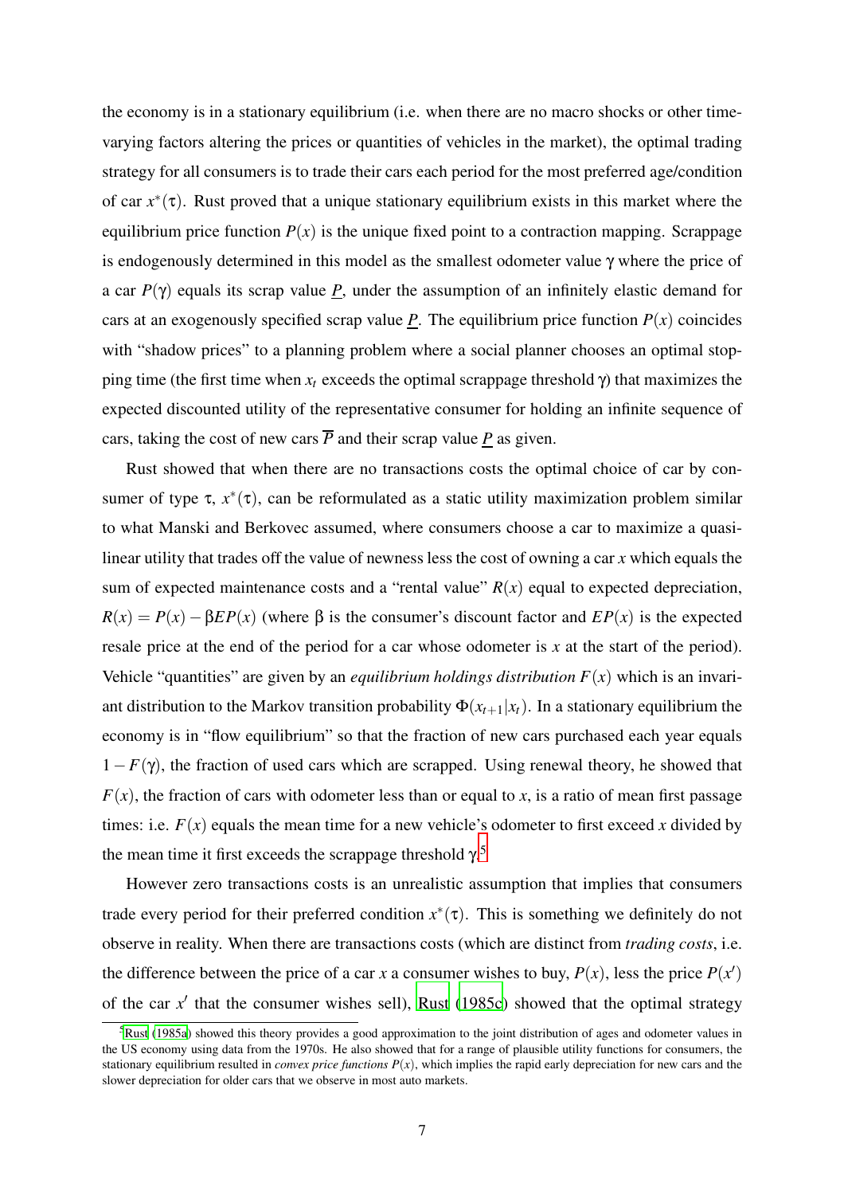the economy is in a stationary equilibrium (i.e. when there are no macro shocks or other time-varying factors altering the prices or quantities of vehicles in the market), the optimal trading strategy for all consumers is to trade their cars each period for the most preferred age/condition of car $x^*(\tau)$. Rust proved that a unique stationary equilibrium exists in this market where the equilibrium price function $P(x)$ is the unique fixed point to a contraction mapping. Scrappage is endogenously determined in this model as the smallest odometer value $\gamma$ where the price of a car $P(\gamma)$ equals its scrap value $\underline{P}$, under the assumption of an infinitely elastic demand for cars at an exogenously specified scrap value $\underline{P}$. The equilibrium price function $P(x)$ coincides with "shadow prices" to a planning problem where a social planner chooses an optimal stopping time (the first time when $x_t$ exceeds the optimal scrappage threshold $\gamma$) that maximizes the expected discounted utility of the representative consumer for holding an infinite sequence of cars, taking the cost of new cars $\overline{P}$ and their scrap value $\underline{P}$ as given.

Rust showed that when there are no transactions costs the optimal choice of car by consumer of type $\tau$, $x^*(\tau)$, can be reformulated as a static utility maximization problem similar to what Manski and Berkovec assumed, where consumers choose a car to maximize a quasi-linear utility that trades off the value of newness less the cost of owning a car $x$ which equals the sum of expected maintenance costs and a "rental value" $R(x)$ equal to expected depreciation, $R(x) = P(x) - \beta EP(x)$ (where $\beta$ is the consumer's discount factor and $EP(x)$ is the expected resale price at the end of the period for a car whose odometer is $x$ at the start of the period). Vehicle "quantities" are given by an *equilibrium holdings distribution* $F(x)$ which is an invariant distribution to the Markov transition probability $\Phi(x_{t+1}|x_t)$. In a stationary equilibrium the economy is in "flow equilibrium" so that the fraction of new cars purchased each year equals $1 - F(\gamma)$, the fraction of used cars which are scrapped. Using renewal theory, he showed that $F(x)$, the fraction of cars with odometer less than or equal to $x$, is a ratio of mean first passage times: i.e. $F(x)$ equals the mean time for a new vehicle's odometer to first exceed $x$ divided by the mean time it first exceeds the scrappage threshold $\gamma$.[5]

However zero transactions costs is an unrealistic assumption that implies that consumers trade every period for their preferred condition $x^*(\tau)$. This is something we definitely do not observe in reality. When there are transactions costs (which are distinct from *trading costs*, i.e. the difference between the price of a car $x$ a consumer wishes to buy, $P(x)$, less the price $P(x')$ of the car $x'$ that the consumer wishes sell), Rust (1985c) showed that the optimal strategy

[5] Rust (1985a) showed this theory provides a good approximation to the joint distribution of ages and odometer values in the US economy using data from the 1970s. He also showed that for a range of plausible utility functions for consumers, the stationary equilibrium resulted in *convex price functions* $P(x)$, which implies the rapid early depreciation for new cars and the slower depreciation for older cars that we observe in most auto markets.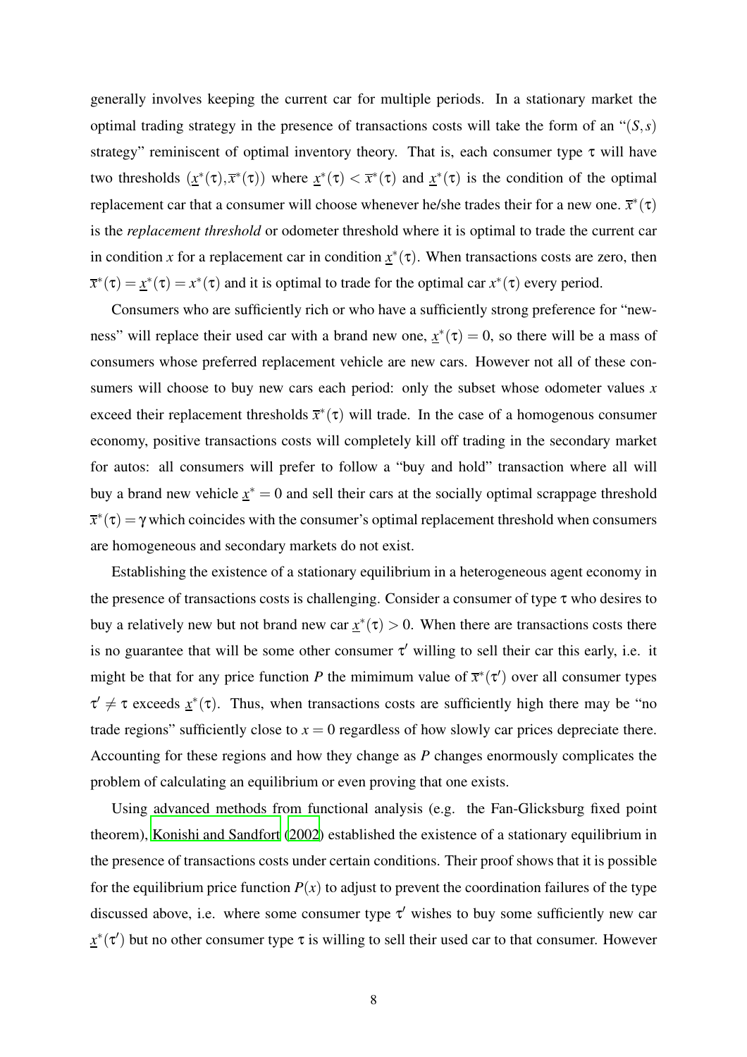generally involves keeping the current car for multiple periods. In a stationary market the optimal trading strategy in the presence of transactions costs will take the form of an "$(S,s)$ strategy" reminiscent of optimal inventory theory. That is, each consumer type $\tau$ will have two thresholds $(\underline{x}^*(\tau), \overline{x}^*(\tau))$ where $\underline{x}^*(\tau) < \overline{x}^*(\tau)$ and $\underline{x}^*(\tau)$ is the condition of the optimal replacement car that a consumer will choose whenever he/she trades their for a new one. $\overline{x}^*(\tau)$ is the *replacement threshold* or odometer threshold where it is optimal to trade the current car in condition $x$ for a replacement car in condition $\underline{x}^*(\tau)$. When transactions costs are zero, then $\overline{x}^*(\tau) = \underline{x}^*(\tau) = x^*(\tau)$ and it is optimal to trade for the optimal car $x^*(\tau)$ every period.

Consumers who are sufficiently rich or who have a sufficiently strong preference for "newness" will replace their used car with a brand new one, $\underline{x}^*(\tau) = 0$, so there will be a mass of consumers whose preferred replacement vehicle are new cars. However not all of these consumers will choose to buy new cars each period: only the subset whose odometer values $x$ exceed their replacement thresholds $\overline{x}^*(\tau)$ will trade. In the case of a homogenous consumer economy, positive transactions costs will completely kill off trading in the secondary market for autos: all consumers will prefer to follow a "buy and hold" transaction where all will buy a brand new vehicle $\underline{x}^* = 0$ and sell their cars at the socially optimal scrappage threshold $\overline{x}^*(\tau) = \gamma$ which coincides with the consumer's optimal replacement threshold when consumers are homogeneous and secondary markets do not exist.

Establishing the existence of a stationary equilibrium in a heterogeneous agent economy in the presence of transactions costs is challenging. Consider a consumer of type $\tau$ who desires to buy a relatively new but not brand new car $\underline{x}^*(\tau) > 0$. When there are transactions costs there is no guarantee that will be some other consumer $\tau'$ willing to sell their car this early, i.e. it might be that for any price function $P$ the mimimum value of $\overline{x}^*(\tau')$ over all consumer types $\tau' \neq \tau$ exceeds $\underline{x}^*(\tau)$. Thus, when transactions costs are sufficiently high there may be "no trade regions" sufficiently close to $x = 0$ regardless of how slowly car prices depreciate there. Accounting for these regions and how they change as $P$ changes enormously complicates the problem of calculating an equilibrium or even proving that one exists.

Using advanced methods from functional analysis (e.g. the Fan-Glicksburg fixed point theorem), Konishi and Sandfort (2002) established the existence of a stationary equilibrium in the presence of transactions costs under certain conditions. Their proof shows that it is possible for the equilibrium price function $P(x)$ to adjust to prevent the coordination failures of the type discussed above, i.e. where some consumer type $\tau'$ wishes to buy some sufficiently new car $\underline{x}^*(\tau')$ but no other consumer type $\tau$ is willing to sell their used car to that consumer. However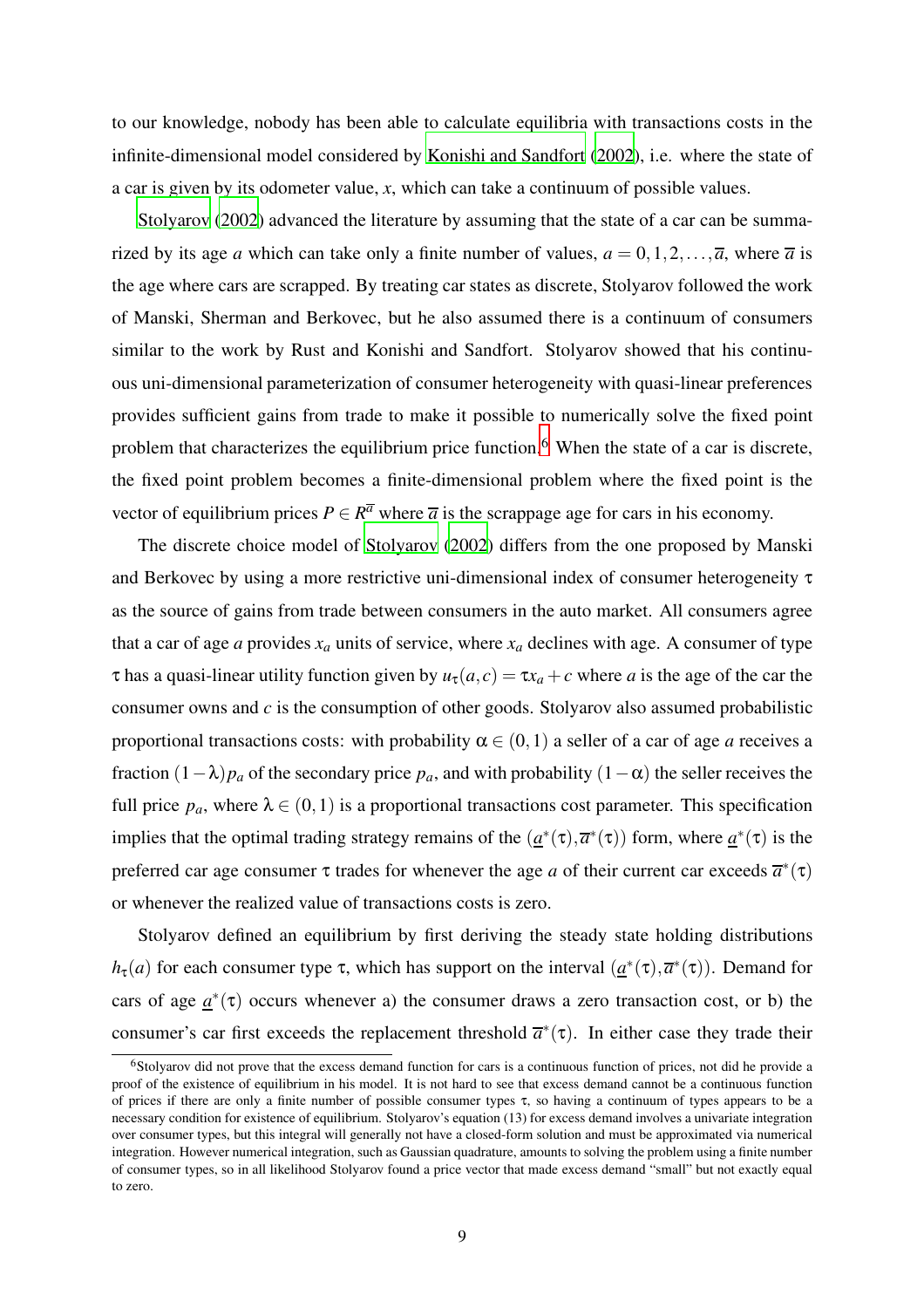to our knowledge, nobody has been able to calculate equilibria with transactions costs in the infinite-dimensional model considered by Konishi and Sandfort (2002), i.e. where the state of a car is given by its odometer value, $x$, which can take a continuum of possible values.

Stolyarov (2002) advanced the literature by assuming that the state of a car can be summarized by its age $a$ which can take only a finite number of values, $a = 0, 1, 2, \ldots, \overline{a}$, where $\overline{a}$ is the age where cars are scrapped. By treating car states as discrete, Stolyarov followed the work of Manski, Sherman and Berkovec, but he also assumed there is a continuum of consumers similar to the work by Rust and Konishi and Sandfort. Stolyarov showed that his continuous uni-dimensional parameterization of consumer heterogeneity with quasi-linear preferences provides sufficient gains from trade to make it possible to numerically solve the fixed point problem that characterizes the equilibrium price function.[6] When the state of a car is discrete, the fixed point problem becomes a finite-dimensional problem where the fixed point is the vector of equilibrium prices $P \in R^{\overline{a}}$ where $\overline{a}$ is the scrappage age for cars in his economy.

The discrete choice model of Stolyarov (2002) differs from the one proposed by Manski and Berkovec by using a more restrictive uni-dimensional index of consumer heterogeneity $\tau$ as the source of gains from trade between consumers in the auto market. All consumers agree that a car of age $a$ provides $x_a$ units of service, where $x_a$ declines with age. A consumer of type $\tau$ has a quasi-linear utility function given by $u_\tau(a, c) = \tau x_a + c$ where $a$ is the age of the car the consumer owns and $c$ is the consumption of other goods. Stolyarov also assumed probabilistic proportional transactions costs: with probability $\alpha \in (0, 1)$ a seller of a car of age $a$ receives a fraction $(1-\lambda)p_a$ of the secondary price $p_a$, and with probability $(1-\alpha)$ the seller receives the full price $p_a$, where $\lambda \in (0, 1)$ is a proportional transactions cost parameter. This specification implies that the optimal trading strategy remains of the $(\underline{a}^*(\tau), \overline{a}^*(\tau))$ form, where $\underline{a}^*(\tau)$ is the preferred car age consumer $\tau$ trades for whenever the age $a$ of their current car exceeds $\overline{a}^*(\tau)$ or whenever the realized value of transactions costs is zero.

Stolyarov defined an equilibrium by first deriving the steady state holding distributions $h_\tau(a)$ for each consumer type $\tau$, which has support on the interval $(\underline{a}^*(\tau), \overline{a}^*(\tau))$. Demand for cars of age $\underline{a}^*(\tau)$ occurs whenever a) the consumer draws a zero transaction cost, or b) the consumer's car first exceeds the replacement threshold $\overline{a}^*(\tau)$. In either case they trade their

[6] Stolyarov did not prove that the excess demand function for cars is a continuous function of prices, not did he provide a proof of the existence of equilibrium in his model. It is not hard to see that excess demand cannot be a continuous function of prices if there are only a finite number of possible consumer types $\tau$, so having a continuum of types appears to be a necessary condition for existence of equilibrium. Stolyarov's equation (13) for excess demand involves a univariate integration over consumer types, but this integral will generally not have a closed-form solution and must be approximated via numerical integration. However numerical integration, such as Gaussian quadrature, amounts to solving the problem using a finite number of consumer types, so in all likelihood Stolyarov found a price vector that made excess demand "small" but not exactly equal to zero.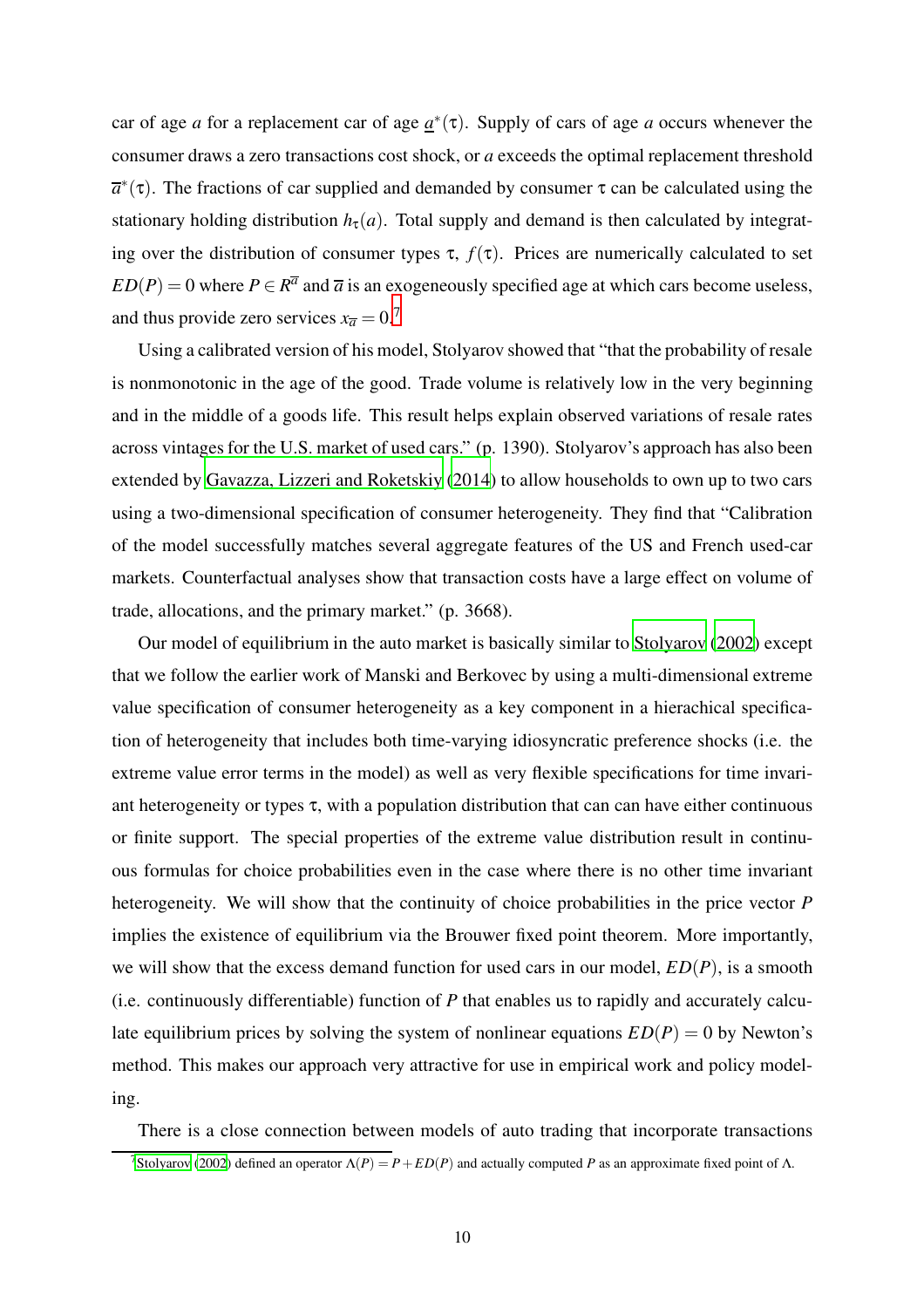car of age $a$ for a replacement car of age $\underline{a}^*(\tau)$. Supply of cars of age $a$ occurs whenever the consumer draws a zero transactions cost shock, or $a$ exceeds the optimal replacement threshold $\overline{a}^*(\tau)$. The fractions of car supplied and demanded by consumer $\tau$ can be calculated using the stationary holding distribution $h_\tau(a)$. Total supply and demand is then calculated by integrating over the distribution of consumer types $\tau$, $f(\tau)$. Prices are numerically calculated to set $ED(P) = 0$ where $P \in R^{\overline{a}}$ and $\overline{a}$ is an exogeneously specified age at which cars become useless, and thus provide zero services $x_{\overline{a}} = 0$.[7]

Using a calibrated version of his model, Stolyarov showed that "that the probability of resale is nonmonotonic in the age of the good. Trade volume is relatively low in the very beginning and in the middle of a goods life. This result helps explain observed variations of resale rates across vintages for the U.S. market of used cars." (p. 1390). Stolyarov's approach has also been extended by Gavazza, Lizzeri and Roketskiy (2014) to allow households to own up to two cars using a two-dimensional specification of consumer heterogeneity. They find that "Calibration of the model successfully matches several aggregate features of the US and French used-car markets. Counterfactual analyses show that transaction costs have a large effect on volume of trade, allocations, and the primary market." (p. 3668).

Our model of equilibrium in the auto market is basically similar to Stolyarov (2002) except that we follow the earlier work of Manski and Berkovec by using a multi-dimensional extreme value specification of consumer heterogeneity as a key component in a hierachical specification of heterogeneity that includes both time-varying idiosyncratic preference shocks (i.e. the extreme value error terms in the model) as well as very flexible specifications for time invariant heterogeneity or types $\tau$, with a population distribution that can can have either continuous or finite support. The special properties of the extreme value distribution result in continuous formulas for choice probabilities even in the case where there is no other time invariant heterogeneity. We will show that the continuity of choice probabilities in the price vector $P$ implies the existence of equilibrium via the Brouwer fixed point theorem. More importantly, we will show that the excess demand function for used cars in our model, $ED(P)$, is a smooth (i.e. continuously differentiable) function of $P$ that enables us to rapidly and accurately calculate equilibrium prices by solving the system of nonlinear equations $ED(P) = 0$ by Newton's method. This makes our approach very attractive for use in empirical work and policy modeling.

There is a close connection between models of auto trading that incorporate transactions

[7] Stolyarov (2002) defined an operator $\Lambda(P) = P + ED(P)$ and actually computed $P$ as an approximate fixed point of $\Lambda$.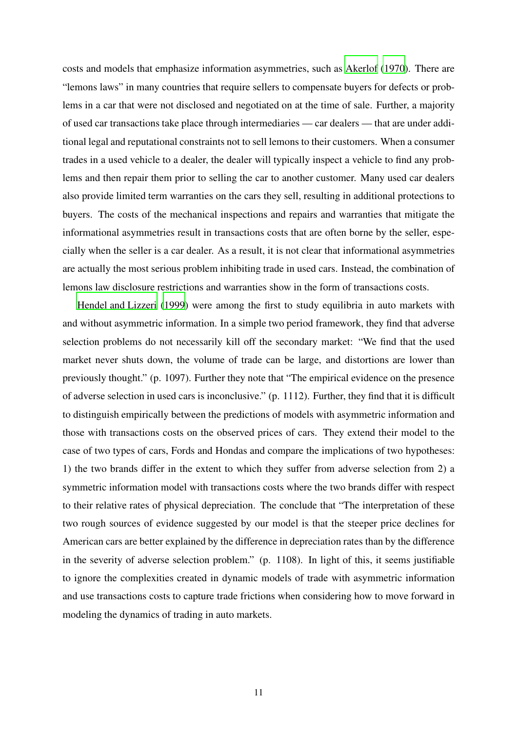costs and models that emphasize information asymmetries, such as Akerlof (1970). There are "lemons laws" in many countries that require sellers to compensate buyers for defects or problems in a car that were not disclosed and negotiated on at the time of sale. Further, a majority of used car transactions take place through intermediaries — car dealers — that are under additional legal and reputational constraints not to sell lemons to their customers. When a consumer trades in a used vehicle to a dealer, the dealer will typically inspect a vehicle to find any problems and then repair them prior to selling the car to another customer. Many used car dealers also provide limited term warranties on the cars they sell, resulting in additional protections to buyers. The costs of the mechanical inspections and repairs and warranties that mitigate the informational asymmetries result in transactions costs that are often borne by the seller, especially when the seller is a car dealer. As a result, it is not clear that informational asymmetries are actually the most serious problem inhibiting trade in used cars. Instead, the combination of lemons law disclosure restrictions and warranties show in the form of transactions costs.

Hendel and Lizzeri (1999) were among the first to study equilibria in auto markets with and without asymmetric information. In a simple two period framework, they find that adverse selection problems do not necessarily kill off the secondary market: "We find that the used market never shuts down, the volume of trade can be large, and distortions are lower than previously thought." (p. 1097). Further they note that "The empirical evidence on the presence of adverse selection in used cars is inconclusive." (p. 1112). Further, they find that it is difficult to distinguish empirically between the predictions of models with asymmetric information and those with transactions costs on the observed prices of cars. They extend their model to the case of two types of cars, Fords and Hondas and compare the implications of two hypotheses: 1) the two brands differ in the extent to which they suffer from adverse selection from 2) a symmetric information model with transactions costs where the two brands differ with respect to their relative rates of physical depreciation. The conclude that "The interpretation of these two rough sources of evidence suggested by our model is that the steeper price declines for American cars are better explained by the difference in depreciation rates than by the difference in the severity of adverse selection problem." (p. 1108). In light of this, it seems justifiable to ignore the complexities created in dynamic models of trade with asymmetric information and use transactions costs to capture trade frictions when considering how to move forward in modeling the dynamics of trading in auto markets.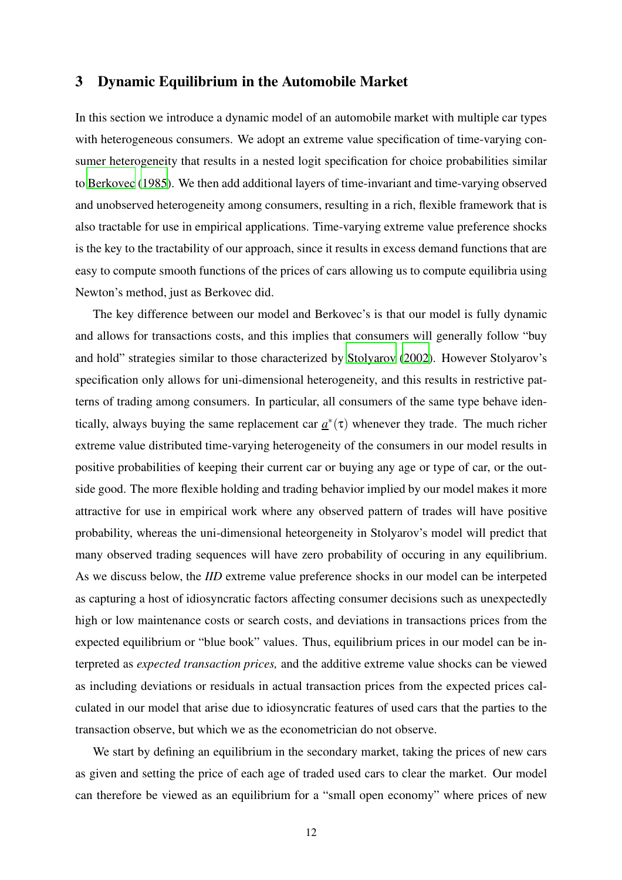## 3 Dynamic Equilibrium in the Automobile Market

In this section we introduce a dynamic model of an automobile market with multiple car types with heterogeneous consumers. We adopt an extreme value specification of time-varying consumer heterogeneity that results in a nested logit specification for choice probabilities similar to Berkovec (1985). We then add additional layers of time-invariant and time-varying observed and unobserved heterogeneity among consumers, resulting in a rich, flexible framework that is also tractable for use in empirical applications. Time-varying extreme value preference shocks is the key to the tractability of our approach, since it results in excess demand functions that are easy to compute smooth functions of the prices of cars allowing us to compute equilibria using Newton's method, just as Berkovec did.

The key difference between our model and Berkovec's is that our model is fully dynamic and allows for transactions costs, and this implies that consumers will generally follow "buy and hold" strategies similar to those characterized by Stolyarov (2002). However Stolyarov's specification only allows for uni-dimensional heterogeneity, and this results in restrictive patterns of trading among consumers. In particular, all consumers of the same type behave identically, always buying the same replacement car $\underline{a}^*(\tau)$ whenever they trade. The much richer extreme value distributed time-varying heterogeneity of the consumers in our model results in positive probabilities of keeping their current car or buying any age or type of car, or the outside good. The more flexible holding and trading behavior implied by our model makes it more attractive for use in empirical work where any observed pattern of trades will have positive probability, whereas the uni-dimensional heteorgeneity in Stolyarov's model will predict that many observed trading sequences will have zero probability of occuring in any equilibrium. As we discuss below, the *IID* extreme value preference shocks in our model can be interpeted as capturing a host of idiosyncratic factors affecting consumer decisions such as unexpectedly high or low maintenance costs or search costs, and deviations in transactions prices from the expected equilibrium or "blue book" values. Thus, equilibrium prices in our model can be interpreted as *expected transaction prices,* and the additive extreme value shocks can be viewed as including deviations or residuals in actual transaction prices from the expected prices calculated in our model that arise due to idiosyncratic features of used cars that the parties to the transaction observe, but which we as the econometrician do not observe.

We start by defining an equilibrium in the secondary market, taking the prices of new cars as given and setting the price of each age of traded used cars to clear the market. Our model can therefore be viewed as an equilibrium for a "small open economy" where prices of new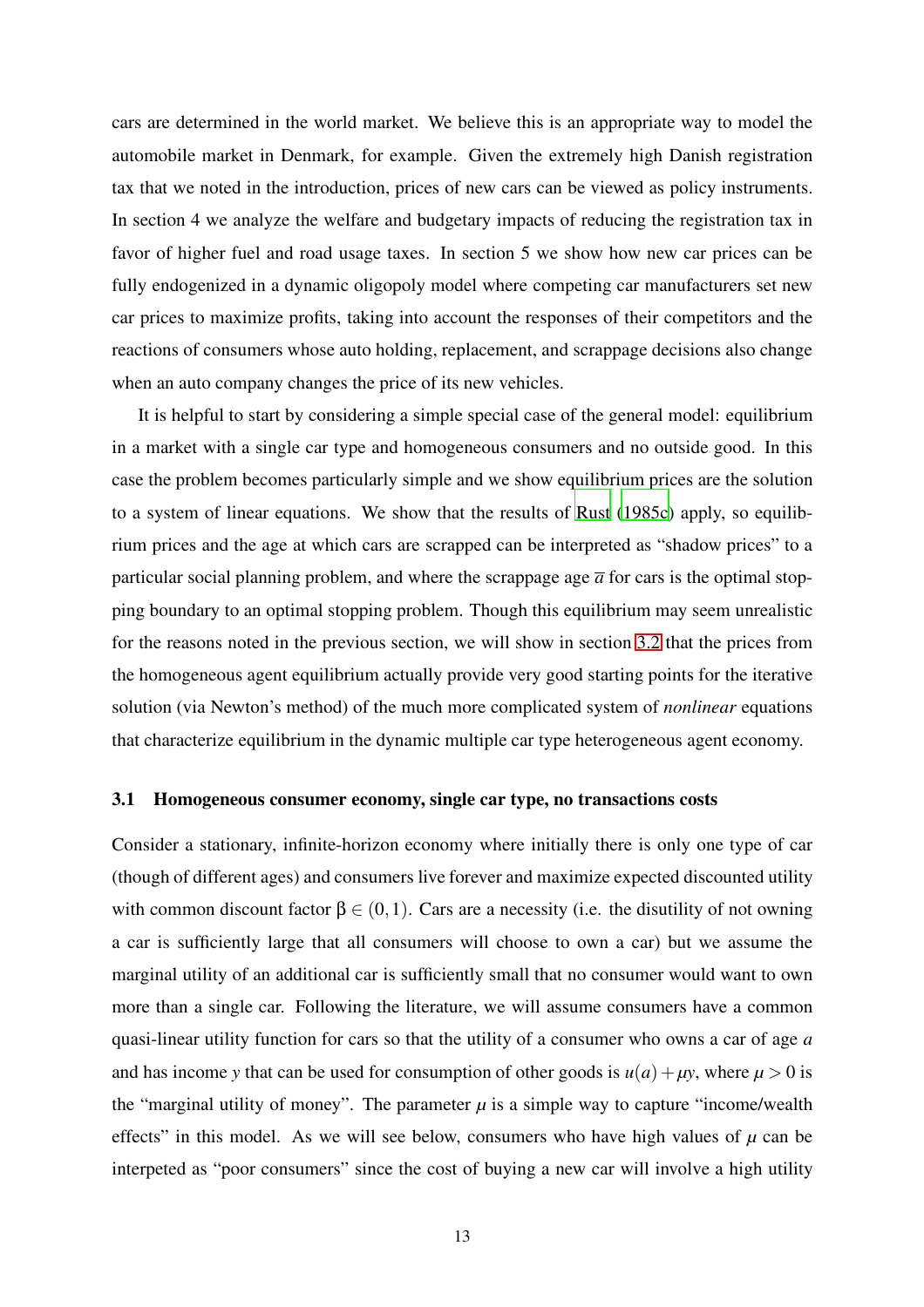cars are determined in the world market. We believe this is an appropriate way to model the automobile market in Denmark, for example. Given the extremely high Danish registration tax that we noted in the introduction, prices of new cars can be viewed as policy instruments. In section 4 we analyze the welfare and budgetary impacts of reducing the registration tax in favor of higher fuel and road usage taxes. In section 5 we show how new car prices can be fully endogenized in a dynamic oligopoly model where competing car manufacturers set new car prices to maximize profits, taking into account the responses of their competitors and the reactions of consumers whose auto holding, replacement, and scrappage decisions also change when an auto company changes the price of its new vehicles.

It is helpful to start by considering a simple special case of the general model: equilibrium in a market with a single car type and homogeneous consumers and no outside good. In this case the problem becomes particularly simple and we show equilibrium prices are the solution to a system of linear equations. We show that the results of Rust (1985c) apply, so equilibrium prices and the age at which cars are scrapped can be interpreted as "shadow prices" to a particular social planning problem, and where the scrappage age $\overline{a}$ for cars is the optimal stopping boundary to an optimal stopping problem. Though this equilibrium may seem unrealistic for the reasons noted in the previous section, we will show in section 3.2 that the prices from the homogeneous agent equilibrium actually provide very good starting points for the iterative solution (via Newton's method) of the much more complicated system of *nonlinear* equations that characterize equilibrium in the dynamic multiple car type heterogeneous agent economy.

### 3.1 Homogeneous consumer economy, single car type, no transactions costs

Consider a stationary, infinite-horizon economy where initially there is only one type of car (though of different ages) and consumers live forever and maximize expected discounted utility with common discount factor $\beta \in (0,1)$. Cars are a necessity (i.e. the disutility of not owning a car is sufficiently large that all consumers will choose to own a car) but we assume the marginal utility of an additional car is sufficiently small that no consumer would want to own more than a single car. Following the literature, we will assume consumers have a common quasi-linear utility function for cars so that the utility of a consumer who owns a car of age $a$ and has income $y$ that can be used for consumption of other goods is $u(a) + \mu y$, where $\mu > 0$ is the "marginal utility of money". The parameter $\mu$ is a simple way to capture "income/wealth effects" in this model. As we will see below, consumers who have high values of $\mu$ can be interpeted as "poor consumers" since the cost of buying a new car will involve a high utility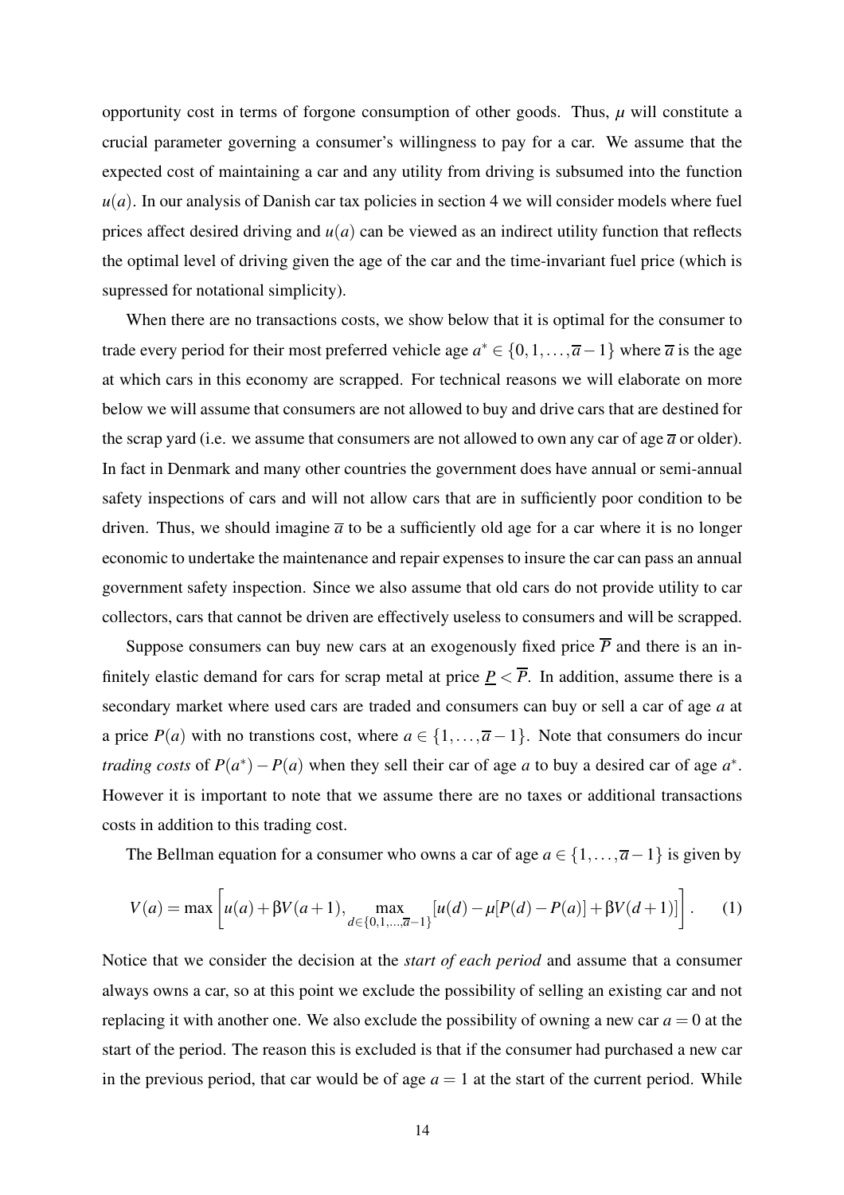opportunity cost in terms of forgone consumption of other goods. Thus, $\mu$ will constitute a crucial parameter governing a consumer's willingness to pay for a car. We assume that the expected cost of maintaining a car and any utility from driving is subsumed into the function $u(a)$. In our analysis of Danish car tax policies in section 4 we will consider models where fuel prices affect desired driving and $u(a)$ can be viewed as an indirect utility function that reflects the optimal level of driving given the age of the car and the time-invariant fuel price (which is supressed for notational simplicity).

When there are no transactions costs, we show below that it is optimal for the consumer to trade every period for their most preferred vehicle age $a^* \in \{0, 1, \ldots, \overline{a}-1\}$ where $\overline{a}$ is the age at which cars in this economy are scrapped. For technical reasons we will elaborate on more below we will assume that consumers are not allowed to buy and drive cars that are destined for the scrap yard (i.e. we assume that consumers are not allowed to own any car of age $\overline{a}$ or older). In fact in Denmark and many other countries the government does have annual or semi-annual safety inspections of cars and will not allow cars that are in sufficiently poor condition to be driven. Thus, we should imagine $\overline{a}$ to be a sufficiently old age for a car where it is no longer economic to undertake the maintenance and repair expenses to insure the car can pass an annual government safety inspection. Since we also assume that old cars do not provide utility to car collectors, cars that cannot be driven are effectively useless to consumers and will be scrapped.

Suppose consumers can buy new cars at an exogenously fixed price $\overline{P}$ and there is an infinitely elastic demand for cars for scrap metal at price $\underline{P} < \overline{P}$. In addition, assume there is a secondary market where used cars are traded and consumers can buy or sell a car of age $a$ at a price $P(a)$ with no transtions cost, where $a \in \{1, \ldots, \overline{a}-1\}$. Note that consumers do incur *trading costs* of $P(a^*) - P(a)$ when they sell their car of age $a$ to buy a desired car of age $a^*$. However it is important to note that we assume there are no taxes or additional transactions costs in addition to this trading cost.

The Bellman equation for a consumer who owns a car of age $a \in \{1, \ldots, \overline{a}-1\}$ is given by

$$V(a) = \max\left[u(a) + \beta V(a+1), \max_{d \in \{0,1,\ldots,\overline{a}-1\}} [u(d) - \mu[P(d) - P(a)] + \beta V(d+1)]\right]. \qquad (1)$$

Notice that we consider the decision at the *start of each period* and assume that a consumer always owns a car, so at this point we exclude the possibility of selling an existing car and not replacing it with another one. We also exclude the possibility of owning a new car $a = 0$ at the start of the period. The reason this is excluded is that if the consumer had purchased a new car in the previous period, that car would be of age $a = 1$ at the start of the current period. While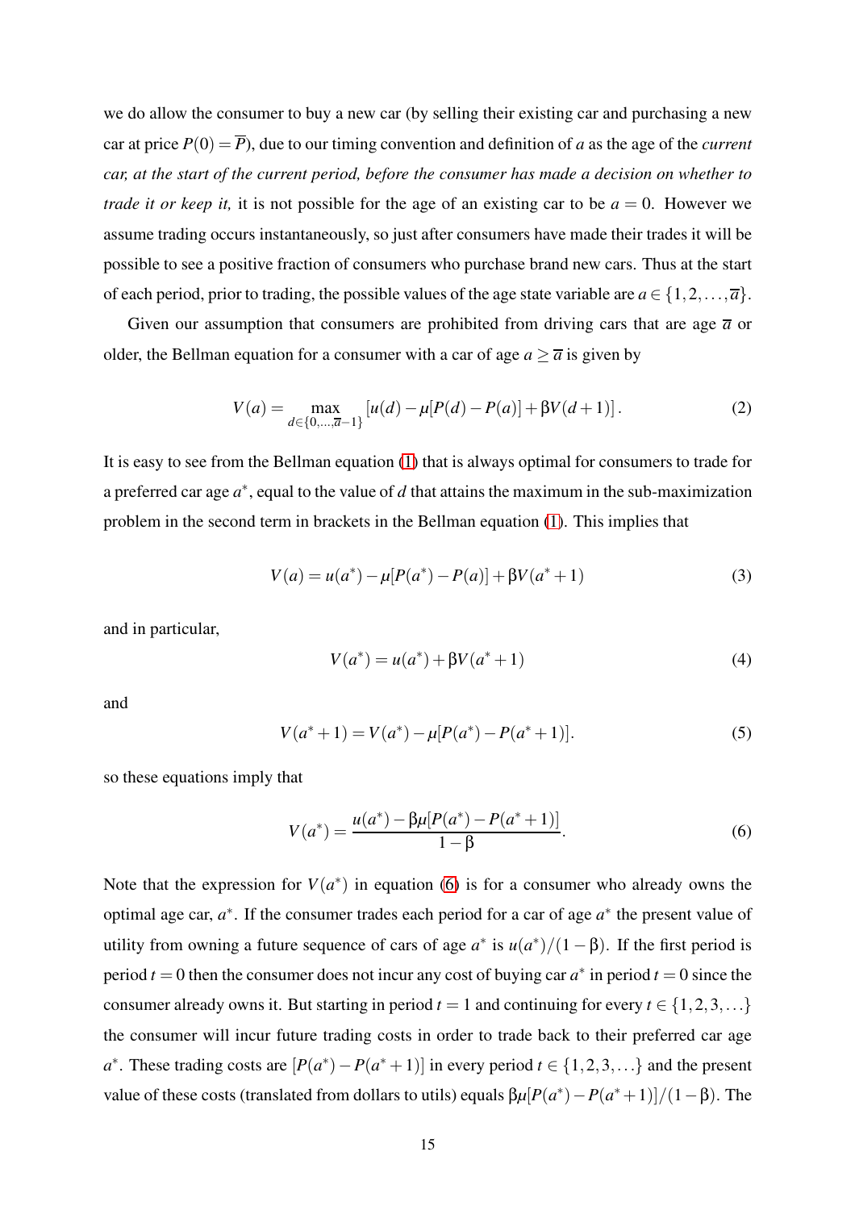we do allow the consumer to buy a new car (by selling their existing car and purchasing a new car at price $P(0) = \overline{P}$), due to our timing convention and definition of $a$ as the age of the *current car, at the start of the current period, before the consumer has made a decision on whether to trade it or keep it,* it is not possible for the age of an existing car to be $a = 0$. However we assume trading occurs instantaneously, so just after consumers have made their trades it will be possible to see a positive fraction of consumers who purchase brand new cars. Thus at the start of each period, prior to trading, the possible values of the age state variable are $a \in \{1, 2, \ldots, \overline{a}\}$.

Given our assumption that consumers are prohibited from driving cars that are age $\overline{a}$ or older, the Bellman equation for a consumer with a car of age $a \geq \overline{a}$ is given by

$$V(a) = \max_{d \in \{0, \ldots, \overline{a}-1\}} \left[ u(d) - \mu[P(d) - P(a)] + \beta V(d+1) \right]. \tag{2}$$

It is easy to see from the Bellman equation (1) that is always optimal for consumers to trade for a preferred car age $a^*$, equal to the value of $d$ that attains the maximum in the sub-maximization problem in the second term in brackets in the Bellman equation (1). This implies that

$$V(a) = u(a^*) - \mu[P(a^*) - P(a)] + \beta V(a^* + 1) \tag{3}$$

and in particular,

$$V(a^*) = u(a^*) + \beta V(a^* + 1) \tag{4}$$

and

$$V(a^* + 1) = V(a^*) - \mu[P(a^*) - P(a^* + 1)]. \tag{5}$$

so these equations imply that

$$V(a^*) = \frac{u(a^*) - \beta\mu[P(a^*) - P(a^* + 1)]}{1 - \beta}. \tag{6}$$

Note that the expression for $V(a^*)$ in equation (6) is for a consumer who already owns the optimal age car, $a^*$. If the consumer trades each period for a car of age $a^*$ the present value of utility from owning a future sequence of cars of age $a^*$ is $u(a^*)/(1-\beta)$. If the first period is period $t = 0$ then the consumer does not incur any cost of buying car $a^*$ in period $t = 0$ since the consumer already owns it. But starting in period $t = 1$ and continuing for every $t \in \{1, 2, 3, \ldots\}$ the consumer will incur future trading costs in order to trade back to their preferred car age $a^*$. These trading costs are $[P(a^*) - P(a^* + 1)]$ in every period $t \in \{1, 2, 3, \ldots\}$ and the present value of these costs (translated from dollars to utils) equals $\beta\mu[P(a^*) - P(a^* + 1)]/(1-\beta)$. The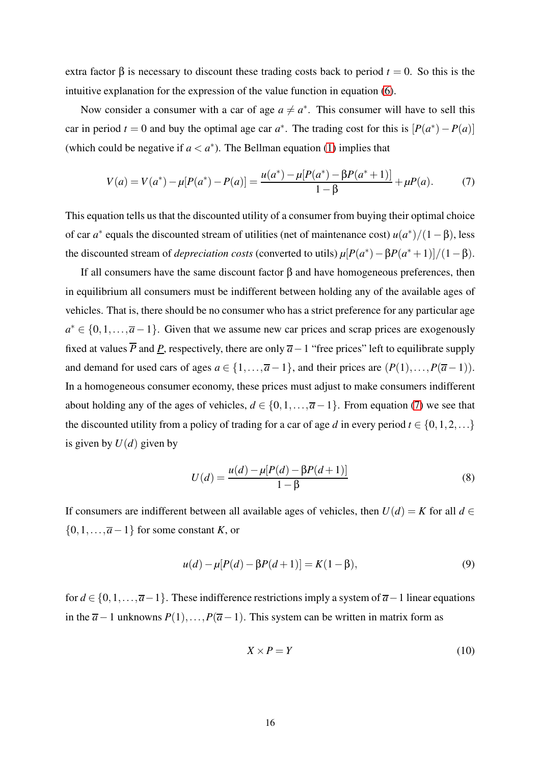extra factor $\beta$ is necessary to discount these trading costs back to period $t = 0$. So this is the intuitive explanation for the expression of the value function in equation (6).

Now consider a consumer with a car of age $a \neq a^*$. This consumer will have to sell this car in period $t = 0$ and buy the optimal age car $a^*$. The trading cost for this is $[P(a^*) - P(a)]$ (which could be negative if $a < a^*$). The Bellman equation (1) implies that

$$V(a) = V(a^*) - \mu[P(a^*) - P(a)] = \frac{u(a^*) - \mu[P(a^*) - \beta P(a^*+1)]}{1-\beta} + \mu P(a). \tag{7}$$

This equation tells us that the discounted utility of a consumer from buying their optimal choice of car $a^*$ equals the discounted stream of utilities (net of maintenance cost) $u(a^*)/(1-\beta)$, less the discounted stream of *depreciation costs* (converted to utils) $\mu[P(a^*) - \beta P(a^*+1)]/(1-\beta)$.

If all consumers have the same discount factor $\beta$ and have homogeneous preferences, then in equilibrium all consumers must be indifferent between holding any of the available ages of vehicles. That is, there should be no consumer who has a strict preference for any particular age $a^* \in \{0, 1, \ldots, \overline{a}-1\}$. Given that we assume new car prices and scrap prices are exogenously fixed at values $\overline{P}$ and $\underline{P}$, respectively, there are only $\overline{a}-1$ "free prices" left to equilibrate supply and demand for used cars of ages $a \in \{1, \ldots, \overline{a}-1\}$, and their prices are $(P(1), \ldots, P(\overline{a}-1))$. In a homogeneous consumer economy, these prices must adjust to make consumers indifferent about holding any of the ages of vehicles, $d \in \{0, 1, \ldots, \overline{a}-1\}$. From equation (7) we see that the discounted utility from a policy of trading for a car of age $d$ in every period $t \in \{0, 1, 2, \ldots\}$ is given by $U(d)$ given by

$$U(d) = \frac{u(d) - \mu[P(d) - \beta P(d+1)]}{1-\beta} \tag{8}$$

If consumers are indifferent between all available ages of vehicles, then $U(d) = K$ for all $d \in \{0, 1, \ldots, \overline{a}-1\}$ for some constant $K$, or

$$u(d) - \mu[P(d) - \beta P(d+1)] = K(1-\beta), \tag{9}$$

for $d \in \{0, 1, \ldots, \overline{a}-1\}$. These indifference restrictions imply a system of $\overline{a}-1$ linear equations in the $\overline{a}-1$ unknowns $P(1), \ldots, P(\overline{a}-1)$. This system can be written in matrix form as

$$X \times P = Y \tag{10}$$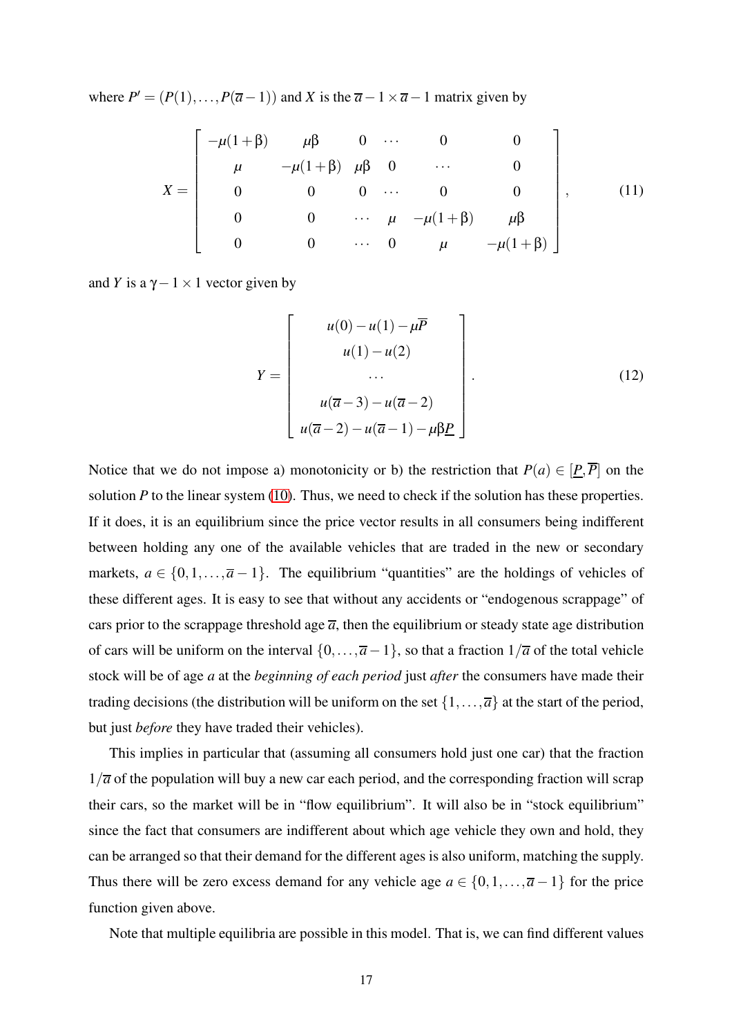where $P' = (P(1), \ldots, P(\overline{a}-1))$ and $X$ is the $\overline{a}-1 \times \overline{a}-1$ matrix given by

$$X = \begin{bmatrix} -\mu(1+\beta) & \mu\beta & 0 & \cdots & 0 & 0 \\ \mu & -\mu(1+\beta) & \mu\beta & 0 & \cdots & 0 \\ 0 & 0 & 0 & \cdots & 0 & 0 \\ 0 & 0 & \cdots & \mu & -\mu(1+\beta) & \mu\beta \\ 0 & 0 & \cdots & 0 & \mu & -\mu(1+\beta) \end{bmatrix}, \tag{11}$$

and $Y$ is a $\gamma - 1 \times 1$ vector given by

$$Y = \begin{bmatrix} u(0) - u(1) - \mu\overline{P} \\ u(1) - u(2) \\ \cdots \\ u(\overline{a}-3) - u(\overline{a}-2) \\ u(\overline{a}-2) - u(\overline{a}-1) - \mu\beta\underline{P} \end{bmatrix}. \tag{12}$$

Notice that we do not impose a) monotonicity or b) the restriction that $P(a) \in [\underline{P}, \overline{P}]$ on the solution $P$ to the linear system (10). Thus, we need to check if the solution has these properties. If it does, it is an equilibrium since the price vector results in all consumers being indifferent between holding any one of the available vehicles that are traded in the new or secondary markets, $a \in \{0, 1, \ldots, \overline{a}-1\}$. The equilibrium "quantities" are the holdings of vehicles of these different ages. It is easy to see that without any accidents or "endogenous scrappage" of cars prior to the scrappage threshold age $\overline{a}$, then the equilibrium or steady state age distribution of cars will be uniform on the interval $\{0, \ldots, \overline{a}-1\}$, so that a fraction $1/\overline{a}$ of the total vehicle stock will be of age $a$ at the *beginning of each period* just *after* the consumers have made their trading decisions (the distribution will be uniform on the set $\{1, \ldots, \overline{a}\}$ at the start of the period, but just *before* they have traded their vehicles).

This implies in particular that (assuming all consumers hold just one car) that the fraction $1/\overline{a}$ of the population will buy a new car each period, and the corresponding fraction will scrap their cars, so the market will be in "flow equilibrium". It will also be in "stock equilibrium" since the fact that consumers are indifferent about which age vehicle they own and hold, they can be arranged so that their demand for the different ages is also uniform, matching the supply. Thus there will be zero excess demand for any vehicle age $a \in \{0, 1, \ldots, \overline{a}-1\}$ for the price function given above.

Note that multiple equilibria are possible in this model. That is, we can find different values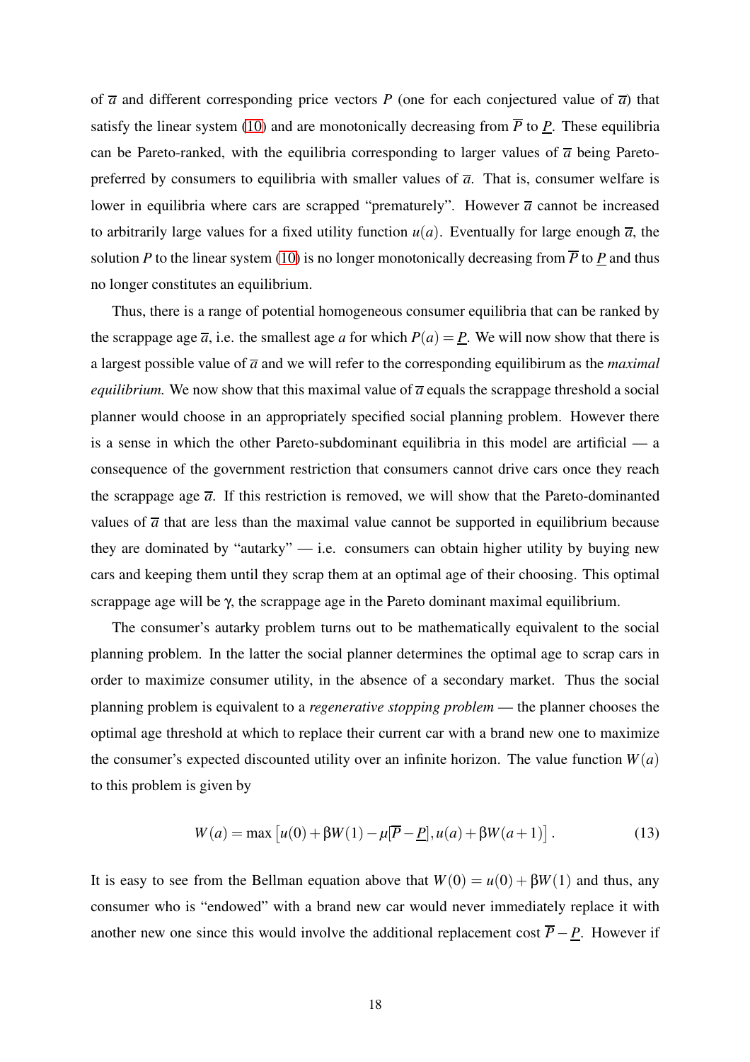of $\overline{a}$ and different corresponding price vectors $P$ (one for each conjectured value of $\overline{a}$) that satisfy the linear system (10) and are monotonically decreasing from $\overline{P}$ to $\underline{P}$. These equilibria can be Pareto-ranked, with the equilibria corresponding to larger values of $\overline{a}$ being Pareto-preferred by consumers to equilibria with smaller values of $\overline{a}$. That is, consumer welfare is lower in equilibria where cars are scrapped "prematurely". However $\overline{a}$ cannot be increased to arbitrarily large values for a fixed utility function $u(a)$. Eventually for large enough $\overline{a}$, the solution $P$ to the linear system (10) is no longer monotonically decreasing from $\overline{P}$ to $\underline{P}$ and thus no longer constitutes an equilibrium.

Thus, there is a range of potential homogeneous consumer equilibria that can be ranked by the scrappage age $\overline{a}$, i.e. the smallest age $a$ for which $P(a) = \underline{P}$. We will now show that there is a largest possible value of $\overline{a}$ and we will refer to the corresponding equilibirum as the *maximal equilibrium.* We now show that this maximal value of $\overline{a}$ equals the scrappage threshold a social planner would choose in an appropriately specified social planning problem. However there is a sense in which the other Pareto-subdominant equilibria in this model are artificial — a consequence of the government restriction that consumers cannot drive cars once they reach the scrappage age $\overline{a}$. If this restriction is removed, we will show that the Pareto-dominanted values of $\overline{a}$ that are less than the maximal value cannot be supported in equilibrium because they are dominated by "autarky" — i.e. consumers can obtain higher utility by buying new cars and keeping them until they scrap them at an optimal age of their choosing. This optimal scrappage age will be $\gamma$, the scrappage age in the Pareto dominant maximal equilibrium.

The consumer's autarky problem turns out to be mathematically equivalent to the social planning problem. In the latter the social planner determines the optimal age to scrap cars in order to maximize consumer utility, in the absence of a secondary market. Thus the social planning problem is equivalent to a *regenerative stopping problem* — the planner chooses the optimal age threshold at which to replace their current car with a brand new one to maximize the consumer's expected discounted utility over an infinite horizon. The value function $W(a)$ to this problem is given by

$$W(a) = \max\left[u(0) + \beta W(1) - \mu[\overline{P} - \underline{P}], u(a) + \beta W(a+1)\right]. \tag{13}$$

It is easy to see from the Bellman equation above that $W(0) = u(0) + \beta W(1)$ and thus, any consumer who is "endowed" with a brand new car would never immediately replace it with another new one since this would involve the additional replacement cost $\overline{P} - \underline{P}$. However if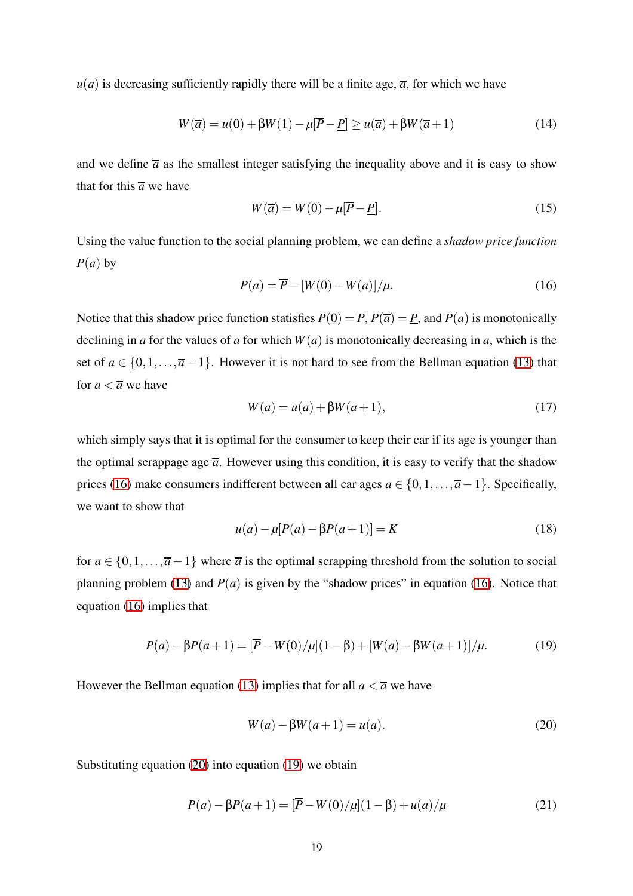$u(a)$ is decreasing sufficiently rapidly there will be a finite age, $\overline{a}$, for which we have

$$W(\overline{a}) = u(0) + \beta W(1) - \mu[\overline{P} - \underline{P}] \geq u(\overline{a}) + \beta W(\overline{a}+1) \tag{14}$$

and we define $\overline{a}$ as the smallest integer satisfying the inequality above and it is easy to show that for this $\overline{a}$ we have

$$W(\overline{a}) = W(0) - \mu[\overline{P} - \underline{P}]. \tag{15}$$

Using the value function to the social planning problem, we can define a *shadow price function* $P(a)$ by

$$P(a) = \overline{P} - [W(0) - W(a)]/\mu. \tag{16}$$

Notice that this shadow price function satisfies $P(0) = \overline{P}$, $P(\overline{a}) = \underline{P}$, and $P(a)$ is monotonically declining in $a$ for the values of $a$ for which $W(a)$ is monotonically decreasing in $a$, which is the set of $a \in \{0, 1, \ldots, \overline{a}-1\}$. However it is not hard to see from the Bellman equation (13) that for $a < \overline{a}$ we have

$$W(a) = u(a) + \beta W(a+1), \tag{17}$$

which simply says that it is optimal for the consumer to keep their car if its age is younger than the optimal scrappage age $\overline{a}$. However using this condition, it is easy to verify that the shadow prices (16) make consumers indifferent between all car ages $a \in \{0, 1, \ldots, \overline{a}-1\}$. Specifically, we want to show that

$$u(a) - \mu[P(a) - \beta P(a+1)] = K \tag{18}$$

for $a \in \{0, 1, \ldots, \overline{a}-1\}$ where $\overline{a}$ is the optimal scrapping threshold from the solution to social planning problem (13) and $P(a)$ is given by the "shadow prices" in equation (16). Notice that equation (16) implies that

$$P(a) - \beta P(a+1) = [\overline{P} - W(0)/\mu](1-\beta) + [W(a) - \beta W(a+1)]/\mu. \tag{19}$$

However the Bellman equation (13) implies that for all $a < \overline{a}$ we have

$$W(a) - \beta W(a+1) = u(a). \tag{20}$$

Substituting equation (20) into equation (19) we obtain

$$P(a) - \beta P(a+1) = [\overline{P} - W(0)/\mu](1-\beta) + u(a)/\mu \tag{21}$$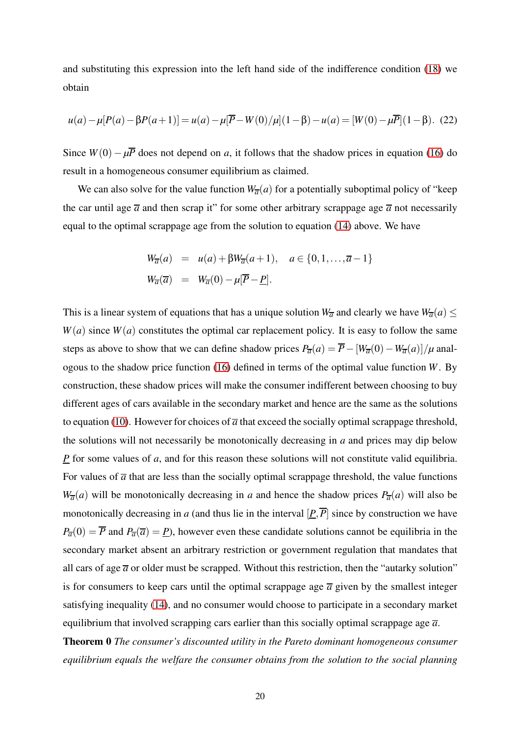and substituting this expression into the left hand side of the indifference condition (18) we obtain

$$u(a) - \mu[P(a) - \beta P(a+1)] = u(a) - \mu[\overline{P} - W(0)/\mu](1-\beta) - u(a) = [W(0) - \mu\overline{P}](1-\beta). \quad (22)$$

Since $W(0) - \mu\overline{P}$ does not depend on $a$, it follows that the shadow prices in equation (16) do result in a homogeneous consumer equilibrium as claimed.

We can also solve for the value function $W_{\overline{a}}(a)$ for a potentially suboptimal policy of "keep the car until age $\overline{a}$ and then scrap it" for some other arbitrary scrappage age $\overline{a}$ not necessarily equal to the optimal scrappage age from the solution to equation (14) above. We have

$$\begin{aligned} W_{\overline{a}}(a) &= u(a) + \beta W_{\overline{a}}(a+1), \quad a \in \{0, 1, \ldots, \overline{a}-1\} \\ W_{\overline{a}}(\overline{a}) &= W_{\overline{a}}(0) - \mu[\overline{P} - \underline{P}]. \end{aligned}$$

This is a linear system of equations that has a unique solution $W_{\overline{a}}$ and clearly we have $W_{\overline{a}}(a) \leq W(a)$ since $W(a)$ constitutes the optimal car replacement policy. It is easy to follow the same steps as above to show that we can define shadow prices $P_{\overline{a}}(a) = \overline{P} - [W_{\overline{a}}(0) - W_{\overline{a}}(a)]/\mu$ analogous to the shadow price function (16) defined in terms of the optimal value function $W$. By construction, these shadow prices will make the consumer indifferent between choosing to buy different ages of cars available in the secondary market and hence are the same as the solutions to equation (10). However for choices of $\overline{a}$ that exceed the socially optimal scrappage threshold, the solutions will not necessarily be monotonically decreasing in $a$ and prices may dip below $\underline{P}$ for some values of $a$, and for this reason these solutions will not constitute valid equilibria. For values of $\overline{a}$ that are less than the socially optimal scrappage threshold, the value functions $W_{\overline{a}}(a)$ will be monotonically decreasing in $a$ and hence the shadow prices $P_{\overline{a}}(a)$ will also be monotonically decreasing in $a$ (and thus lie in the interval $[\underline{P}, \overline{P}]$ since by construction we have $P_{\overline{a}}(0) = \overline{P}$ and $P_{\overline{a}}(\overline{a}) = \underline{P}$), however even these candidate solutions cannot be equilibria in the secondary market absent an arbitrary restriction or government regulation that mandates that all cars of age $\overline{a}$ or older must be scrapped. Without this restriction, then the "autarky solution" is for consumers to keep cars until the optimal scrappage age $\overline{a}$ given by the smallest integer satisfying inequality (14), and no consumer would choose to participate in a secondary market equilibrium that involved scrapping cars earlier than this socially optimal scrappage age $\overline{a}$.

**Theorem 0** *The consumer's discounted utility in the Pareto dominant homogeneous consumer equilibrium equals the welfare the consumer obtains from the solution to the social planning*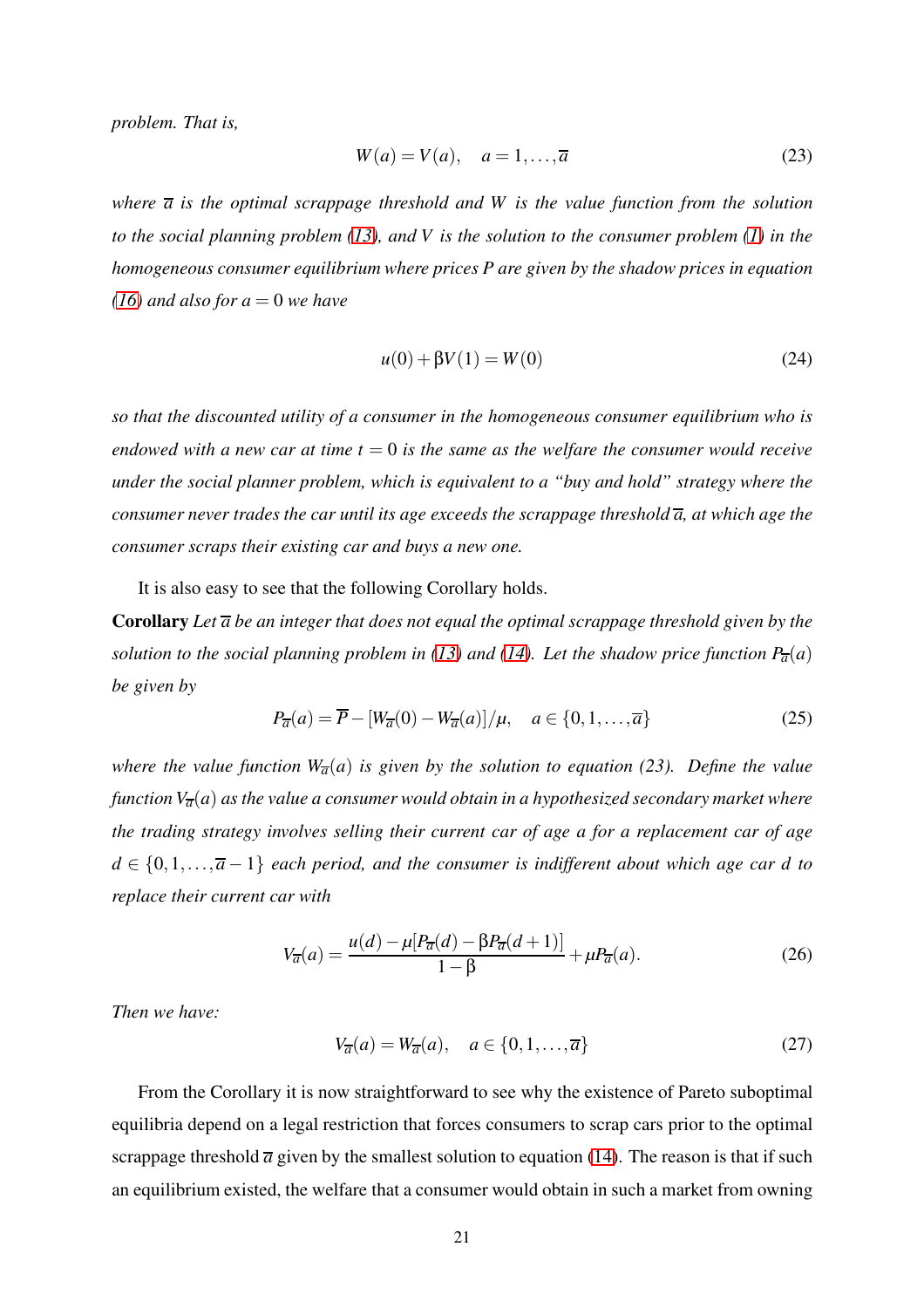*problem. That is,*

$$W(a) = V(a), \quad a = 1, \ldots, \overline{a} \tag{23}$$

*where $\overline{a}$ is the optimal scrappage threshold and $W$ is the value function from the solution to the social planning problem (13), and $V$ is the solution to the consumer problem (1) in the homogeneous consumer equilibrium where prices $P$ are given by the shadow prices in equation (16) and also for $a = 0$ we have*

$$u(0) + \beta V(1) = W(0) \tag{24}$$

*so that the discounted utility of a consumer in the homogeneous consumer equilibrium who is endowed with a new car at time $t = 0$ is the same as the welfare the consumer would receive under the social planner problem, which is equivalent to a "buy and hold" strategy where the consumer never trades the car until its age exceeds the scrappage threshold $\overline{a}$, at which age the consumer scraps their existing car and buys a new one.*

It is also easy to see that the following Corollary holds.

**Corollary** *Let $\overline{a}$ be an integer that does not equal the optimal scrappage threshold given by the solution to the social planning problem in (13) and (14). Let the shadow price function $P_{\overline{a}}(a)$ be given by*

$$P_{\overline{a}}(a) = \overline{P} - [W_{\overline{a}}(0) - W_{\overline{a}}(a)]/\mu, \quad a \in \{0, 1, \ldots, \overline{a}\} \tag{25}$$

*where the value function $W_{\overline{a}}(a)$ is given by the solution to equation (23). Define the value function $V_{\overline{a}}(a)$ as the value a consumer would obtain in a hypothesized secondary market where the trading strategy involves selling their current car of age $a$ for a replacement car of age $d \in \{0, 1, \ldots, \overline{a} - 1\}$ each period, and the consumer is indifferent about which age car $d$ to replace their current car with*

$$V_{\overline{a}}(a) = \frac{u(d) - \mu[P_{\overline{a}}(d) - \beta P_{\overline{a}}(d+1)]}{1 - \beta} + \mu P_{\overline{a}}(a). \tag{26}$$

*Then we have:*

$$V_{\overline{a}}(a) = W_{\overline{a}}(a), \quad a \in \{0, 1, \ldots, \overline{a}\} \tag{27}$$

From the Corollary it is now straightforward to see why the existence of Pareto suboptimal equilibria depend on a legal restriction that forces consumers to scrap cars prior to the optimal scrappage threshold $\overline{a}$ given by the smallest solution to equation (14). The reason is that if such an equilibrium existed, the welfare that a consumer would obtain in such a market from owning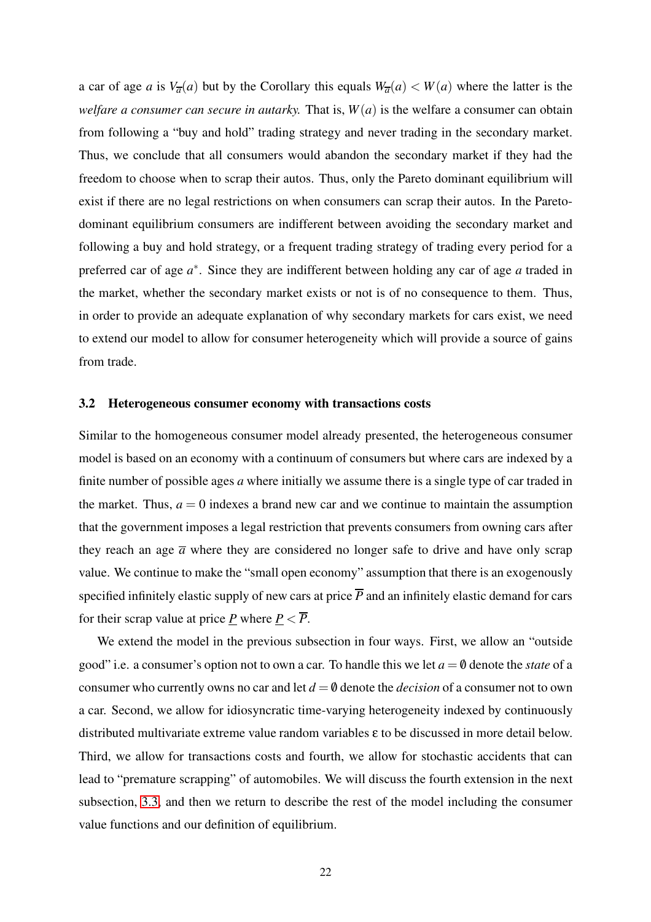a car of age $a$ is $V_{\overline{a}}(a)$ but by the Corollary this equals $W_{\overline{a}}(a) < W(a)$ where the latter is the *welfare a consumer can secure in autarky.* That is, $W(a)$ is the welfare a consumer can obtain from following a "buy and hold" trading strategy and never trading in the secondary market. Thus, we conclude that all consumers would abandon the secondary market if they had the freedom to choose when to scrap their autos. Thus, only the Pareto dominant equilibrium will exist if there are no legal restrictions on when consumers can scrap their autos. In the Pareto-dominant equilibrium consumers are indifferent between avoiding the secondary market and following a buy and hold strategy, or a frequent trading strategy of trading every period for a preferred car of age $a^*$. Since they are indifferent between holding any car of age $a$ traded in the market, whether the secondary market exists or not is of no consequence to them. Thus, in order to provide an adequate explanation of why secondary markets for cars exist, we need to extend our model to allow for consumer heterogeneity which will provide a source of gains from trade.

### 3.2 Heterogeneous consumer economy with transactions costs

Similar to the homogeneous consumer model already presented, the heterogeneous consumer model is based on an economy with a continuum of consumers but where cars are indexed by a finite number of possible ages $a$ where initially we assume there is a single type of car traded in the market. Thus, $a = 0$ indexes a brand new car and we continue to maintain the assumption that the government imposes a legal restriction that prevents consumers from owning cars after they reach an age $\overline{a}$ where they are considered no longer safe to drive and have only scrap value. We continue to make the "small open economy" assumption that there is an exogenously specified infinitely elastic supply of new cars at price $\overline{P}$ and an infinitely elastic demand for cars for their scrap value at price $\underline{P}$ where $\underline{P} < \overline{P}$.

We extend the model in the previous subsection in four ways. First, we allow an "outside good" i.e. a consumer's option not to own a car. To handle this we let $a = \emptyset$ denote the *state* of a consumer who currently owns no car and let $d = \emptyset$ denote the *decision* of a consumer not to own a car. Second, we allow for idiosyncratic time-varying heterogeneity indexed by continuously distributed multivariate extreme value random variables $\varepsilon$ to be discussed in more detail below. Third, we allow for transactions costs and fourth, we allow for stochastic accidents that can lead to "premature scrapping" of automobiles. We will discuss the fourth extension in the next subsection, 3.3, and then we return to describe the rest of the model including the consumer value functions and our definition of equilibrium.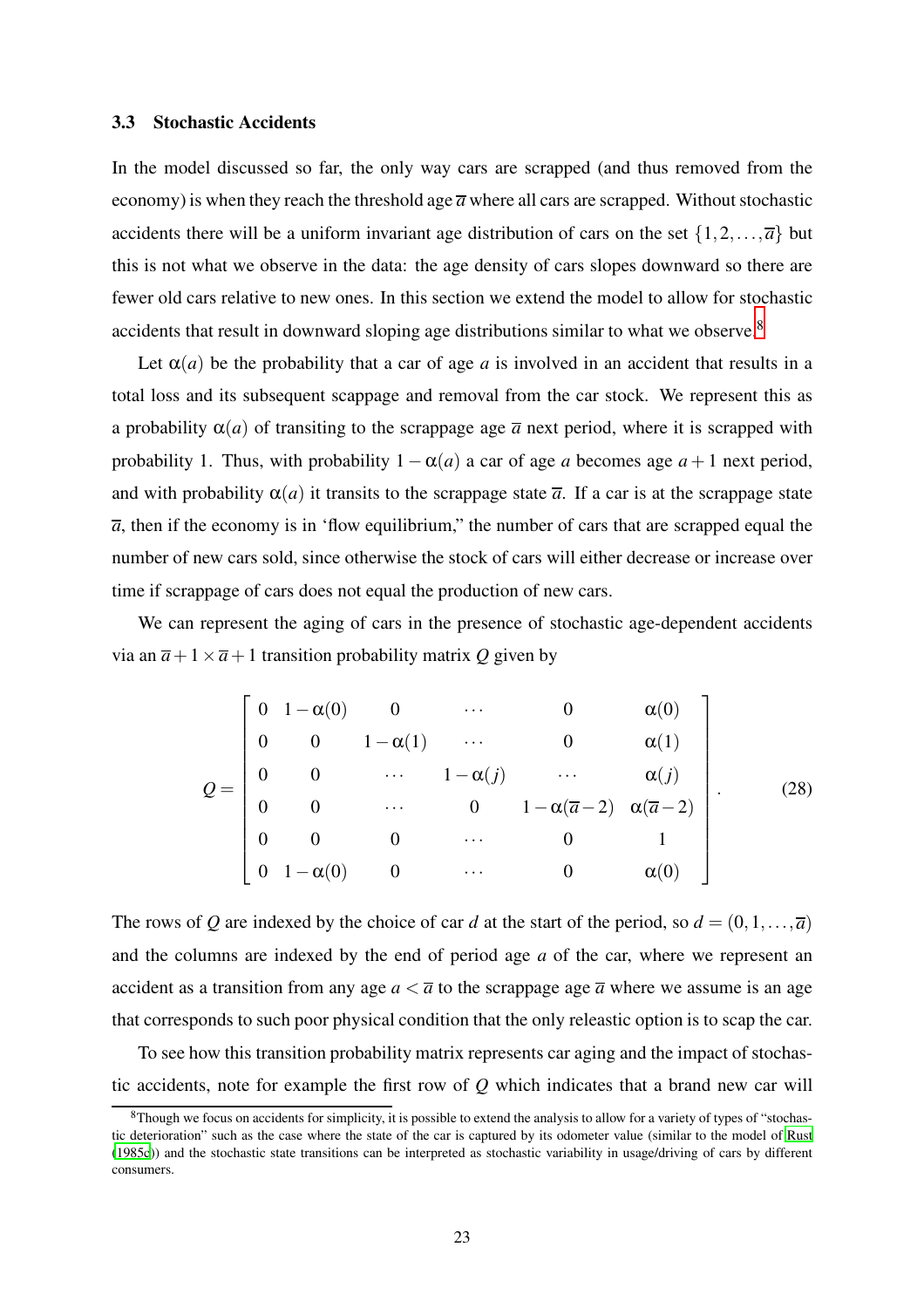### 3.3 Stochastic Accidents

In the model discussed so far, the only way cars are scrapped (and thus removed from the economy) is when they reach the threshold age $\overline{a}$ where all cars are scrapped. Without stochastic accidents there will be a uniform invariant age distribution of cars on the set $\{1,2,\ldots,\overline{a}\}$ but this is not what we observe in the data: the age density of cars slopes downward so there are fewer old cars relative to new ones. In this section we extend the model to allow for stochastic accidents that result in downward sloping age distributions similar to what we observe.[8]

Let $\alpha(a)$ be the probability that a car of age $a$ is involved in an accident that results in a total loss and its subsequent scrappage and removal from the car stock. We represent this as a probability $\alpha(a)$ of transiting to the scrappage age $\overline{a}$ next period, where it is scrapped with probability 1. Thus, with probability $1-\alpha(a)$ a car of age $a$ becomes age $a+1$ next period, and with probability $\alpha(a)$ it transits to the scrappage state $\overline{a}$. If a car is at the scrappage state $\overline{a}$, then if the economy is in 'flow equilibrium,' the number of cars that are scrapped equal the number of new cars sold, since otherwise the stock of cars will either decrease or increase over time if scrappage of cars does not equal the production of new cars.

We can represent the aging of cars in the presence of stochastic age-dependent accidents via an $\overline{a}+1 \times \overline{a}+1$ transition probability matrix $Q$ given by

$$Q = \begin{bmatrix} 0 & 1-\alpha(0) & 0 & \cdots & 0 & \alpha(0) \\ 0 & 0 & 1-\alpha(1) & \cdots & 0 & \alpha(1) \\ 0 & 0 & \cdots & 1-\alpha(j) & \cdots & \alpha(j) \\ 0 & 0 & \cdots & 0 & 1-\alpha(\overline{a}-2) & \alpha(\overline{a}-2) \\ 0 & 0 & 0 & \cdots & 0 & 1 \\ 0 & 1-\alpha(0) & 0 & \cdots & 0 & \alpha(0) \end{bmatrix}. \tag{28}$$

The rows of $Q$ are indexed by the choice of car $d$ at the start of the period, so $d = (0,1,\ldots,\overline{a})$ and the columns are indexed by the end of period age $a$ of the car, where we represent an accident as a transition from any age $a < \overline{a}$ to the scrappage age $\overline{a}$ where we assume is an age that corresponds to such poor physical condition that the only releastic option is to scap the car.

To see how this transition probability matrix represents car aging and the impact of stochastic accidents, note for example the first row of $Q$ which indicates that a brand new car will

[8]Though we focus on accidents for simplicity, it is possible to extend the analysis to allow for a variety of types of "stochastic deterioration" such as the case where the state of the car is captured by its odometer value (similar to the model of Rust (1985c)) and the stochastic state transitions can be interpreted as stochastic variability in usage/driving of cars by different consumers.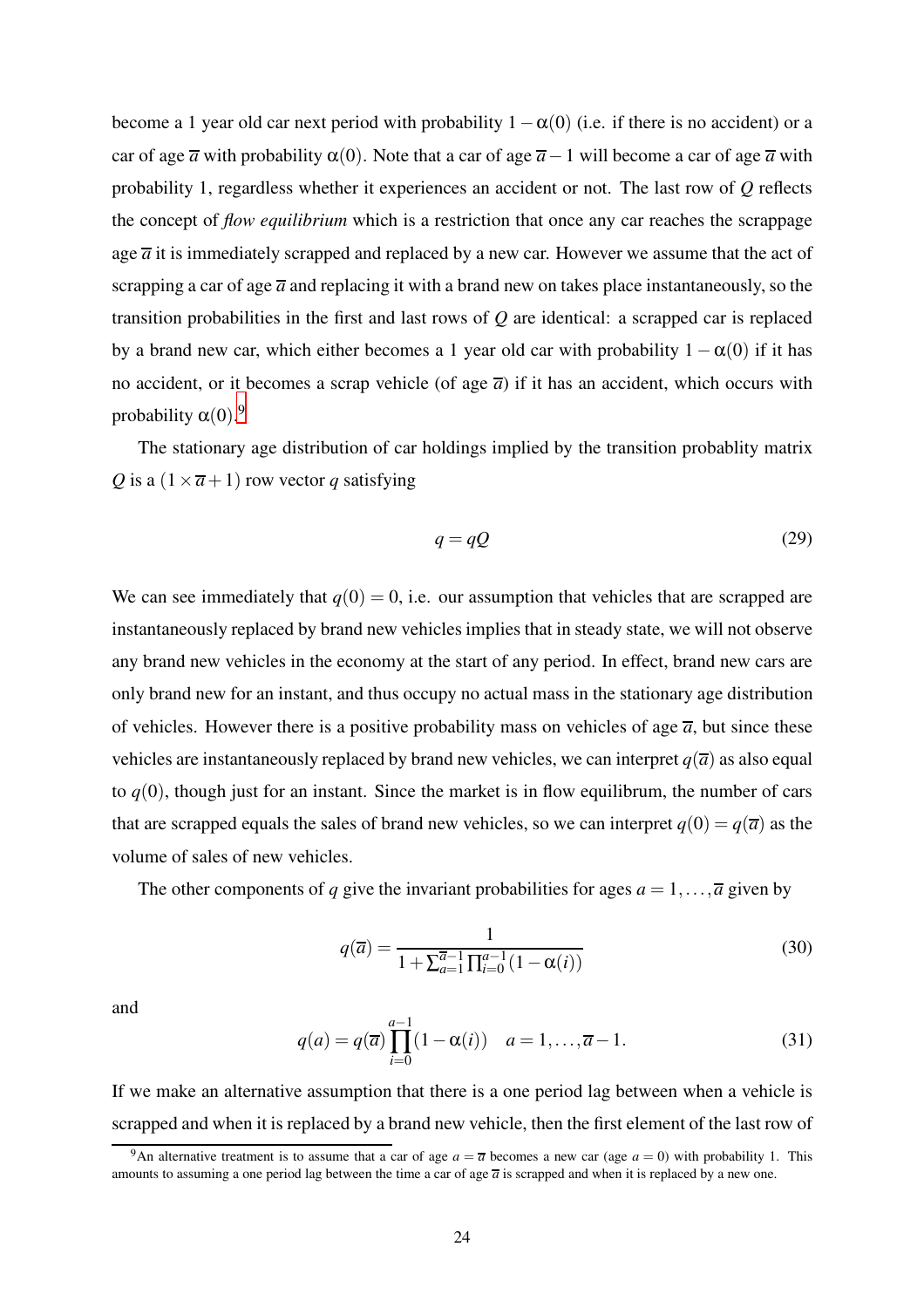become a 1 year old car next period with probability $1-\alpha(0)$ (i.e. if there is no accident) or a car of age $\overline{a}$ with probability $\alpha(0)$. Note that a car of age $\overline{a}-1$ will become a car of age $\overline{a}$ with probability 1, regardless whether it experiences an accident or not. The last row of $Q$ reflects the concept of *flow equilibrium* which is a restriction that once any car reaches the scrappage age $\overline{a}$ it is immediately scrapped and replaced by a new car. However we assume that the act of scrapping a car of age $\overline{a}$ and replacing it with a brand new on takes place instantaneously, so the transition probabilities in the first and last rows of $Q$ are identical: a scrapped car is replaced by a brand new car, which either becomes a 1 year old car with probability $1-\alpha(0)$ if it has no accident, or it becomes a scrap vehicle (of age $\overline{a}$) if it has an accident, which occurs with probability $\alpha(0)$.[9]

The stationary age distribution of car holdings implied by the transition probablity matrix $Q$ is a $(1\times\overline{a}+1)$ row vector $q$ satisfying

$$q = qQ \tag{29}$$

We can see immediately that $q(0)=0$, i.e. our assumption that vehicles that are scrapped are instantaneously replaced by brand new vehicles implies that in steady state, we will not observe any brand new vehicles in the economy at the start of any period. In effect, brand new cars are only brand new for an instant, and thus occupy no actual mass in the stationary age distribution of vehicles. However there is a positive probability mass on vehicles of age $\overline{a}$, but since these vehicles are instantaneously replaced by brand new vehicles, we can interpret $q(\overline{a})$ as also equal to $q(0)$, though just for an instant. Since the market is in flow equilibrum, the number of cars that are scrapped equals the sales of brand new vehicles, so we can interpret $q(0)=q(\overline{a})$ as the volume of sales of new vehicles.

The other components of $q$ give the invariant probabilities for ages $a=1,\ldots,\overline{a}$ given by

$$q(\overline{a}) = \frac{1}{1+\sum_{a=1}^{\overline{a}-1}\prod_{i=0}^{a-1}(1-\alpha(i))} \tag{30}$$

and

$$q(a) = q(\overline{a})\prod_{i=0}^{a-1}(1-\alpha(i)) \quad a=1,\ldots,\overline{a}-1. \tag{31}$$

If we make an alternative assumption that there is a one period lag between when a vehicle is scrapped and when it is replaced by a brand new vehicle, then the first element of the last row of

[9] An alternative treatment is to assume that a car of age $a=\overline{a}$ becomes a new car (age $a=0$) with probability 1. This amounts to assuming a one period lag between the time a car of age $\overline{a}$ is scrapped and when it is replaced by a new one.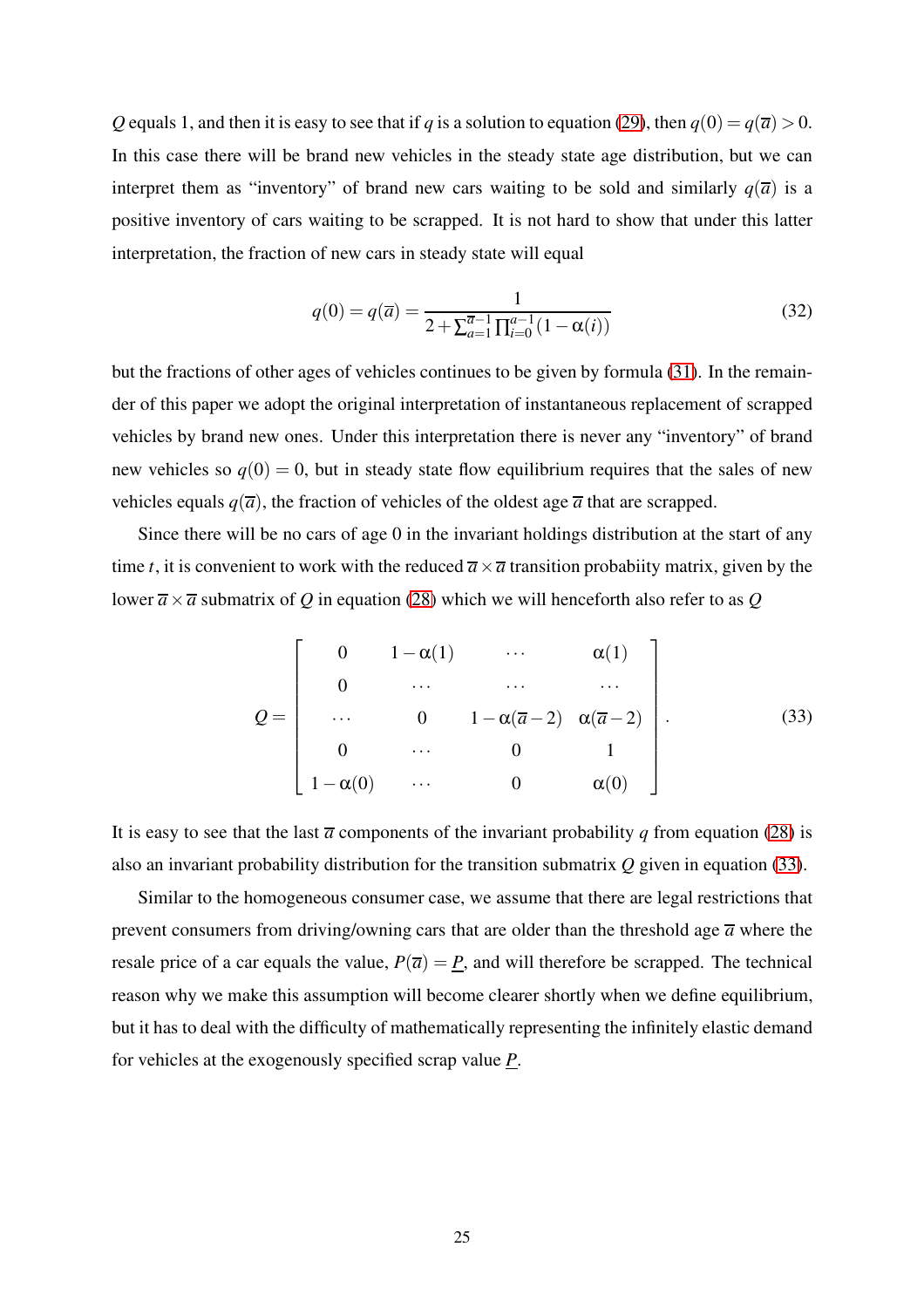$Q$ equals 1, and then it is easy to see that if $q$ is a solution to equation (29), then $q(0) = q(\overline{a}) > 0$. In this case there will be brand new vehicles in the steady state age distribution, but we can interpret them as "inventory" of brand new cars waiting to be sold and similarly $q(\overline{a})$ is a positive inventory of cars waiting to be scrapped. It is not hard to show that under this latter interpretation, the fraction of new cars in steady state will equal

$$q(0) = q(\overline{a}) = \frac{1}{2 + \sum_{a=1}^{\overline{a}-1} \prod_{i=0}^{a-1} (1 - \alpha(i))} \tag{32}$$

but the fractions of other ages of vehicles continues to be given by formula (31). In the remainder of this paper we adopt the original interpretation of instantaneous replacement of scrapped vehicles by brand new ones. Under this interpretation there is never any "inventory" of brand new vehicles so $q(0) = 0$, but in steady state flow equilibrium requires that the sales of new vehicles equals $q(\overline{a})$, the fraction of vehicles of the oldest age $\overline{a}$ that are scrapped.

Since there will be no cars of age 0 in the invariant holdings distribution at the start of any time $t$, it is convenient to work with the reduced $\overline{a} \times \overline{a}$ transition probabiity matrix, given by the lower $\overline{a} \times \overline{a}$ submatrix of $Q$ in equation (28) which we will henceforth also refer to as $Q$

$$Q = \begin{bmatrix} 0 & 1-\alpha(1) & \cdots & \alpha(1) \\ 0 & \cdots & \cdots & \cdots \\ \cdots & 0 & 1-\alpha(\overline{a}-2) & \alpha(\overline{a}-2) \\ 0 & \cdots & 0 & 1 \\ 1-\alpha(0) & \cdots & 0 & \alpha(0) \end{bmatrix}. \tag{33}$$

It is easy to see that the last $\overline{a}$ components of the invariant probability $q$ from equation (28) is also an invariant probability distribution for the transition submatrix $Q$ given in equation (33).

Similar to the homogeneous consumer case, we assume that there are legal restrictions that prevent consumers from driving/owning cars that are older than the threshold age $\overline{a}$ where the resale price of a car equals the value, $P(\overline{a}) = \underline{P}$, and will therefore be scrapped. The technical reason why we make this assumption will become clearer shortly when we define equilibrium, but it has to deal with the difficulty of mathematically representing the infinitely elastic demand for vehicles at the exogenously specified scrap value $\underline{P}$.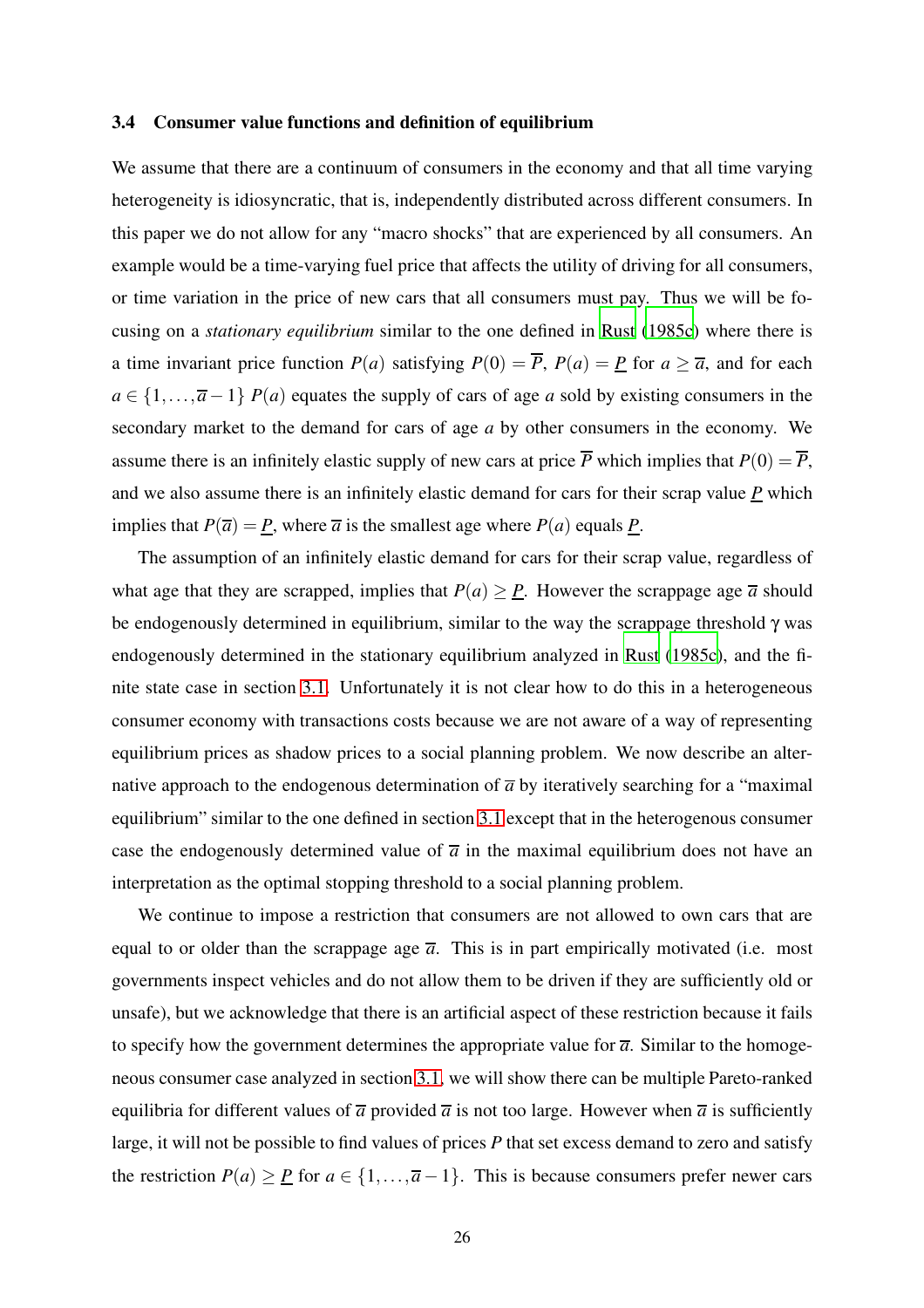### 3.4 Consumer value functions and definition of equilibrium

We assume that there are a continuum of consumers in the economy and that all time varying heterogeneity is idiosyncratic, that is, independently distributed across different consumers. In this paper we do not allow for any "macro shocks" that are experienced by all consumers. An example would be a time-varying fuel price that affects the utility of driving for all consumers, or time variation in the price of new cars that all consumers must pay. Thus we will be focusing on a *stationary equilibrium* similar to the one defined in Rust (1985c) where there is a time invariant price function $P(a)$ satisfying $P(0) = \overline{P}$, $P(a) = \underline{P}$ for $a \geq \overline{a}$, and for each $a \in \{1, \ldots, \overline{a} - 1\}$ $P(a)$ equates the supply of cars of age $a$ sold by existing consumers in the secondary market to the demand for cars of age $a$ by other consumers in the economy. We assume there is an infinitely elastic supply of new cars at price $\overline{P}$ which implies that $P(0) = \overline{P}$, and we also assume there is an infinitely elastic demand for cars for their scrap value $\underline{P}$ which implies that $P(\overline{a}) = \underline{P}$, where $\overline{a}$ is the smallest age where $P(a)$ equals $\underline{P}$.

The assumption of an infinitely elastic demand for cars for their scrap value, regardless of what age that they are scrapped, implies that $P(a) \geq \underline{P}$. However the scrappage age $\overline{a}$ should be endogenously determined in equilibrium, similar to the way the scrappage threshold $\gamma$ was endogenously determined in the stationary equilibrium analyzed in Rust (1985c), and the finite state case in section 3.1. Unfortunately it is not clear how to do this in a heterogeneous consumer economy with transactions costs because we are not aware of a way of representing equilibrium prices as shadow prices to a social planning problem. We now describe an alternative approach to the endogenous determination of $\overline{a}$ by iteratively searching for a "maximal equilibrium" similar to the one defined in section 3.1 except that in the heterogenous consumer case the endogenously determined value of $\overline{a}$ in the maximal equilibrium does not have an interpretation as the optimal stopping threshold to a social planning problem.

We continue to impose a restriction that consumers are not allowed to own cars that are equal to or older than the scrappage age $\overline{a}$. This is in part empirically motivated (i.e. most governments inspect vehicles and do not allow them to be driven if they are sufficiently old or unsafe), but we acknowledge that there is an artificial aspect of these restriction because it fails to specify how the government determines the appropriate value for $\overline{a}$. Similar to the homogeneous consumer case analyzed in section 3.1, we will show there can be multiple Pareto-ranked equilibria for different values of $\overline{a}$ provided $\overline{a}$ is not too large. However when $\overline{a}$ is sufficiently large, it will not be possible to find values of prices $P$ that set excess demand to zero and satisfy the restriction $P(a) \geq \underline{P}$ for $a \in \{1, \ldots, \overline{a} - 1\}$. This is because consumers prefer newer cars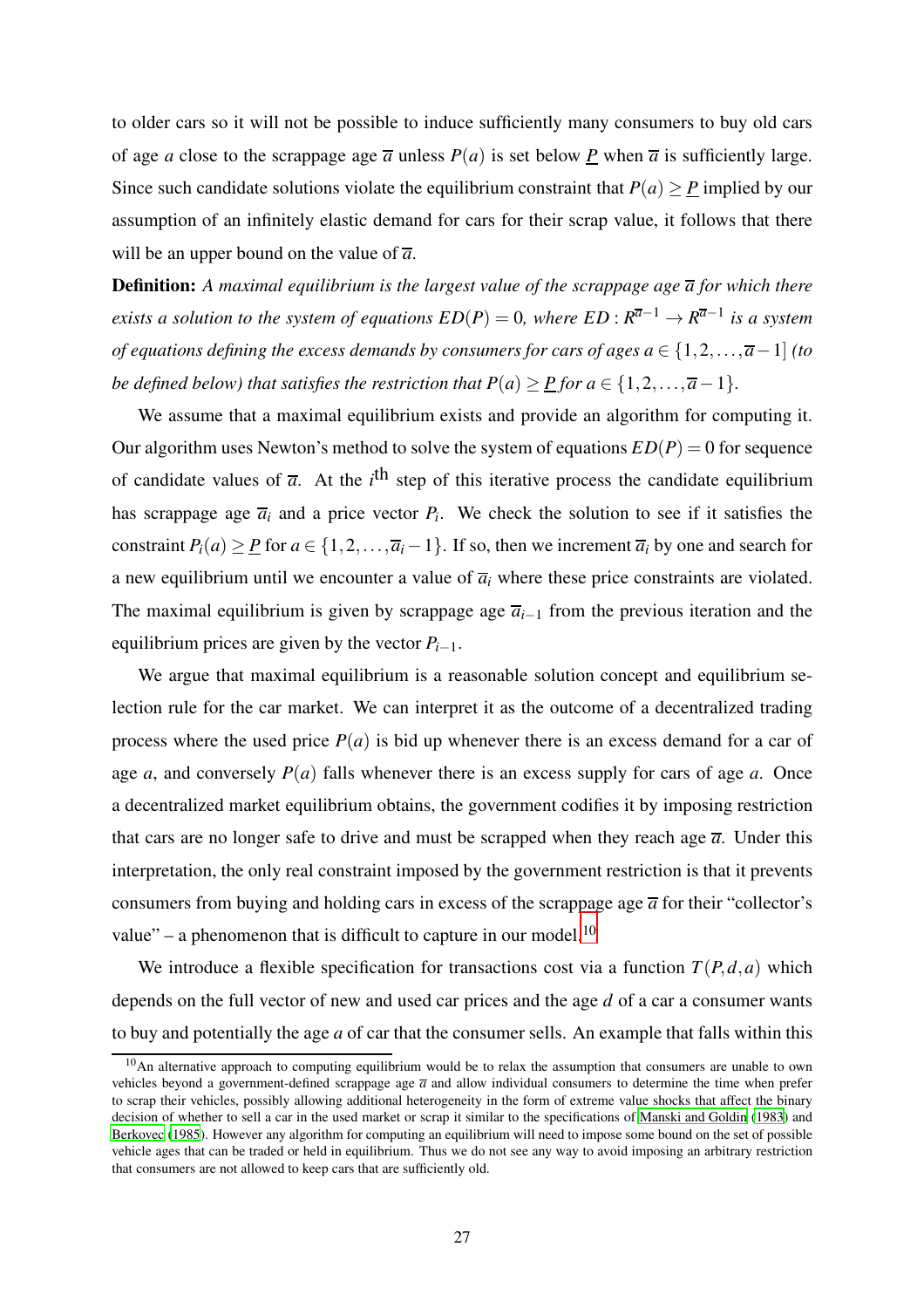to older cars so it will not be possible to induce sufficiently many consumers to buy old cars of age $a$ close to the scrappage age $\overline{a}$ unless $P(a)$ is set below $\underline{P}$ when $\overline{a}$ is sufficiently large. Since such candidate solutions violate the equilibrium constraint that $P(a) \geq \underline{P}$ implied by our assumption of an infinitely elastic demand for cars for their scrap value, it follows that there will be an upper bound on the value of $\overline{a}$.

**Definition:** *A maximal equilibrium is the largest value of the scrappage age $\overline{a}$ for which there exists a solution to the system of equations $ED(P) = 0$, where $ED : R^{\overline{a}-1} \to R^{\overline{a}-1}$ is a system of equations defining the excess demands by consumers for cars of ages $a \in \{1, 2, \ldots, \overline{a}-1\}$ (to be defined below) that satisfies the restriction that $P(a) \geq \underline{P}$ for $a \in \{1, 2, \ldots, \overline{a}-1\}$.*

We assume that a maximal equilibrium exists and provide an algorithm for computing it. Our algorithm uses Newton's method to solve the system of equations $ED(P) = 0$ for sequence of candidate values of $\overline{a}$. At the $i^{\text{th}}$ step of this iterative process the candidate equilibrium has scrappage age $\overline{a}_i$ and a price vector $P_i$. We check the solution to see if it satisfies the constraint $P_i(a) \geq \underline{P}$ for $a \in \{1, 2, \ldots, \overline{a}_i - 1\}$. If so, then we increment $\overline{a}_i$ by one and search for a new equilibrium until we encounter a value of $\overline{a}_i$ where these price constraints are violated. The maximal equilibrium is given by scrappage age $\overline{a}_{i-1}$ from the previous iteration and the equilibrium prices are given by the vector $P_{i-1}$.

We argue that maximal equilibrium is a reasonable solution concept and equilibrium selection rule for the car market. We can interpret it as the outcome of a decentralized trading process where the used price $P(a)$ is bid up whenever there is an excess demand for a car of age $a$, and conversely $P(a)$ falls whenever there is an excess supply for cars of age $a$. Once a decentralized market equilibrium obtains, the government codifies it by imposing restriction that cars are no longer safe to drive and must be scrapped when they reach age $\overline{a}$. Under this interpretation, the only real constraint imposed by the government restriction is that it prevents consumers from buying and holding cars in excess of the scrappage age $\overline{a}$ for their "collector's value" – a phenomenon that is difficult to capture in our model.[10]

We introduce a flexible specification for transactions cost via a function $T(P, d, a)$ which depends on the full vector of new and used car prices and the age $d$ of a car a consumer wants to buy and potentially the age $a$ of car that the consumer sells. An example that falls within this

[10] An alternative approach to computing equilibrium would be to relax the assumption that consumers are unable to own vehicles beyond a government-defined scrappage age $\overline{a}$ and allow individual consumers to determine the time when prefer to scrap their vehicles, possibly allowing additional heterogeneity in the form of extreme value shocks that affect the binary decision of whether to sell a car in the used market or scrap it similar to the specifications of Manski and Goldin (1983) and Berkovec (1985). However any algorithm for computing an equilibrium will need to impose some bound on the set of possible vehicle ages that can be traded or held in equilibrium. Thus we do not see any way to avoid imposing an arbitrary restriction that consumers are not allowed to keep cars that are sufficiently old.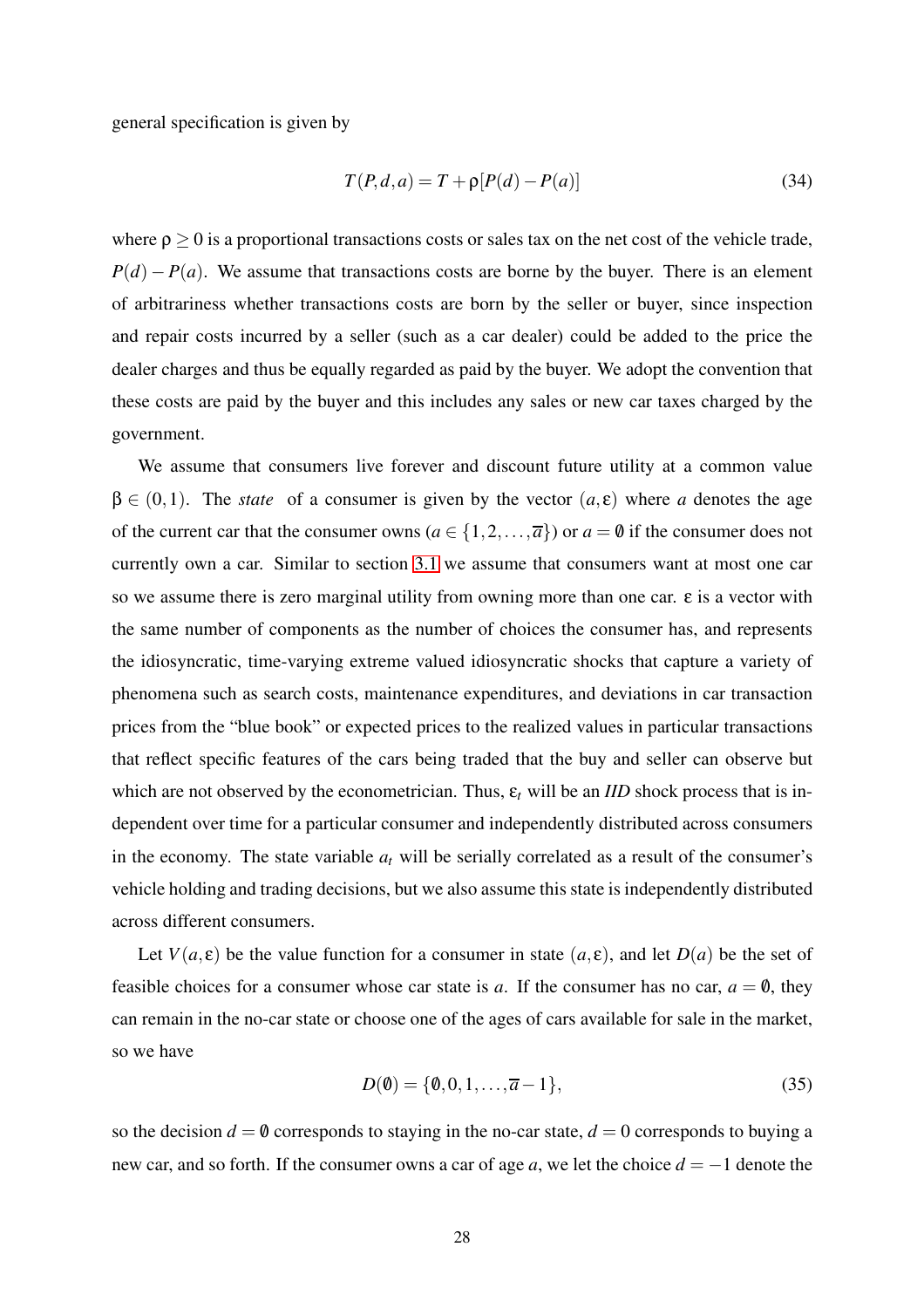general specification is given by

$$T(P,d,a) = T + \rho[P(d) - P(a)] \tag{34}$$

where $\rho \geq 0$ is a proportional transactions costs or sales tax on the net cost of the vehicle trade, $P(d) - P(a)$. We assume that transactions costs are borne by the buyer. There is an element of arbitrariness whether transactions costs are born by the seller or buyer, since inspection and repair costs incurred by a seller (such as a car dealer) could be added to the price the dealer charges and thus be equally regarded as paid by the buyer. We adopt the convention that these costs are paid by the buyer and this includes any sales or new car taxes charged by the government.

We assume that consumers live forever and discount future utility at a common value $\beta \in (0,1)$. The *state* of a consumer is given by the vector $(a,\varepsilon)$ where $a$ denotes the age of the current car that the consumer owns ($a \in \{1,2,\ldots,\overline{a}\}$) or $a = \emptyset$ if the consumer does not currently own a car. Similar to section 3.1 we assume that consumers want at most one car so we assume there is zero marginal utility from owning more than one car. $\varepsilon$ is a vector with the same number of components as the number of choices the consumer has, and represents the idiosyncratic, time-varying extreme valued idiosyncratic shocks that capture a variety of phenomena such as search costs, maintenance expenditures, and deviations in car transaction prices from the "blue book" or expected prices to the realized values in particular transactions that reflect specific features of the cars being traded that the buy and seller can observe but which are not observed by the econometrician. Thus, $\varepsilon_t$ will be an *IID* shock process that is independent over time for a particular consumer and independently distributed across consumers in the economy. The state variable $a_t$ will be serially correlated as a result of the consumer's vehicle holding and trading decisions, but we also assume this state is independently distributed across different consumers.

Let $V(a,\varepsilon)$ be the value function for a consumer in state $(a,\varepsilon)$, and let $D(a)$ be the set of feasible choices for a consumer whose car state is $a$. If the consumer has no car, $a = \emptyset$, they can remain in the no-car state or choose one of the ages of cars available for sale in the market, so we have

$$D(\emptyset) = \{\emptyset, 0, 1, \ldots, \overline{a} - 1\}, \tag{35}$$

so the decision $d = \emptyset$ corresponds to staying in the no-car state, $d = 0$ corresponds to buying a new car, and so forth. If the consumer owns a car of age $a$, we let the choice $d = -1$ denote the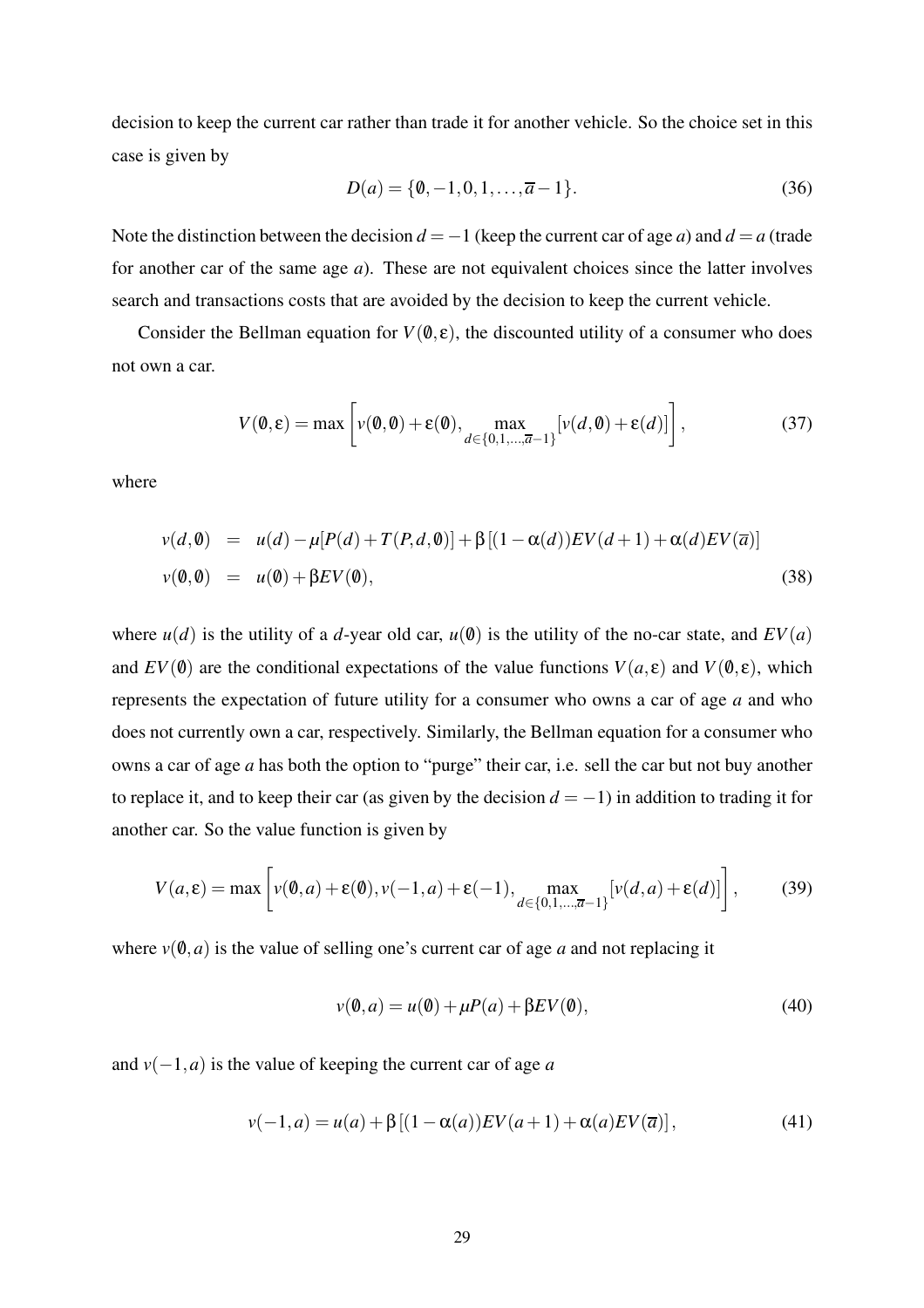decision to keep the current car rather than trade it for another vehicle. So the choice set in this case is given by

$$D(a) = \{\emptyset, -1, 0, 1, \ldots, \overline{a} - 1\}. \tag{36}$$

Note the distinction between the decision $d = -1$ (keep the current car of age $a$) and $d = a$ (trade for another car of the same age $a$). These are not equivalent choices since the latter involves search and transactions costs that are avoided by the decision to keep the current vehicle.

Consider the Bellman equation for $V(\emptyset, \varepsilon)$, the discounted utility of a consumer who does not own a car.

$$V(\emptyset, \varepsilon) = \max \left[ v(\emptyset, \emptyset) + \varepsilon(\emptyset), \max_{d \in \{0,1,\ldots,\overline{a}-1\}} [v(d, \emptyset) + \varepsilon(d)] \right], \tag{37}$$

where

$$\begin{aligned} v(d, \emptyset) &= u(d) - \mu[P(d) + T(P, d, \emptyset)] + \beta \left[ (1 - \alpha(d)) EV(d+1) + \alpha(d) EV(\overline{a}) \right] \\ v(\emptyset, \emptyset) &= u(\emptyset) + \beta EV(\emptyset), \end{aligned} \tag{38}$$

where $u(d)$ is the utility of a $d$-year old car, $u(\emptyset)$ is the utility of the no-car state, and $EV(a)$ and $EV(\emptyset)$ are the conditional expectations of the value functions $V(a, \varepsilon)$ and $V(\emptyset, \varepsilon)$, which represents the expectation of future utility for a consumer who owns a car of age $a$ and who does not currently own a car, respectively. Similarly, the Bellman equation for a consumer who owns a car of age $a$ has both the option to "purge" their car, i.e. sell the car but not buy another to replace it, and to keep their car (as given by the decision $d = -1$) in addition to trading it for another car. So the value function is given by

$$V(a, \varepsilon) = \max \left[ v(\emptyset, a) + \varepsilon(\emptyset), v(-1, a) + \varepsilon(-1), \max_{d \in \{0,1,\ldots,\overline{a}-1\}} [v(d, a) + \varepsilon(d)] \right], \tag{39}$$

where $v(\emptyset, a)$ is the value of selling one's current car of age $a$ and not replacing it

$$v(\emptyset, a) = u(\emptyset) + \mu P(a) + \beta EV(\emptyset), \tag{40}$$

and $v(-1, a)$ is the value of keeping the current car of age $a$

$$v(-1, a) = u(a) + \beta \left[ (1 - \alpha(a)) EV(a+1) + \alpha(a) EV(\overline{a}) \right], \tag{41}$$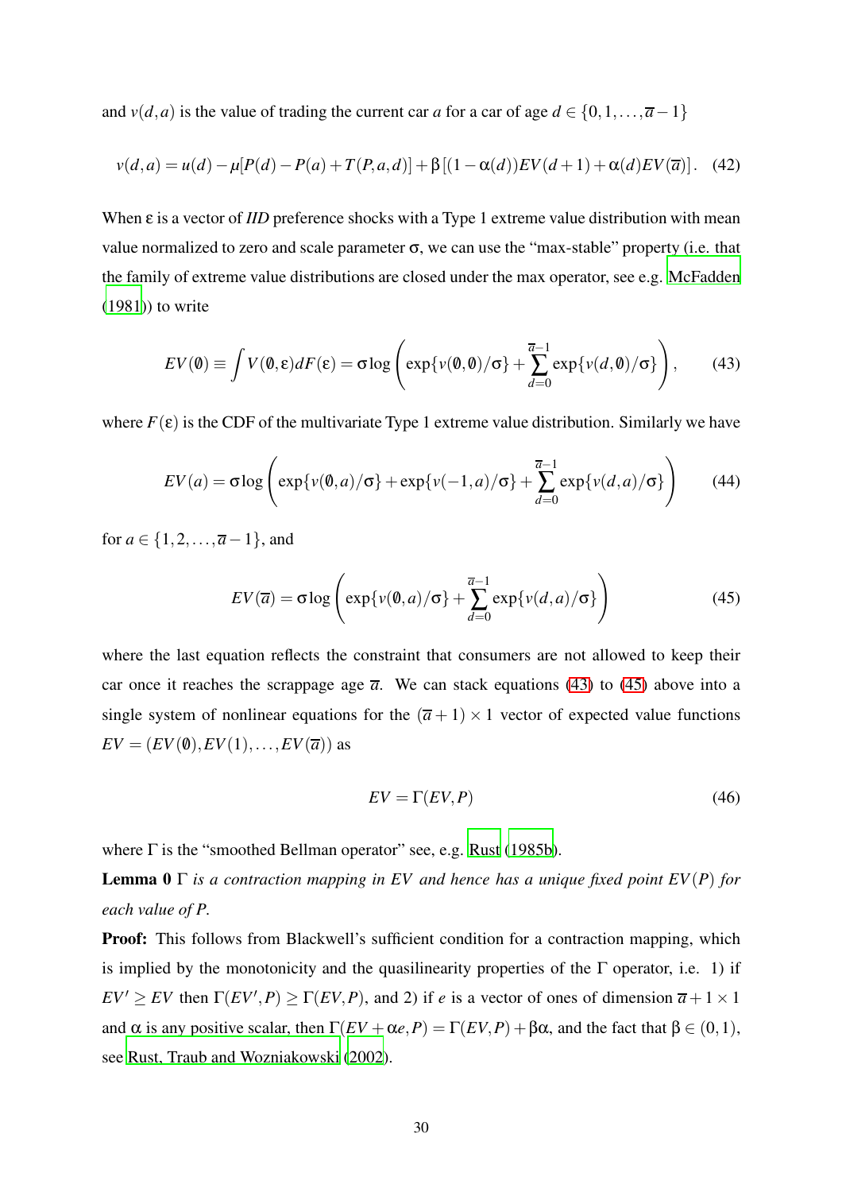and $v(d,a)$ is the value of trading the current car $a$ for a car of age $d \in \{0,1,\ldots,\overline{a}-1\}$

$$v(d,a) = u(d) - \mu[P(d) - P(a) + T(P,a,d)] + \beta\left[(1-\alpha(d))EV(d+1) + \alpha(d)EV(\overline{a})\right]. \quad (42)$$

When $\varepsilon$ is a vector of *IID* preference shocks with a Type 1 extreme value distribution with mean value normalized to zero and scale parameter $\sigma$, we can use the "max-stable" property (i.e. that the family of extreme value distributions are closed under the max operator, see e.g. McFadden (1981)) to write

$$EV(\emptyset) \equiv \int V(\emptyset,\varepsilon)dF(\varepsilon) = \sigma \log\left(\exp\{v(\emptyset,\emptyset)/\sigma\} + \sum_{d=0}^{\overline{a}-1} \exp\{v(d,\emptyset)/\sigma\}\right), \quad (43)$$

where $F(\varepsilon)$ is the CDF of the multivariate Type 1 extreme value distribution. Similarly we have

$$EV(a) = \sigma \log\left(\exp\{v(\emptyset,a)/\sigma\} + \exp\{v(-1,a)/\sigma\} + \sum_{d=0}^{\overline{a}-1} \exp\{v(d,a)/\sigma\}\right) \quad (44)$$

for $a \in \{1,2,\ldots,\overline{a}-1\}$, and

$$EV(\overline{a}) = \sigma \log\left(\exp\{v(\emptyset,a)/\sigma\} + \sum_{d=0}^{\overline{a}-1} \exp\{v(d,a)/\sigma\}\right) \quad (45)$$

where the last equation reflects the constraint that consumers are not allowed to keep their car once it reaches the scrappage age $\overline{a}$. We can stack equations (43) to (45) above into a single system of nonlinear equations for the $(\overline{a}+1) \times 1$ vector of expected value functions $EV = (EV(\emptyset), EV(1), \ldots, EV(\overline{a}))$ as

$$EV = \Gamma(EV, P) \quad (46)$$

where $\Gamma$ is the "smoothed Bellman operator" see, e.g. Rust (1985b).

**Lemma 0** *$\Gamma$ is a contraction mapping in $EV$ and hence has a unique fixed point $EV(P)$ for each value of $P$.*

**Proof:** This follows from Blackwell's sufficient condition for a contraction mapping, which is implied by the monotonicity and the quasilinearity properties of the $\Gamma$ operator, i.e. 1) if $EV' \geq EV$ then $\Gamma(EV',P) \geq \Gamma(EV,P)$, and 2) if $e$ is a vector of ones of dimension $\overline{a}+1 \times 1$ and $\alpha$ is any positive scalar, then $\Gamma(EV + \alpha e, P) = \Gamma(EV,P) + \beta\alpha$, and the fact that $\beta \in (0,1)$, see Rust, Traub and Wozniakowski (2002).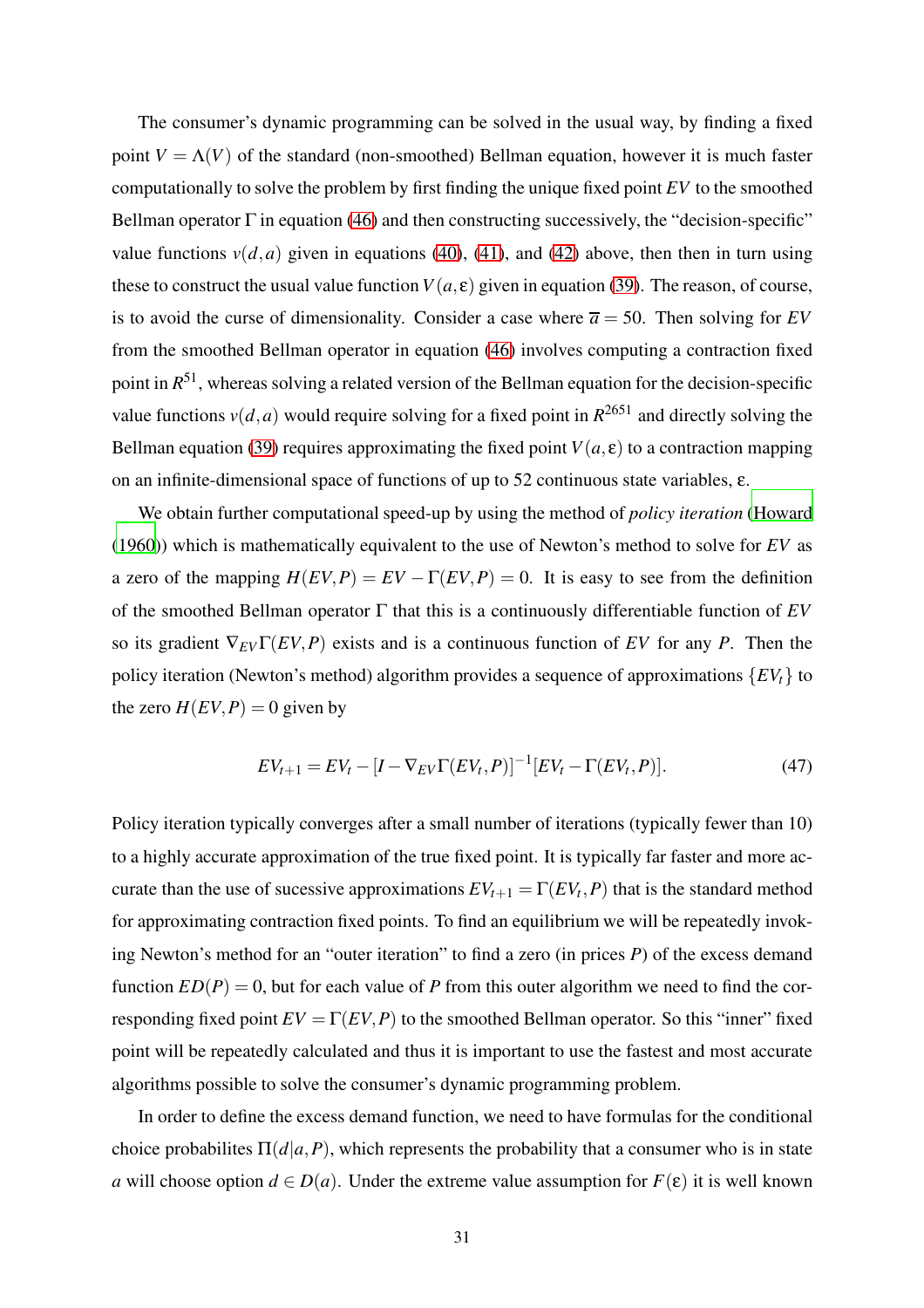The consumer's dynamic programming can be solved in the usual way, by finding a fixed point $V = \Lambda(V)$ of the standard (non-smoothed) Bellman equation, however it is much faster computationally to solve the problem by first finding the unique fixed point $EV$ to the smoothed Bellman operator $\Gamma$ in equation (46) and then constructing successively, the "decision-specific" value functions $v(d,a)$ given in equations (40), (41), and (42) above, then then in turn using these to construct the usual value function $V(a,\varepsilon)$ given in equation (39). The reason, of course, is to avoid the curse of dimensionality. Consider a case where $\overline{a} = 50$. Then solving for $EV$ from the smoothed Bellman operator in equation (46) involves computing a contraction fixed point in $R^{51}$, whereas solving a related version of the Bellman equation for the decision-specific value functions $v(d,a)$ would require solving for a fixed point in $R^{2651}$ and directly solving the Bellman equation (39) requires approximating the fixed point $V(a,\varepsilon)$ to a contraction mapping on an infinite-dimensional space of functions of up to 52 continuous state variables, $\varepsilon$.

We obtain further computational speed-up by using the method of *policy iteration* (Howard (1960)) which is mathematically equivalent to the use of Newton's method to solve for $EV$ as a zero of the mapping $H(EV,P) = EV - \Gamma(EV,P) = 0$. It is easy to see from the definition of the smoothed Bellman operator $\Gamma$ that this is a continuously differentiable function of $EV$ so its gradient $\nabla_{EV}\Gamma(EV,P)$ exists and is a continuous function of $EV$ for any $P$. Then the policy iteration (Newton's method) algorithm provides a sequence of approximations $\{EV_t\}$ to the zero $H(EV,P) = 0$ given by

$$EV_{t+1} = EV_t - [I - \nabla_{EV}\Gamma(EV_t,P)]^{-1}[EV_t - \Gamma(EV_t,P)]. \tag{47}$$

Policy iteration typically converges after a small number of iterations (typically fewer than 10) to a highly accurate approximation of the true fixed point. It is typically far faster and more accurate than the use of sucessive approximations $EV_{t+1} = \Gamma(EV_t,P)$ that is the standard method for approximating contraction fixed points. To find an equilibrium we will be repeatedly invoking Newton's method for an "outer iteration" to find a zero (in prices $P$) of the excess demand function $ED(P) = 0$, but for each value of $P$ from this outer algorithm we need to find the corresponding fixed point $EV = \Gamma(EV,P)$ to the smoothed Bellman operator. So this "inner" fixed point will be repeatedly calculated and thus it is important to use the fastest and most accurate algorithms possible to solve the consumer's dynamic programming problem.

In order to define the excess demand function, we need to have formulas for the conditional choice probabilites $\Pi(d|a,P)$, which represents the probability that a consumer who is in state $a$ will choose option $d \in D(a)$. Under the extreme value assumption for $F(\varepsilon)$ it is well known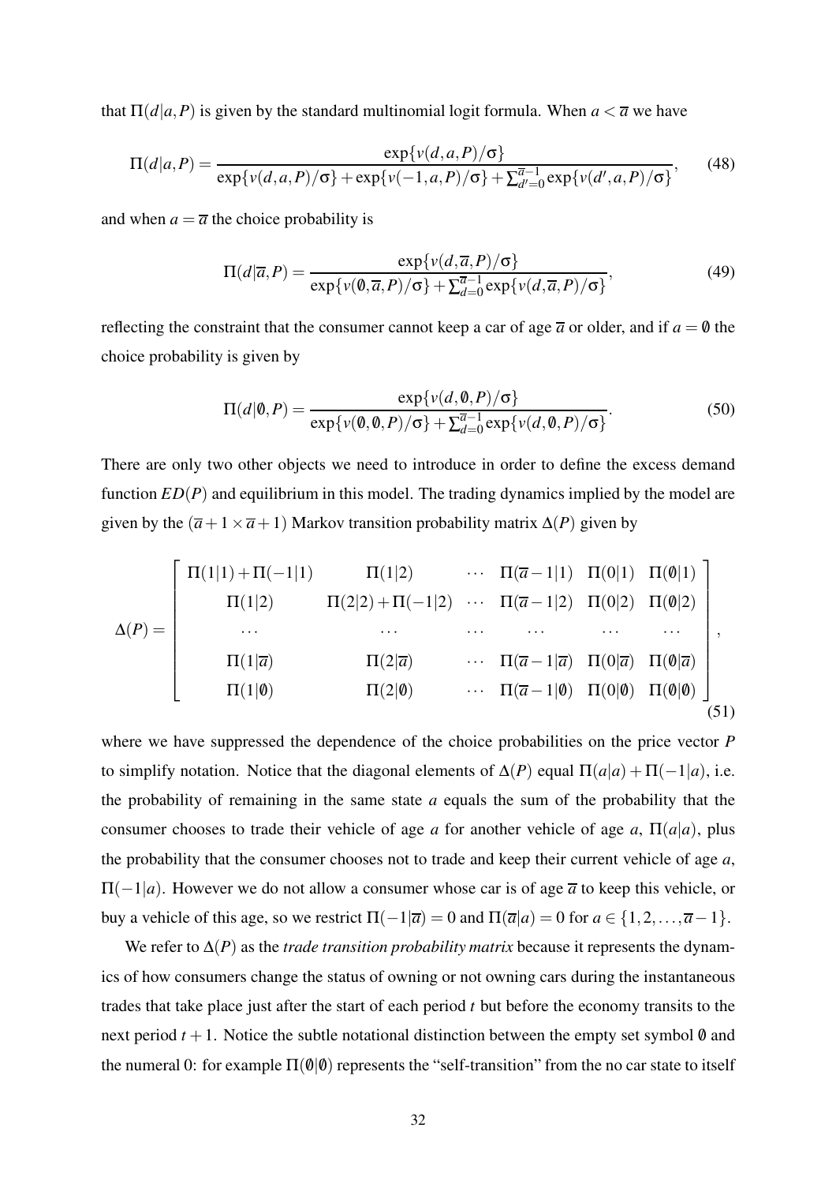that $\Pi(d|a,P)$ is given by the standard multinomial logit formula. When $a < \overline{a}$ we have

$$\Pi(d|a,P) = \frac{\exp\{v(d,a,P)/\sigma\}}{\exp\{v(d,a,P)/\sigma\} + \exp\{v(-1,a,P)/\sigma\} + \sum_{d'=0}^{\overline{a}-1}\exp\{v(d',a,P)/\sigma\}}, \tag{48}$$

and when $a = \overline{a}$ the choice probability is

$$\Pi(d|\overline{a},P) = \frac{\exp\{v(d,\overline{a},P)/\sigma\}}{\exp\{v(\emptyset,\overline{a},P)/\sigma\} + \sum_{d=0}^{\overline{a}-1}\exp\{v(d,\overline{a},P)/\sigma\}}, \tag{49}$$

reflecting the constraint that the consumer cannot keep a car of age $\overline{a}$ or older, and if $a = \emptyset$ the choice probability is given by

$$\Pi(d|\emptyset,P) = \frac{\exp\{v(d,\emptyset,P)/\sigma\}}{\exp\{v(\emptyset,\emptyset,P)/\sigma\} + \sum_{d=0}^{\overline{a}-1}\exp\{v(d,\emptyset,P)/\sigma\}}. \tag{50}$$

There are only two other objects we need to introduce in order to define the excess demand function $ED(P)$ and equilibrium in this model. The trading dynamics implied by the model are given by the $(\overline{a}+1 \times \overline{a}+1)$ Markov transition probability matrix $\Delta(P)$ given by

$$\Delta(P) = \begin{bmatrix} \Pi(1|1)+\Pi(-1|1) & \Pi(1|2) & \cdots & \Pi(\overline{a}-1|1) & \Pi(0|1) & \Pi(\emptyset|1) \\ \Pi(1|2) & \Pi(2|2)+\Pi(-1|2) & \cdots & \Pi(\overline{a}-1|2) & \Pi(0|2) & \Pi(\emptyset|2) \\ \cdots & \cdots & \cdots & \cdots & \cdots & \cdots \\ \Pi(1|\overline{a}) & \Pi(2|\overline{a}) & \cdots & \Pi(\overline{a}-1|\overline{a}) & \Pi(0|\overline{a}) & \Pi(\emptyset|\overline{a}) \\ \Pi(1|\emptyset) & \Pi(2|\emptyset) & \cdots & \Pi(\overline{a}-1|\emptyset) & \Pi(0|\emptyset) & \Pi(\emptyset|\emptyset) \end{bmatrix}, \tag{51}$$

where we have suppressed the dependence of the choice probabilities on the price vector $P$ to simplify notation. Notice that the diagonal elements of $\Delta(P)$ equal $\Pi(a|a)+\Pi(-1|a)$, i.e. the probability of remaining in the same state $a$ equals the sum of the probability that the consumer chooses to trade their vehicle of age $a$ for another vehicle of age $a$, $\Pi(a|a)$, plus the probability that the consumer chooses not to trade and keep their current vehicle of age $a$, $\Pi(-1|a)$. However we do not allow a consumer whose car is of age $\overline{a}$ to keep this vehicle, or buy a vehicle of this age, so we restrict $\Pi(-1|\overline{a}) = 0$ and $\Pi(\overline{a}|a) = 0$ for $a \in \{1,2,\ldots,\overline{a}-1\}$.

We refer to $\Delta(P)$ as the *trade transition probability matrix* because it represents the dynamics of how consumers change the status of owning or not owning cars during the instantaneous trades that take place just after the start of each period $t$ but before the economy transits to the next period $t+1$. Notice the subtle notational distinction between the empty set symbol $\emptyset$ and the numeral 0: for example $\Pi(\emptyset|\emptyset)$ represents the "self-transition" from the no car state to itself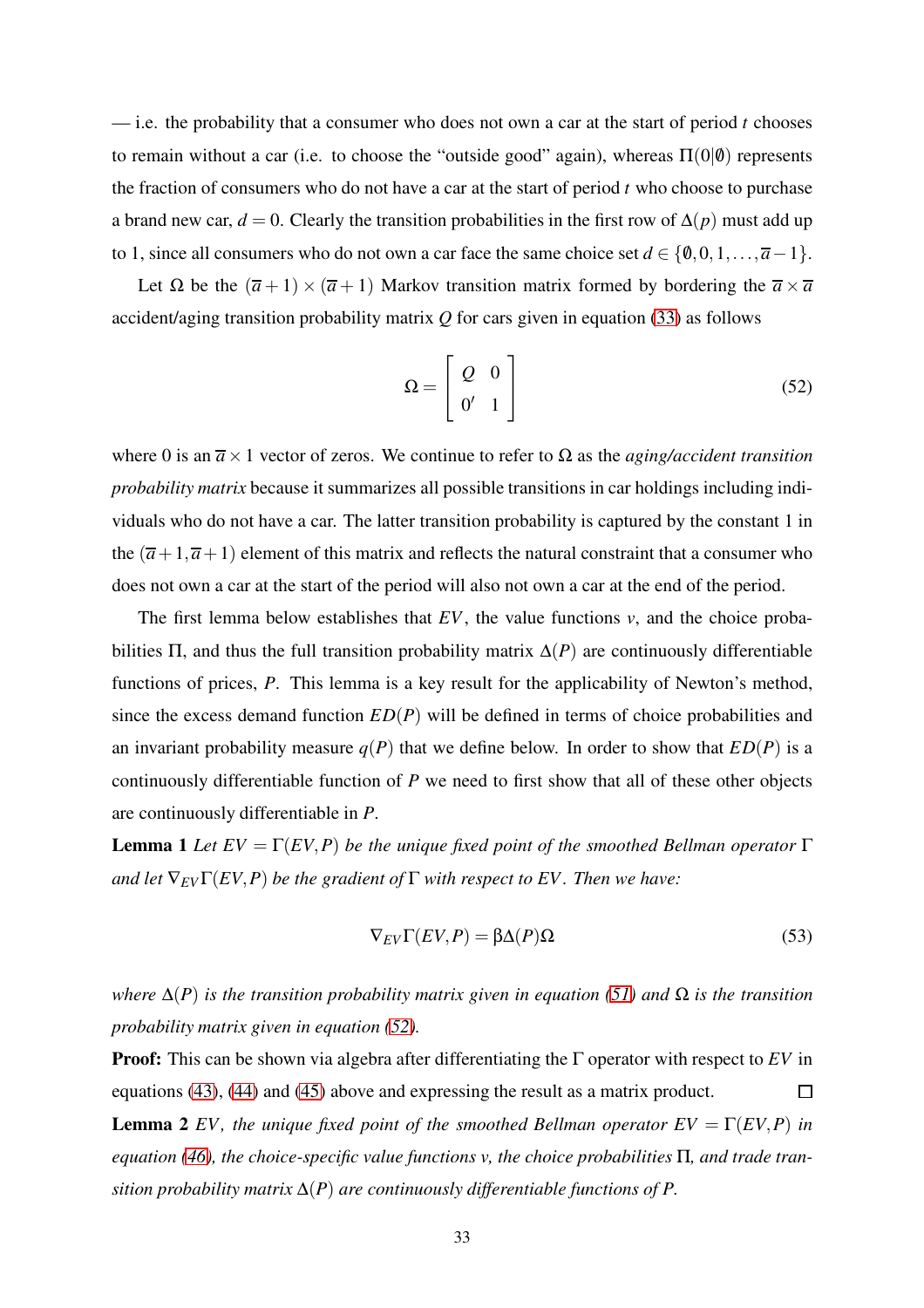— i.e. the probability that a consumer who does not own a car at the start of period $t$ chooses to remain without a car (i.e. to choose the "outside good" again), whereas $\Pi(0|\emptyset)$ represents the fraction of consumers who do not have a car at the start of period $t$ who choose to purchase a brand new car, $d = 0$. Clearly the transition probabilities in the first row of $\Delta(p)$ must add up to 1, since all consumers who do not own a car face the same choice set $d \in \{\emptyset, 0, 1, \ldots, \overline{a} - 1\}$.

Let $\Omega$ be the $(\overline{a}+1) \times (\overline{a}+1)$ Markov transition matrix formed by bordering the $\overline{a} \times \overline{a}$ accident/aging transition probability matrix $Q$ for cars given in equation (33) as follows

$$\Omega = \begin{bmatrix} Q & 0 \\ 0' & 1 \end{bmatrix} \tag{52}$$

where 0 is an $\overline{a} \times 1$ vector of zeros. We continue to refer to $\Omega$ as the *aging/accident transition probability matrix* because it summarizes all possible transitions in car holdings including individuals who do not have a car. The latter transition probability is captured by the constant 1 in the $(\overline{a}+1, \overline{a}+1)$ element of this matrix and reflects the natural constraint that a consumer who does not own a car at the start of the period will also not own a car at the end of the period.

The first lemma below establishes that $EV$, the value functions $v$, and the choice probabilities $\Pi$, and thus the full transition probability matrix $\Delta(P)$ are continuously differentiable functions of prices, $P$. This lemma is a key result for the applicability of Newton's method, since the excess demand function $ED(P)$ will be defined in terms of choice probabilities and an invariant probability measure $q(P)$ that we define below. In order to show that $ED(P)$ is a continuously differentiable function of $P$ we need to first show that all of these other objects are continuously differentiable in $P$.

**Lemma 1** *Let $EV = \Gamma(EV, P)$ be the unique fixed point of the smoothed Bellman operator $\Gamma$ and let $\nabla_{EV}\Gamma(EV, P)$ be the gradient of $\Gamma$ with respect to $EV$. Then we have:*

$$\nabla_{EV}\Gamma(EV, P) = \beta\Delta(P)\Omega \tag{53}$$

*where $\Delta(P)$ is the transition probability matrix given in equation (51) and $\Omega$ is the transition probability matrix given in equation (52).*

**Proof:** This can be shown via algebra after differentiating the $\Gamma$ operator with respect to $EV$ in equations (43), (44) and (45) above and expressing the result as a matrix product. $\square$

**Lemma 2** *$EV$, the unique fixed point of the smoothed Bellman operator $EV = \Gamma(EV, P)$ in equation (46), the choice-specific value functions $v$, the choice probabilities $\Pi$, and trade transition probability matrix $\Delta(P)$ are continuously differentiable functions of $P$.*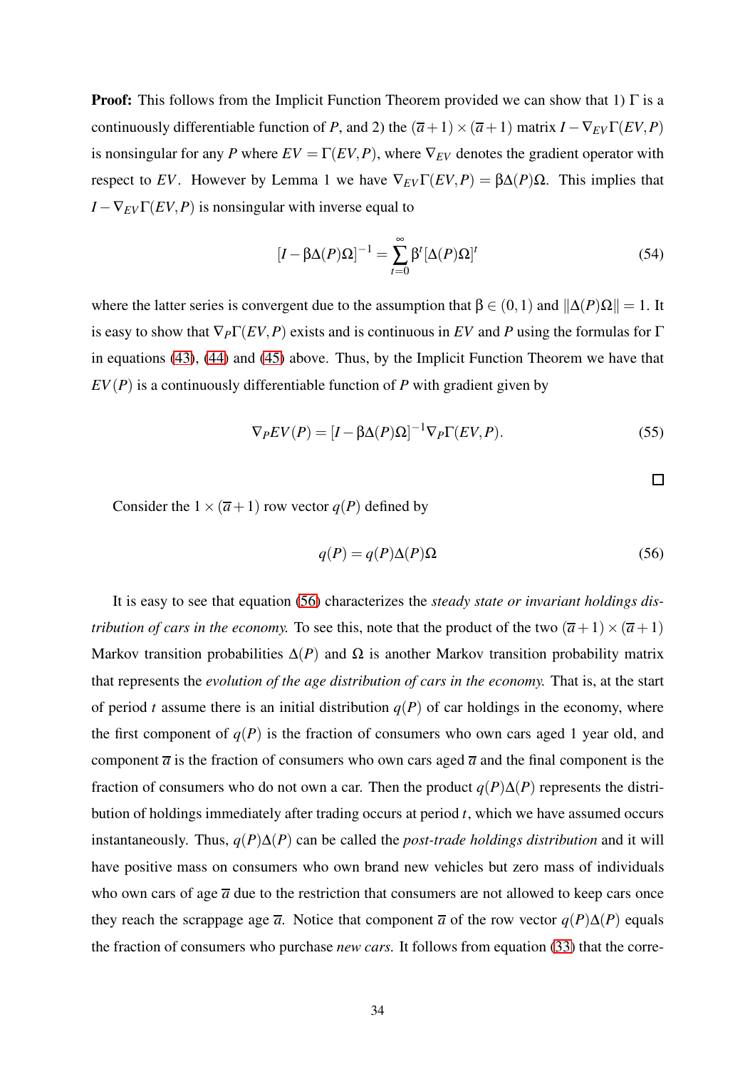**Proof:** This follows from the Implicit Function Theorem provided we can show that 1) $\Gamma$ is a continuously differentiable function of $P$, and 2) the $(\overline{a}+1)\times(\overline{a}+1)$ matrix $I-\nabla_{EV}\Gamma(EV,P)$ is nonsingular for any $P$ where $EV=\Gamma(EV,P)$, where $\nabla_{EV}$ denotes the gradient operator with respect to $EV$. However by Lemma 1 we have $\nabla_{EV}\Gamma(EV,P)=\beta\Delta(P)\Omega$. This implies that $I-\nabla_{EV}\Gamma(EV,P)$ is nonsingular with inverse equal to

$$[I-\beta\Delta(P)\Omega]^{-1}=\sum_{t=0}^{\infty}\beta^{t}[\Delta(P)\Omega]^{t} \tag{54}$$

where the latter series is convergent due to the assumption that $\beta\in(0,1)$ and $\|\Delta(P)\Omega\|=1$. It is easy to show that $\nabla_P\Gamma(EV,P)$ exists and is continuous in $EV$ and $P$ using the formulas for $\Gamma$ in equations (43), (44) and (45) above. Thus, by the Implicit Function Theorem we have that $EV(P)$ is a continuously differentiable function of $P$ with gradient given by

$$\nabla_P EV(P)=[I-\beta\Delta(P)\Omega]^{-1}\nabla_P\Gamma(EV,P). \tag{55}$$

□

Consider the $1\times(\overline{a}+1)$ row vector $q(P)$ defined by

$$q(P)=q(P)\Delta(P)\Omega \tag{56}$$

It is easy to see that equation (56) characterizes the *steady state or invariant holdings distribution of cars in the economy.* To see this, note that the product of the two $(\overline{a}+1)\times(\overline{a}+1)$ Markov transition probabilities $\Delta(P)$ and $\Omega$ is another Markov transition probability matrix that represents the *evolution of the age distribution of cars in the economy.* That is, at the start of period $t$ assume there is an initial distribution $q(P)$ of car holdings in the economy, where the first component of $q(P)$ is the fraction of consumers who own cars aged 1 year old, and component $\overline{a}$ is the fraction of consumers who own cars aged $\overline{a}$ and the final component is the fraction of consumers who do not own a car. Then the product $q(P)\Delta(P)$ represents the distribution of holdings immediately after trading occurs at period $t$, which we have assumed occurs instantaneously. Thus, $q(P)\Delta(P)$ can be called the *post-trade holdings distribution* and it will have positive mass on consumers who own brand new vehicles but zero mass of individuals who own cars of age $\overline{a}$ due to the restriction that consumers are not allowed to keep cars once they reach the scrappage age $\overline{a}$. Notice that component $\overline{a}$ of the row vector $q(P)\Delta(P)$ equals the fraction of consumers who purchase *new cars.* It follows from equation (33) that the corre-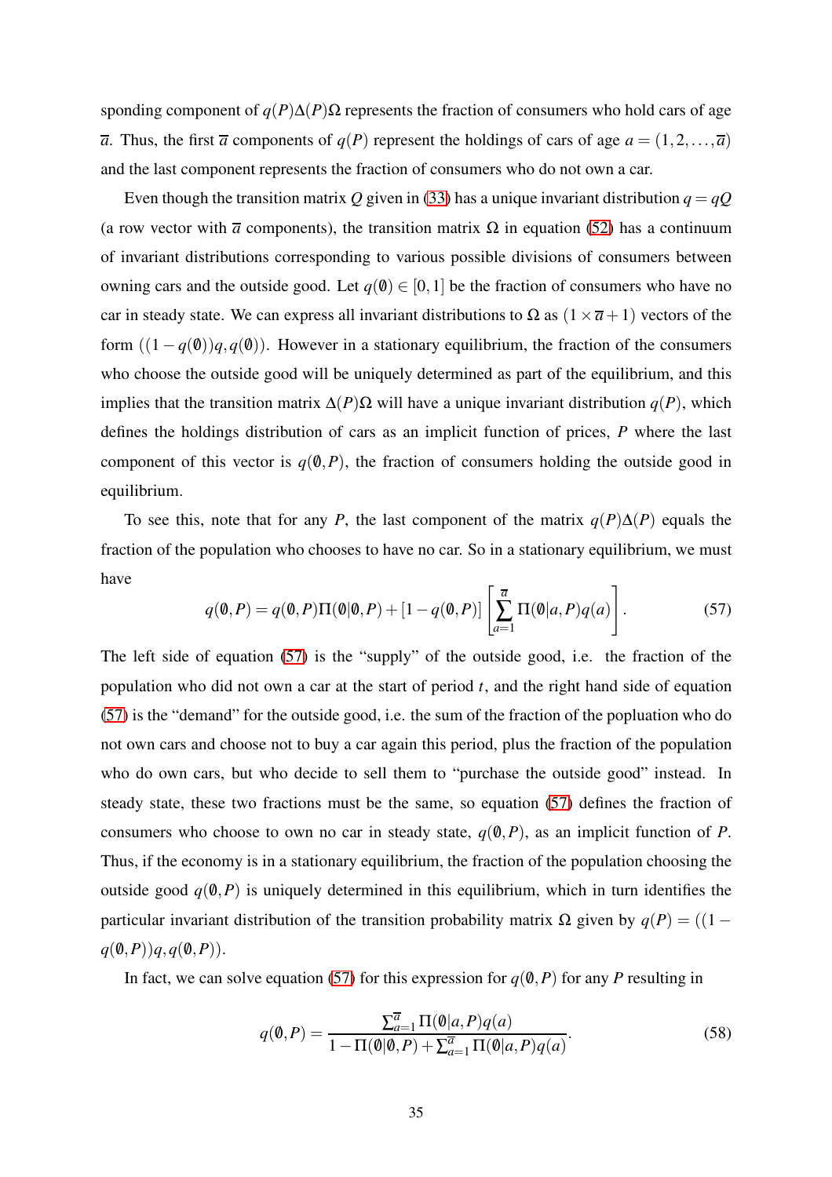sponding component of $q(P)\Delta(P)\Omega$ represents the fraction of consumers who hold cars of age $\overline{a}$. Thus, the first $\overline{a}$ components of $q(P)$ represent the holdings of cars of age $a = (1, 2, \dots, \overline{a})$ and the last component represents the fraction of consumers who do not own a car.

Even though the transition matrix $Q$ given in (33) has a unique invariant distribution $q = qQ$ (a row vector with $\overline{a}$ components), the transition matrix $\Omega$ in equation (52) has a continuum of invariant distributions corresponding to various possible divisions of consumers between owning cars and the outside good. Let $q(\emptyset) \in [0,1]$ be the fraction of consumers who have no car in steady state. We can express all invariant distributions to $\Omega$ as $(1 \times \overline{a}+1)$ vectors of the form $((1-q(\emptyset))q, q(\emptyset))$. However in a stationary equilibrium, the fraction of the consumers who choose the outside good will be uniquely determined as part of the equilibrium, and this implies that the transition matrix $\Delta(P)\Omega$ will have a unique invariant distribution $q(P)$, which defines the holdings distribution of cars as an implicit function of prices, $P$ where the last component of this vector is $q(\emptyset, P)$, the fraction of consumers holding the outside good in equilibrium.

To see this, note that for any $P$, the last component of the matrix $q(P)\Delta(P)$ equals the fraction of the population who chooses to have no car. So in a stationary equilibrium, we must have

$$q(\emptyset, P) = q(\emptyset, P)\Pi(\emptyset|\emptyset, P) + [1 - q(\emptyset, P)]\left[\sum_{a=1}^{\overline{a}} \Pi(\emptyset|a, P)q(a)\right]. \tag{57}$$

The left side of equation (57) is the "supply" of the outside good, i.e. the fraction of the population who did not own a car at the start of period $t$, and the right hand side of equation (57) is the "demand" for the outside good, i.e. the sum of the fraction of the popluation who do not own cars and choose not to buy a car again this period, plus the fraction of the population who do own cars, but who decide to sell them to "purchase the outside good" instead. In steady state, these two fractions must be the same, so equation (57) defines the fraction of consumers who choose to own no car in steady state, $q(\emptyset, P)$, as an implicit function of $P$. Thus, if the economy is in a stationary equilibrium, the fraction of the population choosing the outside good $q(\emptyset, P)$ is uniquely determined in this equilibrium, which in turn identifies the particular invariant distribution of the transition probability matrix $\Omega$ given by $q(P) = ((1 - q(\emptyset, P))q, q(\emptyset, P))$.

In fact, we can solve equation (57) for this expression for $q(\emptyset, P)$ for any $P$ resulting in

$$q(\emptyset, P) = \frac{\sum_{a=1}^{\overline{a}} \Pi(\emptyset|a, P)q(a)}{1 - \Pi(\emptyset|\emptyset, P) + \sum_{a=1}^{\overline{a}} \Pi(\emptyset|a, P)q(a)}. \tag{58}$$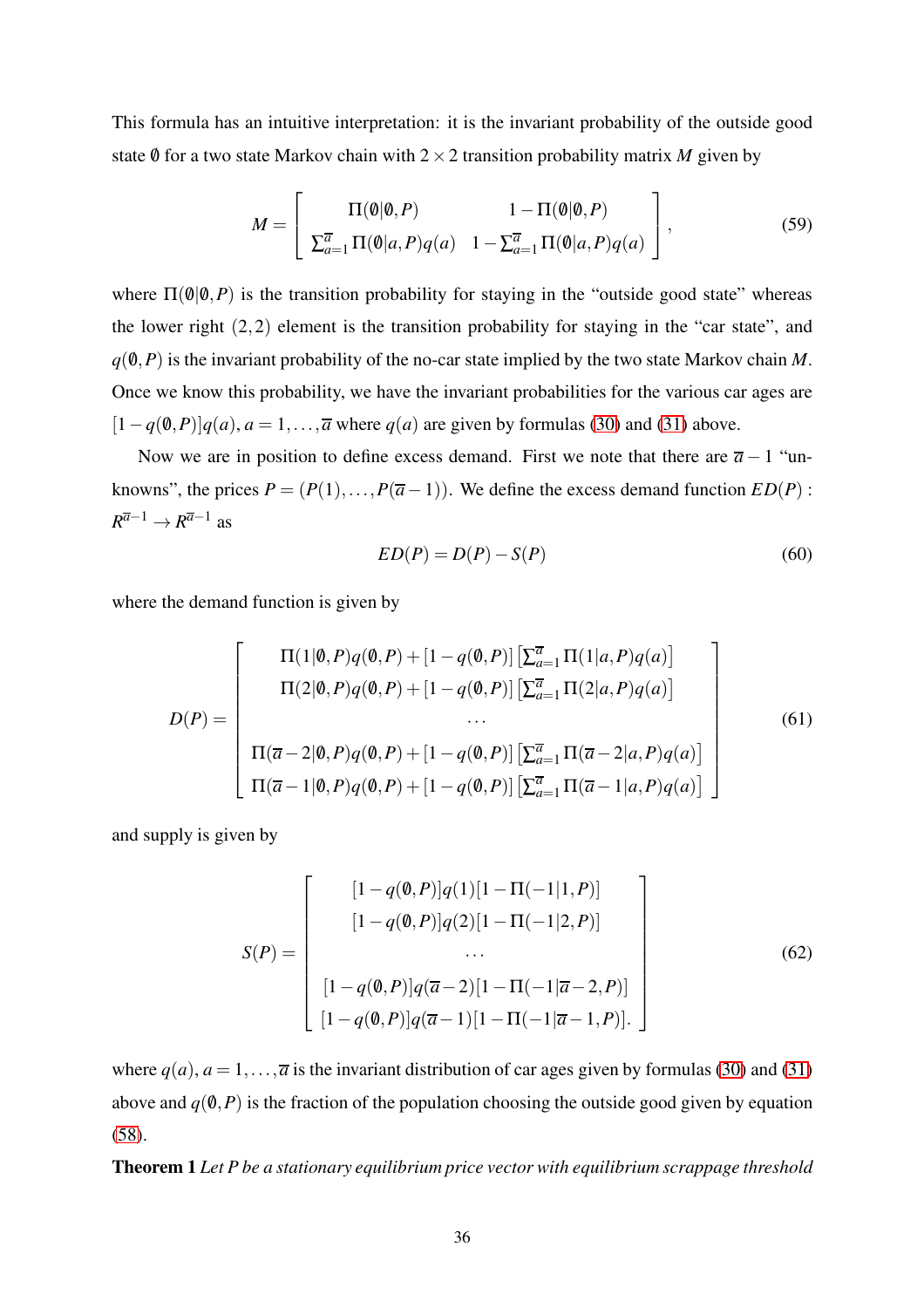This formula has an intuitive interpretation: it is the invariant probability of the outside good state $\emptyset$ for a two state Markov chain with $2 \times 2$ transition probability matrix $M$ given by

$$M = \begin{bmatrix} \Pi(\emptyset|\emptyset,P) & 1-\Pi(\emptyset|\emptyset,P) \\ \sum_{a=1}^{\overline{a}} \Pi(\emptyset|a,P)q(a) & 1-\sum_{a=1}^{\overline{a}} \Pi(\emptyset|a,P)q(a) \end{bmatrix}, \tag{59}$$

where $\Pi(\emptyset|\emptyset,P)$ is the transition probability for staying in the "outside good state" whereas the lower right $(2,2)$ element is the transition probability for staying in the "car state", and $q(\emptyset,P)$ is the invariant probability of the no-car state implied by the two state Markov chain $M$. Once we know this probability, we have the invariant probabilities for the various car ages are $[1-q(\emptyset,P)]q(a)$, $a = 1,\ldots,\overline{a}$ where $q(a)$ are given by formulas (30) and (31) above.

Now we are in position to define excess demand. First we note that there are $\overline{a}-1$ "unknowns", the prices $P = (P(1),\ldots,P(\overline{a}-1))$. We define the excess demand function $ED(P)$ : $R^{\overline{a}-1} \to R^{\overline{a}-1}$ as

$$ED(P) = D(P) - S(P) \tag{60}$$

where the demand function is given by

$$D(P) = \begin{bmatrix} \Pi(1|\emptyset,P)q(\emptyset,P) + [1-q(\emptyset,P)]\left[\sum_{a=1}^{\overline{a}} \Pi(1|a,P)q(a)\right] \\ \Pi(2|\emptyset,P)q(\emptyset,P) + [1-q(\emptyset,P)]\left[\sum_{a=1}^{\overline{a}} \Pi(2|a,P)q(a)\right] \\ \cdots \\ \Pi(\overline{a}-2|\emptyset,P)q(\emptyset,P) + [1-q(\emptyset,P)]\left[\sum_{a=1}^{\overline{a}} \Pi(\overline{a}-2|a,P)q(a)\right] \\ \Pi(\overline{a}-1|\emptyset,P)q(\emptyset,P) + [1-q(\emptyset,P)]\left[\sum_{a=1}^{\overline{a}} \Pi(\overline{a}-1|a,P)q(a)\right] \end{bmatrix} \tag{61}$$

and supply is given by

$$S(P) = \begin{bmatrix} [1-q(\emptyset,P)]q(1)[1-\Pi(-1|1,P)] \\ [1-q(\emptyset,P)]q(2)[1-\Pi(-1|2,P)] \\ \cdots \\ [1-q(\emptyset,P)]q(\overline{a}-2)[1-\Pi(-1|\overline{a}-2,P)] \\ [1-q(\emptyset,P)]q(\overline{a}-1)[1-\Pi(-1|\overline{a}-1,P)]. \end{bmatrix} \tag{62}$$

where $q(a)$, $a = 1,\ldots,\overline{a}$ is the invariant distribution of car ages given by formulas (30) and (31) above and $q(\emptyset,P)$ is the fraction of the population choosing the outside good given by equation (58).

**Theorem 1** *Let $P$ be a stationary equilibrium price vector with equilibrium scrappage threshold*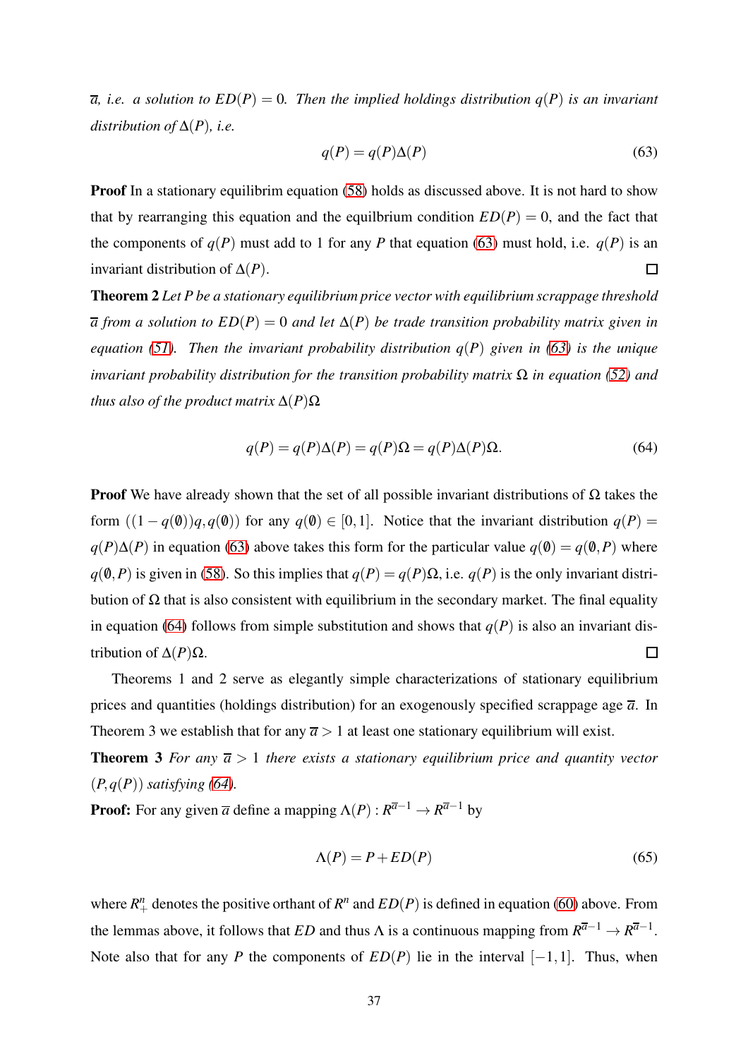$\overline{a}$, *i.e. a solution to* $ED(P) = 0$. *Then the implied holdings distribution* $q(P)$ *is an invariant distribution of* $\Delta(P)$, *i.e.*

$$q(P) = q(P)\Delta(P) \tag{63}$$

**Proof** In a stationary equilibrim equation (58) holds as discussed above. It is not hard to show that by rearranging this equation and the equilbrium condition $ED(P) = 0$, and the fact that the components of $q(P)$ must add to 1 for any $P$ that equation (63) must hold, i.e. $q(P)$ is an invariant distribution of $\Delta(P)$. □

**Theorem 2** *Let* $P$ *be a stationary equilibrium price vector with equilibrium scrappage threshold* $\overline{a}$ *from a solution to* $ED(P) = 0$ *and let* $\Delta(P)$ *be trade transition probability matrix given in equation (51). Then the invariant probability distribution* $q(P)$ *given in (63) is the unique invariant probability distribution for the transition probability matrix* $\Omega$ *in equation (52) and thus also of the product matrix* $\Delta(P)\Omega$

$$q(P) = q(P)\Delta(P) = q(P)\Omega = q(P)\Delta(P)\Omega. \tag{64}$$

**Proof** We have already shown that the set of all possible invariant distributions of $\Omega$ takes the form $((1 - q(\emptyset))q, q(\emptyset))$ for any $q(\emptyset) \in [0,1]$. Notice that the invariant distribution $q(P) = q(P)\Delta(P)$ in equation (63) above takes this form for the particular value $q(\emptyset) = q(\emptyset, P)$ where $q(\emptyset, P)$ is given in (58). So this implies that $q(P) = q(P)\Omega$, i.e. $q(P)$ is the only invariant distribution of $\Omega$ that is also consistent with equilibrium in the secondary market. The final equality in equation (64) follows from simple substitution and shows that $q(P)$ is also an invariant distribution of $\Delta(P)\Omega$. □

Theorems 1 and 2 serve as elegantly simple characterizations of stationary equilibrium prices and quantities (holdings distribution) for an exogenously specified scrappage age $\overline{a}$. In Theorem 3 we establish that for any $\overline{a} > 1$ at least one stationary equilibrium will exist.

**Theorem 3** *For any* $\overline{a} > 1$ *there exists a stationary equilibrium price and quantity vector* $(P, q(P))$ *satisfying (64).*

**Proof:** For any given $\overline{a}$ define a mapping $\Lambda(P) : R^{\overline{a}-1} \to R^{\overline{a}-1}$ by

$$\Lambda(P) = P + ED(P) \tag{65}$$

where $R^n_+$ denotes the positive orthant of $R^n$ and $ED(P)$ is defined in equation (60) above. From the lemmas above, it follows that $ED$ and thus $\Lambda$ is a continuous mapping from $R^{\overline{a}-1} \to R^{\overline{a}-1}$. Note also that for any $P$ the components of $ED(P)$ lie in the interval $[-1, 1]$. Thus, when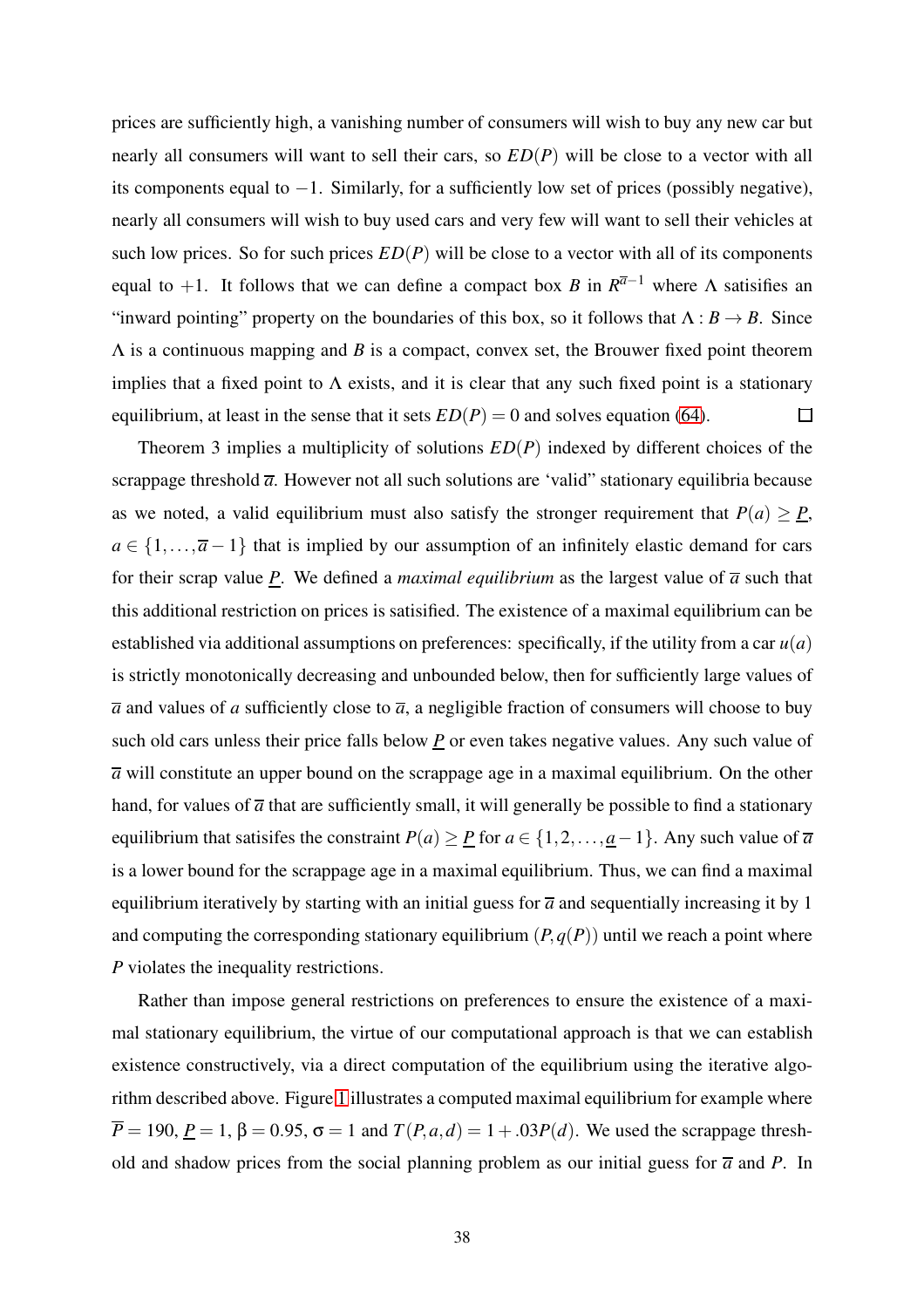prices are sufficiently high, a vanishing number of consumers will wish to buy any new car but nearly all consumers will want to sell their cars, so $ED(P)$ will be close to a vector with all its components equal to $-1$. Similarly, for a sufficiently low set of prices (possibly negative), nearly all consumers will wish to buy used cars and very few will want to sell their vehicles at such low prices. So for such prices $ED(P)$ will be close to a vector with all of its components equal to $+1$. It follows that we can define a compact box $B$ in $R^{\overline{a}-1}$ where $\Lambda$ satisifies an "inward pointing" property on the boundaries of this box, so it follows that $\Lambda : B \to B$. Since $\Lambda$ is a continuous mapping and $B$ is a compact, convex set, the Brouwer fixed point theorem implies that a fixed point to $\Lambda$ exists, and it is clear that any such fixed point is a stationary equilibrium, at least in the sense that it sets $ED(P) = 0$ and solves equation (64). □

Theorem 3 implies a multiplicity of solutions $ED(P)$ indexed by different choices of the scrappage threshold $\overline{a}$. However not all such solutions are 'valid" stationary equilibria because as we noted, a valid equilibrium must also satisfy the stronger requirement that $P(a) \geq \underline{P}$, $a \in \{1, \ldots, \overline{a}-1\}$ that is implied by our assumption of an infinitely elastic demand for cars for their scrap value $\underline{P}$. We defined a *maximal equilibrium* as the largest value of $\overline{a}$ such that this additional restriction on prices is satisified. The existence of a maximal equilibrium can be established via additional assumptions on preferences: specifically, if the utility from a car $u(a)$ is strictly monotonically decreasing and unbounded below, then for sufficiently large values of $\overline{a}$ and values of $a$ sufficiently close to $\overline{a}$, a negligible fraction of consumers will choose to buy such old cars unless their price falls below $\underline{P}$ or even takes negative values. Any such value of $\overline{a}$ will constitute an upper bound on the scrappage age in a maximal equilibrium. On the other hand, for values of $\overline{a}$ that are sufficiently small, it will generally be possible to find a stationary equilibrium that satisifes the constraint $P(a) \geq \underline{P}$ for $a \in \{1, 2, \ldots, \underline{a}-1\}$. Any such value of $\overline{a}$ is a lower bound for the scrappage age in a maximal equilibrium. Thus, we can find a maximal equilibrium iteratively by starting with an initial guess for $\overline{a}$ and sequentially increasing it by 1 and computing the corresponding stationary equilibrium $(P, q(P))$ until we reach a point where $P$ violates the inequality restrictions.

Rather than impose general restrictions on preferences to ensure the existence of a maximal stationary equilibrium, the virtue of our computational approach is that we can establish existence constructively, via a direct computation of the equilibrium using the iterative algorithm described above. Figure 1 illustrates a computed maximal equilibrium for example where $\overline{P} = 190$, $\underline{P} = 1$, $\beta = 0.95$, $\sigma = 1$ and $T(P, a, d) = 1 + .03P(d)$. We used the scrappage threshold and shadow prices from the social planning problem as our initial guess for $\overline{a}$ and $P$. In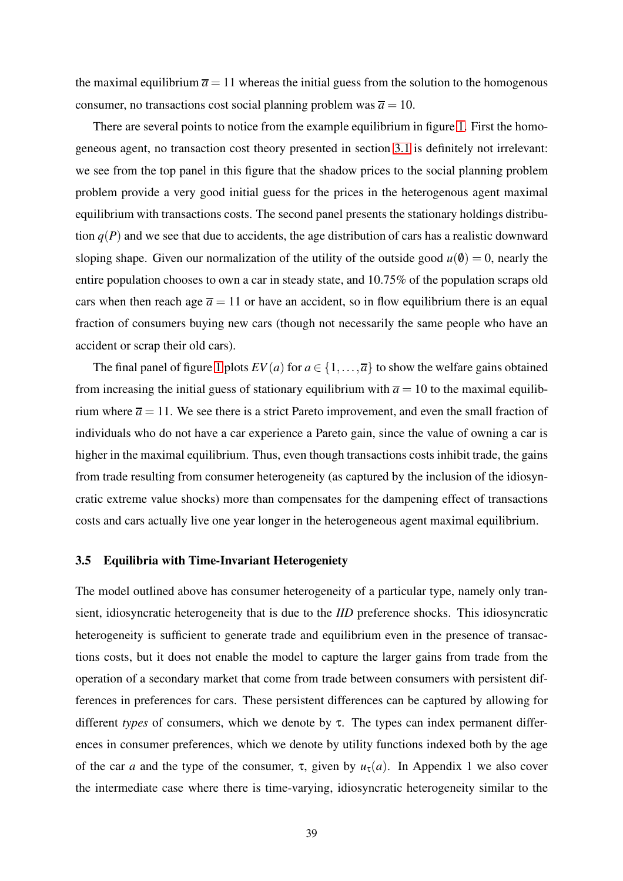the maximal equilibrium $\overline{a} = 11$ whereas the initial guess from the solution to the homogenous consumer, no transactions cost social planning problem was $\overline{a} = 10$.

There are several points to notice from the example equilibrium in figure 1. First the homogeneous agent, no transaction cost theory presented in section 3.1 is definitely not irrelevant: we see from the top panel in this figure that the shadow prices to the social planning problem problem provide a very good initial guess for the prices in the heterogenous agent maximal equilibrium with transactions costs. The second panel presents the stationary holdings distribution $q(P)$ and we see that due to accidents, the age distribution of cars has a realistic downward sloping shape. Given our normalization of the utility of the outside good $u(\emptyset) = 0$, nearly the entire population chooses to own a car in steady state, and 10.75% of the population scraps old cars when then reach age $\overline{a} = 11$ or have an accident, so in flow equilibrium there is an equal fraction of consumers buying new cars (though not necessarily the same people who have an accident or scrap their old cars).

The final panel of figure 1 plots $EV(a)$ for $a \in \{1, \ldots, \overline{a}\}$ to show the welfare gains obtained from increasing the initial guess of stationary equilibrium with $\overline{a} = 10$ to the maximal equilibrium where $\overline{a} = 11$. We see there is a strict Pareto improvement, and even the small fraction of individuals who do not have a car experience a Pareto gain, since the value of owning a car is higher in the maximal equilibrium. Thus, even though transactions costs inhibit trade, the gains from trade resulting from consumer heterogeneity (as captured by the inclusion of the idiosyncratic extreme value shocks) more than compensates for the dampening effect of transactions costs and cars actually live one year longer in the heterogeneous agent maximal equilibrium.

### 3.5 Equilibria with Time-Invariant Heterogeneity

The model outlined above has consumer heterogeneity of a particular type, namely only transient, idiosyncratic heterogeneity that is due to the *IID* preference shocks. This idiosyncratic heterogeneity is sufficient to generate trade and equilibrium even in the presence of transactions costs, but it does not enable the model to capture the larger gains from trade from the operation of a secondary market that come from trade between consumers with persistent differences in preferences for cars. These persistent differences can be captured by allowing for different *types* of consumers, which we denote by $\tau$. The types can index permanent differences in consumer preferences, which we denote by utility functions indexed both by the age of the car $a$ and the type of the consumer, $\tau$, given by $u_\tau(a)$. In Appendix 1 we also cover the intermediate case where there is time-varying, idiosyncratic heterogeneity similar to the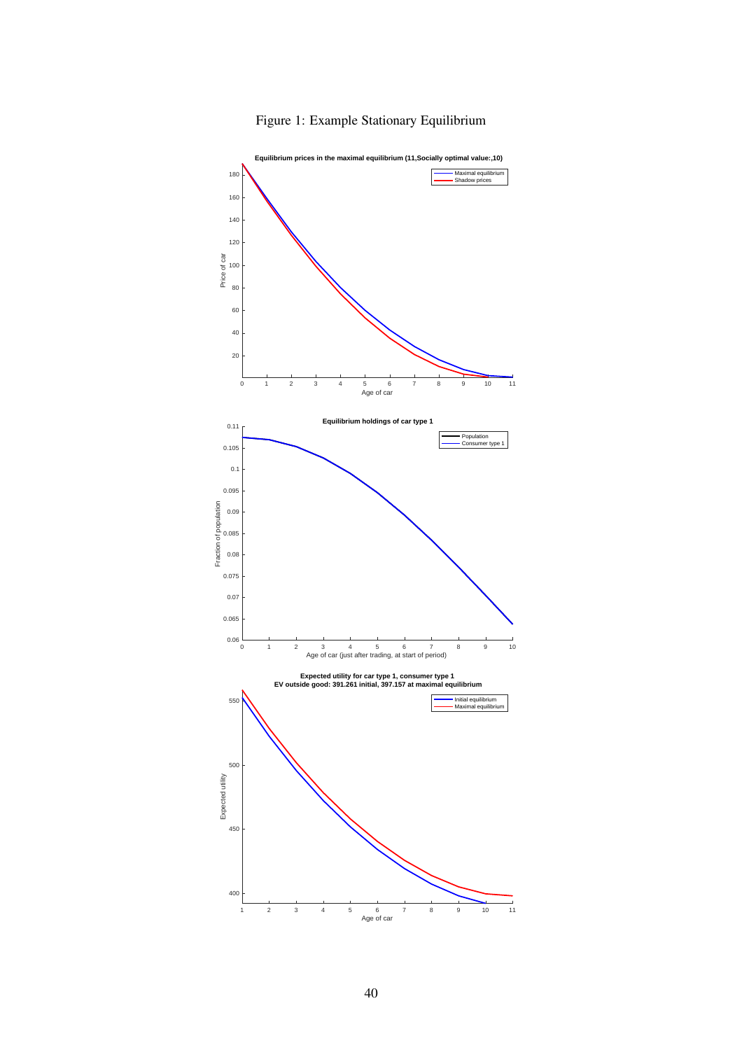# Figure 1: Example Stationary Equilibrium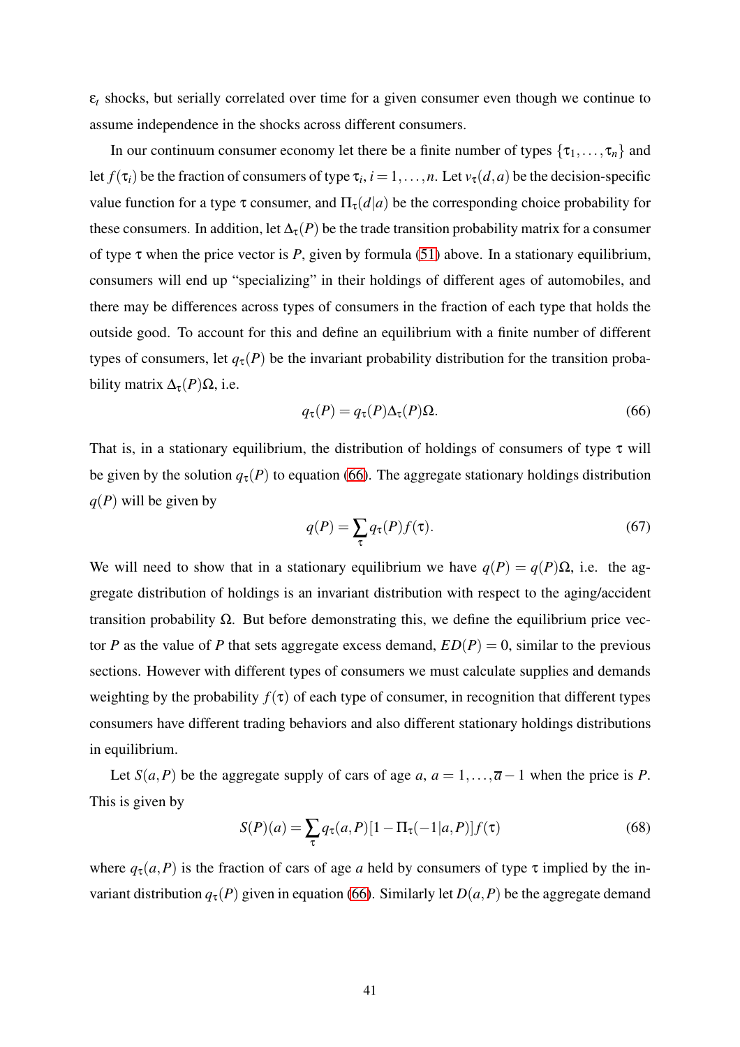$\varepsilon_t$ shocks, but serially correlated over time for a given consumer even though we continue to assume independence in the shocks across different consumers.

In our continuum consumer economy let there be a finite number of types $\{\tau_1,\dots,\tau_n\}$ and let $f(\tau_i)$ be the fraction of consumers of type $\tau_i$, $i=1,\dots,n$. Let $v_\tau(d,a)$ be the decision-specific value function for a type $\tau$ consumer, and $\Pi_\tau(d|a)$ be the corresponding choice probability for these consumers. In addition, let $\Delta_\tau(P)$ be the trade transition probability matrix for a consumer of type $\tau$ when the price vector is $P$, given by formula (51) above. In a stationary equilibrium, consumers will end up "specializing" in their holdings of different ages of automobiles, and there may be differences across types of consumers in the fraction of each type that holds the outside good. To account for this and define an equilibrium with a finite number of different types of consumers, let $q_\tau(P)$ be the invariant probability distribution for the transition probability matrix $\Delta_\tau(P)\Omega$, i.e.

$$q_\tau(P) = q_\tau(P)\Delta_\tau(P)\Omega. \tag{66}$$

That is, in a stationary equilibrium, the distribution of holdings of consumers of type $\tau$ will be given by the solution $q_\tau(P)$ to equation (66). The aggregate stationary holdings distribution $q(P)$ will be given by

$$q(P) = \sum_\tau q_\tau(P) f(\tau). \tag{67}$$

We will need to show that in a stationary equilibrium we have $q(P) = q(P)\Omega$, i.e. the aggregate distribution of holdings is an invariant distribution with respect to the aging/accident transition probability $\Omega$. But before demonstrating this, we define the equilibrium price vector $P$ as the value of $P$ that sets aggregate excess demand, $ED(P) = 0$, similar to the previous sections. However with different types of consumers we must calculate supplies and demands weighting by the probability $f(\tau)$ of each type of consumer, in recognition that different types consumers have different trading behaviors and also different stationary holdings distributions in equilibrium.

Let $S(a,P)$ be the aggregate supply of cars of age $a$, $a = 1,\dots,\overline{a}-1$ when the price is $P$. This is given by

$$S(P)(a) = \sum_\tau q_\tau(a,P)[1 - \Pi_\tau(-1|a,P)] f(\tau) \tag{68}$$

where $q_\tau(a,P)$ is the fraction of cars of age $a$ held by consumers of type $\tau$ implied by the invariant distribution $q_\tau(P)$ given in equation (66). Similarly let $D(a,P)$ be the aggregate demand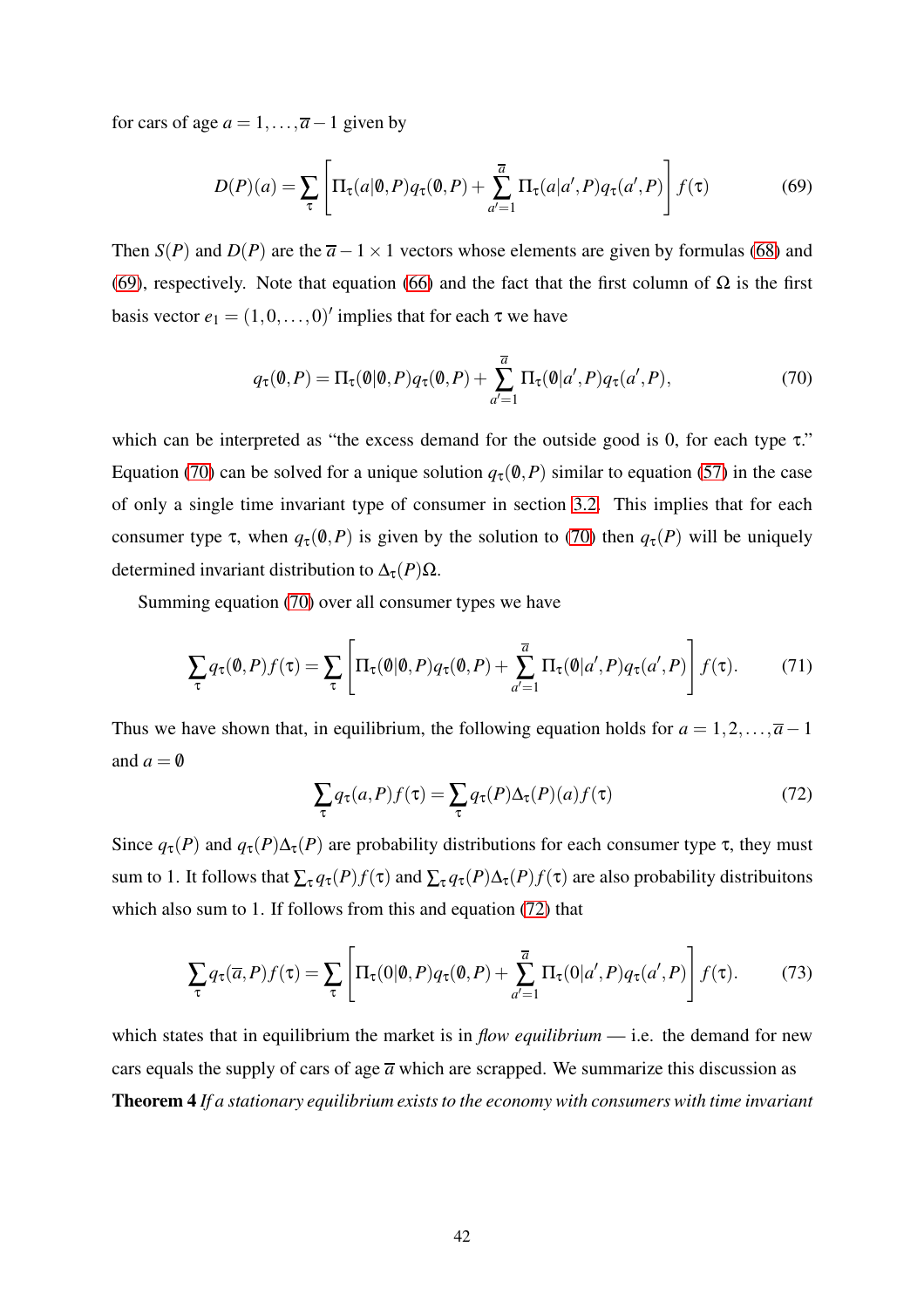for cars of age $a = 1, \ldots, \overline{a}-1$ given by

$$D(P)(a) = \sum_{\tau} \left[ \Pi_\tau(a|\emptyset, P) q_\tau(\emptyset, P) + \sum_{a'=1}^{\overline{a}} \Pi_\tau(a|a', P) q_\tau(a', P) \right] f(\tau) \tag{69}$$

Then $S(P)$ and $D(P)$ are the $\overline{a}-1 \times 1$ vectors whose elements are given by formulas (68) and (69), respectively. Note that equation (66) and the fact that the first column of $\Omega$ is the first basis vector $e_1 = (1, 0, \ldots, 0)'$ implies that for each $\tau$ we have

$$q_\tau(\emptyset, P) = \Pi_\tau(\emptyset|\emptyset, P) q_\tau(\emptyset, P) + \sum_{a'=1}^{\overline{a}} \Pi_\tau(\emptyset|a', P) q_\tau(a', P), \tag{70}$$

which can be interpreted as "the excess demand for the outside good is 0, for each type $\tau$." Equation (70) can be solved for a unique solution $q_\tau(\emptyset, P)$ similar to equation (57) in the case of only a single time invariant type of consumer in section 3.2. This implies that for each consumer type $\tau$, when $q_\tau(\emptyset, P)$ is given by the solution to (70) then $q_\tau(P)$ will be uniquely determined invariant distribution to $\Delta_\tau(P)\Omega$.

Summing equation (70) over all consumer types we have

$$\sum_{\tau} q_\tau(\emptyset, P) f(\tau) = \sum_{\tau} \left[ \Pi_\tau(\emptyset|\emptyset, P) q_\tau(\emptyset, P) + \sum_{a'=1}^{\overline{a}} \Pi_\tau(\emptyset|a', P) q_\tau(a', P) \right] f(\tau). \tag{71}$$

Thus we have shown that, in equilibrium, the following equation holds for $a = 1, 2, \ldots, \overline{a}-1$ and $a = \emptyset$

$$\sum_{\tau} q_\tau(a, P) f(\tau) = \sum_{\tau} q_\tau(P) \Delta_\tau(P)(a) f(\tau) \tag{72}$$

Since $q_\tau(P)$ and $q_\tau(P)\Delta_\tau(P)$ are probability distributions for each consumer type $\tau$, they must sum to 1. It follows that $\sum_\tau q_\tau(P) f(\tau)$ and $\sum_\tau q_\tau(P)\Delta_\tau(P) f(\tau)$ are also probability distribuitons which also sum to 1. If follows from this and equation (72) that

$$\sum_{\tau} q_\tau(\overline{a}, P) f(\tau) = \sum_{\tau} \left[ \Pi_\tau(0|\emptyset, P) q_\tau(\emptyset, P) + \sum_{a'=1}^{\overline{a}} \Pi_\tau(0|a', P) q_\tau(a', P) \right] f(\tau). \tag{73}$$

which states that in equilibrium the market is in *flow equilibrium* — i.e. the demand for new cars equals the supply of cars of age $\overline{a}$ which are scrapped. We summarize this discussion as

**Theorem 4** *If a stationary equilibrium exists to the economy with consumers with time invariant*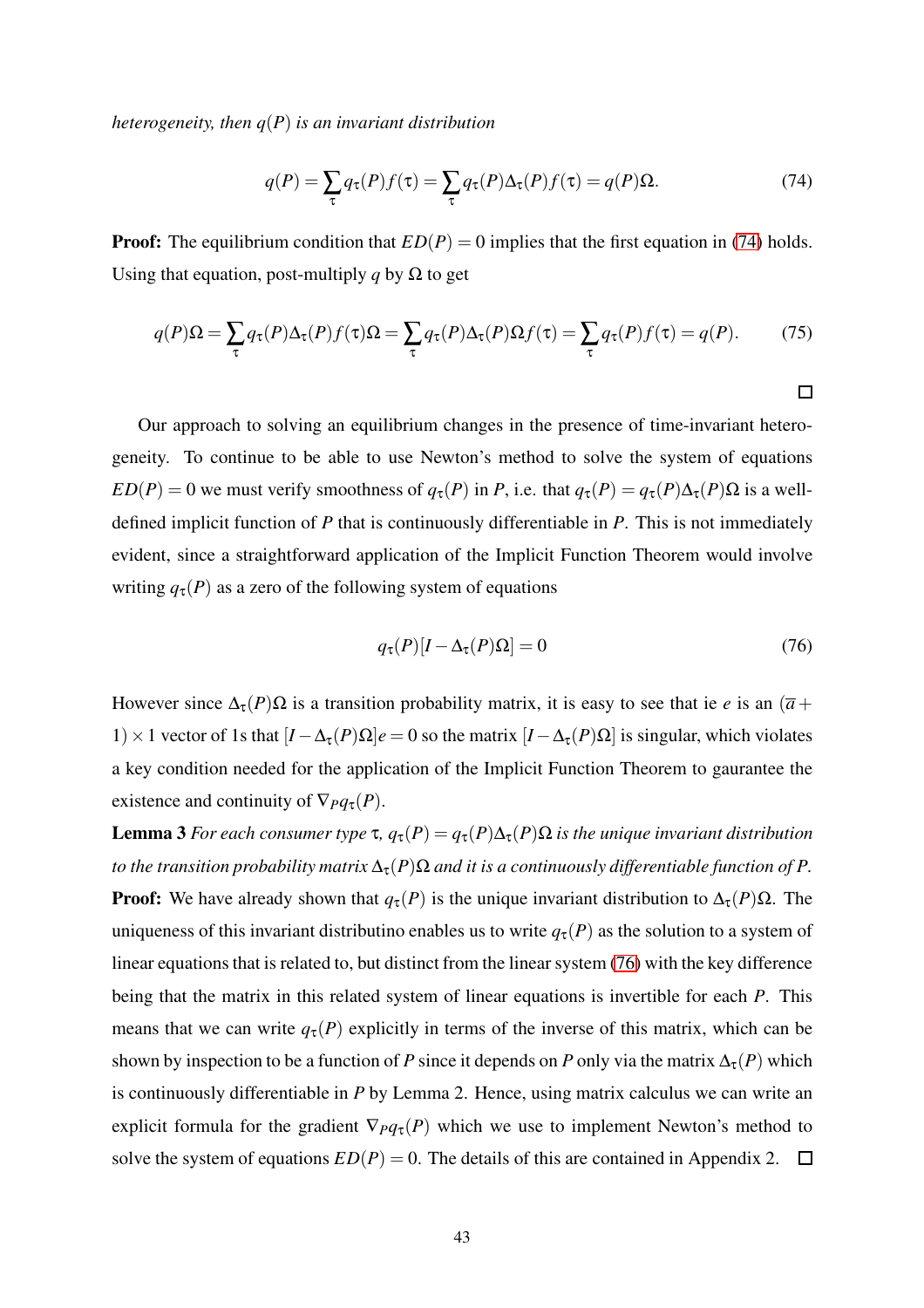*heterogeneity, then $q(P)$ is an invariant distribution*

$$q(P) = \sum_{\tau} q_\tau(P) f(\tau) = \sum_{\tau} q_\tau(P)\Delta_\tau(P) f(\tau) = q(P)\Omega. \tag{74}$$

**Proof:** The equilibrium condition that $ED(P) = 0$ implies that the first equation in (74) holds. Using that equation, post-multiply $q$ by $\Omega$ to get

$$q(P)\Omega = \sum_{\tau} q_\tau(P)\Delta_\tau(P) f(\tau)\Omega = \sum_{\tau} q_\tau(P)\Delta_\tau(P)\Omega f(\tau) = \sum_{\tau} q_\tau(P) f(\tau) = q(P). \tag{75}$$

□

Our approach to solving an equilibrium changes in the presence of time-invariant heterogeneity. To continue to be able to use Newton's method to solve the system of equations $ED(P) = 0$ we must verify smoothness of $q_\tau(P)$ in $P$, i.e. that $q_\tau(P) = q_\tau(P)\Delta_\tau(P)\Omega$ is a well-defined implicit function of $P$ that is continuously differentiable in $P$. This is not immediately evident, since a straightforward application of the Implicit Function Theorem would involve writing $q_\tau(P)$ as a zero of the following system of equations

$$q_\tau(P)[I - \Delta_\tau(P)\Omega] = 0 \tag{76}$$

However since $\Delta_\tau(P)\Omega$ is a transition probability matrix, it is easy to see that ie $e$ is an $(\overline{a} + 1) \times 1$ vector of 1s that $[I - \Delta_\tau(P)\Omega]e = 0$ so the matrix $[I - \Delta_\tau(P)\Omega]$ is singular, which violates a key condition needed for the application of the Implicit Function Theorem to gaurantee the existence and continuity of $\nabla_P q_\tau(P)$.

**Lemma 3** *For each consumer type $\tau$, $q_\tau(P) = q_\tau(P)\Delta_\tau(P)\Omega$ is the unique invariant distribution to the transition probability matrix $\Delta_\tau(P)\Omega$ and it is a continuously differentiable function of $P$.*

**Proof:** We have already shown that $q_\tau(P)$ is the unique invariant distribution to $\Delta_\tau(P)\Omega$. The uniqueness of this invariant distributino enables us to write $q_\tau(P)$ as the solution to a system of linear equations that is related to, but distinct from the linear system (76) with the key difference being that the matrix in this related system of linear equations is invertible for each $P$. This means that we can write $q_\tau(P)$ explicitly in terms of the inverse of this matrix, which can be shown by inspection to be a function of $P$ since it depends on $P$ only via the matrix $\Delta_\tau(P)$ which is continuously differentiable in $P$ by Lemma 2. Hence, using matrix calculus we can write an explicit formula for the gradient $\nabla_P q_\tau(P)$ which we use to implement Newton's method to solve the system of equations $ED(P) = 0$. The details of this are contained in Appendix 2. □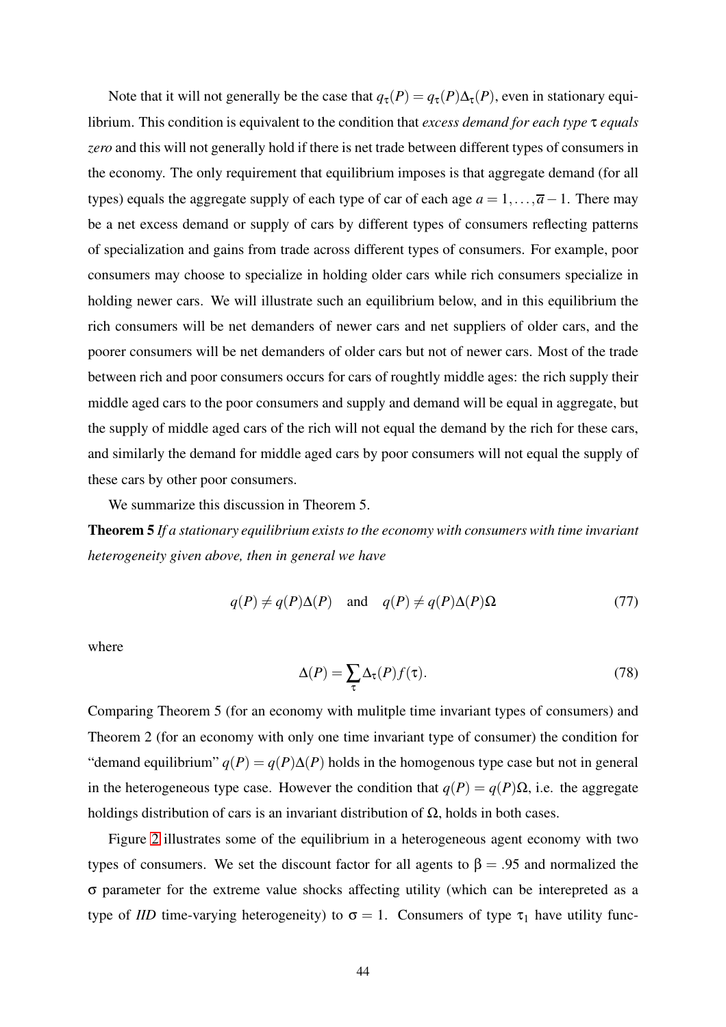Note that it will not generally be the case that $q_\tau(P) = q_\tau(P)\Delta_\tau(P)$, even in stationary equilibrium. This condition is equivalent to the condition that *excess demand for each type* $\tau$ *equals zero* and this will not generally hold if there is net trade between different types of consumers in the economy. The only requirement that equilibrium imposes is that aggregate demand (for all types) equals the aggregate supply of each type of car of each age $a = 1, \ldots, \overline{a} - 1$. There may be a net excess demand or supply of cars by different types of consumers reflecting patterns of specialization and gains from trade across different types of consumers. For example, poor consumers may choose to specialize in holding older cars while rich consumers specialize in holding newer cars. We will illustrate such an equilibrium below, and in this equilibrium the rich consumers will be net demanders of newer cars and net suppliers of older cars, and the poorer consumers will be net demanders of older cars but not of newer cars. Most of the trade between rich and poor consumers occurs for cars of roughtly middle ages: the rich supply their middle aged cars to the poor consumers and supply and demand will be equal in aggregate, but the supply of middle aged cars of the rich will not equal the demand by the rich for these cars, and similarly the demand for middle aged cars by poor consumers will not equal the supply of these cars by other poor consumers.

We summarize this discussion in Theorem 5.

**Theorem 5** *If a stationary equilibrium exists to the economy with consumers with time invariant heterogeneity given above, then in general we have*

$$q(P) \neq q(P)\Delta(P) \quad \text{and} \quad q(P) \neq q(P)\Delta(P)\Omega \tag{77}$$

where

$$\Delta(P) = \sum_\tau \Delta_\tau(P) f(\tau). \tag{78}$$

Comparing Theorem 5 (for an economy with mulitple time invariant types of consumers) and Theorem 2 (for an economy with only one time invariant type of consumer) the condition for "demand equilibrium" $q(P) = q(P)\Delta(P)$ holds in the homogenous type case but not in general in the heterogeneous type case. However the condition that $q(P) = q(P)\Omega$, i.e. the aggregate holdings distribution of cars is an invariant distribution of $\Omega$, holds in both cases.

Figure 2 illustrates some of the equilibrium in a heterogeneous agent economy with two types of consumers. We set the discount factor for all agents to $\beta = .95$ and normalized the $\sigma$ parameter for the extreme value shocks affecting utility (which can be interepreted as a type of *IID* time-varying heterogeneity) to $\sigma = 1$. Consumers of type $\tau_1$ have utility func-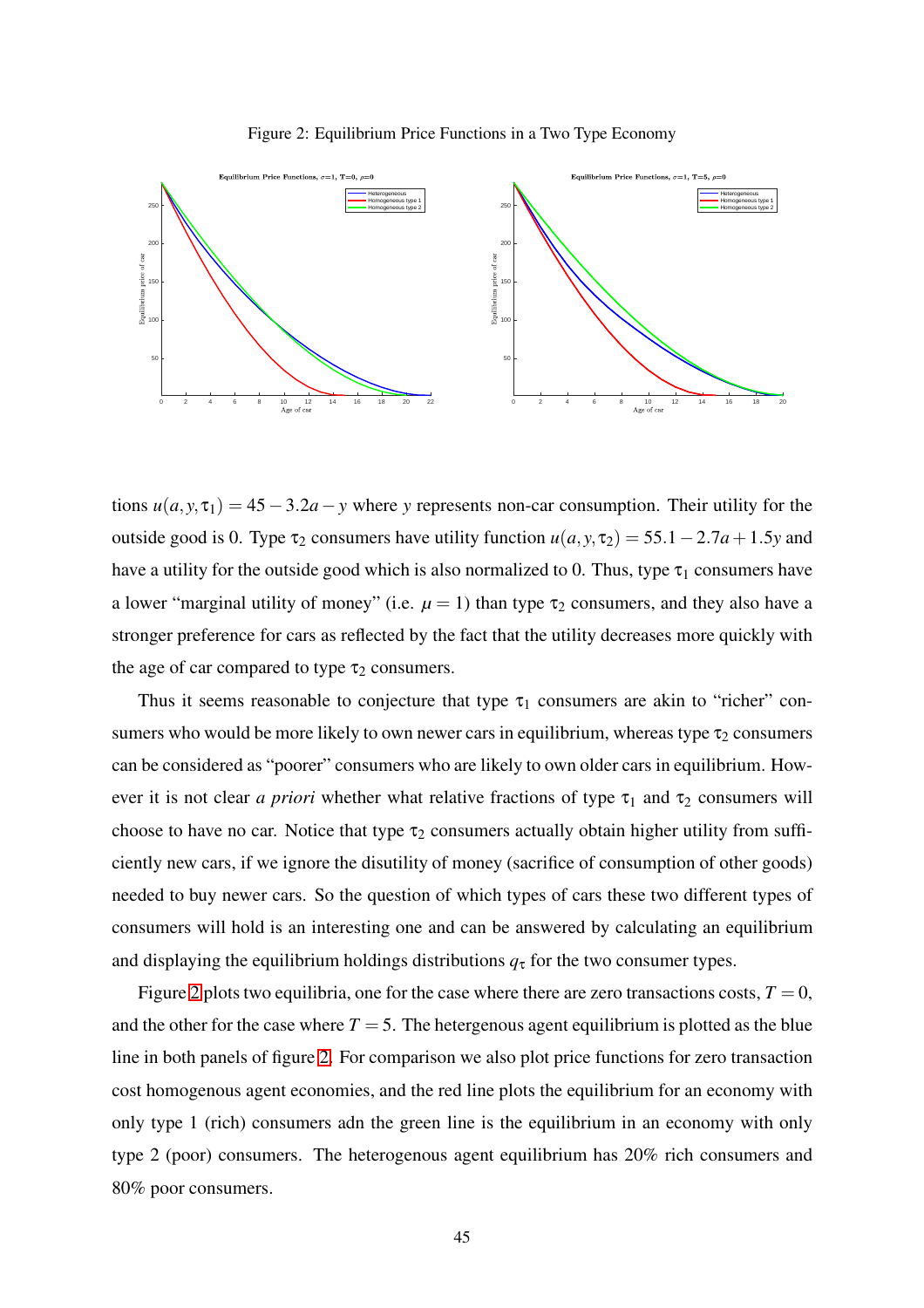Figure 2: Equilibrium Price Functions in a Two Type Economy

tions $u(a, y, \tau_1) = 45 - 3.2a - y$ where $y$ represents non-car consumption. Their utility for the outside good is 0. Type $\tau_2$ consumers have utility function $u(a, y, \tau_2) = 55.1 - 2.7a + 1.5y$ and have a utility for the outside good which is also normalized to 0. Thus, type $\tau_1$ consumers have a lower "marginal utility of money" (i.e. $\mu = 1$) than type $\tau_2$ consumers, and they also have a stronger preference for cars as reflected by the fact that the utility decreases more quickly with the age of car compared to type $\tau_2$ consumers.

Thus it seems reasonable to conjecture that type $\tau_1$ consumers are akin to "richer" consumers who would be more likely to own newer cars in equilibrium, whereas type $\tau_2$ consumers can be considered as "poorer" consumers who are likely to own older cars in equilibrium. However it is not clear *a priori* whether what relative fractions of type $\tau_1$ and $\tau_2$ consumers will choose to have no car. Notice that type $\tau_2$ consumers actually obtain higher utility from sufficiently new cars, if we ignore the disutility of money (sacrifice of consumption of other goods) needed to buy newer cars. So the question of which types of cars these two different types of consumers will hold is an interesting one and can be answered by calculating an equilibrium and displaying the equilibrium holdings distributions $q_\tau$ for the two consumer types.

Figure 2 plots two equilibria, one for the case where there are zero transactions costs, $T = 0$, and the other for the case where $T = 5$. The hetergenous agent equilibrium is plotted as the blue line in both panels of figure 2. For comparison we also plot price functions for zero transaction cost homogenous agent economies, and the red line plots the equilibrium for an economy with only type 1 (rich) consumers adn the green line is the equilibrium in an economy with only type 2 (poor) consumers. The heterogenous agent equilibrium has 20% rich consumers and 80% poor consumers.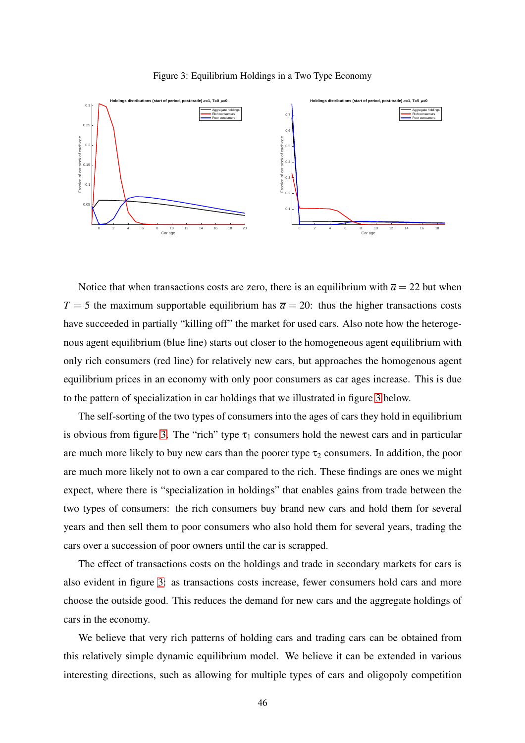Figure 3: Equilibrium Holdings in a Two Type Economy

Notice that when transactions costs are zero, there is an equilibrium with $\overline{a} = 22$ but when $T = 5$ the maximum supportable equilibrium has $\overline{a} = 20$: thus the higher transactions costs have succeeded in partially "killing off" the market for used cars. Also note how the heterogeneous agent equilibrium (blue line) starts out closer to the homogeneous agent equilibrium with only rich consumers (red line) for relatively new cars, but approaches the homogenous agent equilibrium prices in an economy with only poor consumers as car ages increase. This is due to the pattern of specialization in car holdings that we illustrated in figure 3 below.

The self-sorting of the two types of consumers into the ages of cars they hold in equilibrium is obvious from figure 3. The "rich" type $\tau_1$ consumers hold the newest cars and in particular are much more likely to buy new cars than the poorer type $\tau_2$ consumers. In addition, the poor are much more likely not to own a car compared to the rich. These findings are ones we might expect, where there is "specialization in holdings" that enables gains from trade between the two types of consumers: the rich consumers buy brand new cars and hold them for several years and then sell them to poor consumers who also hold them for several years, trading the cars over a succession of poor owners until the car is scrapped.

The effect of transactions costs on the holdings and trade in secondary markets for cars is also evident in figure 3: as transactions costs increase, fewer consumers hold cars and more choose the outside good. This reduces the demand for new cars and the aggregate holdings of cars in the economy.

We believe that very rich patterns of holding cars and trading cars can be obtained from this relatively simple dynamic equilibrium model. We believe it can be extended in various interesting directions, such as allowing for multiple types of cars and oligopoly competition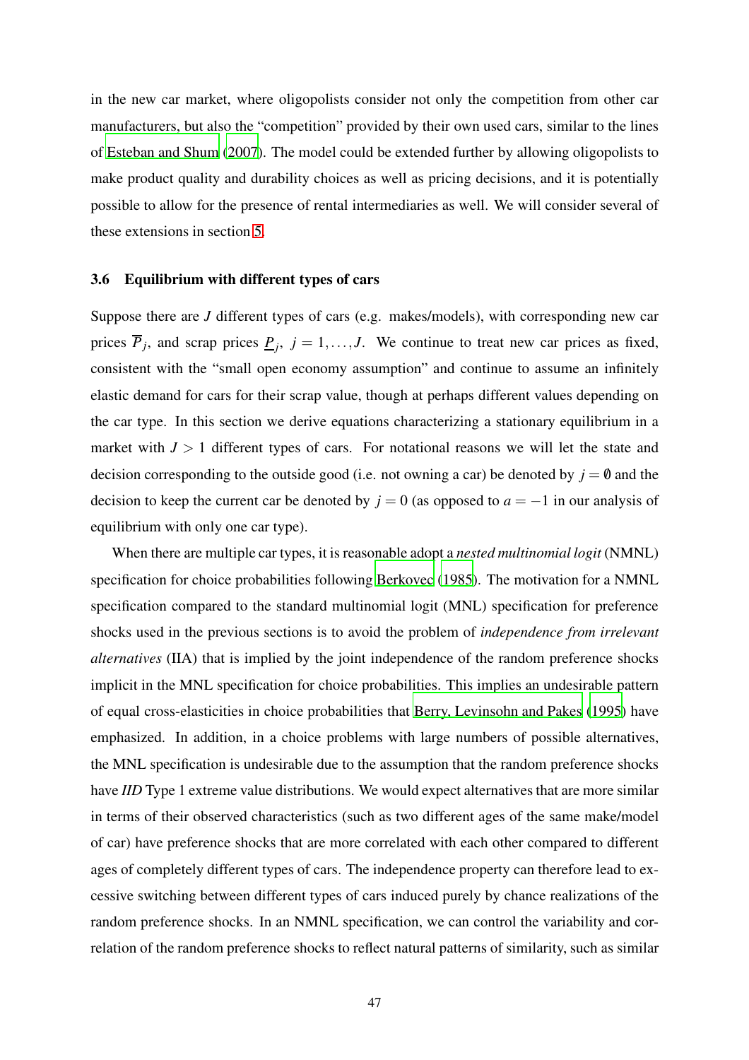in the new car market, where oligopolists consider not only the competition from other car manufacturers, but also the "competition" provided by their own used cars, similar to the lines of Esteban and Shum (2007). The model could be extended further by allowing oligopolists to make product quality and durability choices as well as pricing decisions, and it is potentially possible to allow for the presence of rental intermediaries as well. We will consider several of these extensions in section 5.

### 3.6 Equilibrium with different types of cars

Suppose there are $J$ different types of cars (e.g. makes/models), with corresponding new car prices $\overline{P}_j$, and scrap prices $\underline{P}_j$, $j = 1,\ldots,J$. We continue to treat new car prices as fixed, consistent with the "small open economy assumption" and continue to assume an infinitely elastic demand for cars for their scrap value, though at perhaps different values depending on the car type. In this section we derive equations characterizing a stationary equilibrium in a market with $J > 1$ different types of cars. For notational reasons we will let the state and decision corresponding to the outside good (i.e. not owning a car) be denoted by $j = \emptyset$ and the decision to keep the current car be denoted by $j = 0$ (as opposed to $a = -1$ in our analysis of equilibrium with only one car type).

When there are multiple car types, it is reasonable adopt a *nested multinomial logit* (NMNL) specification for choice probabilities following Berkovec (1985). The motivation for a NMNL specification compared to the standard multinomial logit (MNL) specification for preference shocks used in the previous sections is to avoid the problem of *independence from irrelevant alternatives* (IIA) that is implied by the joint independence of the random preference shocks implicit in the MNL specification for choice probabilities. This implies an undesirable pattern of equal cross-elasticities in choice probabilities that Berry, Levinsohn and Pakes (1995) have emphasized. In addition, in a choice problems with large numbers of possible alternatives, the MNL specification is undesirable due to the assumption that the random preference shocks have *IID* Type 1 extreme value distributions. We would expect alternatives that are more similar in terms of their observed characteristics (such as two different ages of the same make/model of car) have preference shocks that are more correlated with each other compared to different ages of completely different types of cars. The independence property can therefore lead to excessive switching between different types of cars induced purely by chance realizations of the random preference shocks. In an NMNL specification, we can control the variability and correlation of the random preference shocks to reflect natural patterns of similarity, such as similar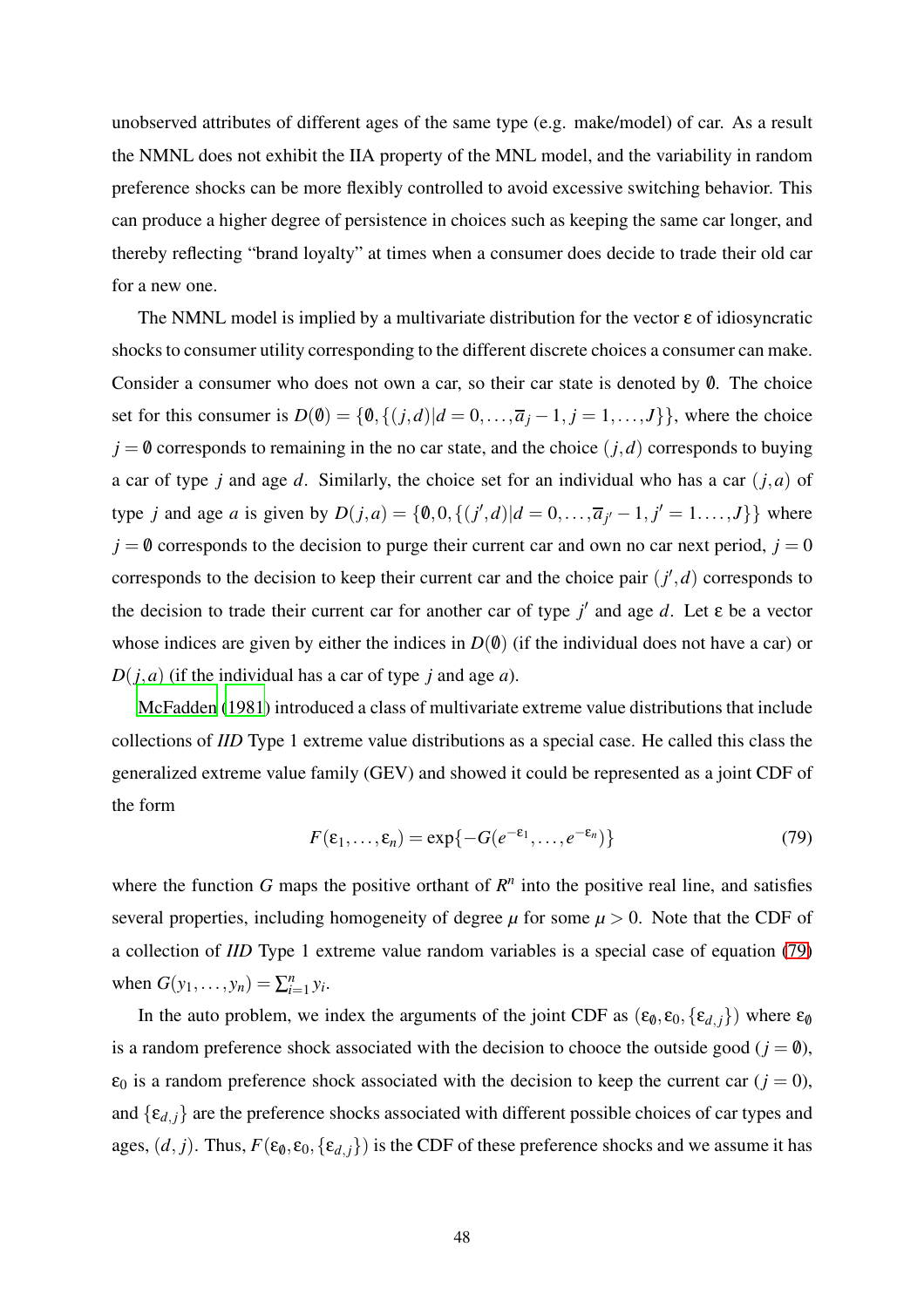unobserved attributes of different ages of the same type (e.g. make/model) of car. As a result the NMNL does not exhibit the IIA property of the MNL model, and the variability in random preference shocks can be more flexibly controlled to avoid excessive switching behavior. This can produce a higher degree of persistence in choices such as keeping the same car longer, and thereby reflecting "brand loyalty" at times when a consumer does decide to trade their old car for a new one.

The NMNL model is implied by a multivariate distribution for the vector $\varepsilon$ of idiosyncratic shocks to consumer utility corresponding to the different discrete choices a consumer can make. Consider a consumer who does not own a car, so their car state is denoted by $\emptyset$. The choice set for this consumer is $D(\emptyset) = \{\emptyset, \{(j,d)|d = 0,\dots,\overline{a}_j - 1, j = 1,\dots,J\}\}$, where the choice $j = \emptyset$ corresponds to remaining in the no car state, and the choice $(j,d)$ corresponds to buying a car of type $j$ and age $d$. Similarly, the choice set for an individual who has a car $(j,a)$ of type $j$ and age $a$ is given by $D(j,a) = \{\emptyset, 0, \{(j',d)|d = 0,\dots,\overline{a}_{j'} - 1, j' = 1.\dots,J\}\}$ where $j = \emptyset$ corresponds to the decision to purge their current car and own no car next period, $j = 0$ corresponds to the decision to keep their current car and the choice pair $(j',d)$ corresponds to the decision to trade their current car for another car of type $j'$ and age $d$. Let $\varepsilon$ be a vector whose indices are given by either the indices in $D(\emptyset)$ (if the individual does not have a car) or $D(j,a)$ (if the individual has a car of type $j$ and age $a$).

McFadden (1981) introduced a class of multivariate extreme value distributions that include collections of *IID* Type 1 extreme value distributions as a special case. He called this class the generalized extreme value family (GEV) and showed it could be represented as a joint CDF of the form

$$F(\varepsilon_1,\dots,\varepsilon_n) = \exp\{-G(e^{-\varepsilon_1},\dots,e^{-\varepsilon_n})\} \tag{79}$$

where the function $G$ maps the positive orthant of $R^n$ into the positive real line, and satisfies several properties, including homogeneity of degree $\mu$ for some $\mu > 0$. Note that the CDF of a collection of *IID* Type 1 extreme value random variables is a special case of equation (79) when $G(y_1,\dots,y_n) = \sum_{i=1}^n y_i$.

In the auto problem, we index the arguments of the joint CDF as $(\varepsilon_\emptyset, \varepsilon_0, \{\varepsilon_{d,j}\})$ where $\varepsilon_\emptyset$ is a random preference shock associated with the decision to chooce the outside good ($j = \emptyset$), $\varepsilon_0$ is a random preference shock associated with the decision to keep the current car ($j = 0$), and $\{\varepsilon_{d,j}\}$ are the preference shocks associated with different possible choices of car types and ages, $(d,j)$. Thus, $F(\varepsilon_\emptyset, \varepsilon_0, \{\varepsilon_{d,j}\})$ is the CDF of these preference shocks and we assume it has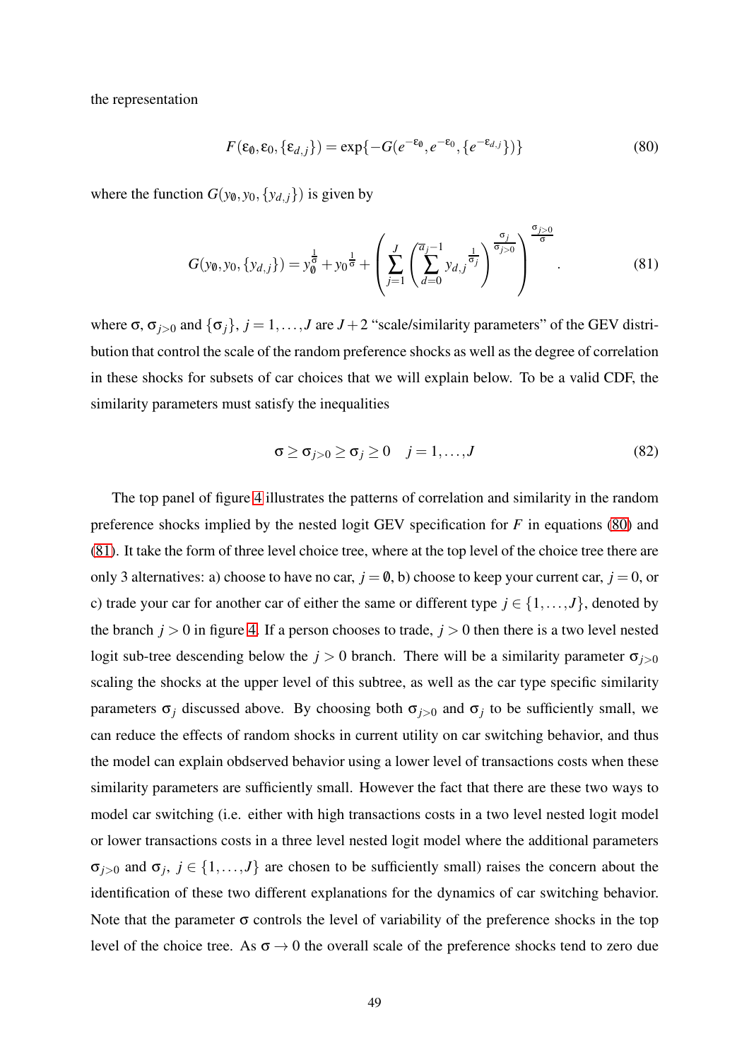the representation

$$F(\varepsilon_\emptyset, \varepsilon_0, \{\varepsilon_{d,j}\}) = \exp\{-G(e^{-\varepsilon_\emptyset}, e^{-\varepsilon_0}, \{e^{-\varepsilon_{d,j}}\})\} \tag{80}$$

where the function $G(y_\emptyset, y_0, \{y_{d,j}\})$ is given by

$$G(y_\emptyset, y_0, \{y_{d,j}\}) = y_\emptyset^{\frac{1}{\sigma}} + y_0{}^{\frac{1}{\sigma}} + \left( \sum_{j=1}^{J} \left( \sum_{d=0}^{\overline{a}_j - 1} y_{d,j}{}^{\frac{1}{\sigma_j}} \right)^{\frac{\sigma_j}{\sigma_{j>0}}} \right)^{\frac{\sigma_{j>0}}{\sigma}}. \tag{81}$$

where $\sigma$, $\sigma_{j>0}$ and $\{\sigma_j\}$, $j = 1, \ldots, J$ are $J+2$ "scale/similarity parameters" of the GEV distribution that control the scale of the random preference shocks as well as the degree of correlation in these shocks for subsets of car choices that we will explain below. To be a valid CDF, the similarity parameters must satisfy the inequalities

$$\sigma \geq \sigma_{j>0} \geq \sigma_j \geq 0 \quad j = 1, \ldots, J \tag{82}$$

The top panel of figure 4 illustrates the patterns of correlation and similarity in the random preference shocks implied by the nested logit GEV specification for $F$ in equations (80) and (81). It take the form of three level choice tree, where at the top level of the choice tree there are only 3 alternatives: a) choose to have no car, $j = \emptyset$, b) choose to keep your current car, $j = 0$, or c) trade your car for another car of either the same or different type $j \in \{1, \ldots, J\}$, denoted by the branch $j > 0$ in figure 4. If a person chooses to trade, $j > 0$ then there is a two level nested logit sub-tree descending below the $j > 0$ branch. There will be a similarity parameter $\sigma_{j>0}$ scaling the shocks at the upper level of this subtree, as well as the car type specific similarity parameters $\sigma_j$ discussed above. By choosing both $\sigma_{j>0}$ and $\sigma_j$ to be sufficiently small, we can reduce the effects of random shocks in current utility on car switching behavior, and thus the model can explain obdserved behavior using a lower level of transactions costs when these similarity parameters are sufficiently small. However the fact that there are these two ways to model car switching (i.e. either with high transactions costs in a two level nested logit model or lower transactions costs in a three level nested logit model where the additional parameters $\sigma_{j>0}$ and $\sigma_j$, $j \in \{1, \ldots, J\}$ are chosen to be sufficiently small) raises the concern about the identification of these two different explanations for the dynamics of car switching behavior. Note that the parameter $\sigma$ controls the level of variability of the preference shocks in the top level of the choice tree. As $\sigma \to 0$ the overall scale of the preference shocks tend to zero due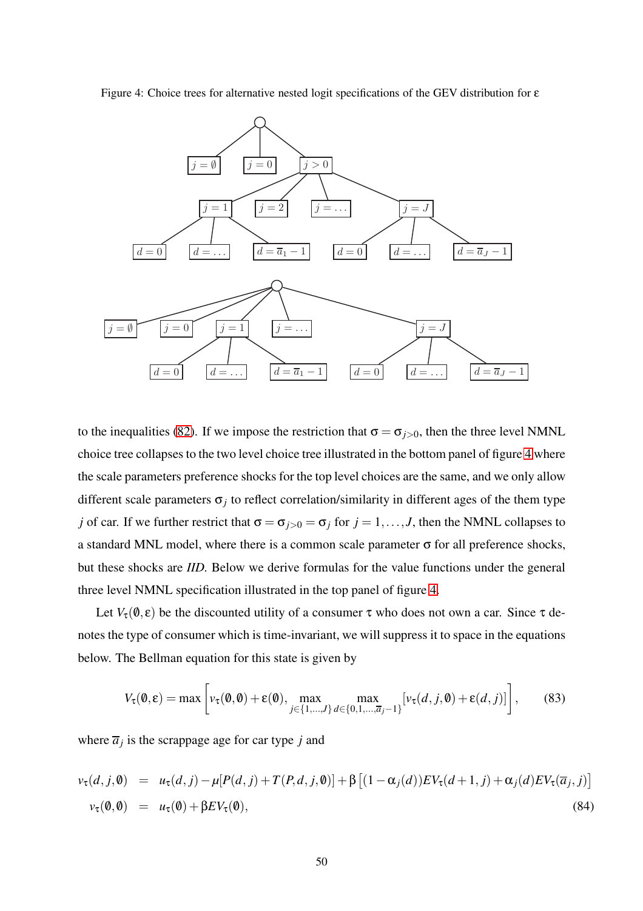Figure 4: Choice trees for alternative nested logit specifications of the GEV distribution for ε

to the inequalities (82). If we impose the restriction that $\sigma = \sigma_{j>0}$, then the three level NMNL choice tree collapses to the two level choice tree illustrated in the bottom panel of figure 4 where the scale parameters preference shocks for the top level choices are the same, and we only allow different scale parameters $\sigma_j$ to reflect correlation/similarity in different ages of the them type $j$ of car. If we further restrict that $\sigma = \sigma_{j>0} = \sigma_j$ for $j = 1,\dots,J$, then the NMNL collapses to a standard MNL model, where there is a common scale parameter $\sigma$ for all preference shocks, but these shocks are *IID*. Below we derive formulas for the value functions under the general three level NMNL specification illustrated in the top panel of figure 4.

Let $V_\tau(\emptyset,\varepsilon)$ be the discounted utility of a consumer $\tau$ who does not own a car. Since $\tau$ denotes the type of consumer which is time-invariant, we will suppress it to space in the equations below. The Bellman equation for this state is given by

$$V_\tau(\emptyset,\varepsilon) = \max\left[v_\tau(\emptyset,\emptyset)+\varepsilon(\emptyset),\ \max_{j\in\{1,\dots,J\}}\ \max_{d\in\{0,1,\dots,\overline{a}_j-1\}}[v_\tau(d,j,\emptyset)+\varepsilon(d,j)]\right], \tag{83}$$

where $\overline{a}_j$ is the scrappage age for car type $j$ and

$$\begin{aligned} v_\tau(d,j,\emptyset) &= u_\tau(d,j)-\mu[P(d,j)+T(P,d,j,\emptyset)]+\beta\left[(1-\alpha_j(d))EV_\tau(d+1,j)+\alpha_j(d)EV_\tau(\overline{a}_j,j)\right] \\ v_\tau(\emptyset,\emptyset) &= u_\tau(\emptyset)+\beta EV_\tau(\emptyset), \end{aligned} \tag{84}$$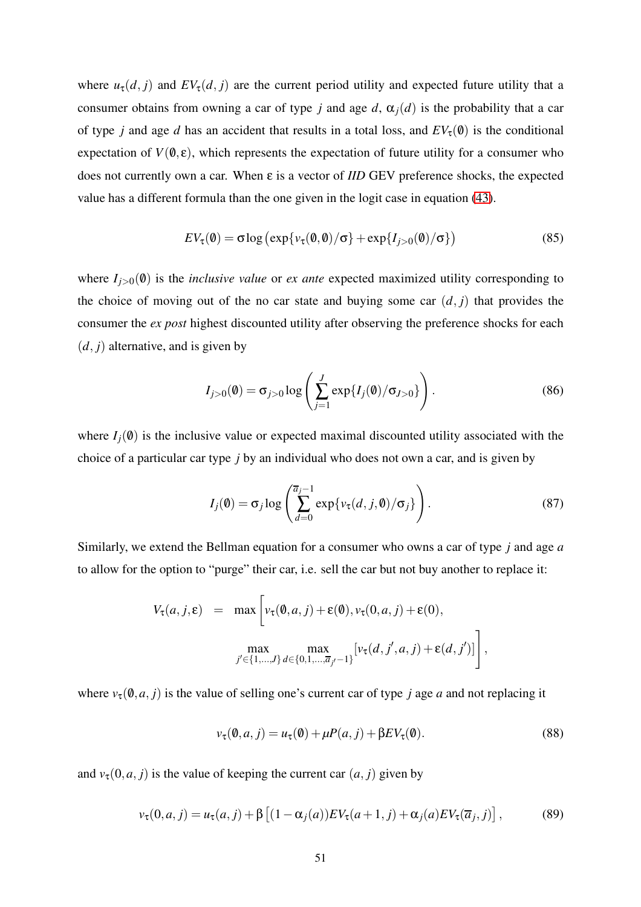where $u_\tau(d,j)$ and $EV_\tau(d,j)$ are the current period utility and expected future utility that a consumer obtains from owning a car of type $j$ and age $d$, $\alpha_j(d)$ is the probability that a car of type $j$ and age $d$ has an accident that results in a total loss, and $EV_\tau(\emptyset)$ is the conditional expectation of $V(\emptyset,\varepsilon)$, which represents the expectation of future utility for a consumer who does not currently own a car. When $\varepsilon$ is a vector of *IID* GEV preference shocks, the expected value has a different formula than the one given in the logit case in equation (43).

$$EV_\tau(\emptyset) = \sigma \log\left(\exp\{v_\tau(\emptyset,\emptyset)/\sigma\} + \exp\{I_{j>0}(\emptyset)/\sigma\}\right) \tag{85}$$

where $I_{j>0}(\emptyset)$ is the *inclusive value* or *ex ante* expected maximized utility corresponding to the choice of moving out of the no car state and buying some car $(d,j)$ that provides the consumer the *ex post* highest discounted utility after observing the preference shocks for each $(d,j)$ alternative, and is given by

$$I_{j>0}(\emptyset) = \sigma_{j>0} \log\left(\sum_{j=1}^{J} \exp\{I_j(\emptyset)/\sigma_{J>0}\}\right). \tag{86}$$

where $I_j(\emptyset)$ is the inclusive value or expected maximal discounted utility associated with the choice of a particular car type $j$ by an individual who does not own a car, and is given by

$$I_j(\emptyset) = \sigma_j \log\left(\sum_{d=0}^{\overline{a}_j-1} \exp\{v_\tau(d,j,\emptyset)/\sigma_j\}\right). \tag{87}$$

Similarly, we extend the Bellman equation for a consumer who owns a car of type $j$ and age $a$ to allow for the option to "purge" their car, i.e. sell the car but not buy another to replace it:

$$\begin{aligned} V_\tau(a,j,\varepsilon) \quad = \quad & \max\Bigg[v_\tau(\emptyset,a,j)+\varepsilon(\emptyset), v_\tau(0,a,j)+\varepsilon(0), \\ & \max_{j'\in\{1,\ldots,J\}} \max_{d\in\{0,1,\ldots,\overline{a}_{j'}-1\}} [v_\tau(d,j',a,j)+\varepsilon(d,j')]\Bigg], \end{aligned}$$

where $v_\tau(\emptyset,a,j)$ is the value of selling one's current car of type $j$ age $a$ and not replacing it

$$v_\tau(\emptyset,a,j) = u_\tau(\emptyset) + \mu P(a,j) + \beta EV_\tau(\emptyset). \tag{88}$$

and $v_\tau(0,a,j)$ is the value of keeping the current car $(a,j)$ given by

$$v_\tau(0,a,j) = u_\tau(a,j) + \beta\left[(1-\alpha_j(a))EV_\tau(a+1,j) + \alpha_j(a)EV_\tau(\overline{a}_j,j)\right], \tag{89}$$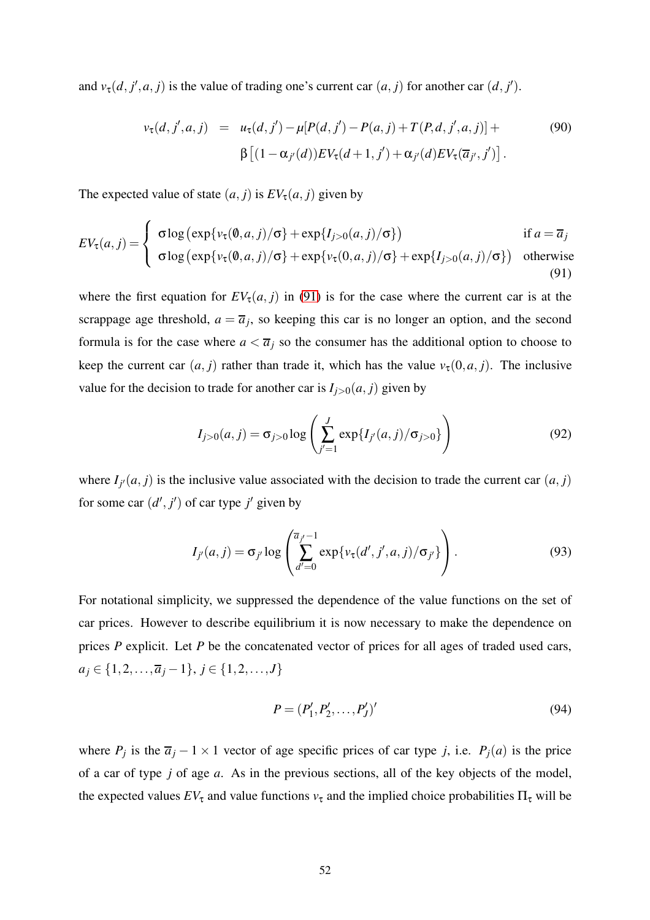and $v_\tau(d, j', a, j)$ is the value of trading one's current car $(a, j)$ for another car $(d, j')$.

$$
\begin{aligned}
v_\tau(d, j', a, j) \;\; &= \;\; u_\tau(d, j') - \mu[P(d, j') - P(a, j) + T(P, d, j', a, j)] + \\
&\quad\; \beta\left[(1 - \alpha_{j'}(d))EV_\tau(d+1, j') + \alpha_{j'}(d)EV_\tau(\overline{a}_{j'}, j')\right].
\end{aligned} \tag{90}
$$

The expected value of state $(a, j)$ is $EV_\tau(a, j)$ given by

$$
EV_\tau(a, j) = \begin{cases} \sigma \log\left(\exp\{v_\tau(\emptyset, a, j)/\sigma\} + \exp\{I_{j>0}(a, j)/\sigma\}\right) & \text{if } a = \overline{a}_j \\ \sigma \log\left(\exp\{v_\tau(\emptyset, a, j)/\sigma\} + \exp\{v_\tau(0, a, j)/\sigma\} + \exp\{I_{j>0}(a, j)/\sigma\}\right) & \text{otherwise} \end{cases} \tag{91}
$$

where the first equation for $EV_\tau(a, j)$ in (91) is for the case where the current car is at the scrappage age threshold, $a = \overline{a}_j$, so keeping this car is no longer an option, and the second formula is for the case where $a < \overline{a}_j$ so the consumer has the additional option to choose to keep the current car $(a, j)$ rather than trade it, which has the value $v_\tau(0, a, j)$. The inclusive value for the decision to trade for another car is $I_{j>0}(a, j)$ given by

$$
I_{j>0}(a, j) = \sigma_{j>0} \log\left(\sum_{j'=1}^{J} \exp\{I_{j'}(a, j)/\sigma_{j>0}\}\right) \tag{92}
$$

where $I_{j'}(a, j)$ is the inclusive value associated with the decision to trade the current car $(a, j)$ for some car $(d', j')$ of car type $j'$ given by

$$
I_{j'}(a, j) = \sigma_{j'} \log\left(\sum_{d'=0}^{\overline{a}_{j'}-1} \exp\{v_\tau(d', j', a, j)/\sigma_{j'}\}\right). \tag{93}
$$

For notational simplicity, we suppressed the dependence of the value functions on the set of car prices. However to describe equilibrium it is now necessary to make the dependence on prices $P$ explicit. Let $P$ be the concatenated vector of prices for all ages of traded used cars, $a_j \in \{1, 2, \ldots, \overline{a}_j - 1\}$, $j \in \{1, 2, \ldots, J\}$

$$
P = (P_1', P_2', \ldots, P_J')' \tag{94}
$$

where $P_j$ is the $\overline{a}_j - 1 \times 1$ vector of age specific prices of car type $j$, i.e. $P_j(a)$ is the price of a car of type $j$ of age $a$. As in the previous sections, all of the key objects of the model, the expected values $EV_\tau$ and value functions $v_\tau$ and the implied choice probabilities $\Pi_\tau$ will be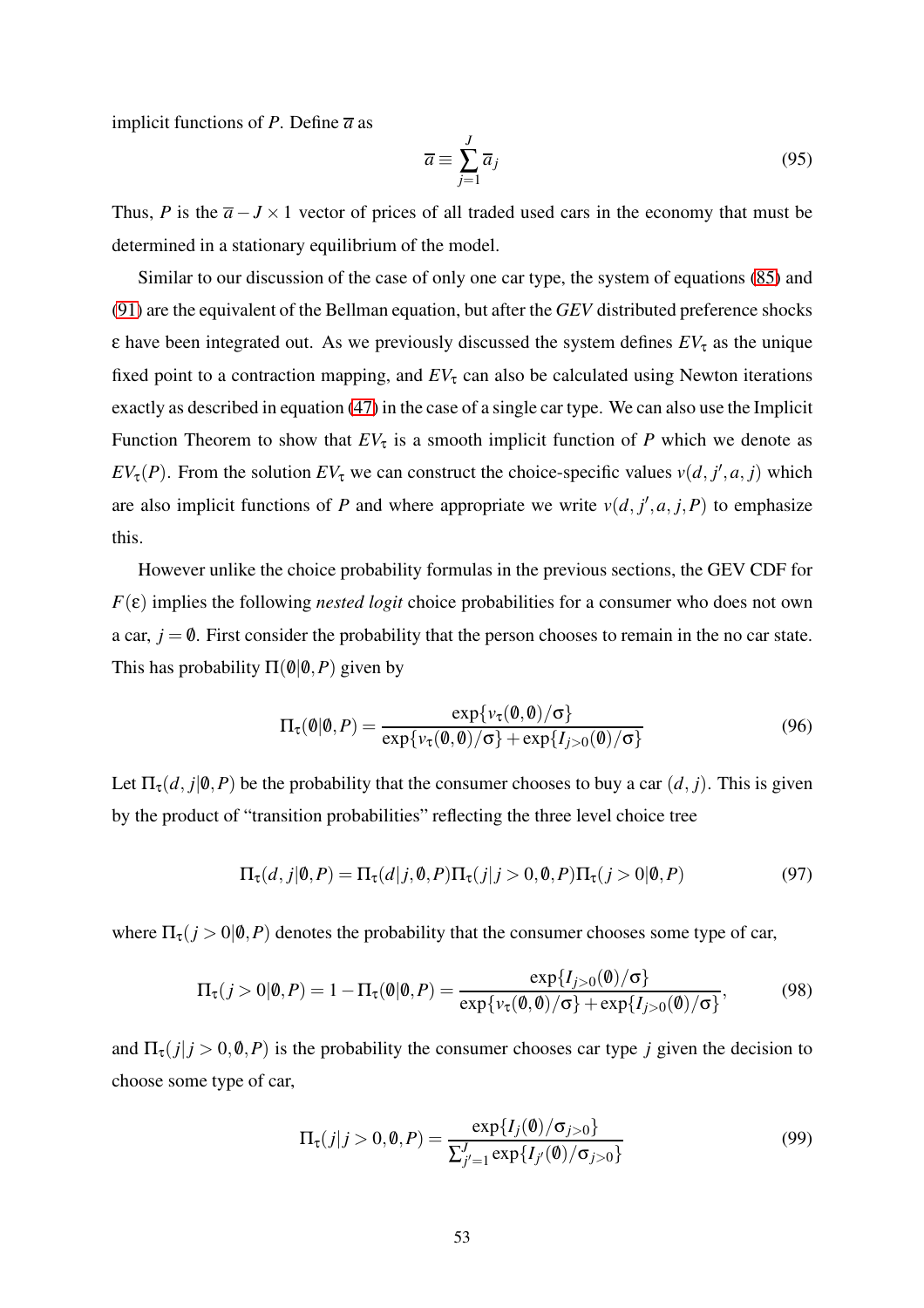implicit functions of $P$. Define $\overline{a}$ as

$$\overline{a} \equiv \sum_{j=1}^{J} \overline{a}_j \tag{95}$$

Thus, $P$ is the $\overline{a} - J \times 1$ vector of prices of all traded used cars in the economy that must be determined in a stationary equilibrium of the model.

Similar to our discussion of the case of only one car type, the system of equations (85) and (91) are the equivalent of the Bellman equation, but after the *GEV* distributed preference shocks $\varepsilon$ have been integrated out. As we previously discussed the system defines $EV_\tau$ as the unique fixed point to a contraction mapping, and $EV_\tau$ can also be calculated using Newton iterations exactly as described in equation (47) in the case of a single car type. We can also use the Implicit Function Theorem to show that $EV_\tau$ is a smooth implicit function of $P$ which we denote as $EV_\tau(P)$. From the solution $EV_\tau$ we can construct the choice-specific values $v(d, j', a, j)$ which are also implicit functions of $P$ and where appropriate we write $v(d, j', a, j, P)$ to emphasize this.

However unlike the choice probability formulas in the previous sections, the GEV CDF for $F(\varepsilon)$ implies the following *nested logit* choice probabilities for a consumer who does not own a car, $j = \emptyset$. First consider the probability that the person chooses to remain in the no car state. This has probability $\Pi(\emptyset|\emptyset, P)$ given by

$$\Pi_\tau(\emptyset|\emptyset, P) = \frac{\exp\{v_\tau(\emptyset, \emptyset)/\sigma\}}{\exp\{v_\tau(\emptyset, \emptyset)/\sigma\} + \exp\{I_{j>0}(\emptyset)/\sigma\}} \tag{96}$$

Let $\Pi_\tau(d, j|\emptyset, P)$ be the probability that the consumer chooses to buy a car $(d, j)$. This is given by the product of "transition probabilities" reflecting the three level choice tree

$$\Pi_\tau(d, j|\emptyset, P) = \Pi_\tau(d|j, \emptyset, P)\Pi_\tau(j|j > 0, \emptyset, P)\Pi_\tau(j > 0|\emptyset, P) \tag{97}$$

where $\Pi_\tau(j > 0|\emptyset, P)$ denotes the probability that the consumer chooses some type of car,

$$\Pi_\tau(j > 0|\emptyset, P) = 1 - \Pi_\tau(\emptyset|\emptyset, P) = \frac{\exp\{I_{j>0}(\emptyset)/\sigma\}}{\exp\{v_\tau(\emptyset, \emptyset)/\sigma\} + \exp\{I_{j>0}(\emptyset)/\sigma\}}, \tag{98}$$

and $\Pi_\tau(j|j > 0, \emptyset, P)$ is the probability the consumer chooses car type $j$ given the decision to choose some type of car,

$$\Pi_\tau(j|j > 0, \emptyset, P) = \frac{\exp\{I_j(\emptyset)/\sigma_{j>0}\}}{\sum_{j'=1}^{J} \exp\{I_{j'}(\emptyset)/\sigma_{j>0}\}} \tag{99}$$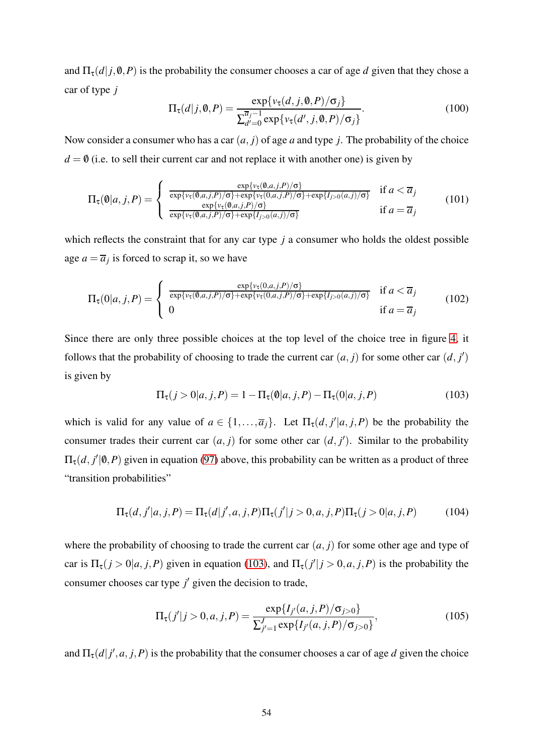and $\Pi_\tau(d|j,\emptyset,P)$ is the probability the consumer chooses a car of age $d$ given that they chose a car of type $j$

$$\Pi_\tau(d|j,\emptyset,P) = \frac{\exp\{v_\tau(d,j,\emptyset,P)/\sigma_j\}}{\sum_{d'=0}^{\overline{a}_j-1}\exp\{v_\tau(d',j,\emptyset,P)/\sigma_j\}}. \tag{100}$$

Now consider a consumer who has a car $(a,j)$ of age $a$ and type $j$. The probability of the choice $d=\emptyset$ (i.e. to sell their current car and not replace it with another one) is given by

$$\Pi_\tau(\emptyset|a,j,P) = \begin{cases} \frac{\exp\{v_\tau(\emptyset,a,j,P)/\sigma\}}{\exp\{v_\tau(\emptyset,a,j,P)/\sigma\}+\exp\{v_\tau(0,a,j,P)/\sigma\}+\exp\{I_{j>0}(a,j)/\sigma\}} & \text{if } a<\overline{a}_j \\ \frac{\exp\{v_\tau(\emptyset,a,j,P)/\sigma\}}{\exp\{v_\tau(\emptyset,a,j,P)/\sigma\}+\exp\{I_{j>0}(a,j)/\sigma\}} & \text{if } a=\overline{a}_j \end{cases} \tag{101}$$

which reflects the constraint that for any car type $j$ a consumer who holds the oldest possible age $a=\overline{a}_j$ is forced to scrap it, so we have

$$\Pi_\tau(0|a,j,P) = \begin{cases} \frac{\exp\{v_\tau(0,a,j,P)/\sigma\}}{\exp\{v_\tau(\emptyset,a,j,P)/\sigma\}+\exp\{v_\tau(0,a,j,P)/\sigma\}+\exp\{I_{j>0}(a,j)/\sigma\}} & \text{if } a<\overline{a}_j \\ 0 & \text{if } a=\overline{a}_j \end{cases} \tag{102}$$

Since there are only three possible choices at the top level of the choice tree in figure 4, it follows that the probability of choosing to trade the current car $(a,j)$ for some other car $(d,j')$ is given by

$$\Pi_\tau(j>0|a,j,P) = 1-\Pi_\tau(\emptyset|a,j,P)-\Pi_\tau(0|a,j,P) \tag{103}$$

which is valid for any value of $a\in\{1,\ldots,\overline{a}_j\}$. Let $\Pi_\tau(d,j'|a,j,P)$ be the probability the consumer trades their current car $(a,j)$ for some other car $(d,j')$. Similar to the probability $\Pi_\tau(d,j'|\emptyset,P)$ given in equation (97) above, this probability can be written as a product of three "transition probabilities"

$$\Pi_\tau(d,j'|a,j,P) = \Pi_\tau(d|j',a,j,P)\Pi_\tau(j'|j>0,a,j,P)\Pi_\tau(j>0|a,j,P) \tag{104}$$

where the probability of choosing to trade the current car $(a,j)$ for some other age and type of car is $\Pi_\tau(j>0|a,j,P)$ given in equation (103), and $\Pi_\tau(j'|j>0,a,j,P)$ is the probability the consumer chooses car type $j'$ given the decision to trade,

$$\Pi_\tau(j'|j>0,a,j,P) = \frac{\exp\{I_{j'}(a,j,P)/\sigma_{j>0}\}}{\sum_{j'=1}^{J}\exp\{I_{j'}(a,j,P)/\sigma_{j>0}\}}, \tag{105}$$

and $\Pi_\tau(d|j',a,j,P)$ is the probability that the consumer chooses a car of age $d$ given the choice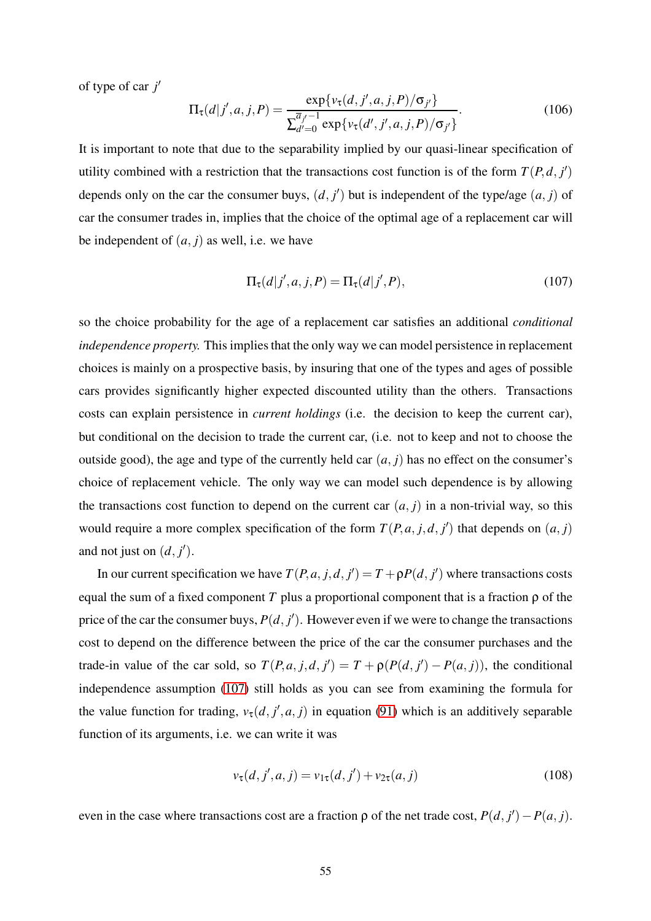of type of car $j'$

$$\Pi_\tau(d|j',a,j,P) = \frac{\exp\{v_\tau(d,j',a,j,P)/\sigma_{j'}\}}{\sum_{d'=0}^{\overline{a}_{j'}-1}\exp\{v_\tau(d',j',a,j,P)/\sigma_{j'}\}}. \tag{106}$$

It is important to note that due to the separability implied by our quasi-linear specification of utility combined with a restriction that the transactions cost function is of the form $T(P,d,j')$ depends only on the car the consumer buys, $(d,j')$ but is independent of the type/age $(a,j)$ of car the consumer trades in, implies that the choice of the optimal age of a replacement car will be independent of $(a,j)$ as well, i.e. we have

$$\Pi_\tau(d|j',a,j,P) = \Pi_\tau(d|j',P), \tag{107}$$

so the choice probability for the age of a replacement car satisfies an additional *conditional independence property.* This implies that the only way we can model persistence in replacement choices is mainly on a prospective basis, by insuring that one of the types and ages of possible cars provides significantly higher expected discounted utility than the others. Transactions costs can explain persistence in *current holdings* (i.e. the decision to keep the current car), but conditional on the decision to trade the current car, (i.e. not to keep and not to choose the outside good), the age and type of the currently held car $(a,j)$ has no effect on the consumer's choice of replacement vehicle. The only way we can model such dependence is by allowing the transactions cost function to depend on the current car $(a,j)$ in a non-trivial way, so this would require a more complex specification of the form $T(P,a,j,d,j')$ that depends on $(a,j)$ and not just on $(d,j')$.

In our current specification we have $T(P,a,j,d,j') = T + \rho P(d,j')$ where transactions costs equal the sum of a fixed component $T$ plus a proportional component that is a fraction $\rho$ of the price of the car the consumer buys, $P(d,j')$. However even if we were to change the transactions cost to depend on the difference between the price of the car the consumer purchases and the trade-in value of the car sold, so $T(P,a,j,d,j') = T + \rho(P(d,j') - P(a,j))$, the conditional independence assumption (107) still holds as you can see from examining the formula for the value function for trading, $v_\tau(d,j',a,j)$ in equation (91) which is an additively separable function of its arguments, i.e. we can write it was

$$v_\tau(d,j',a,j) = v_{1\tau}(d,j') + v_{2\tau}(a,j) \tag{108}$$

even in the case where transactions cost are a fraction $\rho$ of the net trade cost, $P(d,j') - P(a,j)$.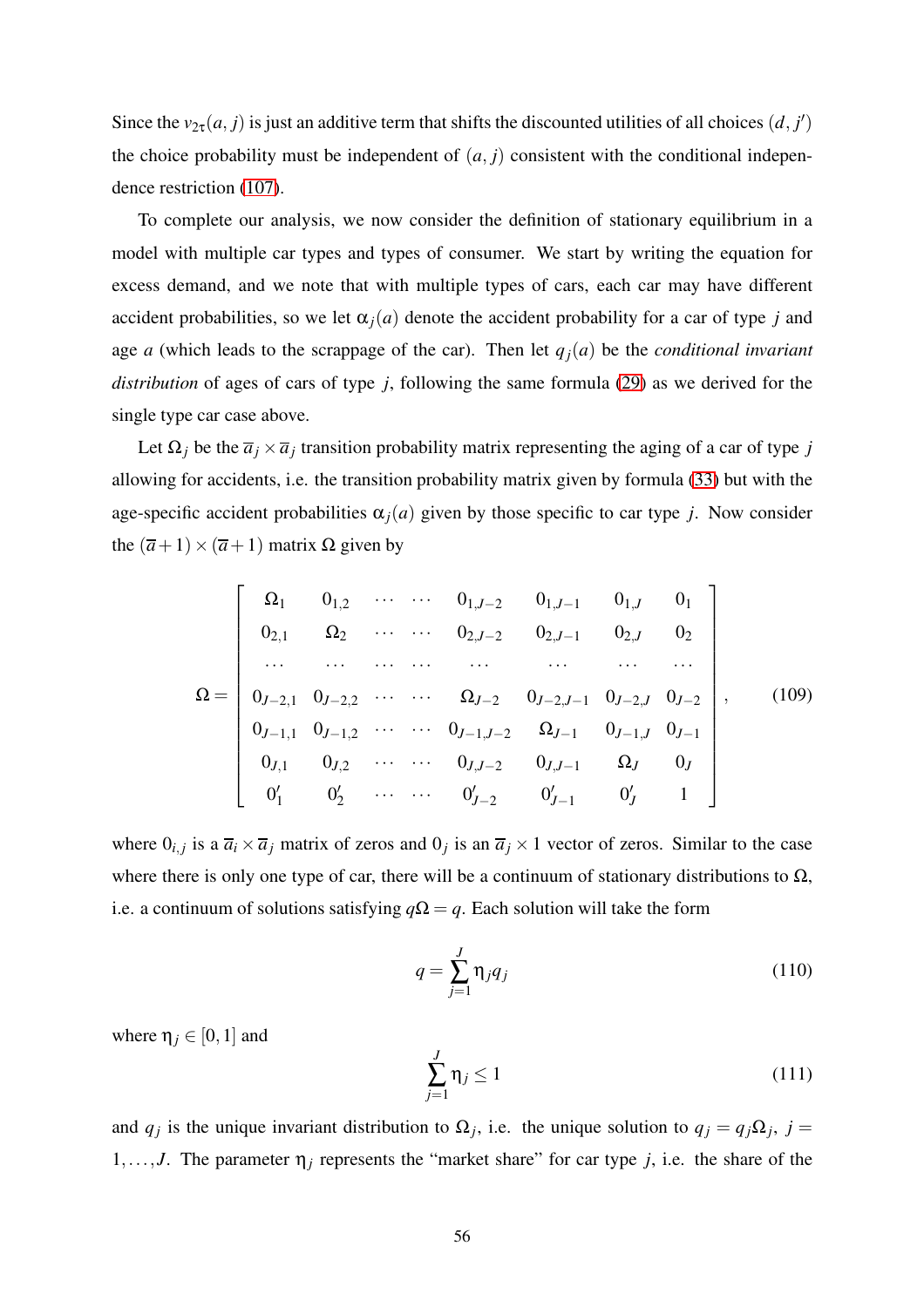Since the $v_{2\tau}(a, j)$ is just an additive term that shifts the discounted utilities of all choices $(d, j')$ the choice probability must be independent of $(a, j)$ consistent with the conditional independence restriction (107).

To complete our analysis, we now consider the definition of stationary equilibrium in a model with multiple car types and types of consumer. We start by writing the equation for excess demand, and we note that with multiple types of cars, each car may have different accident probabilities, so we let $\alpha_j(a)$ denote the accident probability for a car of type $j$ and age $a$ (which leads to the scrappage of the car). Then let $q_j(a)$ be the *conditional invariant distribution* of ages of cars of type $j$, following the same formula (29) as we derived for the single type car case above.

Let $\Omega_j$ be the $\overline{a}_j \times \overline{a}_j$ transition probability matrix representing the aging of a car of type $j$ allowing for accidents, i.e. the transition probability matrix given by formula (33) but with the age-specific accident probabilities $\alpha_j(a)$ given by those specific to car type $j$. Now consider the $(\overline{a}+1) \times (\overline{a}+1)$ matrix $\Omega$ given by

$$\Omega = \begin{bmatrix} \Omega_1 & 0_{1,2} & \cdots & \cdots & 0_{1,J-2} & 0_{1,J-1} & 0_{1,J} & 0_1 \\ 0_{2,1} & \Omega_2 & \cdots & \cdots & 0_{2,J-2} & 0_{2,J-1} & 0_{2,J} & 0_2 \\ \cdots & \cdots & \cdots & \cdots & \cdots & \cdots & \cdots & \cdots \\ 0_{J-2,1} & 0_{J-2,2} & \cdots & \cdots & \Omega_{J-2} & 0_{J-2,J-1} & 0_{J-2,J} & 0_{J-2} \\ 0_{J-1,1} & 0_{J-1,2} & \cdots & \cdots & 0_{J-1,J-2} & \Omega_{J-1} & 0_{J-1,J} & 0_{J-1} \\ 0_{J,1} & 0_{J,2} & \cdots & \cdots & 0_{J,J-2} & 0_{J,J-1} & \Omega_J & 0_J \\ 0_1' & 0_2' & \cdots & \cdots & 0_{J-2}' & 0_{J-1}' & 0_J' & 1 \end{bmatrix}, \tag{109}$$

where $0_{i,j}$ is a $\overline{a}_i \times \overline{a}_j$ matrix of zeros and $0_j$ is an $\overline{a}_j \times 1$ vector of zeros. Similar to the case where there is only one type of car, there will be a continuum of stationary distributions to $\Omega$, i.e. a continuum of solutions satisfying $q\Omega = q$. Each solution will take the form

$$q = \sum_{j=1}^{J} \eta_j q_j \tag{110}$$

where $\eta_j \in [0, 1]$ and

$$\sum_{j=1}^{J} \eta_j \leq 1 \tag{111}$$

and $q_j$ is the unique invariant distribution to $\Omega_j$, i.e. the unique solution to $q_j = q_j\Omega_j$, $j = 1, \ldots, J$. The parameter $\eta_j$ represents the "market share" for car type $j$, i.e. the share of the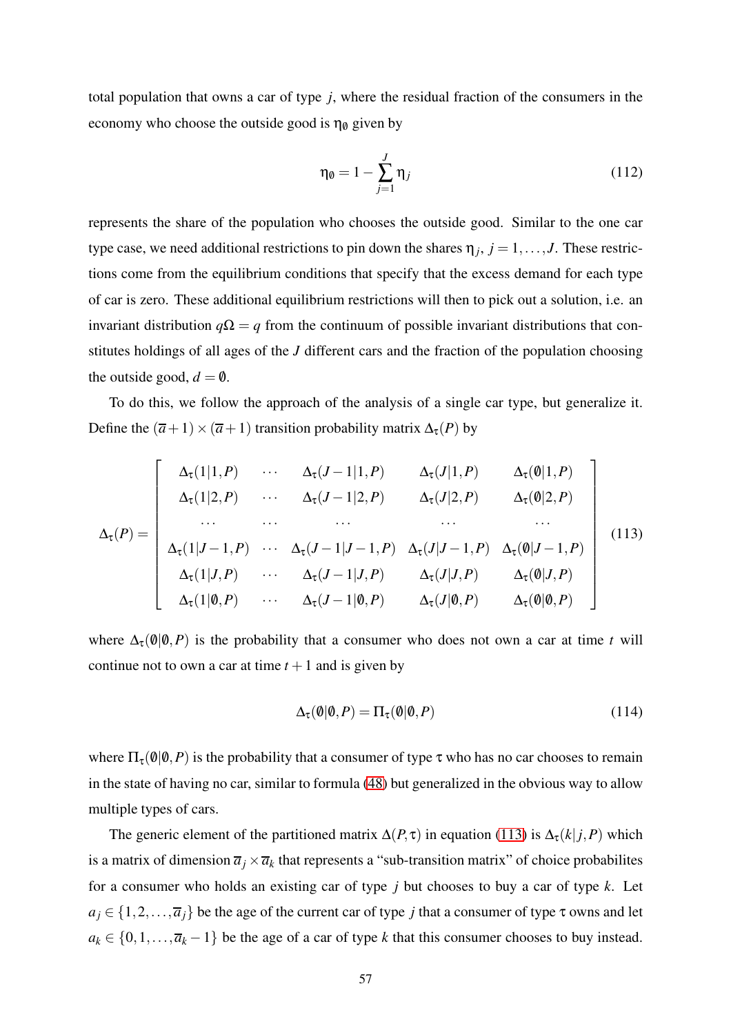total population that owns a car of type $j$, where the residual fraction of the consumers in the economy who choose the outside good is $\eta_\emptyset$ given by

$$\eta_\emptyset = 1 - \sum_{j=1}^{J} \eta_j \tag{112}$$

represents the share of the population who chooses the outside good. Similar to the one car type case, we need additional restrictions to pin down the shares $\eta_j$, $j = 1, \ldots, J$. These restrictions come from the equilibrium conditions that specify that the excess demand for each type of car is zero. These additional equilibrium restrictions will then to pick out a solution, i.e. an invariant distribution $q\Omega = q$ from the continuum of possible invariant distributions that constitutes holdings of all ages of the $J$ different cars and the fraction of the population choosing the outside good, $d = \emptyset$.

To do this, we follow the approach of the analysis of a single car type, but generalize it. Define the $(\overline{a}+1) \times (\overline{a}+1)$ transition probability matrix $\Delta_\tau(P)$ by

$$\Delta_\tau(P) = \begin{bmatrix} \Delta_\tau(1|1,P) & \cdots & \Delta_\tau(J-1|1,P) & \Delta_\tau(J|1,P) & \Delta_\tau(\emptyset|1,P) \\ \Delta_\tau(1|2,P) & \cdots & \Delta_\tau(J-1|2,P) & \Delta_\tau(J|2,P) & \Delta_\tau(\emptyset|2,P) \\ \cdots & \cdots & \cdots & \cdots & \cdots \\ \Delta_\tau(1|J-1,P) & \cdots & \Delta_\tau(J-1|J-1,P) & \Delta_\tau(J|J-1,P) & \Delta_\tau(\emptyset|J-1,P) \\ \Delta_\tau(1|J,P) & \cdots & \Delta_\tau(J-1|J,P) & \Delta_\tau(J|J,P) & \Delta_\tau(\emptyset|J,P) \\ \Delta_\tau(1|\emptyset,P) & \cdots & \Delta_\tau(J-1|\emptyset,P) & \Delta_\tau(J|\emptyset,P) & \Delta_\tau(\emptyset|\emptyset,P) \end{bmatrix} \tag{113}$$

where $\Delta_\tau(\emptyset|\emptyset,P)$ is the probability that a consumer who does not own a car at time $t$ will continue not to own a car at time $t+1$ and is given by

$$\Delta_\tau(\emptyset|\emptyset,P) = \Pi_\tau(\emptyset|\emptyset,P) \tag{114}$$

where $\Pi_\tau(\emptyset|\emptyset,P)$ is the probability that a consumer of type $\tau$ who has no car chooses to remain in the state of having no car, similar to formula (48) but generalized in the obvious way to allow multiple types of cars.

The generic element of the partitioned matrix $\Delta(P,\tau)$ in equation (113) is $\Delta_\tau(k|j,P)$ which is a matrix of dimension $\overline{a}_j \times \overline{a}_k$ that represents a "sub-transition matrix" of choice probabilites for a consumer who holds an existing car of type $j$ but chooses to buy a car of type $k$. Let $a_j \in \{1,2,\ldots,\overline{a}_j\}$ be the age of the current car of type $j$ that a consumer of type $\tau$ owns and let $a_k \in \{0,1,\ldots,\overline{a}_k - 1\}$ be the age of a car of type $k$ that this consumer chooses to buy instead.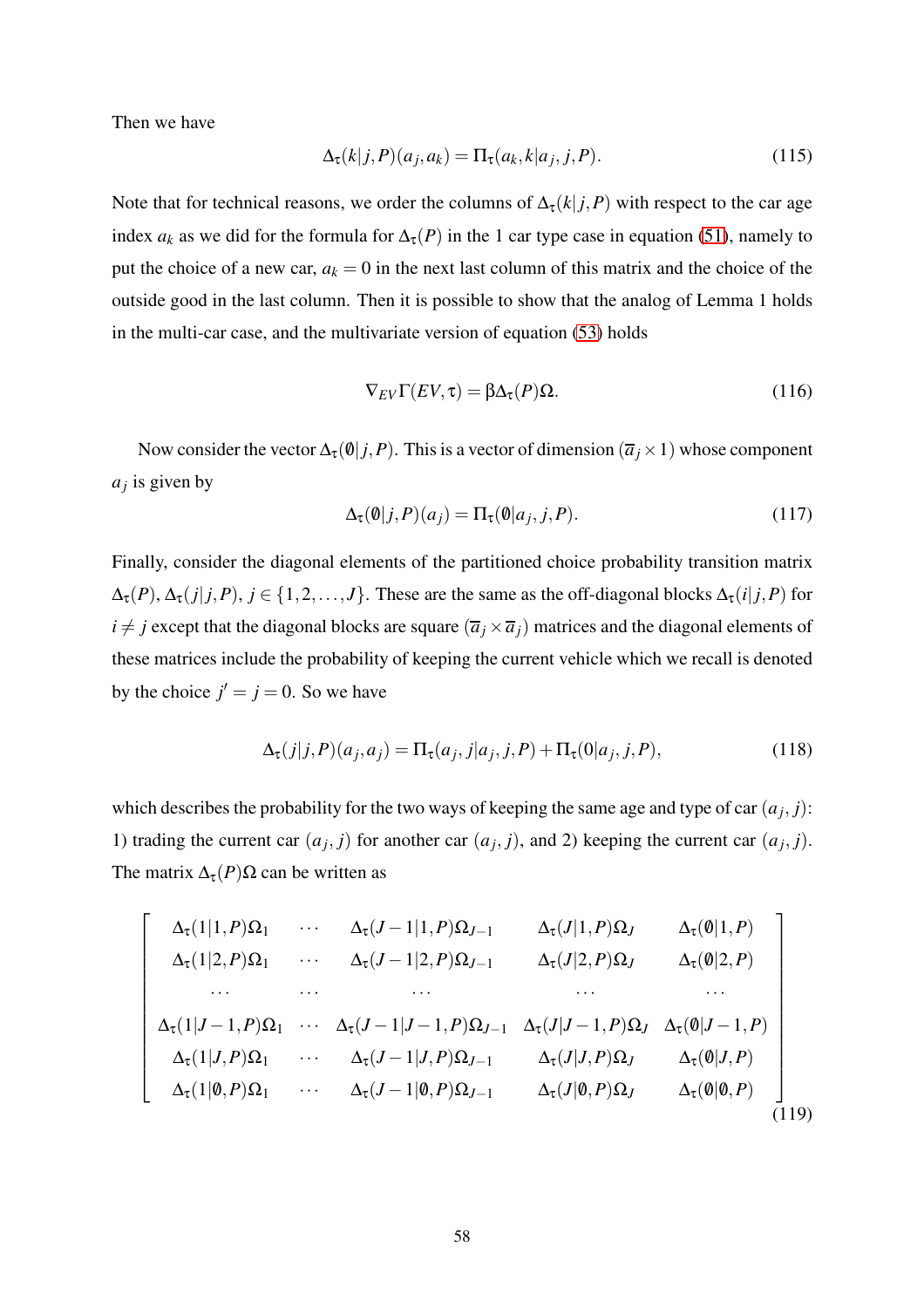Then we have

$$\Delta_\tau(k|j,P)(a_j,a_k) = \Pi_\tau(a_k,k|a_j,j,P). \tag{115}$$

Note that for technical reasons, we order the columns of $\Delta_\tau(k|j,P)$ with respect to the car age index $a_k$ as we did for the formula for $\Delta_\tau(P)$ in the 1 car type case in equation (51), namely to put the choice of a new car, $a_k = 0$ in the next last column of this matrix and the choice of the outside good in the last column. Then it is possible to show that the analog of Lemma 1 holds in the multi-car case, and the multivariate version of equation (53) holds

$$\nabla_{EV}\Gamma(EV,\tau) = \beta\Delta_\tau(P)\Omega. \tag{116}$$

Now consider the vector $\Delta_\tau(\emptyset|j,P)$. This is a vector of dimension $(\overline{a}_j \times 1)$ whose component $a_j$ is given by

$$\Delta_\tau(\emptyset|j,P)(a_j) = \Pi_\tau(\emptyset|a_j,j,P). \tag{117}$$

Finally, consider the diagonal elements of the partitioned choice probability transition matrix $\Delta_\tau(P)$, $\Delta_\tau(j|j,P)$, $j \in \{1,2,\ldots,J\}$. These are the same as the off-diagonal blocks $\Delta_\tau(i|j,P)$ for $i \neq j$ except that the diagonal blocks are square $(\overline{a}_j \times \overline{a}_j)$ matrices and the diagonal elements of these matrices include the probability of keeping the current vehicle which we recall is denoted by the choice $j' = j = 0$. So we have

$$\Delta_\tau(j|j,P)(a_j,a_j) = \Pi_\tau(a_j,j|a_j,j,P) + \Pi_\tau(0|a_j,j,P), \tag{118}$$

which describes the probability for the two ways of keeping the same age and type of car $(a_j, j)$: 1) trading the current car $(a_j, j)$ for another car $(a_j, j)$, and 2) keeping the current car $(a_j, j)$. The matrix $\Delta_\tau(P)\Omega$ can be written as

$$\begin{bmatrix}
\Delta_\tau(1|1,P)\Omega_1 & \cdots & \Delta_\tau(J-1|1,P)\Omega_{J-1} & \Delta_\tau(J|1,P)\Omega_J & \Delta_\tau(\emptyset|1,P) \\
\Delta_\tau(1|2,P)\Omega_1 & \cdots & \Delta_\tau(J-1|2,P)\Omega_{J-1} & \Delta_\tau(J|2,P)\Omega_J & \Delta_\tau(\emptyset|2,P) \\
\cdots & \cdots & \cdots & \cdots & \cdots \\
\Delta_\tau(1|J-1,P)\Omega_1 & \cdots & \Delta_\tau(J-1|J-1,P)\Omega_{J-1} & \Delta_\tau(J|J-1,P)\Omega_J & \Delta_\tau(\emptyset|J-1,P) \\
\Delta_\tau(1|J,P)\Omega_1 & \cdots & \Delta_\tau(J-1|J,P)\Omega_{J-1} & \Delta_\tau(J|J,P)\Omega_J & \Delta_\tau(\emptyset|J,P) \\
\Delta_\tau(1|\emptyset,P)\Omega_1 & \cdots & \Delta_\tau(J-1|\emptyset,P)\Omega_{J-1} & \Delta_\tau(J|\emptyset,P)\Omega_J & \Delta_\tau(\emptyset|\emptyset,P)
\end{bmatrix} \tag{119}$$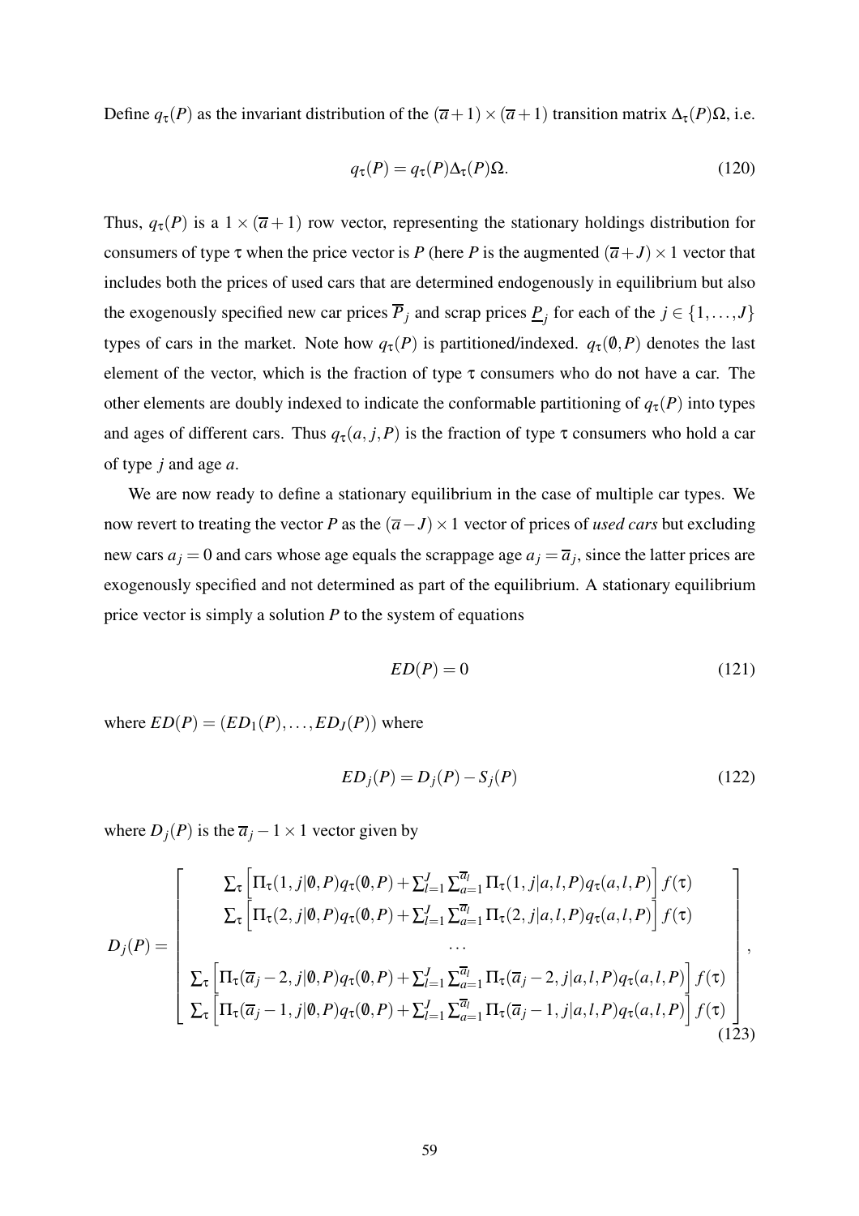Define $q_\tau(P)$ as the invariant distribution of the $(\overline{a}+1)\times(\overline{a}+1)$ transition matrix $\Delta_\tau(P)\Omega$, i.e.

$$q_\tau(P) = q_\tau(P)\Delta_\tau(P)\Omega. \tag{120}$$

Thus, $q_\tau(P)$ is a $1\times(\overline{a}+1)$ row vector, representing the stationary holdings distribution for consumers of type $\tau$ when the price vector is $P$ (here $P$ is the augmented $(\overline{a}+J)\times 1$ vector that includes both the prices of used cars that are determined endogenously in equilibrium but also the exogenously specified new car prices $\overline{P}_j$ and scrap prices $\underline{P}_j$ for each of the $j\in\{1,\ldots,J\}$ types of cars in the market. Note how $q_\tau(P)$ is partitioned/indexed. $q_\tau(\emptyset,P)$ denotes the last element of the vector, which is the fraction of type $\tau$ consumers who do not have a car. The other elements are doubly indexed to indicate the conformable partitioning of $q_\tau(P)$ into types and ages of different cars. Thus $q_\tau(a,j,P)$ is the fraction of type $\tau$ consumers who hold a car of type $j$ and age $a$.

We are now ready to define a stationary equilibrium in the case of multiple car types. We now revert to treating the vector $P$ as the $(\overline{a}-J)\times 1$ vector of prices of *used cars* but excluding new cars $a_j=0$ and cars whose age equals the scrappage age $a_j=\overline{a}_j$, since the latter prices are exogenously specified and not determined as part of the equilibrium. A stationary equilibrium price vector is simply a solution $P$ to the system of equations

$$ED(P) = 0 \tag{121}$$

where $ED(P) = (ED_1(P),\ldots,ED_J(P))$ where

$$ED_j(P) = D_j(P) - S_j(P) \tag{122}$$

where $D_j(P)$ is the $\overline{a}_j - 1\times 1$ vector given by

$$D_j(P) = \begin{bmatrix} \sum_\tau \left[\Pi_\tau(1,j|\emptyset,P)q_\tau(\emptyset,P) + \sum_{l=1}^{J}\sum_{a=1}^{\overline{a}_l}\Pi_\tau(1,j|a,l,P)q_\tau(a,l,P)\right]f(\tau) \\ \sum_\tau \left[\Pi_\tau(2,j|\emptyset,P)q_\tau(\emptyset,P) + \sum_{l=1}^{J}\sum_{a=1}^{\overline{a}_l}\Pi_\tau(2,j|a,l,P)q_\tau(a,l,P)\right]f(\tau) \\ \cdots \\ \sum_\tau \left[\Pi_\tau(\overline{a}_j-2,j|\emptyset,P)q_\tau(\emptyset,P) + \sum_{l=1}^{J}\sum_{a=1}^{\overline{a}_l}\Pi_\tau(\overline{a}_j-2,j|a,l,P)q_\tau(a,l,P)\right]f(\tau) \\ \sum_\tau \left[\Pi_\tau(\overline{a}_j-1,j|\emptyset,P)q_\tau(\emptyset,P) + \sum_{l=1}^{J}\sum_{a=1}^{\overline{a}_l}\Pi_\tau(\overline{a}_j-1,j|a,l,P)q_\tau(a,l,P)\right]f(\tau) \end{bmatrix}, \tag{123}$$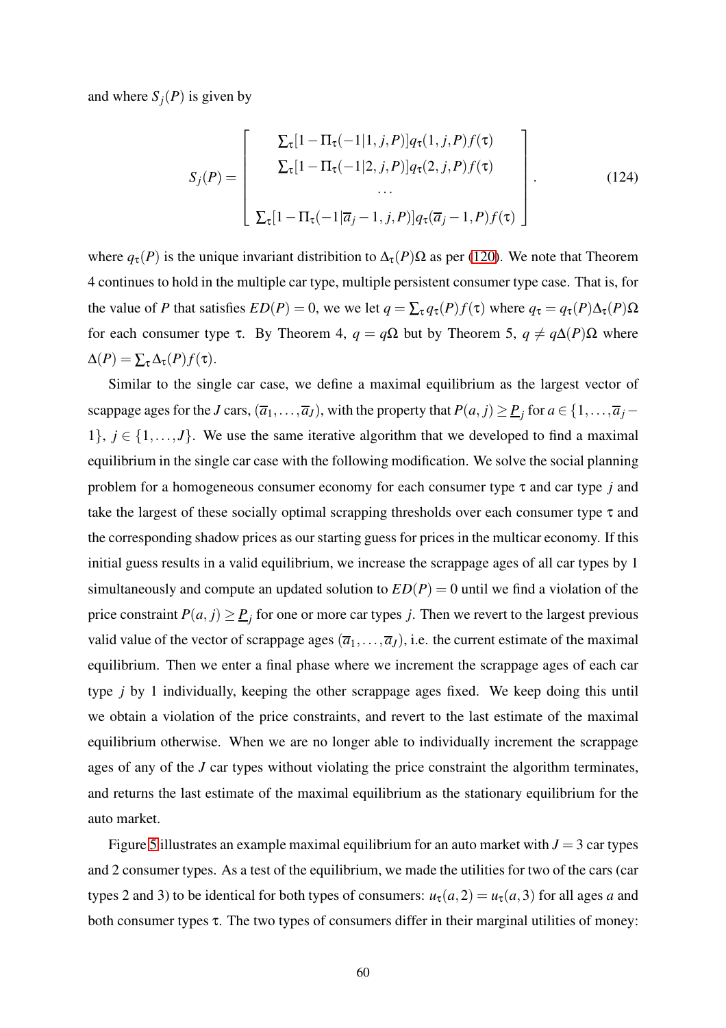and where $S_j(P)$ is given by

$$S_j(P) = \begin{bmatrix} \sum_\tau [1 - \Pi_\tau(-1|1, j, P)] q_\tau(1, j, P) f(\tau) \\ \sum_\tau [1 - \Pi_\tau(-1|2, j, P)] q_\tau(2, j, P) f(\tau) \\ \cdots \\ \sum_\tau [1 - \Pi_\tau(-1|\overline{a}_j - 1, j, P)] q_\tau(\overline{a}_j - 1, P) f(\tau) \end{bmatrix}. \tag{124}$$

where $q_\tau(P)$ is the unique invariant distribution to $\Delta_\tau(P)\Omega$ as per (120). We note that Theorem 4 continues to hold in the multiple car type, multiple persistent consumer type case. That is, for the value of $P$ that satisfies $ED(P) = 0$, we we let $q = \sum_\tau q_\tau(P) f(\tau)$ where $q_\tau = q_\tau(P)\Delta_\tau(P)\Omega$ for each consumer type $\tau$. By Theorem 4, $q = q\Omega$ but by Theorem 5, $q \neq q\Delta(P)\Omega$ where $\Delta(P) = \sum_\tau \Delta_\tau(P) f(\tau)$.

Similar to the single car case, we define a maximal equilibrium as the largest vector of scappage ages for the $J$ cars, $(\overline{a}_1, \ldots, \overline{a}_J)$, with the property that $P(a, j) \geq \underline{P}_j$ for $a \in \{1, \ldots, \overline{a}_j - 1\}$, $j \in \{1, \ldots, J\}$. We use the same iterative algorithm that we developed to find a maximal equilibrium in the single car case with the following modification. We solve the social planning problem for a homogeneous consumer economy for each consumer type $\tau$ and car type $j$ and take the largest of these socially optimal scrapping thresholds over each consumer type $\tau$ and the corresponding shadow prices as our starting guess for prices in the multicar economy. If this initial guess results in a valid equilibrium, we increase the scrappage ages of all car types by 1 simultaneously and compute an updated solution to $ED(P) = 0$ until we find a violation of the price constraint $P(a, j) \geq \underline{P}_j$ for one or more car types $j$. Then we revert to the largest previous valid value of the vector of scrappage ages $(\overline{a}_1, \ldots, \overline{a}_J)$, i.e. the current estimate of the maximal equilibrium. Then we enter a final phase where we increment the scrappage ages of each car type $j$ by 1 individually, keeping the other scrappage ages fixed. We keep doing this until we obtain a violation of the price constraints, and revert to the last estimate of the maximal equilibrium otherwise. When we are no longer able to individually increment the scrappage ages of any of the $J$ car types without violating the price constraint the algorithm terminates, and returns the last estimate of the maximal equilibrium as the stationary equilibrium for the auto market.

Figure 5 illustrates an example maximal equilibrium for an auto market with $J = 3$ car types and 2 consumer types. As a test of the equilibrium, we made the utilities for two of the cars (car types 2 and 3) to be identical for both types of consumers: $u_\tau(a, 2) = u_\tau(a, 3)$ for all ages $a$ and both consumer types $\tau$. The two types of consumers differ in their marginal utilities of money: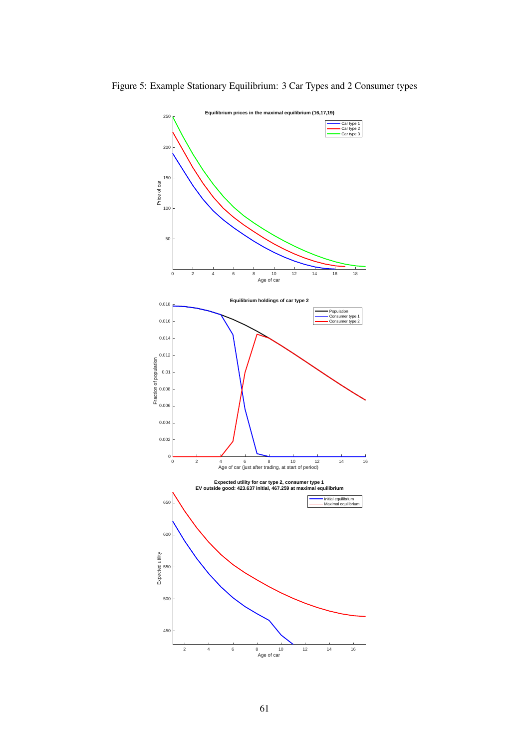Figure 5: Example Stationary Equilibrium: 3 Car Types and 2 Consumer types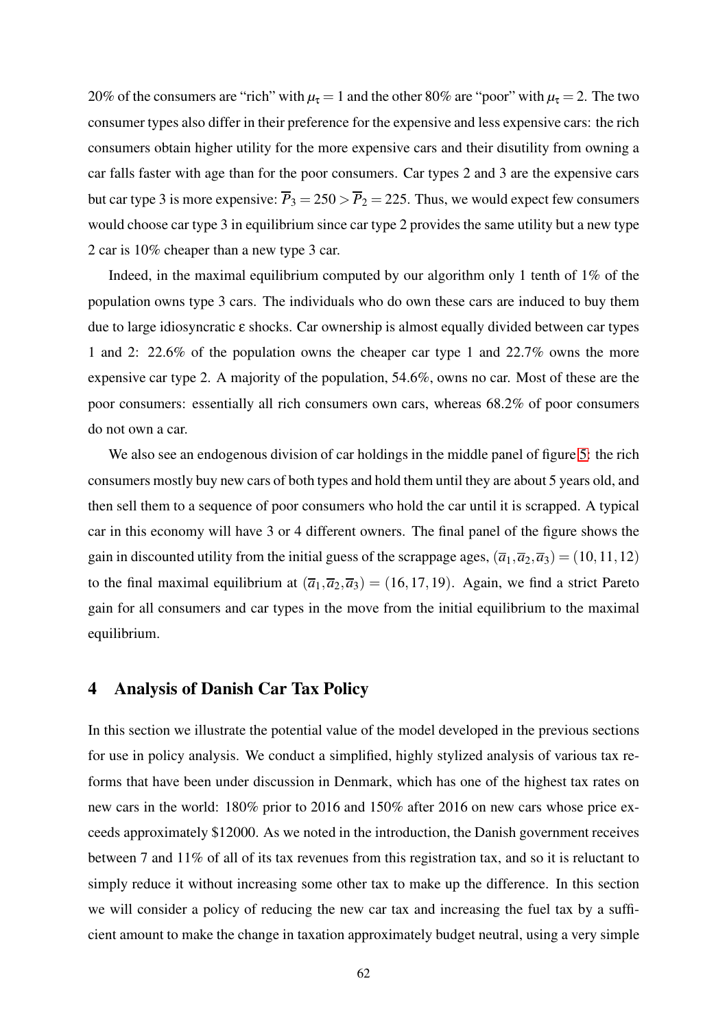20% of the consumers are "rich" with $\mu_\tau = 1$ and the other 80% are "poor" with $\mu_\tau = 2$. The two consumer types also differ in their preference for the expensive and less expensive cars: the rich consumers obtain higher utility for the more expensive cars and their disutility from owning a car falls faster with age than for the poor consumers. Car types 2 and 3 are the expensive cars but car type 3 is more expensive: $\overline{P}_3 = 250 > \overline{P}_2 = 225$. Thus, we would expect few consumers would choose car type 3 in equilibrium since car type 2 provides the same utility but a new type 2 car is 10% cheaper than a new type 3 car.

Indeed, in the maximal equilibrium computed by our algorithm only 1 tenth of 1% of the population owns type 3 cars. The individuals who do own these cars are induced to buy them due to large idiosyncratic $\varepsilon$ shocks. Car ownership is almost equally divided between car types 1 and 2: 22.6% of the population owns the cheaper car type 1 and 22.7% owns the more expensive car type 2. A majority of the population, 54.6%, owns no car. Most of these are the poor consumers: essentially all rich consumers own cars, whereas 68.2% of poor consumers do not own a car.

We also see an endogenous division of car holdings in the middle panel of figure 5: the rich consumers mostly buy new cars of both types and hold them until they are about 5 years old, and then sell them to a sequence of poor consumers who hold the car until it is scrapped. A typical car in this economy will have 3 or 4 different owners. The final panel of the figure shows the gain in discounted utility from the initial guess of the scrappage ages, $(\overline{a}_1, \overline{a}_2, \overline{a}_3) = (10, 11, 12)$ to the final maximal equilibrium at $(\overline{a}_1, \overline{a}_2, \overline{a}_3) = (16, 17, 19)$. Again, we find a strict Pareto gain for all consumers and car types in the move from the initial equilibrium to the maximal equilibrium.

## 4 Analysis of Danish Car Tax Policy

In this section we illustrate the potential value of the model developed in the previous sections for use in policy analysis. We conduct a simplified, highly stylized analysis of various tax reforms that have been under discussion in Denmark, which has one of the highest tax rates on new cars in the world: 180% prior to 2016 and 150% after 2016 on new cars whose price exceeds approximately \$12000. As we noted in the introduction, the Danish government receives between 7 and 11% of all of its tax revenues from this registration tax, and so it is reluctant to simply reduce it without increasing some other tax to make up the difference. In this section we will consider a policy of reducing the new car tax and increasing the fuel tax by a sufficient amount to make the change in taxation approximately budget neutral, using a very simple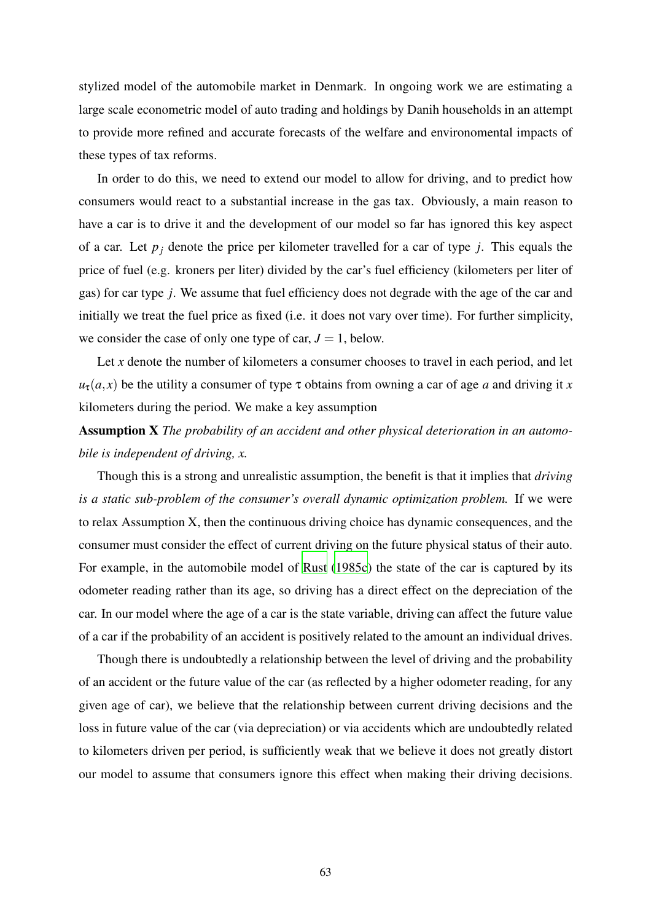stylized model of the automobile market in Denmark. In ongoing work we are estimating a large scale econometric model of auto trading and holdings by Danih households in an attempt to provide more refined and accurate forecasts of the welfare and environomental impacts of these types of tax reforms.

In order to do this, we need to extend our model to allow for driving, and to predict how consumers would react to a substantial increase in the gas tax. Obviously, a main reason to have a car is to drive it and the development of our model so far has ignored this key aspect of a car. Let $p_j$ denote the price per kilometer travelled for a car of type $j$. This equals the price of fuel (e.g. kroners per liter) divided by the car's fuel efficiency (kilometers per liter of gas) for car type $j$. We assume that fuel efficiency does not degrade with the age of the car and initially we treat the fuel price as fixed (i.e. it does not vary over time). For further simplicity, we consider the case of only one type of car, $J = 1$, below.

Let $x$ denote the number of kilometers a consumer chooses to travel in each period, and let $u_\tau(a,x)$ be the utility a consumer of type $\tau$ obtains from owning a car of age $a$ and driving it $x$ kilometers during the period. We make a key assumption

**Assumption X** *The probability of an accident and other physical deterioration in an automobile is independent of driving, x.*

Though this is a strong and unrealistic assumption, the benefit is that it implies that *driving is a static sub-problem of the consumer's overall dynamic optimization problem.* If we were to relax Assumption X, then the continuous driving choice has dynamic consequences, and the consumer must consider the effect of current driving on the future physical status of their auto. For example, in the automobile model of Rust (1985c) the state of the car is captured by its odometer reading rather than its age, so driving has a direct effect on the depreciation of the car. In our model where the age of a car is the state variable, driving can affect the future value of a car if the probability of an accident is positively related to the amount an individual drives.

Though there is undoubtedly a relationship between the level of driving and the probability of an accident or the future value of the car (as reflected by a higher odometer reading, for any given age of car), we believe that the relationship between current driving decisions and the loss in future value of the car (via depreciation) or via accidents which are undoubtedly related to kilometers driven per period, is sufficiently weak that we believe it does not greatly distort our model to assume that consumers ignore this effect when making their driving decisions.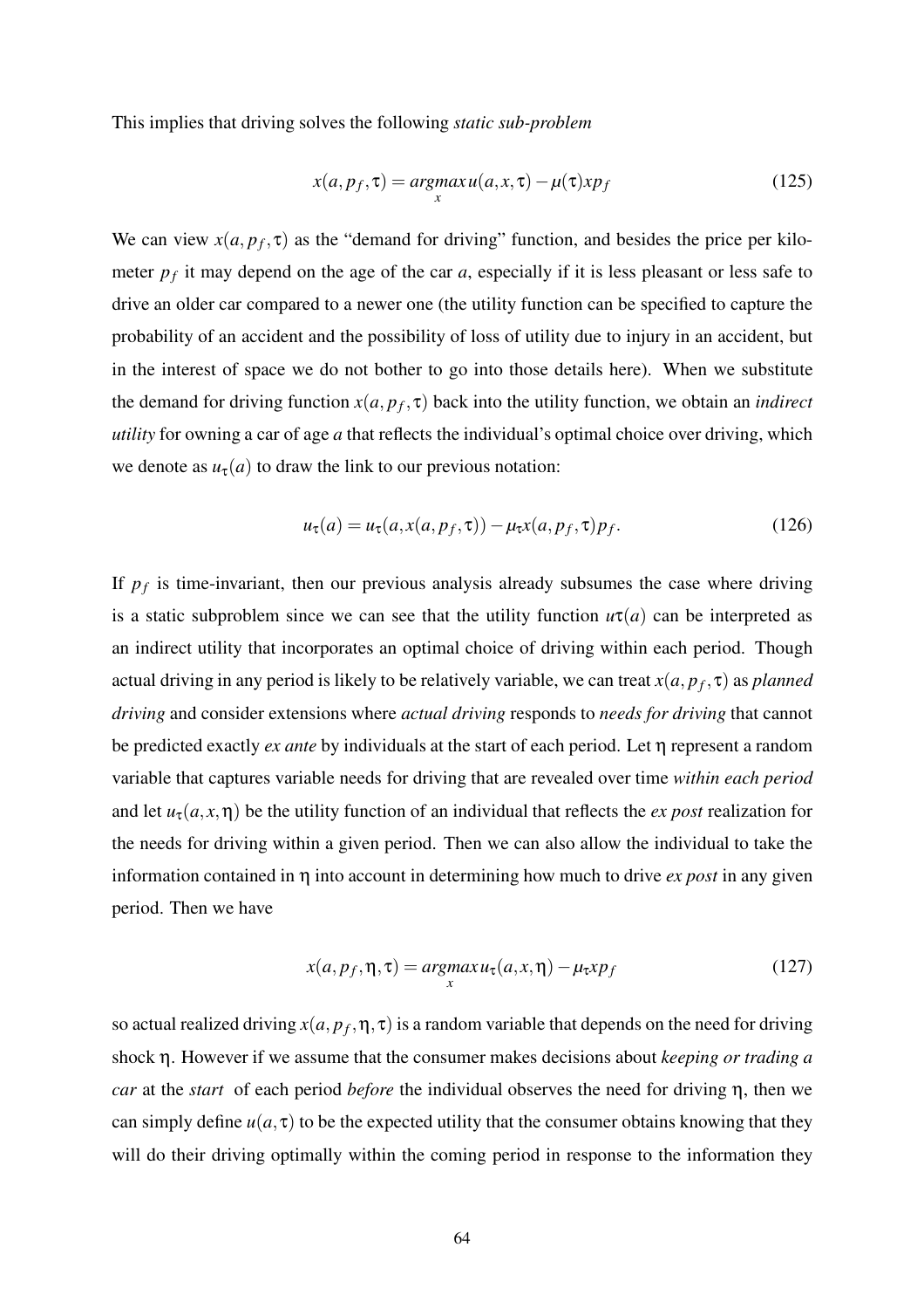This implies that driving solves the following *static sub-problem*

$$x(a,p_f,\tau) = \underset{x}{argmax}\, u(a,x,\tau) - \mu(\tau) x p_f \tag{125}$$

We can view $x(a,p_f,\tau)$ as the "demand for driving" function, and besides the price per kilometer $p_f$ it may depend on the age of the car $a$, especially if it is less pleasant or less safe to drive an older car compared to a newer one (the utility function can be specified to capture the probability of an accident and the possibility of loss of utility due to injury in an accident, but in the interest of space we do not bother to go into those details here). When we substitute the demand for driving function $x(a,p_f,\tau)$ back into the utility function, we obtain an *indirect utility* for owning a car of age $a$ that reflects the individual's optimal choice over driving, which we denote as $u_\tau(a)$ to draw the link to our previous notation:

$$u_\tau(a) = u_\tau(a, x(a,p_f,\tau)) - \mu_\tau x(a,p_f,\tau) p_f. \tag{126}$$

If $p_f$ is time-invariant, then our previous analysis already subsumes the case where driving is a static subproblem since we can see that the utility function $u\tau(a)$ can be interpreted as an indirect utility that incorporates an optimal choice of driving within each period. Though actual driving in any period is likely to be relatively variable, we can treat $x(a,p_f,\tau)$ as *planned driving* and consider extensions where *actual driving* responds to *needs for driving* that cannot be predicted exactly *ex ante* by individuals at the start of each period. Let $\eta$ represent a random variable that captures variable needs for driving that are revealed over time *within each period* and let $u_\tau(a,x,\eta)$ be the utility function of an individual that reflects the *ex post* realization for the needs for driving within a given period. Then we can also allow the individual to take the information contained in $\eta$ into account in determining how much to drive *ex post* in any given period. Then we have

$$x(a,p_f,\eta,\tau) = \underset{x}{argmax}\, u_\tau(a,x,\eta) - \mu_\tau x p_f \tag{127}$$

so actual realized driving $x(a,p_f,\eta,\tau)$ is a random variable that depends on the need for driving shock $\eta$. However if we assume that the consumer makes decisions about *keeping or trading a car* at the *start* of each period *before* the individual observes the need for driving $\eta$, then we can simply define $u(a,\tau)$ to be the expected utility that the consumer obtains knowing that they will do their driving optimally within the coming period in response to the information they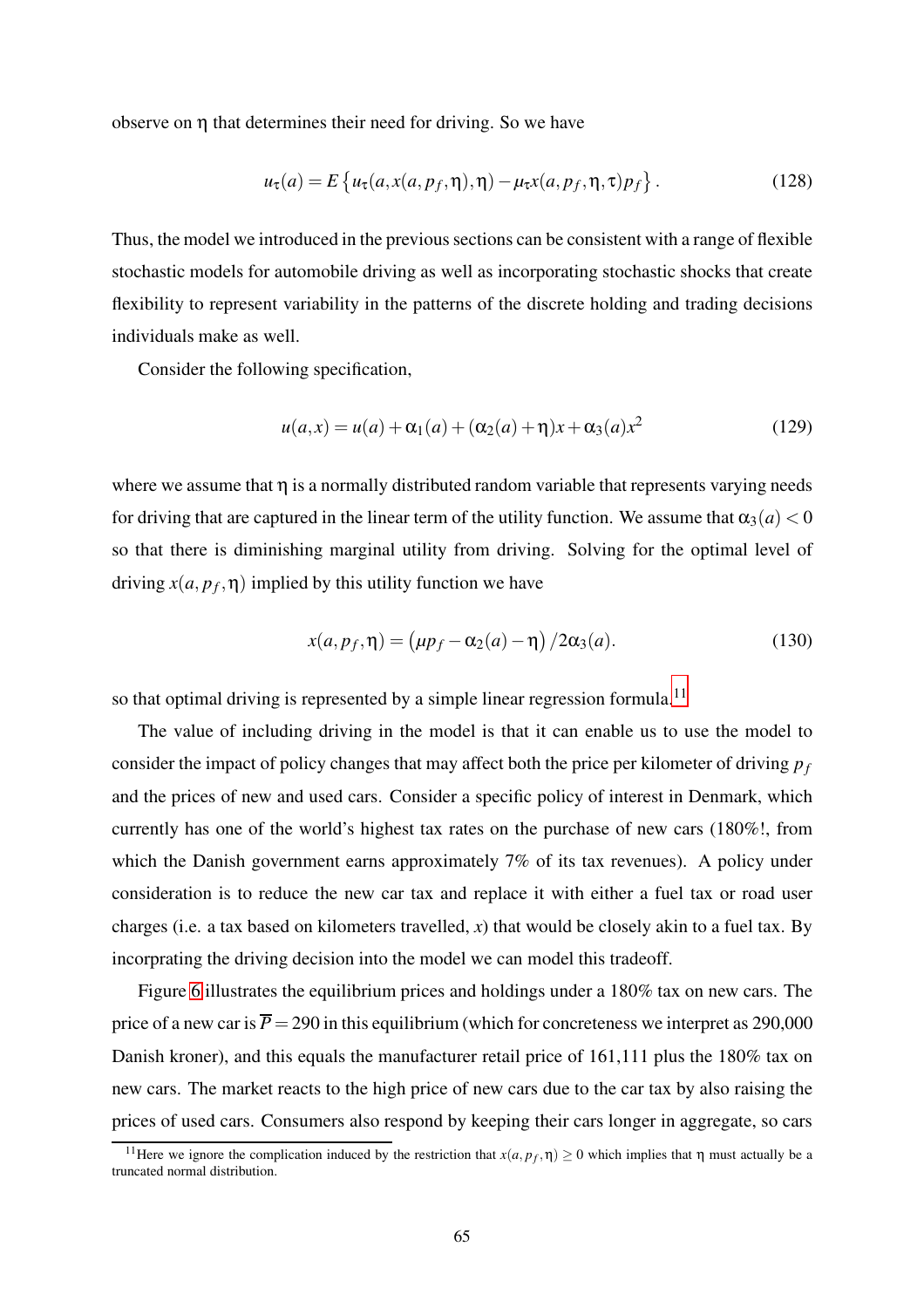observe on $\eta$ that determines their need for driving. So we have

$$u_\tau(a) = E\left\{u_\tau(a, x(a, p_f, \eta), \eta) - \mu_\tau x(a, p_f, \eta, \tau) p_f\right\}. \tag{128}$$

Thus, the model we introduced in the previous sections can be consistent with a range of flexible stochastic models for automobile driving as well as incorporating stochastic shocks that create flexibility to represent variability in the patterns of the discrete holding and trading decisions individuals make as well.

Consider the following specification,

$$u(a,x) = u(a) + \alpha_1(a) + (\alpha_2(a) + \eta)x + \alpha_3(a)x^2 \tag{129}$$

where we assume that $\eta$ is a normally distributed random variable that represents varying needs for driving that are captured in the linear term of the utility function. We assume that $\alpha_3(a) < 0$ so that there is diminishing marginal utility from driving. Solving for the optimal level of driving $x(a, p_f, \eta)$ implied by this utility function we have

$$x(a, p_f, \eta) = \left(\mu p_f - \alpha_2(a) - \eta\right)/2\alpha_3(a). \tag{130}$$

so that optimal driving is represented by a simple linear regression formula.[11]

The value of including driving in the model is that it can enable us to use the model to consider the impact of policy changes that may affect both the price per kilometer of driving $p_f$ and the prices of new and used cars. Consider a specific policy of interest in Denmark, which currently has one of the world's highest tax rates on the purchase of new cars (180%!, from which the Danish government earns approximately 7% of its tax revenues). A policy under consideration is to reduce the new car tax and replace it with either a fuel tax or road user charges (i.e. a tax based on kilometers travelled, $x$) that would be closely akin to a fuel tax. By incorprating the driving decision into the model we can model this tradeoff.

Figure 6 illustrates the equilibrium prices and holdings under a 180% tax on new cars. The price of a new car is $\overline{P} = 290$ in this equilibrium (which for concreteness we interpret as 290,000 Danish kroner), and this equals the manufacturer retail price of 161,111 plus the 180% tax on new cars. The market reacts to the high price of new cars due to the car tax by also raising the prices of used cars. Consumers also respond by keeping their cars longer in aggregate, so cars

[11] Here we ignore the complication induced by the restriction that $x(a, p_f, \eta) \geq 0$ which implies that $\eta$ must actually be a truncated normal distribution.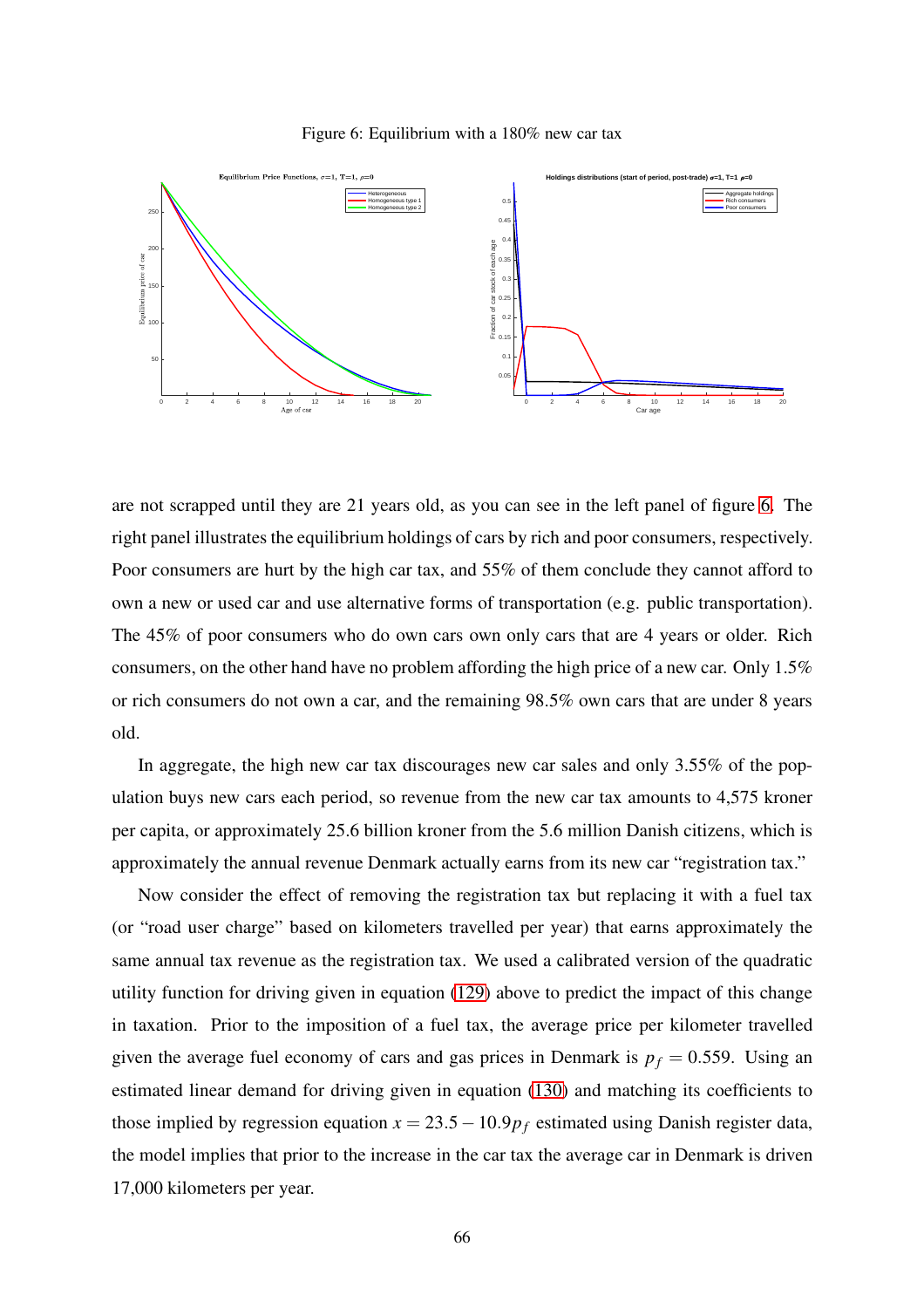Figure 6: Equilibrium with a 180% new car tax

are not scrapped until they are 21 years old, as you can see in the left panel of figure 6. The right panel illustrates the equilibrium holdings of cars by rich and poor consumers, respectively. Poor consumers are hurt by the high car tax, and 55% of them conclude they cannot afford to own a new or used car and use alternative forms of transportation (e.g. public transportation). The 45% of poor consumers who do own cars own only cars that are 4 years or older. Rich consumers, on the other hand have no problem affording the high price of a new car. Only 1.5% or rich consumers do not own a car, and the remaining 98.5% own cars that are under 8 years old.

In aggregate, the high new car tax discourages new car sales and only 3.55% of the population buys new cars each period, so revenue from the new car tax amounts to 4,575 kroner per capita, or approximately 25.6 billion kroner from the 5.6 million Danish citizens, which is approximately the annual revenue Denmark actually earns from its new car "registration tax."

Now consider the effect of removing the registration tax but replacing it with a fuel tax (or "road user charge" based on kilometers travelled per year) that earns approximately the same annual tax revenue as the registration tax. We used a calibrated version of the quadratic utility function for driving given in equation (129) above to predict the impact of this change in taxation. Prior to the imposition of a fuel tax, the average price per kilometer travelled given the average fuel economy of cars and gas prices in Denmark is $p_f = 0.559$. Using an estimated linear demand for driving given in equation (130) and matching its coefficients to those implied by regression equation $x = 23.5 - 10.9p_f$ estimated using Danish register data, the model implies that prior to the increase in the car tax the average car in Denmark is driven 17,000 kilometers per year.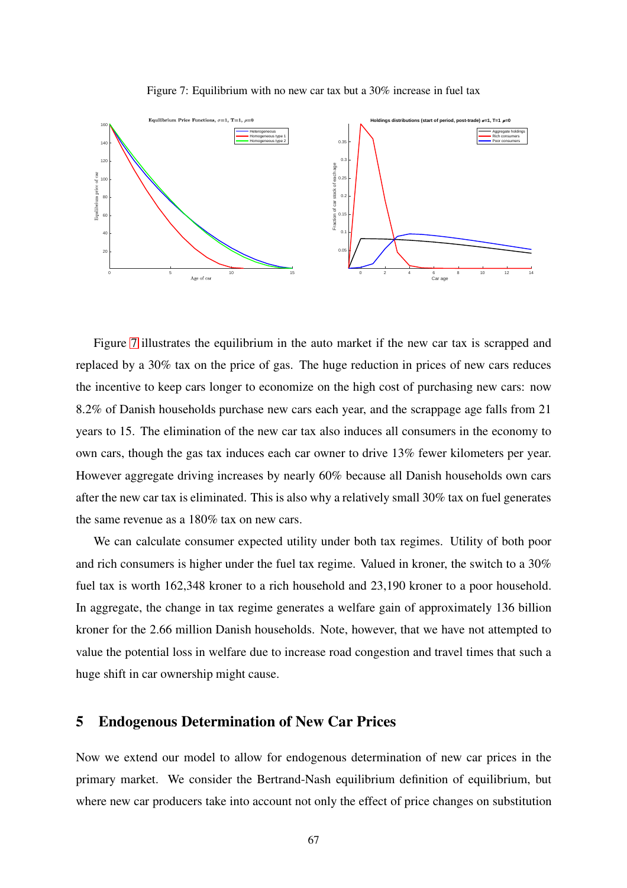Figure 7: Equilibrium with no new car tax but a 30% increase in fuel tax

Figure 7 illustrates the equilibrium in the auto market if the new car tax is scrapped and replaced by a 30% tax on the price of gas. The huge reduction in prices of new cars reduces the incentive to keep cars longer to economize on the high cost of purchasing new cars: now 8.2% of Danish households purchase new cars each year, and the scrappage age falls from 21 years to 15. The elimination of the new car tax also induces all consumers in the economy to own cars, though the gas tax induces each car owner to drive 13% fewer kilometers per year. However aggregate driving increases by nearly 60% because all Danish households own cars after the new car tax is eliminated. This is also why a relatively small 30% tax on fuel generates the same revenue as a 180% tax on new cars.

We can calculate consumer expected utility under both tax regimes. Utility of both poor and rich consumers is higher under the fuel tax regime. Valued in kroner, the switch to a 30% fuel tax is worth 162,348 kroner to a rich household and 23,190 kroner to a poor household. In aggregate, the change in tax regime generates a welfare gain of approximately 136 billion kroner for the 2.66 million Danish households. Note, however, that we have not attempted to value the potential loss in welfare due to increase road congestion and travel times that such a huge shift in car ownership might cause.

## 5 Endogenous Determination of New Car Prices

Now we extend our model to allow for endogenous determination of new car prices in the primary market. We consider the Bertrand-Nash equilibrium definition of equilibrium, but where new car producers take into account not only the effect of price changes on substitution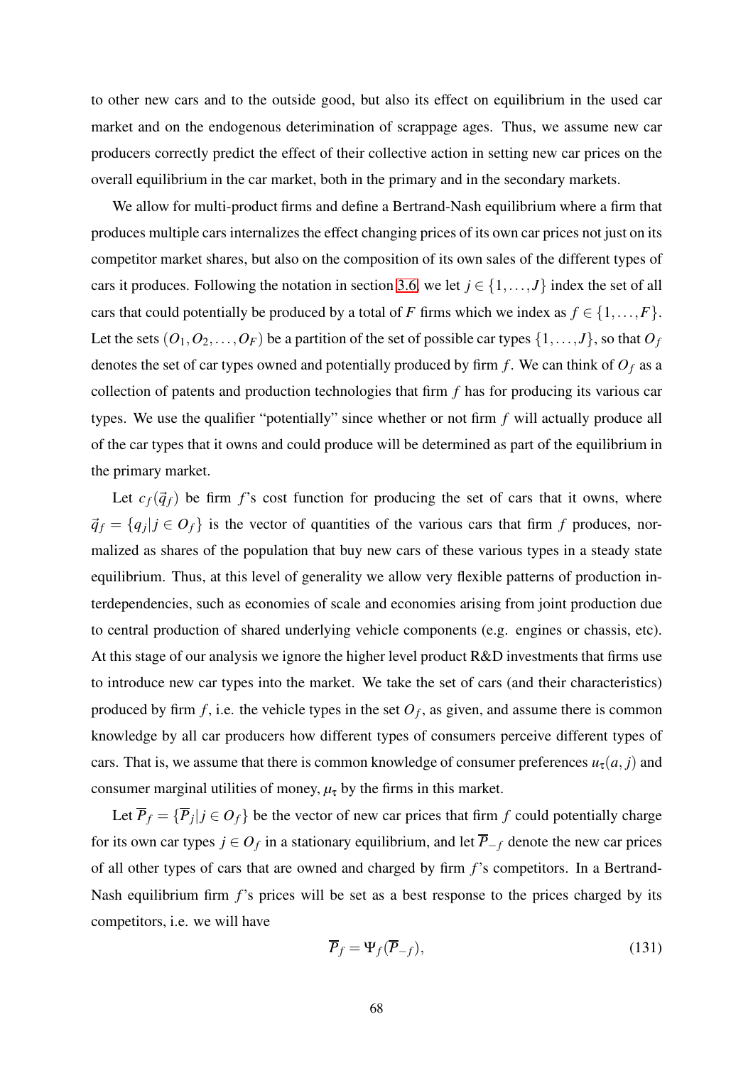to other new cars and to the outside good, but also its effect on equilibrium in the used car market and on the endogenous deterimination of scrappage ages. Thus, we assume new car producers correctly predict the effect of their collective action in setting new car prices on the overall equilibrium in the car market, both in the primary and in the secondary markets.

We allow for multi-product firms and define a Bertrand-Nash equilibrium where a firm that produces multiple cars internalizes the effect changing prices of its own car prices not just on its competitor market shares, but also on the composition of its own sales of the different types of cars it produces. Following the notation in section 3.6, we let $j \in \{1,\ldots,J\}$ index the set of all cars that could potentially be produced by a total of $F$ firms which we index as $f \in \{1,\ldots,F\}$. Let the sets $(O_1, O_2, \ldots, O_F)$ be a partition of the set of possible car types $\{1,\ldots,J\}$, so that $O_f$ denotes the set of car types owned and potentially produced by firm $f$. We can think of $O_f$ as a collection of patents and production technologies that firm $f$ has for producing its various car types. We use the qualifier "potentially" since whether or not firm $f$ will actually produce all of the car types that it owns and could produce will be determined as part of the equilibrium in the primary market.

Let $c_f(\vec{q}_f)$ be firm $f$'s cost function for producing the set of cars that it owns, where $\vec{q}_f = \{q_j | j \in O_f\}$ is the vector of quantities of the various cars that firm $f$ produces, normalized as shares of the population that buy new cars of these various types in a steady state equilibrium. Thus, at this level of generality we allow very flexible patterns of production interdependencies, such as economies of scale and economies arising from joint production due to central production of shared underlying vehicle components (e.g. engines or chassis, etc). At this stage of our analysis we ignore the higher level product R&D investments that firms use to introduce new car types into the market. We take the set of cars (and their characteristics) produced by firm $f$, i.e. the vehicle types in the set $O_f$, as given, and assume there is common knowledge by all car producers how different types of consumers perceive different types of cars. That is, we assume that there is common knowledge of consumer preferences $u_\tau(a, j)$ and consumer marginal utilities of money, $\mu_\tau$ by the firms in this market.

Let $\overline{P}_f = \{\overline{P}_j | j \in O_f\}$ be the vector of new car prices that firm $f$ could potentially charge for its own car types $j \in O_f$ in a stationary equilibrium, and let $\overline{P}_{-f}$ denote the new car prices of all other types of cars that are owned and charged by firm $f$'s competitors. In a Bertrand-Nash equilibrium firm $f$'s prices will be set as a best response to the prices charged by its competitors, i.e. we will have

$$\overline{P}_f = \Psi_f(\overline{P}_{-f}), \tag{131}$$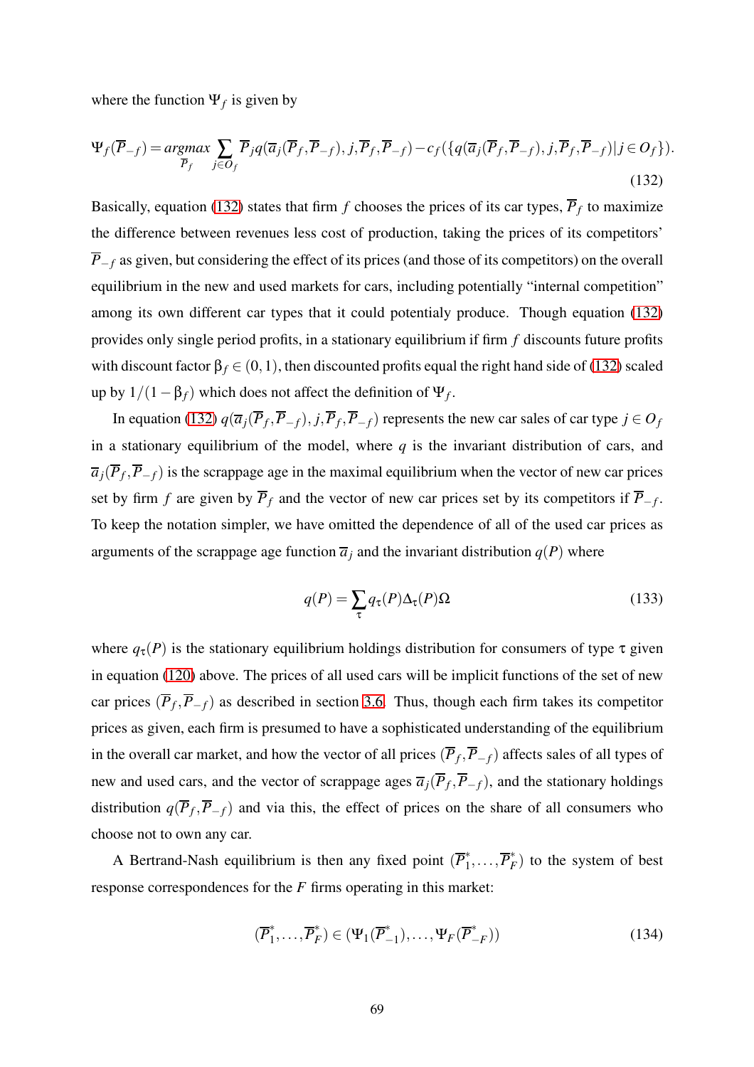where the function $\Psi_f$ is given by

$$\Psi_f(\overline{P}_{-f}) = \underset{\overline{P}_f}{argmax} \sum_{j \in O_f} \overline{P}_j q(\overline{a}_j(\overline{P}_f, \overline{P}_{-f}), j, \overline{P}_f, \overline{P}_{-f}) - c_f(\{q(\overline{a}_j(\overline{P}_f, \overline{P}_{-f}), j, \overline{P}_f, \overline{P}_{-f}) | j \in O_f\}). \tag{132}$$

Basically, equation (132) states that firm $f$ chooses the prices of its car types, $\overline{P}_f$ to maximize the difference between revenues less cost of production, taking the prices of its competitors' $\overline{P}_{-f}$ as given, but considering the effect of its prices (and those of its competitors) on the overall equilibrium in the new and used markets for cars, including potentially "internal competition" among its own different car types that it could potentialy produce. Though equation (132) provides only single period profits, in a stationary equilibrium if firm $f$ discounts future profits with discount factor $\beta_f \in (0,1)$, then discounted profits equal the right hand side of (132) scaled up by $1/(1-\beta_f)$ which does not affect the definition of $\Psi_f$.

In equation (132) $q(\overline{a}_j(\overline{P}_f, \overline{P}_{-f}), j, \overline{P}_f, \overline{P}_{-f})$ represents the new car sales of car type $j \in O_f$ in a stationary equilibrium of the model, where $q$ is the invariant distribution of cars, and $\overline{a}_j(\overline{P}_f, \overline{P}_{-f})$ is the scrappage age in the maximal equilibrium when the vector of new car prices set by firm $f$ are given by $\overline{P}_f$ and the vector of new car prices set by its competitors if $\overline{P}_{-f}$. To keep the notation simpler, we have omitted the dependence of all of the used car prices as arguments of the scrappage age function $\overline{a}_j$ and the invariant distribution $q(P)$ where

$$q(P) = \sum_{\tau} q_{\tau}(P) \Delta_{\tau}(P) \Omega \tag{133}$$

where $q_{\tau}(P)$ is the stationary equilibrium holdings distribution for consumers of type $\tau$ given in equation (120) above. The prices of all used cars will be implicit functions of the set of new car prices $(\overline{P}_f, \overline{P}_{-f})$ as described in section 3.6. Thus, though each firm takes its competitor prices as given, each firm is presumed to have a sophisticated understanding of the equilibrium in the overall car market, and how the vector of all prices $(\overline{P}_f, \overline{P}_{-f})$ affects sales of all types of new and used cars, and the vector of scrappage ages $\overline{a}_j(\overline{P}_f, \overline{P}_{-f})$, and the stationary holdings distribution $q(\overline{P}_f, \overline{P}_{-f})$ and via this, the effect of prices on the share of all consumers who choose not to own any car.

A Bertrand-Nash equilibrium is then any fixed point $(\overline{P}_1^*, \ldots, \overline{P}_F^*)$ to the system of best response correspondences for the $F$ firms operating in this market:

$$(\overline{P}_1^*, \ldots, \overline{P}_F^*) \in (\Psi_1(\overline{P}_{-1}^*), \ldots, \Psi_F(\overline{P}_{-F}^*)) \tag{134}$$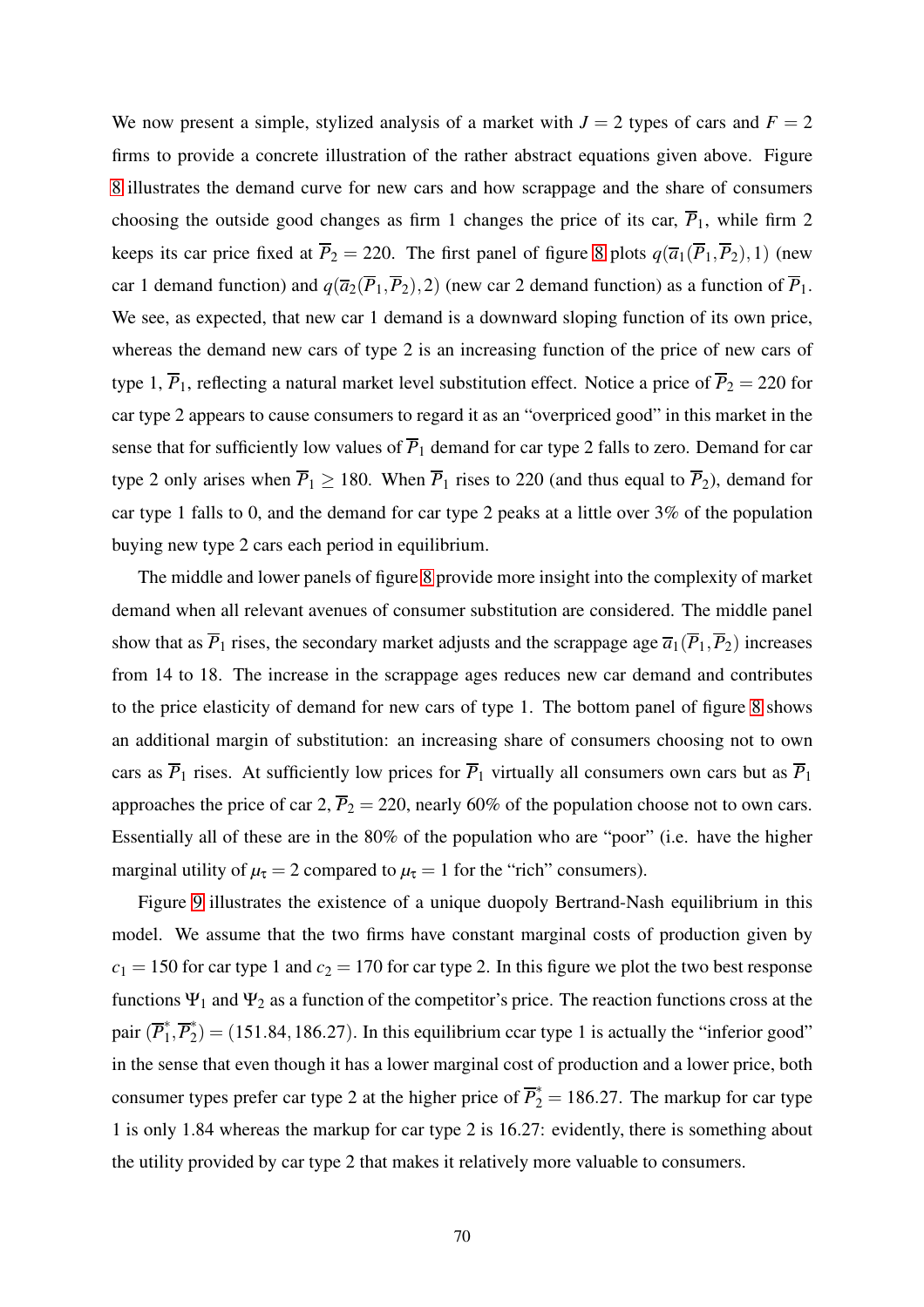We now present a simple, stylized analysis of a market with $J = 2$ types of cars and $F = 2$ firms to provide a concrete illustration of the rather abstract equations given above. Figure 8 illustrates the demand curve for new cars and how scrappage and the share of consumers choosing the outside good changes as firm 1 changes the price of its car, $\overline{P}_1$, while firm 2 keeps its car price fixed at $\overline{P}_2 = 220$. The first panel of figure 8 plots $q(\overline{a}_1(\overline{P}_1, \overline{P}_2), 1)$ (new car 1 demand function) and $q(\overline{a}_2(\overline{P}_1, \overline{P}_2), 2)$ (new car 2 demand function) as a function of $\overline{P}_1$. We see, as expected, that new car 1 demand is a downward sloping function of its own price, whereas the demand new cars of type 2 is an increasing function of the price of new cars of type 1, $\overline{P}_1$, reflecting a natural market level substitution effect. Notice a price of $\overline{P}_2 = 220$ for car type 2 appears to cause consumers to regard it as an "overpriced good" in this market in the sense that for sufficiently low values of $\overline{P}_1$ demand for car type 2 falls to zero. Demand for car type 2 only arises when $\overline{P}_1 \geq 180$. When $\overline{P}_1$ rises to 220 (and thus equal to $\overline{P}_2$), demand for car type 1 falls to 0, and the demand for car type 2 peaks at a little over 3% of the population buying new type 2 cars each period in equilibrium.

The middle and lower panels of figure 8 provide more insight into the complexity of market demand when all relevant avenues of consumer substitution are considered. The middle panel show that as $\overline{P}_1$ rises, the secondary market adjusts and the scrappage age $\overline{a}_1(\overline{P}_1, \overline{P}_2)$ increases from 14 to 18. The increase in the scrappage ages reduces new car demand and contributes to the price elasticity of demand for new cars of type 1. The bottom panel of figure 8 shows an additional margin of substitution: an increasing share of consumers choosing not to own cars as $\overline{P}_1$ rises. At sufficiently low prices for $\overline{P}_1$ virtually all consumers own cars but as $\overline{P}_1$ approaches the price of car 2, $\overline{P}_2 = 220$, nearly 60% of the population choose not to own cars. Essentially all of these are in the 80% of the population who are "poor" (i.e. have the higher marginal utility of $\mu_\tau = 2$ compared to $\mu_\tau = 1$ for the "rich" consumers).

Figure 9 illustrates the existence of a unique duopoly Bertrand-Nash equilibrium in this model. We assume that the two firms have constant marginal costs of production given by $c_1 = 150$ for car type 1 and $c_2 = 170$ for car type 2. In this figure we plot the two best response functions $\Psi_1$ and $\Psi_2$ as a function of the competitor's price. The reaction functions cross at the pair $(\overline{P}_1^*, \overline{P}_2^*) = (151.84, 186.27)$. In this equilibrium ccar type 1 is actually the "inferior good" in the sense that even though it has a lower marginal cost of production and a lower price, both consumer types prefer car type 2 at the higher price of $\overline{P}_2^* = 186.27$. The markup for car type 1 is only 1.84 whereas the markup for car type 2 is 16.27: evidently, there is something about the utility provided by car type 2 that makes it relatively more valuable to consumers.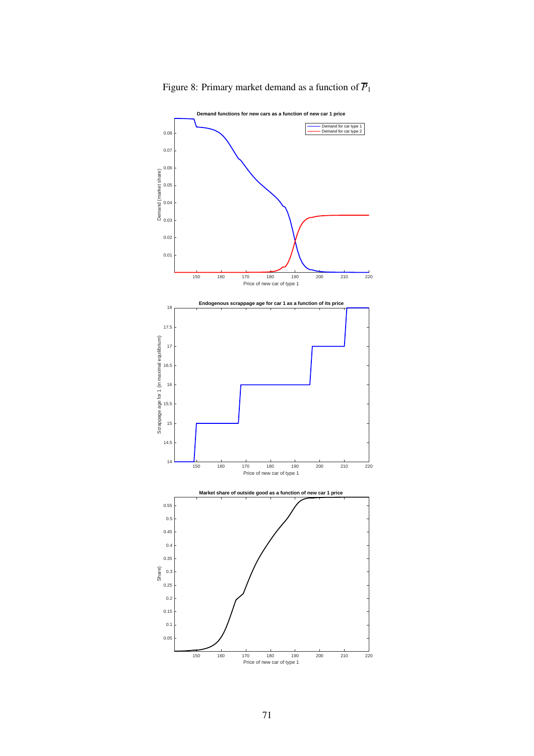Figure 8: Primary market demand as a function of $\overline{P}_1$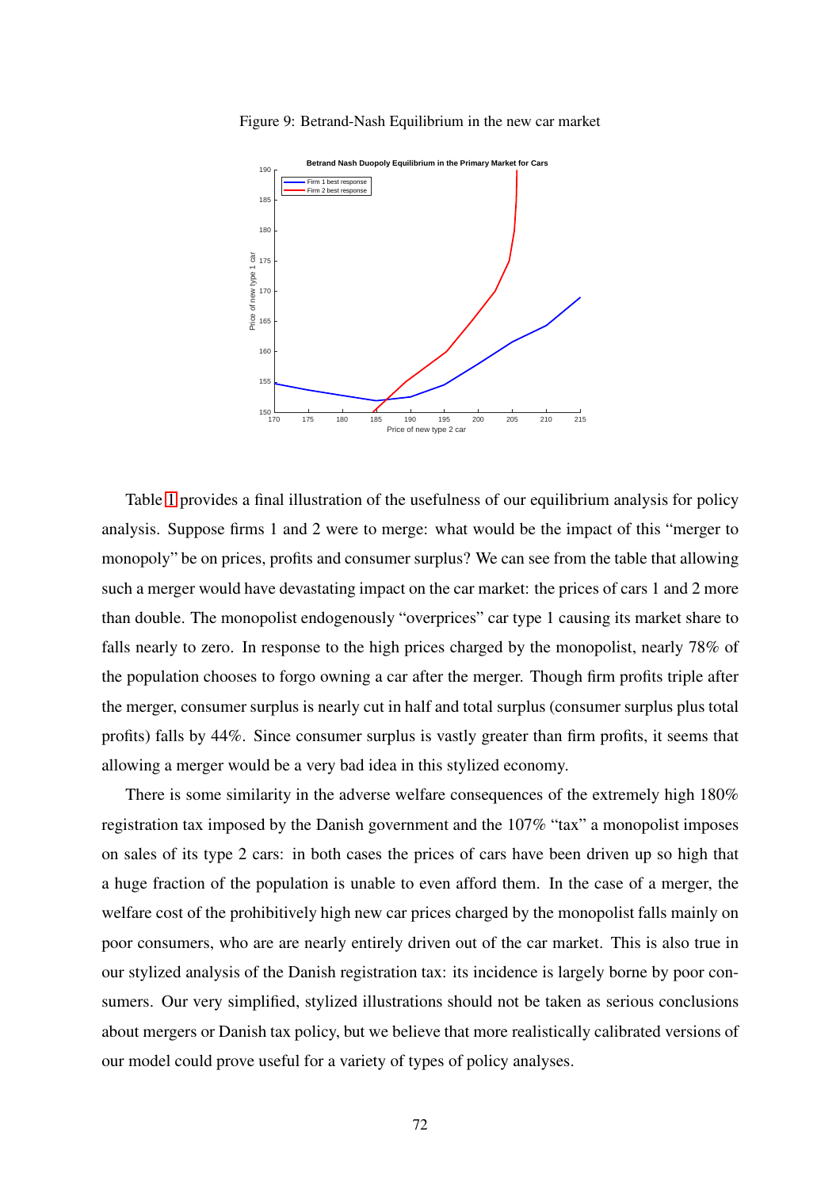Figure 9: Betrand-Nash Equilibrium in the new car market

Table 1 provides a final illustration of the usefulness of our equilibrium analysis for policy analysis. Suppose firms 1 and 2 were to merge: what would be the impact of this "merger to monopoly" be on prices, profits and consumer surplus? We can see from the table that allowing such a merger would have devastating impact on the car market: the prices of cars 1 and 2 more than double. The monopolist endogenously "overprices" car type 1 causing its market share to falls nearly to zero. In response to the high prices charged by the monopolist, nearly 78% of the population chooses to forgo owning a car after the merger. Though firm profits triple after the merger, consumer surplus is nearly cut in half and total surplus (consumer surplus plus total profits) falls by 44%. Since consumer surplus is vastly greater than firm profits, it seems that allowing a merger would be a very bad idea in this stylized economy.

There is some similarity in the adverse welfare consequences of the extremely high 180% registration tax imposed by the Danish government and the 107% "tax" a monopolist imposes on sales of its type 2 cars: in both cases the prices of cars have been driven up so high that a huge fraction of the population is unable to even afford them. In the case of a merger, the welfare cost of the prohibitively high new car prices charged by the monopolist falls mainly on poor consumers, who are are nearly entirely driven out of the car market. This is also true in our stylized analysis of the Danish registration tax: its incidence is largely borne by poor consumers. Our very simplified, stylized illustrations should not be taken as serious conclusions about mergers or Danish tax policy, but we believe that more realistically calibrated versions of our model could prove useful for a variety of types of policy analyses.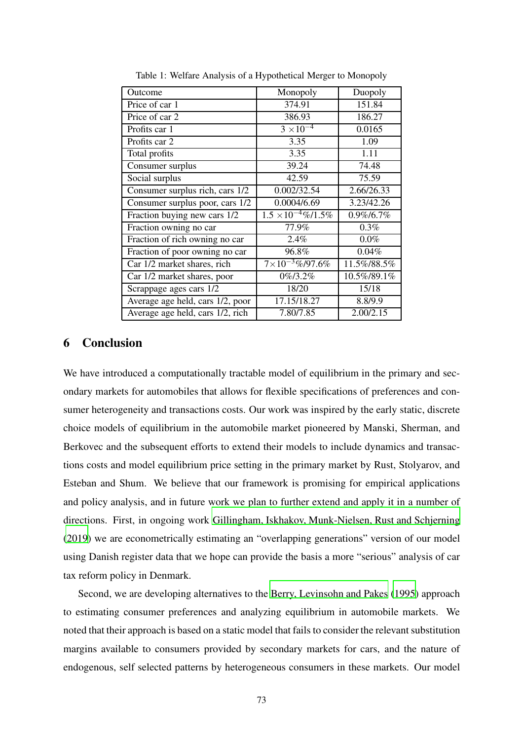Table 1: Welfare Analysis of a Hypothetical Merger to Monopoly

| Outcome | Monopoly | Duopoly |
|---|---|---|
| Price of car 1 | 374.91 | 151.84 |
| Price of car 2 | 386.93 | 186.27 |
| Profits car 1 | $3 \times 10^{-4}$ | 0.0165 |
| Profits car 2 | 3.35 | 1.09 |
| Total profits | 3.35 | 1.11 |
| Consumer surplus | 39.24 | 74.48 |
| Social surplus | 42.59 | 75.59 |
| Consumer surplus rich, cars 1/2 | 0.002/32.54 | 2.66/26.33 |
| Consumer surplus poor, cars 1/2 | 0.0004/6.69 | 3.23/42.26 |
| Fraction buying new cars 1/2 | $1.5 \times 10^{-4}$%/1.5% | 0.9%/6.7% |
| Fraction owning no car | 77.9% | 0.3% |
| Fraction of rich owning no car | 2.4% | 0.0% |
| Fraction of poor owning no car | 96.8% | 0.04% |
| Car 1/2 market shares, rich | $7 \times 10^{-3}$%/97.6% | 11.5%/88.5% |
| Car 1/2 market shares, poor | 0%/3.2% | 10.5%/89.1% |
| Scrappage ages cars 1/2 | 18/20 | 15/18 |
| Average age held, cars 1/2, poor | 17.15/18.27 | 8.8/9.9 |
| Average age held, cars 1/2, rich | 7.80/7.85 | 2.00/2.15 |

## 6 Conclusion

We have introduced a computationally tractable model of equilibrium in the primary and secondary markets for automobiles that allows for flexible specifications of preferences and consumer heterogeneity and transactions costs. Our work was inspired by the early static, discrete choice models of equilibrium in the automobile market pioneered by Manski, Sherman, and Berkovec and the subsequent efforts to extend their models to include dynamics and transactions costs and model equilibrium price setting in the primary market by Rust, Stolyarov, and Esteban and Shum. We believe that our framework is promising for empirical applications and policy analysis, and in future work we plan to further extend and apply it in a number of directions. First, in ongoing work Gillingham, Iskhakov, Munk-Nielsen, Rust and Schjerning (2019) we are econometrically estimating an "overlapping generations" version of our model using Danish register data that we hope can provide the basis a more "serious" analysis of car tax reform policy in Denmark.

Second, we are developing alternatives to the Berry, Levinsohn and Pakes (1995) approach to estimating consumer preferences and analyzing equilibrium in automobile markets. We noted that their approach is based on a static model that fails to consider the relevant substitution margins available to consumers provided by secondary markets for cars, and the nature of endogenous, self selected patterns by heterogeneous consumers in these markets. Our model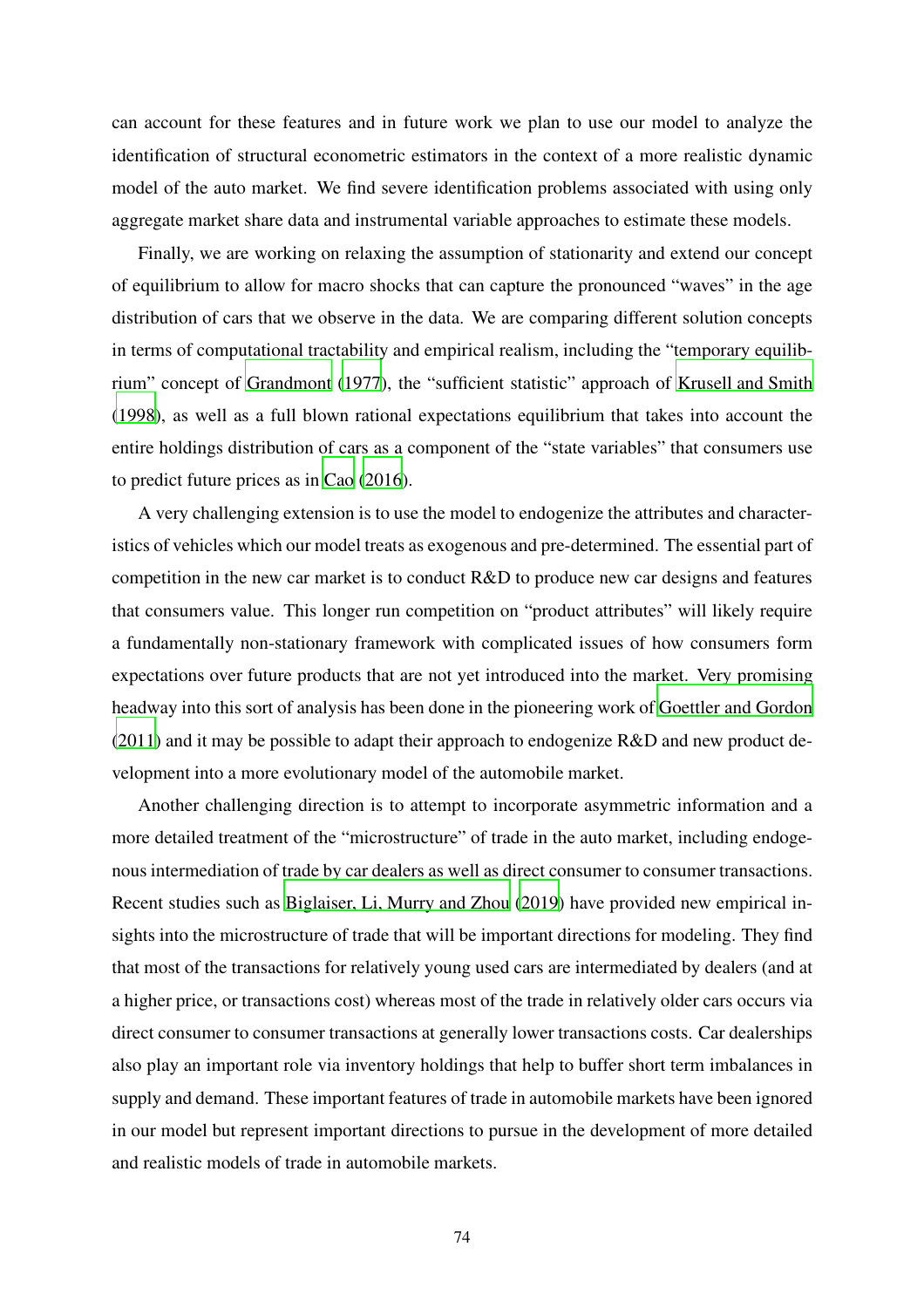can account for these features and in future work we plan to use our model to analyze the identification of structural econometric estimators in the context of a more realistic dynamic model of the auto market. We find severe identification problems associated with using only aggregate market share data and instrumental variable approaches to estimate these models.

Finally, we are working on relaxing the assumption of stationarity and extend our concept of equilibrium to allow for macro shocks that can capture the pronounced "waves" in the age distribution of cars that we observe in the data. We are comparing different solution concepts in terms of computational tractability and empirical realism, including the "temporary equilibrium" concept of Grandmont (1977), the "sufficient statistic" approach of Krusell and Smith (1998), as well as a full blown rational expectations equilibrium that takes into account the entire holdings distribution of cars as a component of the "state variables" that consumers use to predict future prices as in Cao (2016).

A very challenging extension is to use the model to endogenize the attributes and characteristics of vehicles which our model treats as exogenous and pre-determined. The essential part of competition in the new car market is to conduct R&D to produce new car designs and features that consumers value. This longer run competition on "product attributes" will likely require a fundamentally non-stationary framework with complicated issues of how consumers form expectations over future products that are not yet introduced into the market. Very promising headway into this sort of analysis has been done in the pioneering work of Goettler and Gordon (2011) and it may be possible to adapt their approach to endogenize R&D and new product development into a more evolutionary model of the automobile market.

Another challenging direction is to attempt to incorporate asymmetric information and a more detailed treatment of the "microstructure" of trade in the auto market, including endogenous intermediation of trade by car dealers as well as direct consumer to consumer transactions. Recent studies such as Biglaiser, Li, Murry and Zhou (2019) have provided new empirical insights into the microstructure of trade that will be important directions for modeling. They find that most of the transactions for relatively young used cars are intermediated by dealers (and at a higher price, or transactions cost) whereas most of the trade in relatively older cars occurs via direct consumer to consumer transactions at generally lower transactions costs. Car dealerships also play an important role via inventory holdings that help to buffer short term imbalances in supply and demand. These important features of trade in automobile markets have been ignored in our model but represent important directions to pursue in the development of more detailed and realistic models of trade in automobile markets.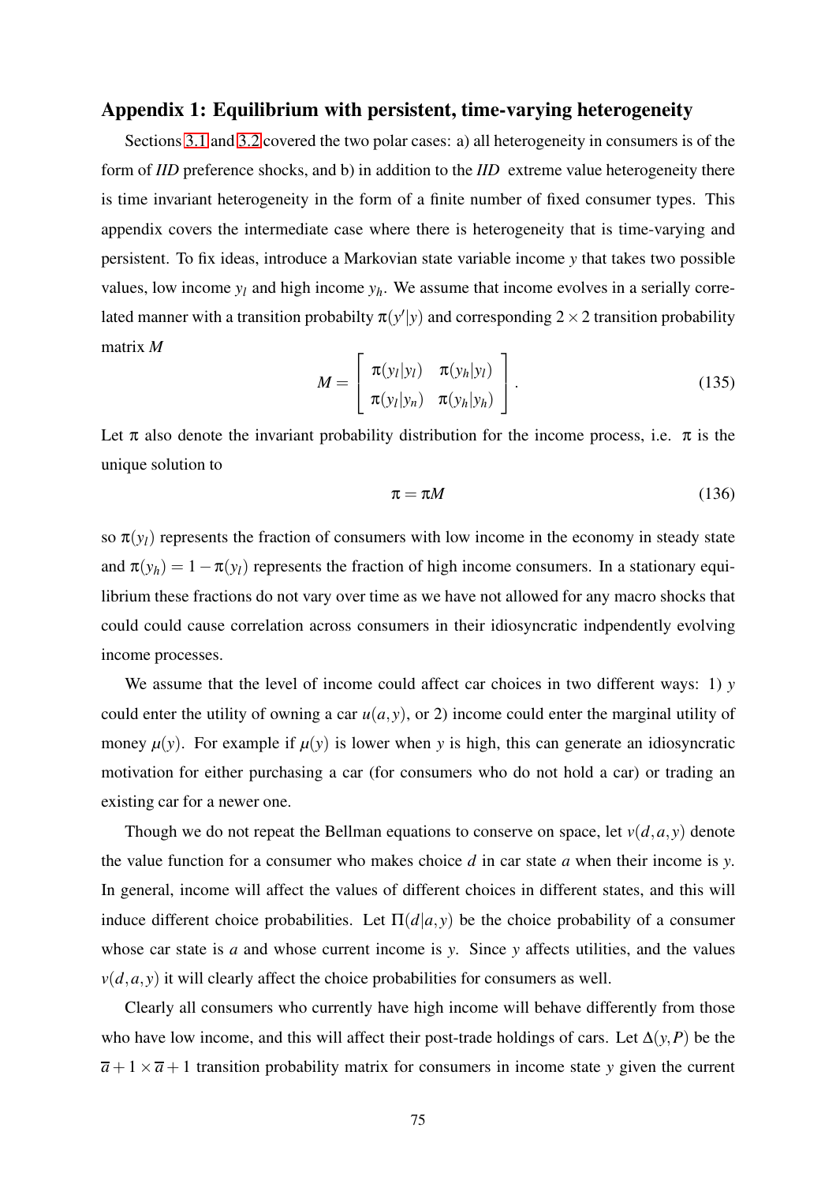## Appendix 1: Equilibrium with persistent, time-varying heterogeneity

Sections 3.1 and 3.2 covered the two polar cases: a) all heterogeneity in consumers is of the form of *IID* preference shocks, and b) in addition to the *IID* extreme value heterogeneity there is time invariant heterogeneity in the form of a finite number of fixed consumer types. This appendix covers the intermediate case where there is heterogeneity that is time-varying and persistent. To fix ideas, introduce a Markovian state variable income $y$ that takes two possible values, low income $y_l$ and high income $y_h$. We assume that income evolves in a serially correlated manner with a transition probabilty $\pi(y'|y)$ and corresponding $2 \times 2$ transition probability matrix $M$

$$M = \begin{bmatrix} \pi(y_l|y_l) & \pi(y_h|y_l) \\ \pi(y_l|y_n) & \pi(y_h|y_h) \end{bmatrix}. \tag{135}$$

Let $\pi$ also denote the invariant probability distribution for the income process, i.e. $\pi$ is the unique solution to

$$\pi = \pi M \tag{136}$$

so $\pi(y_l)$ represents the fraction of consumers with low income in the economy in steady state and $\pi(y_h) = 1 - \pi(y_l)$ represents the fraction of high income consumers. In a stationary equilibrium these fractions do not vary over time as we have not allowed for any macro shocks that could could cause correlation across consumers in their idiosyncratic indpendently evolving income processes.

We assume that the level of income could affect car choices in two different ways: 1) $y$ could enter the utility of owning a car $u(a,y)$, or 2) income could enter the marginal utility of money $\mu(y)$. For example if $\mu(y)$ is lower when $y$ is high, this can generate an idiosyncratic motivation for either purchasing a car (for consumers who do not hold a car) or trading an existing car for a newer one.

Though we do not repeat the Bellman equations to conserve on space, let $v(d,a,y)$ denote the value function for a consumer who makes choice $d$ in car state $a$ when their income is $y$. In general, income will affect the values of different choices in different states, and this will induce different choice probabilities. Let $\Pi(d|a,y)$ be the choice probability of a consumer whose car state is $a$ and whose current income is $y$. Since $y$ affects utilities, and the values $v(d,a,y)$ it will clearly affect the choice probabilities for consumers as well.

Clearly all consumers who currently have high income will behave differently from those who have low income, and this will affect their post-trade holdings of cars. Let $\Delta(y,P)$ be the $\overline{a}+1 \times \overline{a}+1$ transition probability matrix for consumers in income state $y$ given the current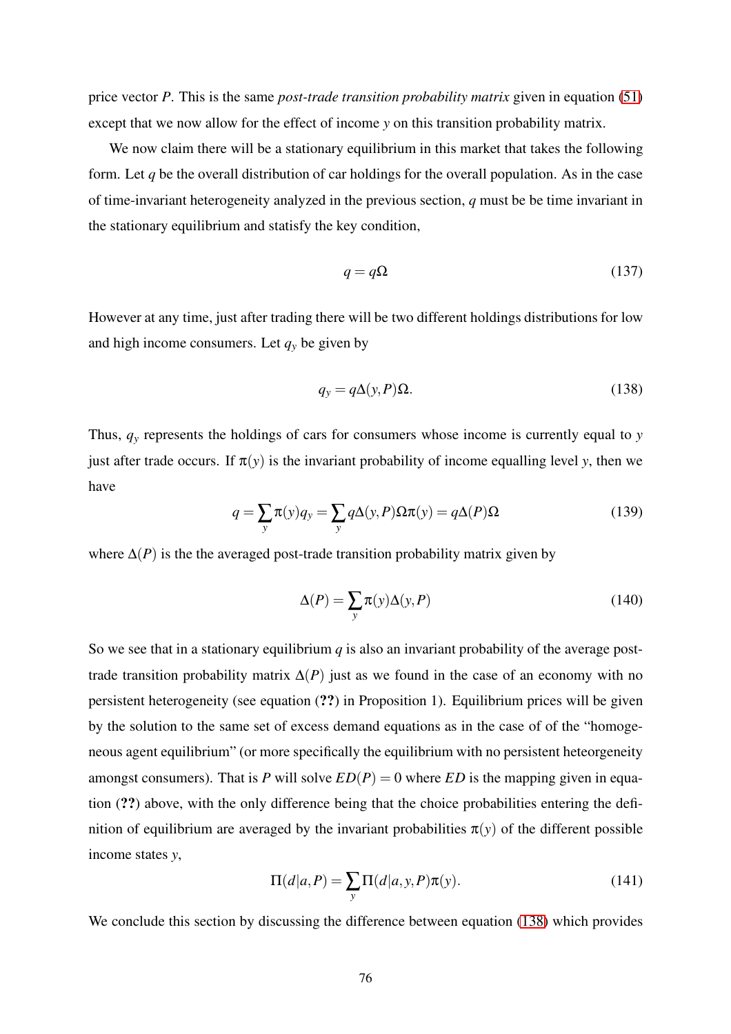price vector $P$. This is the same *post-trade transition probability matrix* given in equation (51) except that we now allow for the effect of income $y$ on this transition probability matrix.

We now claim there will be a stationary equilibrium in this market that takes the following form. Let $q$ be the overall distribution of car holdings for the overall population. As in the case of time-invariant heterogeneity analyzed in the previous section, $q$ must be be time invariant in the stationary equilibrium and statisfy the key condition,

$$q = q\Omega \tag{137}$$

However at any time, just after trading there will be two different holdings distributions for low and high income consumers. Let $q_y$ be given by

$$q_y = q\Delta(y,P)\Omega. \tag{138}$$

Thus, $q_y$ represents the holdings of cars for consumers whose income is currently equal to $y$ just after trade occurs. If $\pi(y)$ is the invariant probability of income equalling level $y$, then we have

$$q = \sum_y \pi(y) q_y = \sum_y q\Delta(y,P)\Omega\pi(y) = q\Delta(P)\Omega \tag{139}$$

where $\Delta(P)$ is the the averaged post-trade transition probability matrix given by

$$\Delta(P) = \sum_y \pi(y)\Delta(y,P) \tag{140}$$

So we see that in a stationary equilibrium $q$ is also an invariant probability of the average post-trade transition probability matrix $\Delta(P)$ just as we found in the case of an economy with no persistent heterogeneity (see equation (**??**) in Proposition 1). Equilibrium prices will be given by the solution to the same set of excess demand equations as in the case of of the "homogeneous agent equilibrium" (or more specifically the equilibrium with no persistent heteorgeneity amongst consumers). That is $P$ will solve $ED(P) = 0$ where $ED$ is the mapping given in equation (**??**) above, with the only difference being that the choice probabilities entering the definition of equilibrium are averaged by the invariant probabilities $\pi(y)$ of the different possible income states $y$,

$$\Pi(d|a,P) = \sum_y \Pi(d|a,y,P)\pi(y). \tag{141}$$

We conclude this section by discussing the difference between equation (138) which provides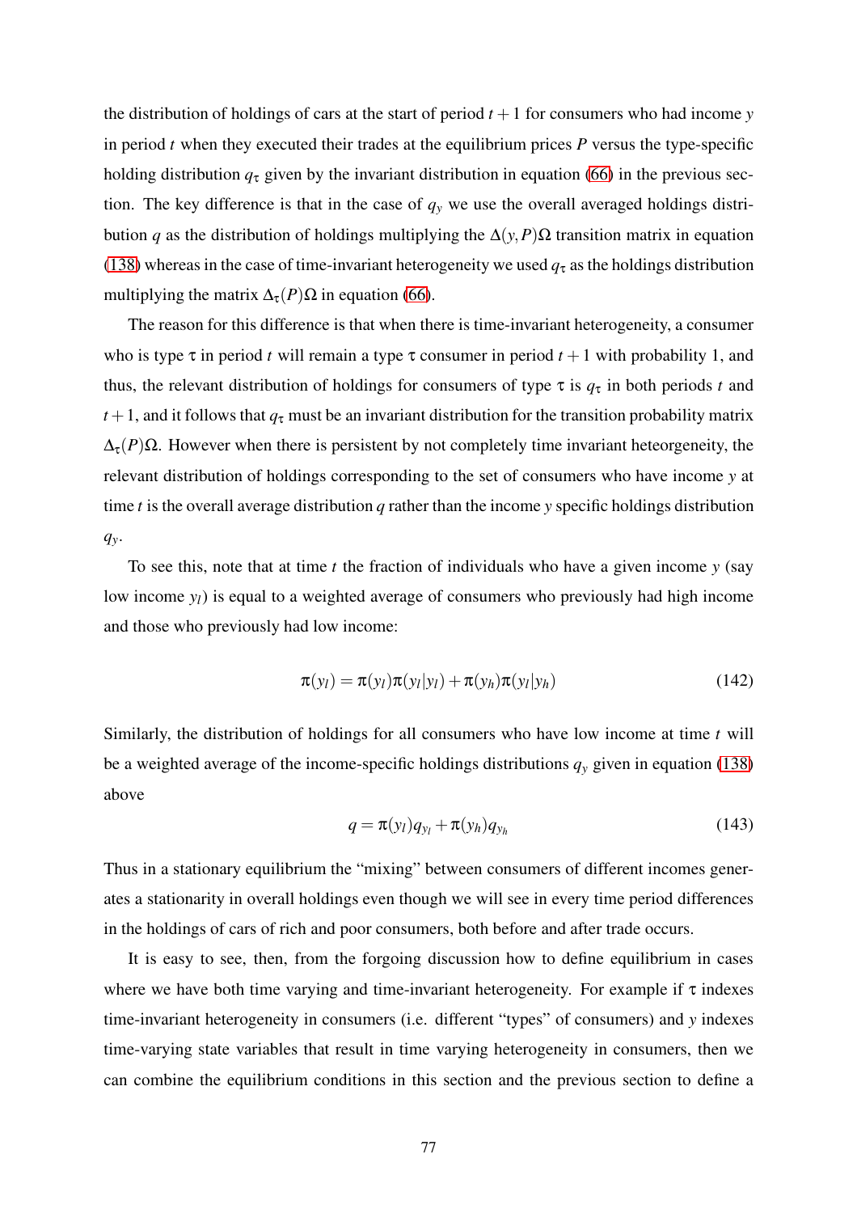the distribution of holdings of cars at the start of period $t+1$ for consumers who had income $y$ in period $t$ when they executed their trades at the equilibrium prices $P$ versus the type-specific holding distribution $q_\tau$ given by the invariant distribution in equation (66) in the previous section. The key difference is that in the case of $q_y$ we use the overall averaged holdings distribution $q$ as the distribution of holdings multiplying the $\Delta(y,P)\Omega$ transition matrix in equation (138) whereas in the case of time-invariant heterogeneity we used $q_\tau$ as the holdings distribution multiplying the matrix $\Delta_\tau(P)\Omega$ in equation (66).

The reason for this difference is that when there is time-invariant heterogeneity, a consumer who is type $\tau$ in period $t$ will remain a type $\tau$ consumer in period $t+1$ with probability 1, and thus, the relevant distribution of holdings for consumers of type $\tau$ is $q_\tau$ in both periods $t$ and $t+1$, and it follows that $q_\tau$ must be an invariant distribution for the transition probability matrix $\Delta_\tau(P)\Omega$. However when there is persistent by not completely time invariant heteorgeneity, the relevant distribution of holdings corresponding to the set of consumers who have income $y$ at time $t$ is the overall average distribution $q$ rather than the income $y$ specific holdings distribution $q_y$.

To see this, note that at time $t$ the fraction of individuals who have a given income $y$ (say low income $y_l$) is equal to a weighted average of consumers who previously had high income and those who previously had low income:

$$\pi(y_l) = \pi(y_l)\pi(y_l|y_l) + \pi(y_h)\pi(y_l|y_h) \tag{142}$$

Similarly, the distribution of holdings for all consumers who have low income at time $t$ will be a weighted average of the income-specific holdings distributions $q_y$ given in equation (138) above

$$q = \pi(y_l)q_{y_l} + \pi(y_h)q_{y_h} \tag{143}$$

Thus in a stationary equilibrium the "mixing" between consumers of different incomes generates a stationarity in overall holdings even though we will see in every time period differences in the holdings of cars of rich and poor consumers, both before and after trade occurs.

It is easy to see, then, from the forgoing discussion how to define equilibrium in cases where we have both time varying and time-invariant heterogeneity. For example if $\tau$ indexes time-invariant heterogeneity in consumers (i.e. different "types" of consumers) and $y$ indexes time-varying state variables that result in time varying heterogeneity in consumers, then we can combine the equilibrium conditions in this section and the previous section to define a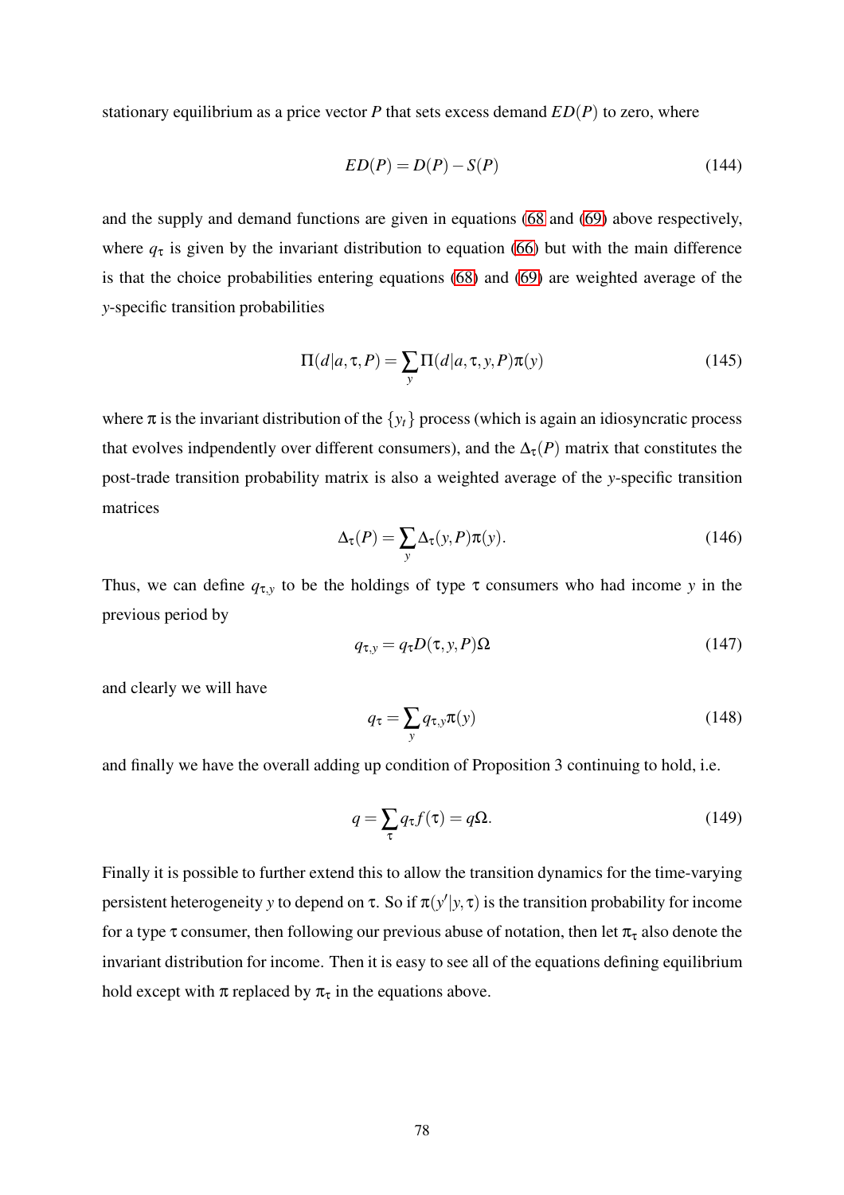stationary equilibrium as a price vector $P$ that sets excess demand $ED(P)$ to zero, where

$$ED(P) = D(P) - S(P) \tag{144}$$

and the supply and demand functions are given in equations (68 and (69) above respectively, where $q_\tau$ is given by the invariant distribution to equation (66) but with the main difference is that the choice probabilities entering equations (68) and (69) are weighted average of the $y$-specific transition probabilities

$$\Pi(d|a,\tau,P) = \sum_y \Pi(d|a,\tau,y,P)\pi(y) \tag{145}$$

where $\pi$ is the invariant distribution of the $\{y_t\}$ process (which is again an idiosyncratic process that evolves indpendently over different consumers), and the $\Delta_\tau(P)$ matrix that constitutes the post-trade transition probability matrix is also a weighted average of the $y$-specific transition matrices

$$\Delta_\tau(P) = \sum_y \Delta_\tau(y,P)\pi(y). \tag{146}$$

Thus, we can define $q_{\tau,y}$ to be the holdings of type $\tau$ consumers who had income $y$ in the previous period by

$$q_{\tau,y} = q_\tau D(\tau,y,P)\Omega \tag{147}$$

and clearly we will have

$$q_\tau = \sum_y q_{\tau,y}\pi(y) \tag{148}$$

and finally we have the overall adding up condition of Proposition 3 continuing to hold, i.e.

$$q = \sum_\tau q_\tau f(\tau) = q\Omega. \tag{149}$$

Finally it is possible to further extend this to allow the transition dynamics for the time-varying persistent heterogeneity $y$ to depend on $\tau$. So if $\pi(y'|y,\tau)$ is the transition probability for income for a type $\tau$ consumer, then following our previous abuse of notation, then let $\pi_\tau$ also denote the invariant distribution for income. Then it is easy to see all of the equations defining equilibrium hold except with $\pi$ replaced by $\pi_\tau$ in the equations above.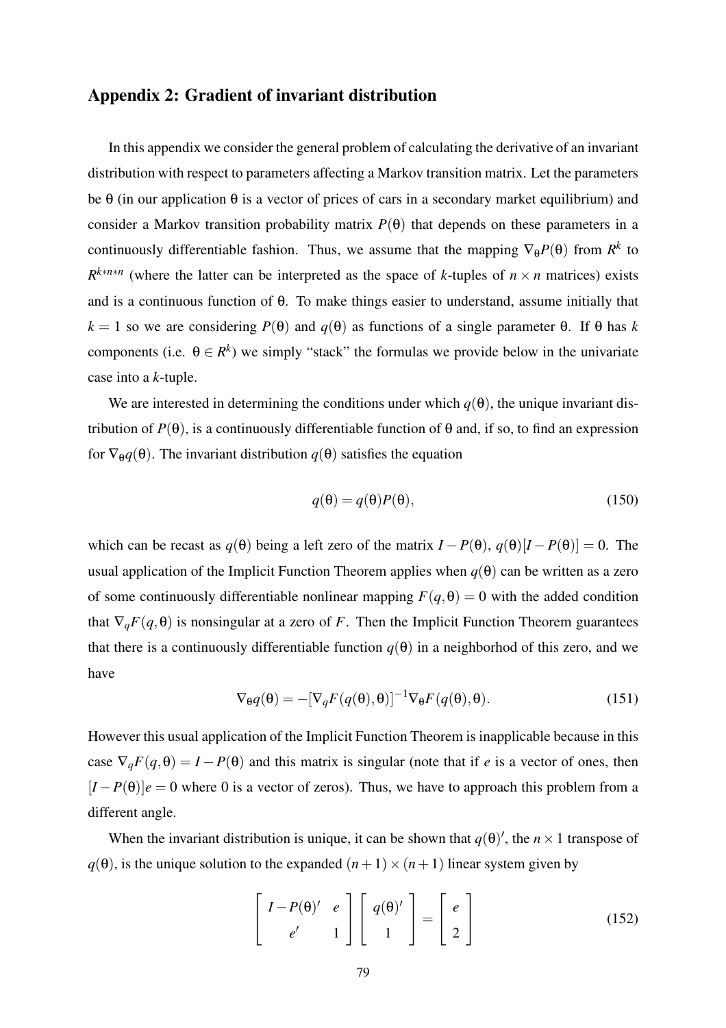## Appendix 2: Gradient of invariant distribution

In this appendix we consider the general problem of calculating the derivative of an invariant distribution with respect to parameters affecting a Markov transition matrix. Let the parameters be $\theta$ (in our application $\theta$ is a vector of prices of cars in a secondary market equilibrium) and consider a Markov transition probability matrix $P(\theta)$ that depends on these parameters in a continuously differentiable fashion. Thus, we assume that the mapping $\nabla_\theta P(\theta)$ from $R^k$ to $R^{k*n*n}$ (where the latter can be interpreted as the space of $k$-tuples of $n \times n$ matrices) exists and is a continuous function of $\theta$. To make things easier to understand, assume initially that $k = 1$ so we are considering $P(\theta)$ and $q(\theta)$ as functions of a single parameter $\theta$. If $\theta$ has $k$ components (i.e. $\theta \in R^k$) we simply "stack" the formulas we provide below in the univariate case into a $k$-tuple.

We are interested in determining the conditions under which $q(\theta)$, the unique invariant distribution of $P(\theta)$, is a continuously differentiable function of $\theta$ and, if so, to find an expression for $\nabla_\theta q(\theta)$. The invariant distribution $q(\theta)$ satisfies the equation

$$q(\theta) = q(\theta)P(\theta), \tag{150}$$

which can be recast as $q(\theta)$ being a left zero of the matrix $I - P(\theta)$, $q(\theta)[I - P(\theta)] = 0$. The usual application of the Implicit Function Theorem applies when $q(\theta)$ can be written as a zero of some continuously differentiable nonlinear mapping $F(q,\theta) = 0$ with the added condition that $\nabla_q F(q,\theta)$ is nonsingular at a zero of $F$. Then the Implicit Function Theorem guarantees that there is a continuously differentiable function $q(\theta)$ in a neighborhod of this zero, and we have

$$\nabla_\theta q(\theta) = -[\nabla_q F(q(\theta),\theta)]^{-1} \nabla_\theta F(q(\theta),\theta). \tag{151}$$

However this usual application of the Implicit Function Theorem is inapplicable because in this case $\nabla_q F(q,\theta) = I - P(\theta)$ and this matrix is singular (note that if $e$ is a vector of ones, then $[I - P(\theta)]e = 0$ where 0 is a vector of zeros). Thus, we have to approach this problem from a different angle.

When the invariant distribution is unique, it can be shown that $q(\theta)'$, the $n \times 1$ transpose of $q(\theta)$, is the unique solution to the expanded $(n+1) \times (n+1)$ linear system given by

$$\begin{bmatrix} I - P(\theta)' & e \\ e' & 1 \end{bmatrix} \begin{bmatrix} q(\theta)' \\ 1 \end{bmatrix} = \begin{bmatrix} e \\ 2 \end{bmatrix} \tag{152}$$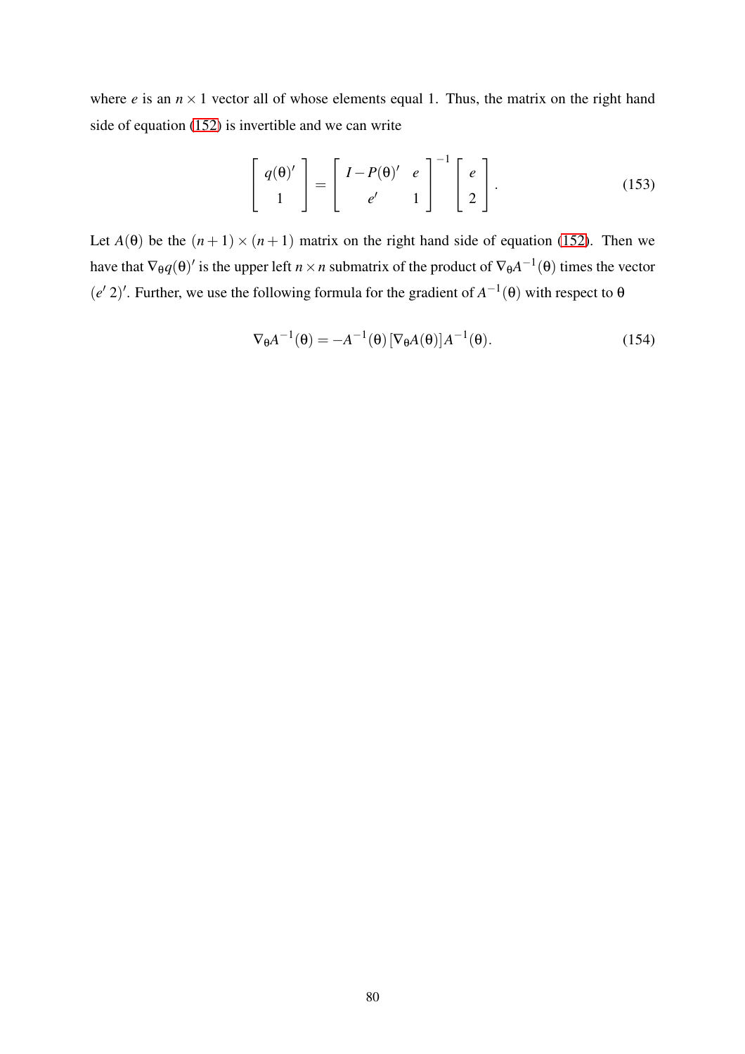where $e$ is an $n \times 1$ vector all of whose elements equal 1. Thus, the matrix on the right hand side of equation (152) is invertible and we can write

$$
\begin{bmatrix} q(\theta)' \\ 1 \end{bmatrix} = \begin{bmatrix} I - P(\theta)' & e \\ e' & 1 \end{bmatrix}^{-1} \begin{bmatrix} e \\ 2 \end{bmatrix}. \tag{153}
$$

Let $A(\theta)$ be the $(n+1) \times (n+1)$ matrix on the right hand side of equation (152). Then we have that $\nabla_\theta q(\theta)'$ is the upper left $n \times n$ submatrix of the product of $\nabla_\theta A^{-1}(\theta)$ times the vector $(e'\, 2)'$. Further, we use the following formula for the gradient of $A^{-1}(\theta)$ with respect to $\theta$

$$
\nabla_\theta A^{-1}(\theta) = -A^{-1}(\theta) \, [\nabla_\theta A(\theta)] A^{-1}(\theta). \tag{154}
$$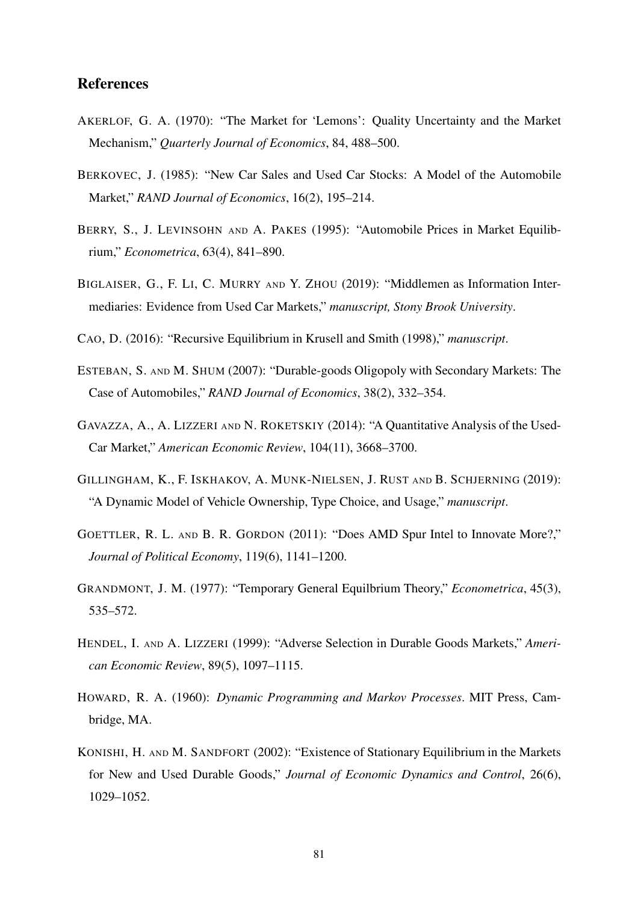## References

AKERLOF, G. A. (1970): "The Market for 'Lemons': Quality Uncertainty and the Market Mechanism," *Quarterly Journal of Economics*, 84, 488–500.

BERKOVEC, J. (1985): "New Car Sales and Used Car Stocks: A Model of the Automobile Market," *RAND Journal of Economics*, 16(2), 195–214.

BERRY, S., J. LEVINSOHN AND A. PAKES (1995): "Automobile Prices in Market Equilibrium," *Econometrica*, 63(4), 841–890.

BIGLAISER, G., F. LI, C. MURRY AND Y. ZHOU (2019): "Middlemen as Information Intermediaries: Evidence from Used Car Markets," *manuscript, Stony Brook University*.

CAO, D. (2016): "Recursive Equilibrium in Krusell and Smith (1998)," *manuscript*.

ESTEBAN, S. AND M. SHUM (2007): "Durable-goods Oligopoly with Secondary Markets: The Case of Automobiles," *RAND Journal of Economics*, 38(2), 332–354.

GAVAZZA, A., A. LIZZERI AND N. ROKETSKIY (2014): "A Quantitative Analysis of the Used-Car Market," *American Economic Review*, 104(11), 3668–3700.

GILLINGHAM, K., F. ISKHAKOV, A. MUNK-NIELSEN, J. RUST AND B. SCHJERNING (2019): "A Dynamic Model of Vehicle Ownership, Type Choice, and Usage," *manuscript*.

GOETTLER, R. L. AND B. R. GORDON (2011): "Does AMD Spur Intel to Innovate More?," *Journal of Political Economy*, 119(6), 1141–1200.

GRANDMONT, J. M. (1977): "Temporary General Equilbrium Theory," *Econometrica*, 45(3), 535–572.

HENDEL, I. AND A. LIZZERI (1999): "Adverse Selection in Durable Goods Markets," *American Economic Review*, 89(5), 1097–1115.

HOWARD, R. A. (1960): *Dynamic Programming and Markov Processes*. MIT Press, Cambridge, MA.

KONISHI, H. AND M. SANDFORT (2002): "Existence of Stationary Equilibrium in the Markets for New and Used Durable Goods," *Journal of Economic Dynamics and Control*, 26(6), 1029–1052.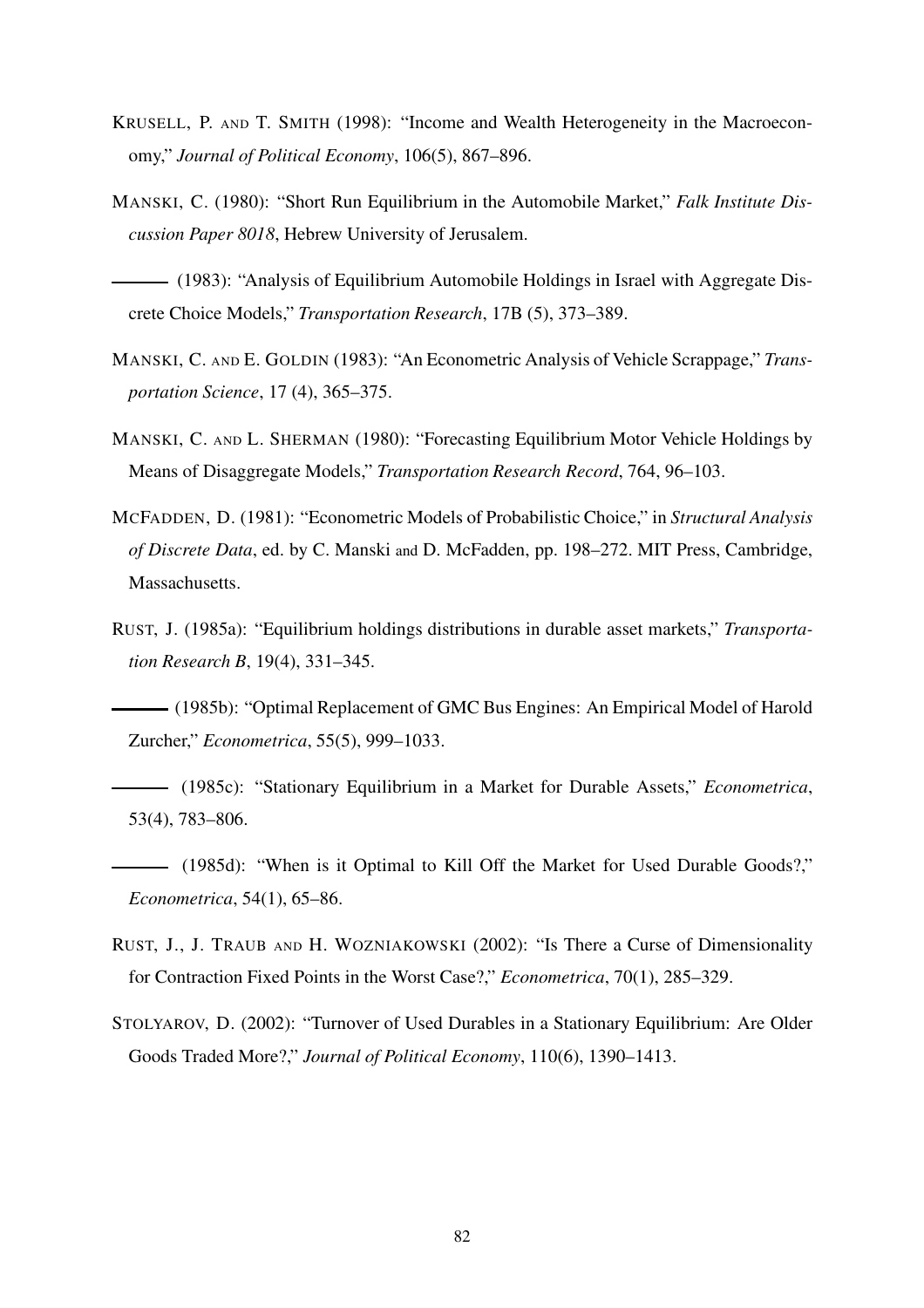KRUSELL, P. AND T. SMITH (1998): "Income and Wealth Heterogeneity in the Macroeconomy," *Journal of Political Economy*, 106(5), 867–896.

MANSKI, C. (1980): "Short Run Equilibrium in the Automobile Market," *Falk Institute Discussion Paper 8018*, Hebrew University of Jerusalem.

——— (1983): "Analysis of Equilibrium Automobile Holdings in Israel with Aggregate Discrete Choice Models," *Transportation Research*, 17B (5), 373–389.

MANSKI, C. AND E. GOLDIN (1983): "An Econometric Analysis of Vehicle Scrappage," *Transportation Science*, 17 (4), 365–375.

MANSKI, C. AND L. SHERMAN (1980): "Forecasting Equilibrium Motor Vehicle Holdings by Means of Disaggregate Models," *Transportation Research Record*, 764, 96–103.

MCFADDEN, D. (1981): "Econometric Models of Probabilistic Choice," in *Structural Analysis of Discrete Data*, ed. by C. Manski and D. McFadden, pp. 198–272. MIT Press, Cambridge, Massachusetts.

RUST, J. (1985a): "Equilibrium holdings distributions in durable asset markets," *Transportation Research B*, 19(4), 331–345.

——— (1985b): "Optimal Replacement of GMC Bus Engines: An Empirical Model of Harold Zurcher," *Econometrica*, 55(5), 999–1033.

——— (1985c): "Stationary Equilibrium in a Market for Durable Assets," *Econometrica*, 53(4), 783–806.

——— (1985d): "When is it Optimal to Kill Off the Market for Used Durable Goods?," *Econometrica*, 54(1), 65–86.

RUST, J., J. TRAUB AND H. WOZNIAKOWSKI (2002): "Is There a Curse of Dimensionality for Contraction Fixed Points in the Worst Case?," *Econometrica*, 70(1), 285–329.

STOLYAROV, D. (2002): "Turnover of Used Durables in a Stationary Equilibrium: Are Older Goods Traded More?," *Journal of Political Economy*, 110(6), 1390–1413.